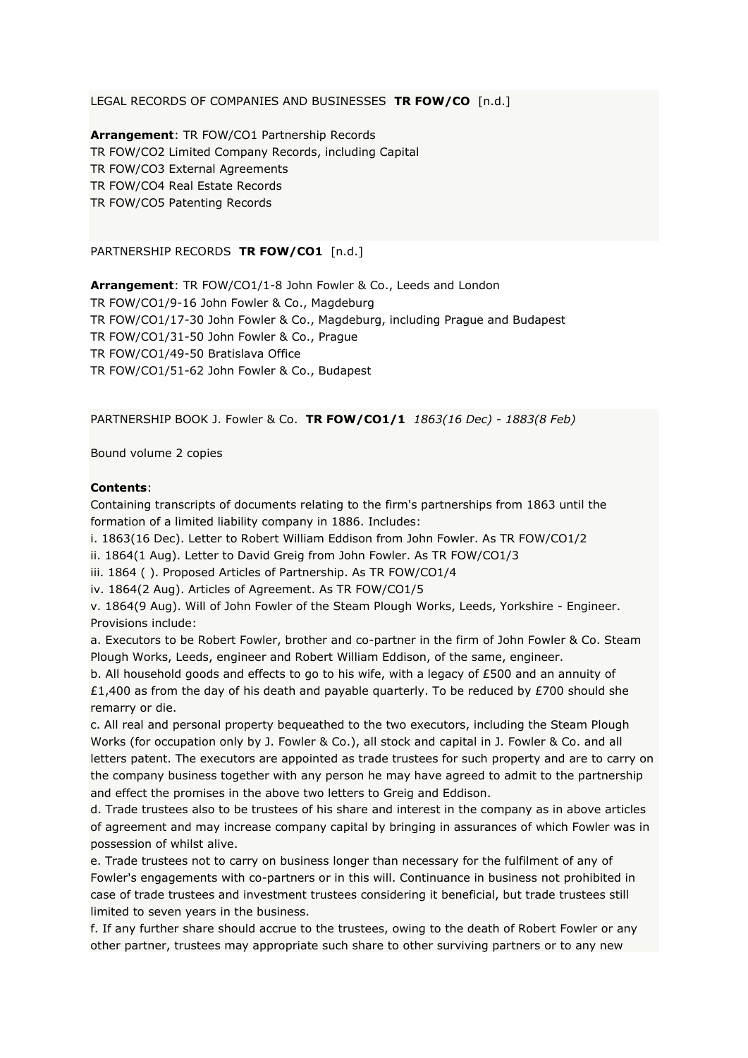LEGAL RECORDS OF COMPANIES AND BUSINESSES **TR FOW/CO** [n.d.]

**Arrangement**: TR FOW/CO1 Partnership Records
TR FOW/CO2 Limited Company Records, including Capital
TR FOW/CO3 External Agreements
TR FOW/CO4 Real Estate Records
TR FOW/CO5 Patenting Records

PARTNERSHIP RECORDS **TR FOW/CO1** [n.d.]

**Arrangement**: TR FOW/CO1/1-8 John Fowler & Co., Leeds and London
TR FOW/CO1/9-16 John Fowler & Co., Magdeburg
TR FOW/CO1/17-30 John Fowler & Co., Magdeburg, including Prague and Budapest
TR FOW/CO1/31-50 John Fowler & Co., Prague
TR FOW/CO1/49-50 Bratislava Office
TR FOW/CO1/51-62 John Fowler & Co., Budapest

PARTNERSHIP BOOK J. Fowler & Co. **TR FOW/CO1/1** *1863(16 Dec) - 1883(8 Feb)*

Bound volume 2 copies

**Contents**:
Containing transcripts of documents relating to the firm's partnerships from 1863 until the formation of a limited liability company in 1886. Includes:
i. 1863(16 Dec). Letter to Robert William Eddison from John Fowler. As TR FOW/CO1/2
ii. 1864(1 Aug). Letter to David Greig from John Fowler. As TR FOW/CO1/3
iii. 1864 ( ). Proposed Articles of Partnership. As TR FOW/CO1/4
iv. 1864(2 Aug). Articles of Agreement. As TR FOW/CO1/5
v. 1864(9 Aug). Will of John Fowler of the Steam Plough Works, Leeds, Yorkshire - Engineer. Provisions include:
a. Executors to be Robert Fowler, brother and co-partner in the firm of John Fowler & Co. Steam Plough Works, Leeds, engineer and Robert William Eddison, of the same, engineer.
b. All household goods and effects to go to his wife, with a legacy of £500 and an annuity of £1,400 as from the day of his death and payable quarterly. To be reduced by £700 should she remarry or die.
c. All real and personal property bequeathed to the two executors, including the Steam Plough Works (for occupation only by J. Fowler & Co.), all stock and capital in J. Fowler & Co. and all letters patent. The executors are appointed as trade trustees for such property and are to carry on the company business together with any person he may have agreed to admit to the partnership and effect the promises in the above two letters to Greig and Eddison.
d. Trade trustees also to be trustees of his share and interest in the company as in above articles of agreement and may increase company capital by bringing in assurances of which Fowler was in possession of whilst alive.
e. Trade trustees not to carry on business longer than necessary for the fulfilment of any of Fowler's engagements with co-partners or in this will. Continuance in business not prohibited in case of trade trustees and investment trustees considering it beneficial, but trade trustees still limited to seven years in the business.
f. If any further share should accrue to the trustees, owing to the death of Robert Fowler or any other partner, trustees may appropriate such share to other surviving partners or to any new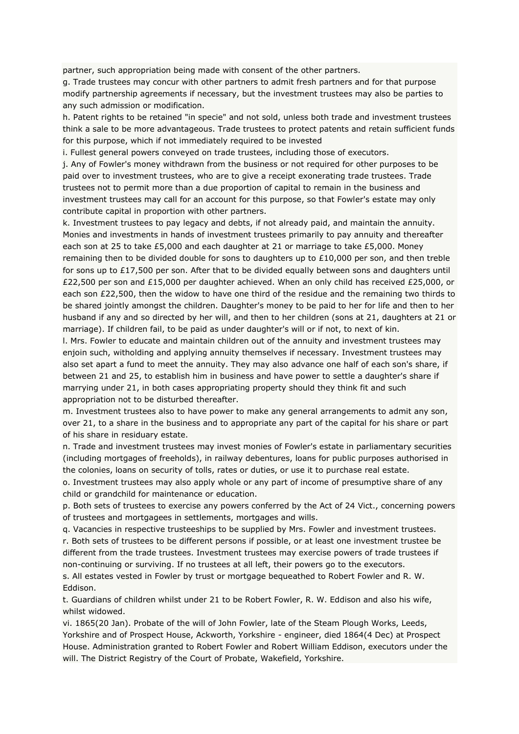partner, such appropriation being made with consent of the other partners.

g. Trade trustees may concur with other partners to admit fresh partners and for that purpose modify partnership agreements if necessary, but the investment trustees may also be parties to any such admission or modification.

h. Patent rights to be retained "in specie" and not sold, unless both trade and investment trustees think a sale to be more advantageous. Trade trustees to protect patents and retain sufficient funds for this purpose, which if not immediately required to be invested

i. Fullest general powers conveyed on trade trustees, including those of executors.

j. Any of Fowler's money withdrawn from the business or not required for other purposes to be paid over to investment trustees, who are to give a receipt exonerating trade trustees. Trade trustees not to permit more than a due proportion of capital to remain in the business and investment trustees may call for an account for this purpose, so that Fowler's estate may only contribute capital in proportion with other partners.

k. Investment trustees to pay legacy and debts, if not already paid, and maintain the annuity. Monies and investments in hands of investment trustees primarily to pay annuity and thereafter each son at 25 to take £5,000 and each daughter at 21 or marriage to take £5,000. Money remaining then to be divided double for sons to daughters up to £10,000 per son, and then treble for sons up to £17,500 per son. After that to be divided equally between sons and daughters until £22,500 per son and £15,000 per daughter achieved. When an only child has received £25,000, or each son £22,500, then the widow to have one third of the residue and the remaining two thirds to be shared jointly amongst the children. Daughter's money to be paid to her for life and then to her husband if any and so directed by her will, and then to her children (sons at 21, daughters at 21 or marriage). If children fail, to be paid as under daughter's will or if not, to next of kin.

l. Mrs. Fowler to educate and maintain children out of the annuity and investment trustees may enjoin such, witholding and applying annuity themselves if necessary. Investment trustees may also set apart a fund to meet the annuity. They may also advance one half of each son's share, if between 21 and 25, to establish him in business and have power to settle a daughter's share if marrying under 21, in both cases appropriating property should they think fit and such appropriation not to be disturbed thereafter.

m. Investment trustees also to have power to make any general arrangements to admit any son, over 21, to a share in the business and to appropriate any part of the capital for his share or part of his share in residuary estate.

n. Trade and investment trustees may invest monies of Fowler's estate in parliamentary securities (including mortgages of freeholds), in railway debentures, loans for public purposes authorised in the colonies, loans on security of tolls, rates or duties, or use it to purchase real estate.

o. Investment trustees may also apply whole or any part of income of presumptive share of any child or grandchild for maintenance or education.

p. Both sets of trustees to exercise any powers conferred by the Act of 24 Vict., concerning powers of trustees and mortgagees in settlements, mortgages and wills.

q. Vacancies in respective trusteeships to be supplied by Mrs. Fowler and investment trustees.

r. Both sets of trustees to be different persons if possible, or at least one investment trustee be different from the trade trustees. Investment trustees may exercise powers of trade trustees if non-continuing or surviving. If no trustees at all left, their powers go to the executors.

s. All estates vested in Fowler by trust or mortgage bequeathed to Robert Fowler and R. W. Eddison.

t. Guardians of children whilst under 21 to be Robert Fowler, R. W. Eddison and also his wife, whilst widowed.

vi. 1865(20 Jan). Probate of the will of John Fowler, late of the Steam Plough Works, Leeds, Yorkshire and of Prospect House, Ackworth, Yorkshire - engineer, died 1864(4 Dec) at Prospect House. Administration granted to Robert Fowler and Robert William Eddison, executors under the will. The District Registry of the Court of Probate, Wakefield, Yorkshire.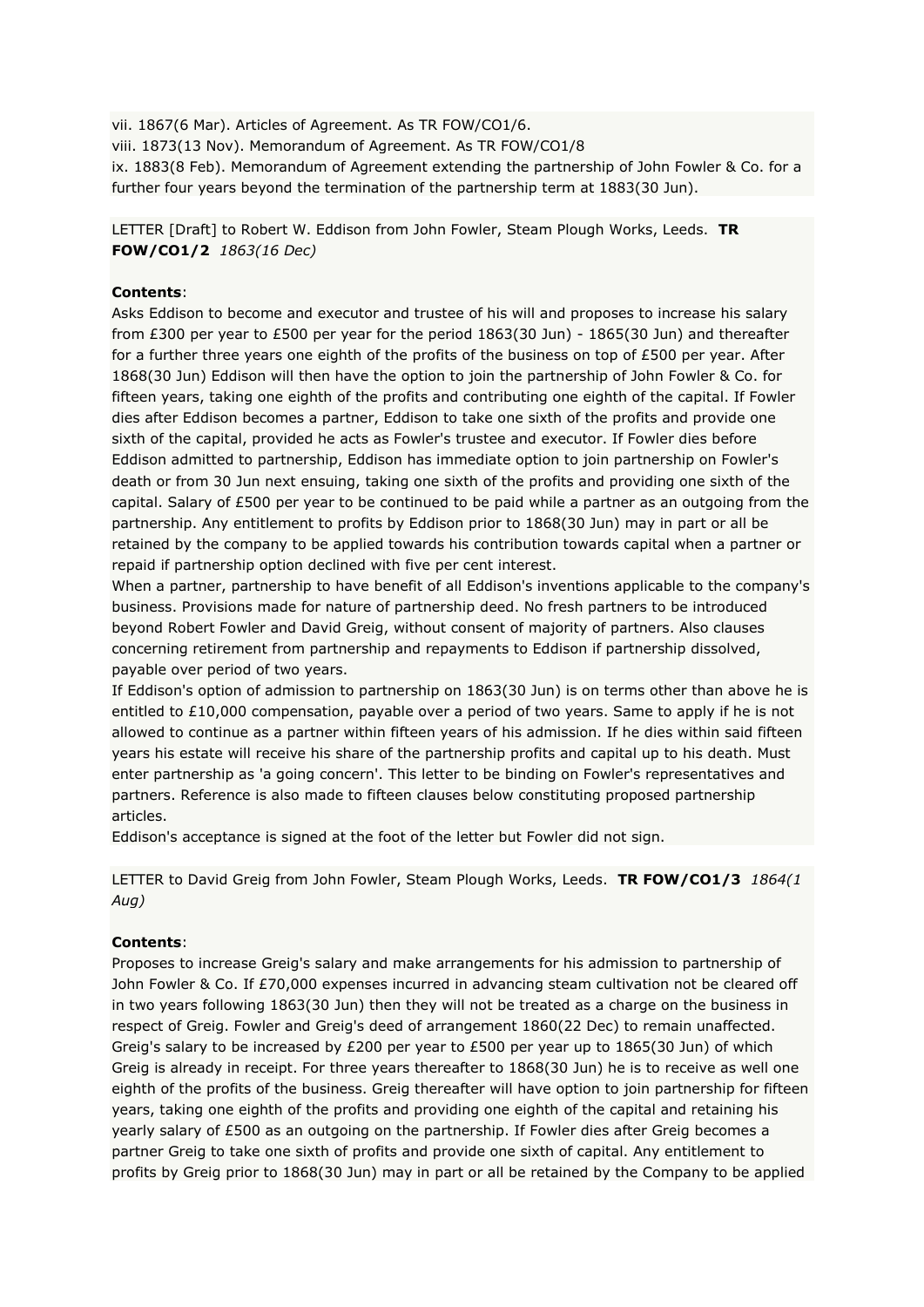vii. 1867(6 Mar). Articles of Agreement. As TR FOW/CO1/6.
viii. 1873(13 Nov). Memorandum of Agreement. As TR FOW/CO1/8
ix. 1883(8 Feb). Memorandum of Agreement extending the partnership of John Fowler & Co. for a further four years beyond the termination of the partnership term at 1883(30 Jun).

LETTER [Draft] to Robert W. Eddison from John Fowler, Steam Plough Works, Leeds. **TR FOW/CO1/2** *1863(16 Dec)*

**Contents**:
Asks Eddison to become and executor and trustee of his will and proposes to increase his salary from £300 per year to £500 per year for the period 1863(30 Jun) - 1865(30 Jun) and thereafter for a further three years one eighth of the profits of the business on top of £500 per year. After 1868(30 Jun) Eddison will then have the option to join the partnership of John Fowler & Co. for fifteen years, taking one eighth of the profits and contributing one eighth of the capital. If Fowler dies after Eddison becomes a partner, Eddison to take one sixth of the profits and provide one sixth of the capital, provided he acts as Fowler's trustee and executor. If Fowler dies before Eddison admitted to partnership, Eddison has immediate option to join partnership on Fowler's death or from 30 Jun next ensuing, taking one sixth of the profits and providing one sixth of the capital. Salary of £500 per year to be continued to be paid while a partner as an outgoing from the partnership. Any entitlement to profits by Eddison prior to 1868(30 Jun) may in part or all be retained by the company to be applied towards his contribution towards capital when a partner or repaid if partnership option declined with five per cent interest.
When a partner, partnership to have benefit of all Eddison's inventions applicable to the company's business. Provisions made for nature of partnership deed. No fresh partners to be introduced beyond Robert Fowler and David Greig, without consent of majority of partners. Also clauses concerning retirement from partnership and repayments to Eddison if partnership dissolved, payable over period of two years.
If Eddison's option of admission to partnership on 1863(30 Jun) is on terms other than above he is entitled to £10,000 compensation, payable over a period of two years. Same to apply if he is not allowed to continue as a partner within fifteen years of his admission. If he dies within said fifteen years his estate will receive his share of the partnership profits and capital up to his death. Must enter partnership as 'a going concern'. This letter to be binding on Fowler's representatives and partners. Reference is also made to fifteen clauses below constituting proposed partnership articles.
Eddison's acceptance is signed at the foot of the letter but Fowler did not sign.

LETTER to David Greig from John Fowler, Steam Plough Works, Leeds. **TR FOW/CO1/3** *1864(1 Aug)*

**Contents**:
Proposes to increase Greig's salary and make arrangements for his admission to partnership of John Fowler & Co. If £70,000 expenses incurred in advancing steam cultivation not be cleared off in two years following 1863(30 Jun) then they will not be treated as a charge on the business in respect of Greig. Fowler and Greig's deed of arrangement 1860(22 Dec) to remain unaffected. Greig's salary to be increased by £200 per year to £500 per year up to 1865(30 Jun) of which Greig is already in receipt. For three years thereafter to 1868(30 Jun) he is to receive as well one eighth of the profits of the business. Greig thereafter will have option to join partnership for fifteen years, taking one eighth of the profits and providing one eighth of the capital and retaining his yearly salary of £500 as an outgoing on the partnership. If Fowler dies after Greig becomes a partner Greig to take one sixth of profits and provide one sixth of capital. Any entitlement to profits by Greig prior to 1868(30 Jun) may in part or all be retained by the Company to be applied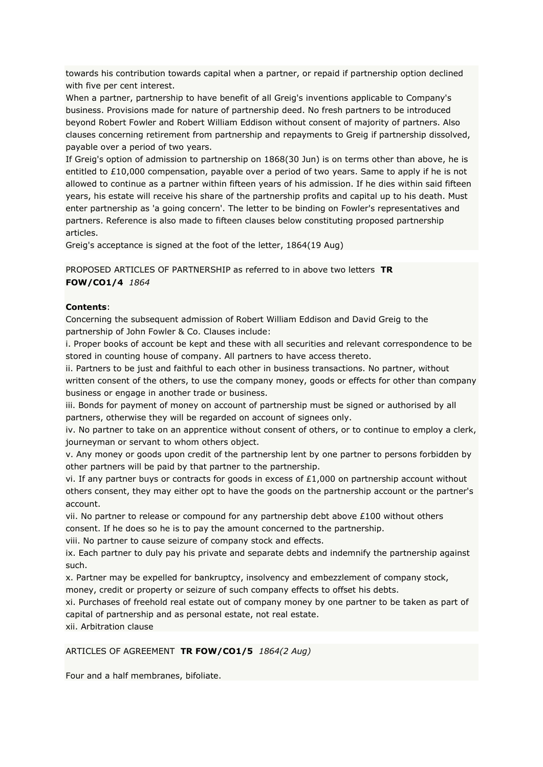towards his contribution towards capital when a partner, or repaid if partnership option declined with five per cent interest.
When a partner, partnership to have benefit of all Greig's inventions applicable to Company's business. Provisions made for nature of partnership deed. No fresh partners to be introduced beyond Robert Fowler and Robert William Eddison without consent of majority of partners. Also clauses concerning retirement from partnership and repayments to Greig if partnership dissolved, payable over a period of two years.
If Greig's option of admission to partnership on 1868(30 Jun) is on terms other than above, he is entitled to £10,000 compensation, payable over a period of two years. Same to apply if he is not allowed to continue as a partner within fifteen years of his admission. If he dies within said fifteen years, his estate will receive his share of the partnership profits and capital up to his death. Must enter partnership as 'a going concern'. The letter to be binding on Fowler's representatives and partners. Reference is also made to fifteen clauses below constituting proposed partnership articles.
Greig's acceptance is signed at the foot of the letter, 1864(19 Aug)

PROPOSED ARTICLES OF PARTNERSHIP as referred to in above two letters **TR FOW/CO1/4** *1864*

**Contents**:
Concerning the subsequent admission of Robert William Eddison and David Greig to the partnership of John Fowler & Co. Clauses include:
i. Proper books of account be kept and these with all securities and relevant correspondence to be stored in counting house of company. All partners to have access thereto.
ii. Partners to be just and faithful to each other in business transactions. No partner, without written consent of the others, to use the company money, goods or effects for other than company business or engage in another trade or business.
iii. Bonds for payment of money on account of partnership must be signed or authorised by all partners, otherwise they will be regarded on account of signees only.
iv. No partner to take on an apprentice without consent of others, or to continue to employ a clerk, journeyman or servant to whom others object.
v. Any money or goods upon credit of the partnership lent by one partner to persons forbidden by other partners will be paid by that partner to the partnership.
vi. If any partner buys or contracts for goods in excess of £1,000 on partnership account without others consent, they may either opt to have the goods on the partnership account or the partner's account.
vii. No partner to release or compound for any partnership debt above £100 without others consent. If he does so he is to pay the amount concerned to the partnership.
viii. No partner to cause seizure of company stock and effects.
ix. Each partner to duly pay his private and separate debts and indemnify the partnership against such.
x. Partner may be expelled for bankruptcy, insolvency and embezzlement of company stock, money, credit or property or seizure of such company effects to offset his debts.
xi. Purchases of freehold real estate out of company money by one partner to be taken as part of capital of partnership and as personal estate, not real estate.
xii. Arbitration clause

ARTICLES OF AGREEMENT **TR FOW/CO1/5** *1864(2 Aug)*

Four and a half membranes, bifoliate.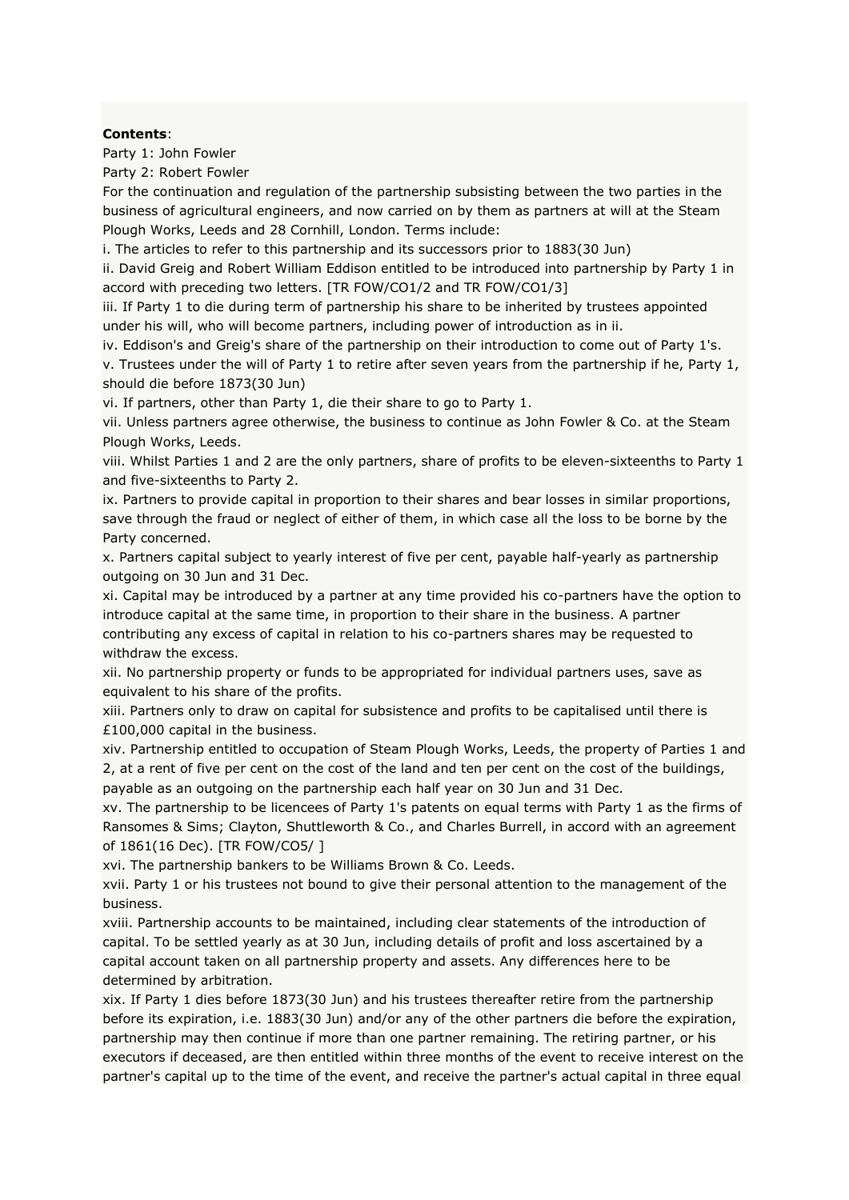**Contents**:

Party 1: John Fowler

Party 2: Robert Fowler

For the continuation and regulation of the partnership subsisting between the two parties in the business of agricultural engineers, and now carried on by them as partners at will at the Steam Plough Works, Leeds and 28 Cornhill, London. Terms include:

i. The articles to refer to this partnership and its successors prior to 1883(30 Jun)

ii. David Greig and Robert William Eddison entitled to be introduced into partnership by Party 1 in accord with preceding two letters. [TR FOW/CO1/2 and TR FOW/CO1/3]

iii. If Party 1 to die during term of partnership his share to be inherited by trustees appointed under his will, who will become partners, including power of introduction as in ii.

iv. Eddison's and Greig's share of the partnership on their introduction to come out of Party 1's.

v. Trustees under the will of Party 1 to retire after seven years from the partnership if he, Party 1, should die before 1873(30 Jun)

vi. If partners, other than Party 1, die their share to go to Party 1.

vii. Unless partners agree otherwise, the business to continue as John Fowler & Co. at the Steam Plough Works, Leeds.

viii. Whilst Parties 1 and 2 are the only partners, share of profits to be eleven-sixteenths to Party 1 and five-sixteenths to Party 2.

ix. Partners to provide capital in proportion to their shares and bear losses in similar proportions, save through the fraud or neglect of either of them, in which case all the loss to be borne by the Party concerned.

x. Partners capital subject to yearly interest of five per cent, payable half-yearly as partnership outgoing on 30 Jun and 31 Dec.

xi. Capital may be introduced by a partner at any time provided his co-partners have the option to introduce capital at the same time, in proportion to their share in the business. A partner contributing any excess of capital in relation to his co-partners shares may be requested to withdraw the excess.

xii. No partnership property or funds to be appropriated for individual partners uses, save as equivalent to his share of the profits.

xiii. Partners only to draw on capital for subsistence and profits to be capitalised until there is £100,000 capital in the business.

xiv. Partnership entitled to occupation of Steam Plough Works, Leeds, the property of Parties 1 and 2, at a rent of five per cent on the cost of the land and ten per cent on the cost of the buildings, payable as an outgoing on the partnership each half year on 30 Jun and 31 Dec.

xv. The partnership to be licencees of Party 1's patents on equal terms with Party 1 as the firms of Ransomes & Sims; Clayton, Shuttleworth & Co., and Charles Burrell, in accord with an agreement of 1861(16 Dec). [TR FOW/CO5/ ]

xvi. The partnership bankers to be Williams Brown & Co. Leeds.

xvii. Party 1 or his trustees not bound to give their personal attention to the management of the business.

xviii. Partnership accounts to be maintained, including clear statements of the introduction of capital. To be settled yearly as at 30 Jun, including details of profit and loss ascertained by a capital account taken on all partnership property and assets. Any differences here to be determined by arbitration.

xix. If Party 1 dies before 1873(30 Jun) and his trustees thereafter retire from the partnership before its expiration, i.e. 1883(30 Jun) and/or any of the other partners die before the expiration, partnership may then continue if more than one partner remaining. The retiring partner, or his executors if deceased, are then entitled within three months of the event to receive interest on the partner's capital up to the time of the event, and receive the partner's actual capital in three equal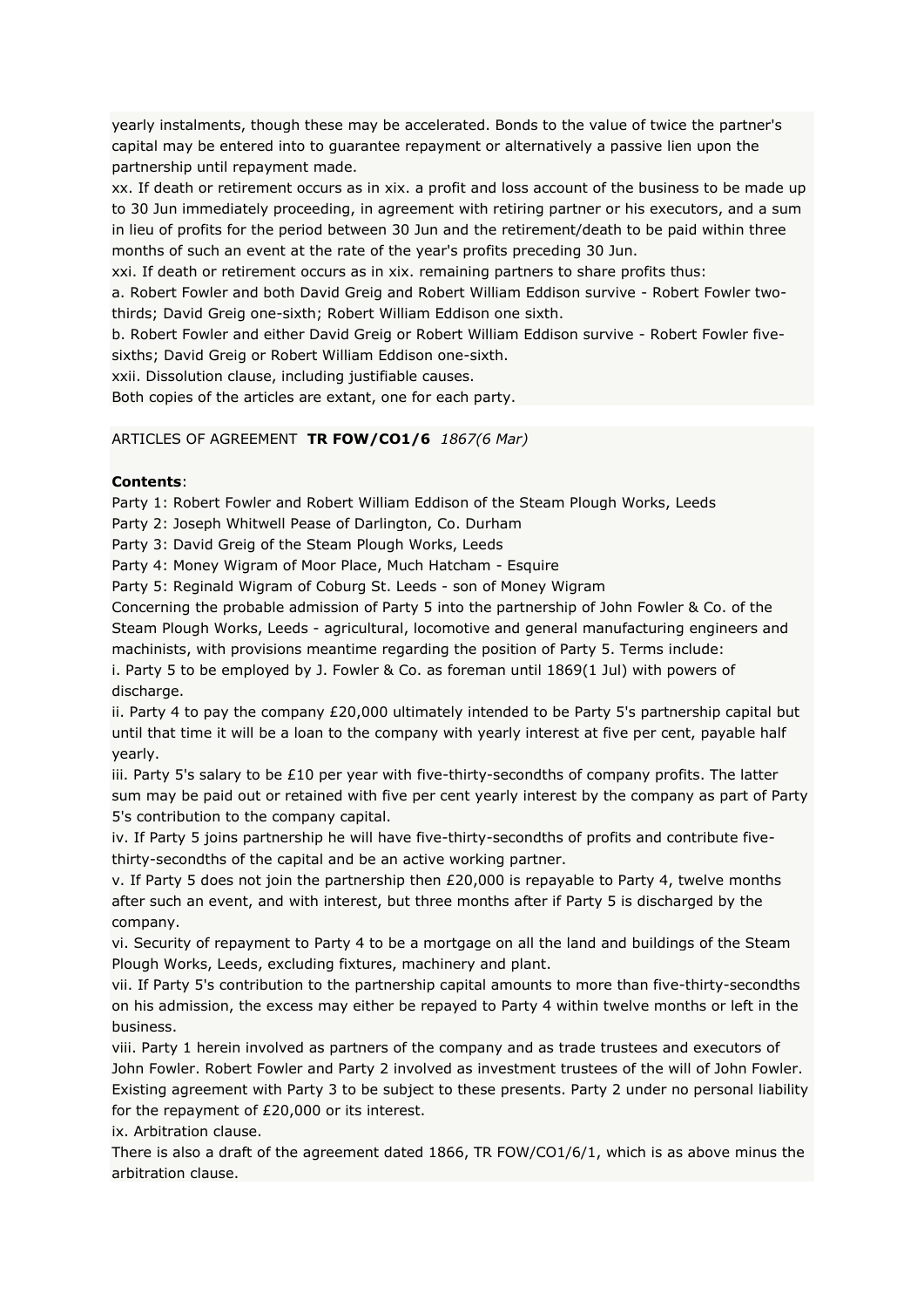yearly instalments, though these may be accelerated. Bonds to the value of twice the partner's capital may be entered into to guarantee repayment or alternatively a passive lien upon the partnership until repayment made.

xx. If death or retirement occurs as in xix. a profit and loss account of the business to be made up to 30 Jun immediately proceeding, in agreement with retiring partner or his executors, and a sum in lieu of profits for the period between 30 Jun and the retirement/death to be paid within three months of such an event at the rate of the year's profits preceding 30 Jun.

xxi. If death or retirement occurs as in xix. remaining partners to share profits thus:

a. Robert Fowler and both David Greig and Robert William Eddison survive - Robert Fowler two-thirds; David Greig one-sixth; Robert William Eddison one sixth.

b. Robert Fowler and either David Greig or Robert William Eddison survive - Robert Fowler five-sixths; David Greig or Robert William Eddison one-sixth.

xxii. Dissolution clause, including justifiable causes.

Both copies of the articles are extant, one for each party.

ARTICLES OF AGREEMENT **TR FOW/CO1/6** *1867(6 Mar)*

**Contents**:

Party 1: Robert Fowler and Robert William Eddison of the Steam Plough Works, Leeds

Party 2: Joseph Whitwell Pease of Darlington, Co. Durham

Party 3: David Greig of the Steam Plough Works, Leeds

Party 4: Money Wigram of Moor Place, Much Hatcham - Esquire

Party 5: Reginald Wigram of Coburg St. Leeds - son of Money Wigram

Concerning the probable admission of Party 5 into the partnership of John Fowler & Co. of the Steam Plough Works, Leeds - agricultural, locomotive and general manufacturing engineers and machinists, with provisions meantime regarding the position of Party 5. Terms include:

i. Party 5 to be employed by J. Fowler & Co. as foreman until 1869(1 Jul) with powers of discharge.

ii. Party 4 to pay the company £20,000 ultimately intended to be Party 5's partnership capital but until that time it will be a loan to the company with yearly interest at five per cent, payable half yearly.

iii. Party 5's salary to be £10 per year with five-thirty-secondths of company profits. The latter sum may be paid out or retained with five per cent yearly interest by the company as part of Party 5's contribution to the company capital.

iv. If Party 5 joins partnership he will have five-thirty-secondths of profits and contribute five-thirty-secondths of the capital and be an active working partner.

v. If Party 5 does not join the partnership then £20,000 is repayable to Party 4, twelve months after such an event, and with interest, but three months after if Party 5 is discharged by the company.

vi. Security of repayment to Party 4 to be a mortgage on all the land and buildings of the Steam Plough Works, Leeds, excluding fixtures, machinery and plant.

vii. If Party 5's contribution to the partnership capital amounts to more than five-thirty-secondths on his admission, the excess may either be repayed to Party 4 within twelve months or left in the business.

viii. Party 1 herein involved as partners of the company and as trade trustees and executors of John Fowler. Robert Fowler and Party 2 involved as investment trustees of the will of John Fowler. Existing agreement with Party 3 to be subject to these presents. Party 2 under no personal liability for the repayment of £20,000 or its interest.

ix. Arbitration clause.

There is also a draft of the agreement dated 1866, TR FOW/CO1/6/1, which is as above minus the arbitration clause.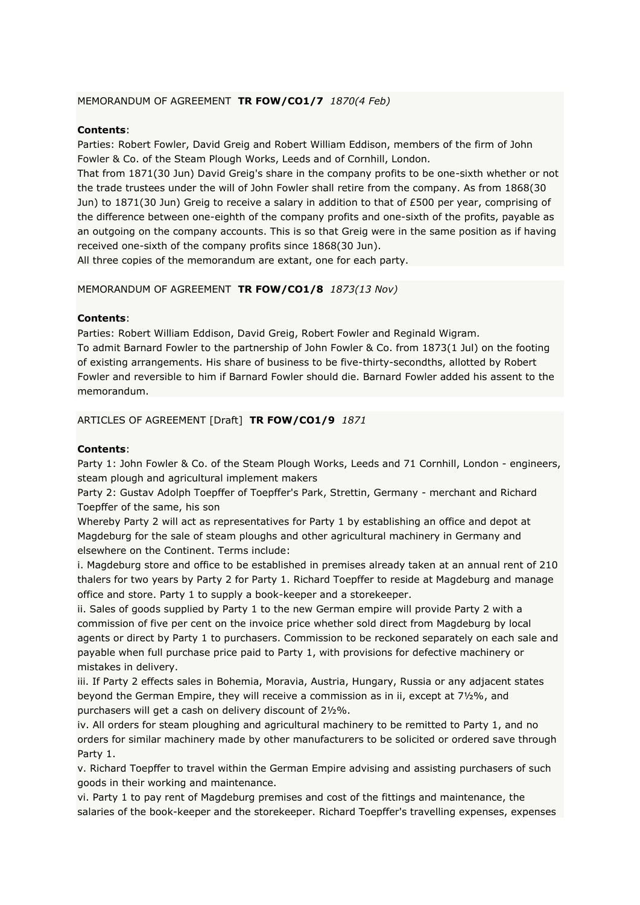MEMORANDUM OF AGREEMENT **TR FOW/CO1/7** *1870(4 Feb)*

**Contents**:
Parties: Robert Fowler, David Greig and Robert William Eddison, members of the firm of John Fowler & Co. of the Steam Plough Works, Leeds and of Cornhill, London.
That from 1871(30 Jun) David Greig's share in the company profits to be one-sixth whether or not the trade trustees under the will of John Fowler shall retire from the company. As from 1868(30 Jun) to 1871(30 Jun) Greig to receive a salary in addition to that of £500 per year, comprising of the difference between one-eighth of the company profits and one-sixth of the profits, payable as an outgoing on the company accounts. This is so that Greig were in the same position as if having received one-sixth of the company profits since 1868(30 Jun).
All three copies of the memorandum are extant, one for each party.

MEMORANDUM OF AGREEMENT **TR FOW/CO1/8** *1873(13 Nov)*

**Contents**:
Parties: Robert William Eddison, David Greig, Robert Fowler and Reginald Wigram.
To admit Barnard Fowler to the partnership of John Fowler & Co. from 1873(1 Jul) on the footing of existing arrangements. His share of business to be five-thirty-secondths, allotted by Robert Fowler and reversible to him if Barnard Fowler should die. Barnard Fowler added his assent to the memorandum.

ARTICLES OF AGREEMENT [Draft] **TR FOW/CO1/9** *1871*

**Contents**:
Party 1: John Fowler & Co. of the Steam Plough Works, Leeds and 71 Cornhill, London - engineers, steam plough and agricultural implement makers
Party 2: Gustav Adolph Toepffer of Toepffer's Park, Strettin, Germany - merchant and Richard Toepffer of the same, his son
Whereby Party 2 will act as representatives for Party 1 by establishing an office and depot at Magdeburg for the sale of steam ploughs and other agricultural machinery in Germany and elsewhere on the Continent. Terms include:
i. Magdeburg store and office to be established in premises already taken at an annual rent of 210 thalers for two years by Party 2 for Party 1. Richard Toepffer to reside at Magdeburg and manage office and store. Party 1 to supply a book-keeper and a storekeeper.
ii. Sales of goods supplied by Party 1 to the new German empire will provide Party 2 with a commission of five per cent on the invoice price whether sold direct from Magdeburg by local agents or direct by Party 1 to purchasers. Commission to be reckoned separately on each sale and payable when full purchase price paid to Party 1, with provisions for defective machinery or mistakes in delivery.
iii. If Party 2 effects sales in Bohemia, Moravia, Austria, Hungary, Russia or any adjacent states beyond the German Empire, they will receive a commission as in ii, except at 7½%, and purchasers will get a cash on delivery discount of 2½%.
iv. All orders for steam ploughing and agricultural machinery to be remitted to Party 1, and no orders for similar machinery made by other manufacturers to be solicited or ordered save through Party 1.
v. Richard Toepffer to travel within the German Empire advising and assisting purchasers of such goods in their working and maintenance.
vi. Party 1 to pay rent of Magdeburg premises and cost of the fittings and maintenance, the salaries of the book-keeper and the storekeeper. Richard Toepffer's travelling expenses, expenses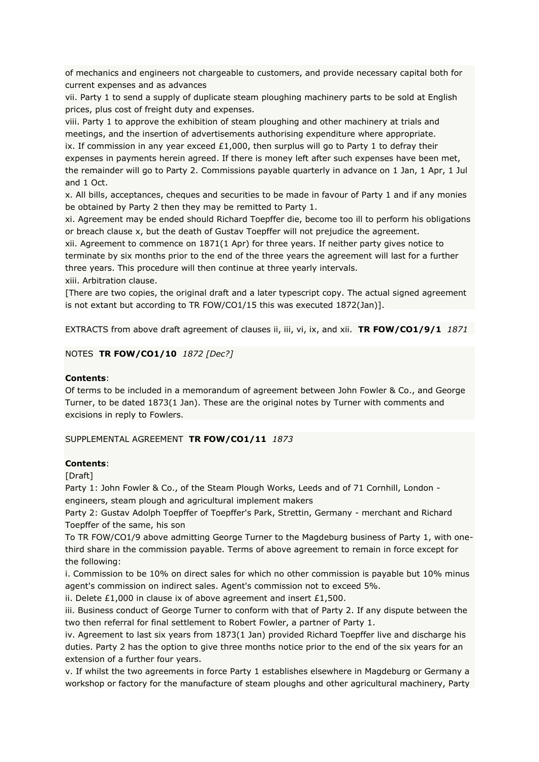of mechanics and engineers not chargeable to customers, and provide necessary capital both for current expenses and as advances

vii. Party 1 to send a supply of duplicate steam ploughing machinery parts to be sold at English prices, plus cost of freight duty and expenses.

viii. Party 1 to approve the exhibition of steam ploughing and other machinery at trials and meetings, and the insertion of advertisements authorising expenditure where appropriate.

ix. If commission in any year exceed £1,000, then surplus will go to Party 1 to defray their expenses in payments herein agreed. If there is money left after such expenses have been met, the remainder will go to Party 2. Commissions payable quarterly in advance on 1 Jan, 1 Apr, 1 Jul and 1 Oct.

x. All bills, acceptances, cheques and securities to be made in favour of Party 1 and if any monies be obtained by Party 2 then they may be remitted to Party 1.

xi. Agreement may be ended should Richard Toepffer die, become too ill to perform his obligations or breach clause x, but the death of Gustav Toepffer will not prejudice the agreement.

xii. Agreement to commence on 1871(1 Apr) for three years. If neither party gives notice to terminate by six months prior to the end of the three years the agreement will last for a further three years. This procedure will then continue at three yearly intervals.

xiii. Arbitration clause.

[There are two copies, the original draft and a later typescript copy. The actual signed agreement is not extant but according to TR FOW/CO1/15 this was executed 1872(Jan)].

EXTRACTS from above draft agreement of clauses ii, iii, vi, ix, and xii. **TR FOW/CO1/9/1** *1871*

NOTES **TR FOW/CO1/10** *1872 [Dec?]*

**Contents**:

Of terms to be included in a memorandum of agreement between John Fowler & Co., and George Turner, to be dated 1873(1 Jan). These are the original notes by Turner with comments and excisions in reply to Fowlers.

SUPPLEMENTAL AGREEMENT **TR FOW/CO1/11** *1873*

**Contents**:

[Draft]

Party 1: John Fowler & Co., of the Steam Plough Works, Leeds and of 71 Cornhill, London - engineers, steam plough and agricultural implement makers

Party 2: Gustav Adolph Toepffer of Toepffer's Park, Strettin, Germany - merchant and Richard Toepffer of the same, his son

To TR FOW/CO1/9 above admitting George Turner to the Magdeburg business of Party 1, with one-third share in the commission payable. Terms of above agreement to remain in force except for the following:

i. Commission to be 10% on direct sales for which no other commission is payable but 10% minus agent's commission on indirect sales. Agent's commission not to exceed 5%.

ii. Delete £1,000 in clause ix of above agreement and insert £1,500.

iii. Business conduct of George Turner to conform with that of Party 2. If any dispute between the two then referral for final settlement to Robert Fowler, a partner of Party 1.

iv. Agreement to last six years from 1873(1 Jan) provided Richard Toepffer live and discharge his duties. Party 2 has the option to give three months notice prior to the end of the six years for an extension of a further four years.

v. If whilst the two agreements in force Party 1 establishes elsewhere in Magdeburg or Germany a workshop or factory for the manufacture of steam ploughs and other agricultural machinery, Party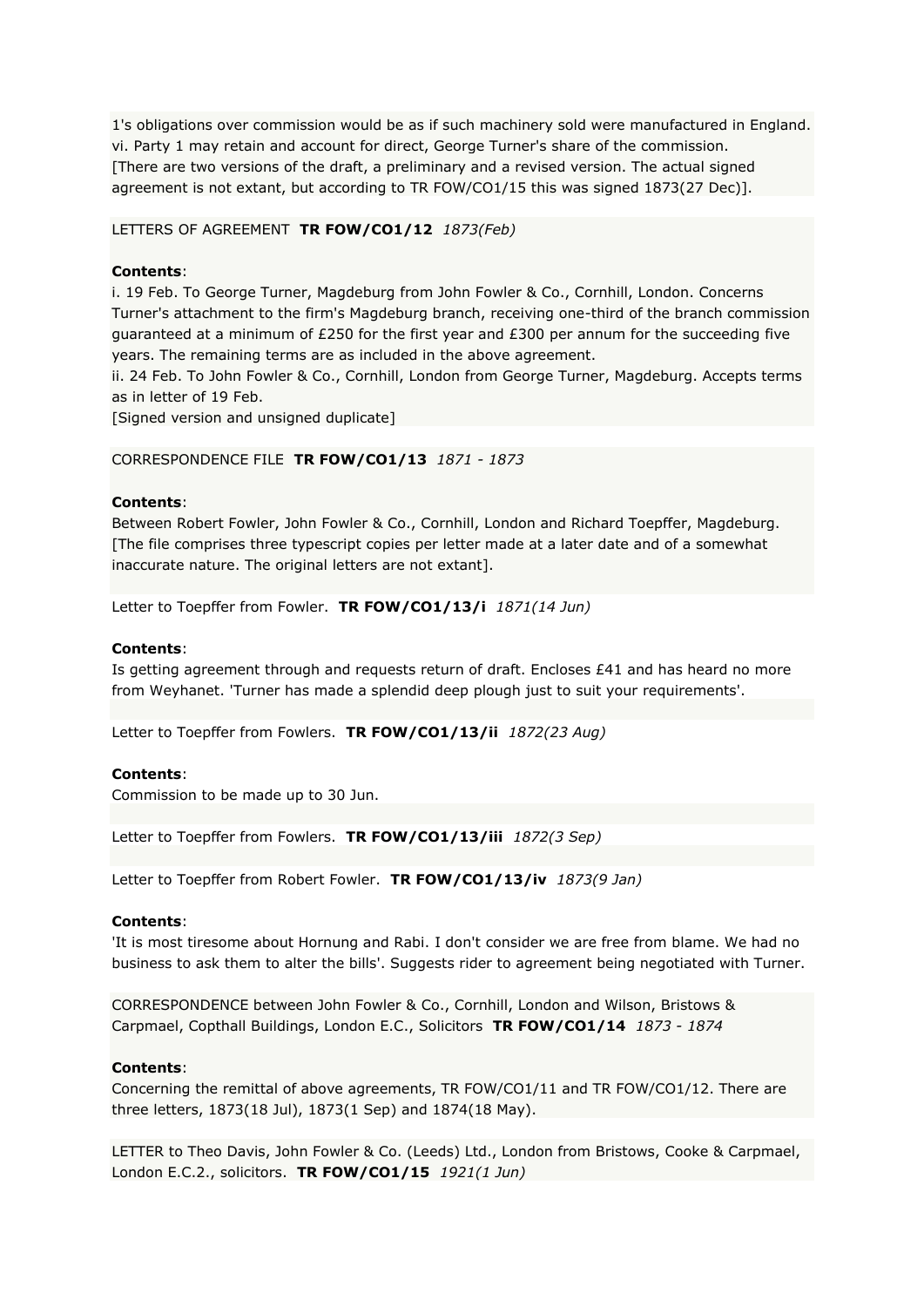1's obligations over commission would be as if such machinery sold were manufactured in England.
vi. Party 1 may retain and account for direct, George Turner's share of the commission.
[There are two versions of the draft, a preliminary and a revised version. The actual signed agreement is not extant, but according to TR FOW/CO1/15 this was signed 1873(27 Dec)].

LETTERS OF AGREEMENT **TR FOW/CO1/12** *1873(Feb)*

**Contents**:
i. 19 Feb. To George Turner, Magdeburg from John Fowler & Co., Cornhill, London. Concerns Turner's attachment to the firm's Magdeburg branch, receiving one-third of the branch commission guaranteed at a minimum of £250 for the first year and £300 per annum for the succeeding five years. The remaining terms are as included in the above agreement.
ii. 24 Feb. To John Fowler & Co., Cornhill, London from George Turner, Magdeburg. Accepts terms as in letter of 19 Feb.
[Signed version and unsigned duplicate]

CORRESPONDENCE FILE **TR FOW/CO1/13** *1871 - 1873*

**Contents**:
Between Robert Fowler, John Fowler & Co., Cornhill, London and Richard Toepffer, Magdeburg.
[The file comprises three typescript copies per letter made at a later date and of a somewhat inaccurate nature. The original letters are not extant].

Letter to Toepffer from Fowler. **TR FOW/CO1/13/i** *1871(14 Jun)*

**Contents**:
Is getting agreement through and requests return of draft. Encloses £41 and has heard no more from Weyhanet. 'Turner has made a splendid deep plough just to suit your requirements'.

Letter to Toepffer from Fowlers. **TR FOW/CO1/13/ii** *1872(23 Aug)*

**Contents**:
Commission to be made up to 30 Jun.

Letter to Toepffer from Fowlers. **TR FOW/CO1/13/iii** *1872(3 Sep)*

Letter to Toepffer from Robert Fowler. **TR FOW/CO1/13/iv** *1873(9 Jan)*

**Contents**:
'It is most tiresome about Hornung and Rabi. I don't consider we are free from blame. We had no business to ask them to alter the bills'. Suggests rider to agreement being negotiated with Turner.

CORRESPONDENCE between John Fowler & Co., Cornhill, London and Wilson, Bristows & Carpmael, Copthall Buildings, London E.C., Solicitors **TR FOW/CO1/14** *1873 - 1874*

**Contents**:
Concerning the remittal of above agreements, TR FOW/CO1/11 and TR FOW/CO1/12. There are three letters, 1873(18 Jul), 1873(1 Sep) and 1874(18 May).

LETTER to Theo Davis, John Fowler & Co. (Leeds) Ltd., London from Bristows, Cooke & Carpmael, London E.C.2., solicitors. **TR FOW/CO1/15** *1921(1 Jun)*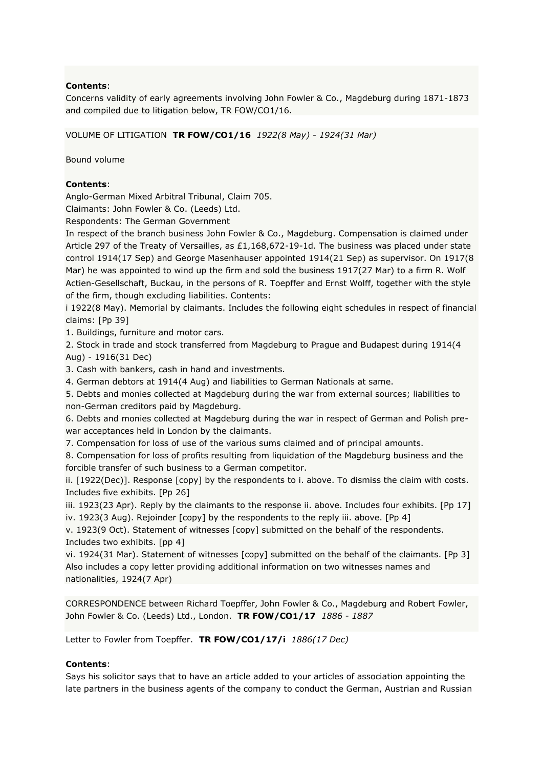**Contents**:
Concerns validity of early agreements involving John Fowler & Co., Magdeburg during 1871-1873 and compiled due to litigation below, TR FOW/CO1/16.

VOLUME OF LITIGATION **TR FOW/CO1/16** *1922(8 May) - 1924(31 Mar)*

Bound volume

**Contents**:
Anglo-German Mixed Arbitral Tribunal, Claim 705.
Claimants: John Fowler & Co. (Leeds) Ltd.
Respondents: The German Government
In respect of the branch business John Fowler & Co., Magdeburg. Compensation is claimed under Article 297 of the Treaty of Versailles, as £1,168,672-19-1d. The business was placed under state control 1914(17 Sep) and George Masenhauser appointed 1914(21 Sep) as supervisor. On 1917(8 Mar) he was appointed to wind up the firm and sold the business 1917(27 Mar) to a firm R. Wolf Actien-Gesellschaft, Buckau, in the persons of R. Toepffer and Ernst Wolff, together with the style of the firm, though excluding liabilities. Contents:
i 1922(8 May). Memorial by claimants. Includes the following eight schedules in respect of financial claims: [Pp 39]
1. Buildings, furniture and motor cars.
2. Stock in trade and stock transferred from Magdeburg to Prague and Budapest during 1914(4 Aug) - 1916(31 Dec)
3. Cash with bankers, cash in hand and investments.
4. German debtors at 1914(4 Aug) and liabilities to German Nationals at same.
5. Debts and monies collected at Magdeburg during the war from external sources; liabilities to non-German creditors paid by Magdeburg.
6. Debts and monies collected at Magdeburg during the war in respect of German and Polish pre-war acceptances held in London by the claimants.
7. Compensation for loss of use of the various sums claimed and of principal amounts.
8. Compensation for loss of profits resulting from liquidation of the Magdeburg business and the forcible transfer of such business to a German competitor.
ii. [1922(Dec)]. Response [copy] by the respondents to i. above. To dismiss the claim with costs. Includes five exhibits. [Pp 26]
iii. 1923(23 Apr). Reply by the claimants to the response ii. above. Includes four exhibits. [Pp 17]
iv. 1923(3 Aug). Rejoinder [copy] by the respondents to the reply iii. above. [Pp 4]
v. 1923(9 Oct). Statement of witnesses [copy] submitted on the behalf of the respondents. Includes two exhibits. [pp 4]
vi. 1924(31 Mar). Statement of witnesses [copy] submitted on the behalf of the claimants. [Pp 3] Also includes a copy letter providing additional information on two witnesses names and nationalities, 1924(7 Apr)

CORRESPONDENCE between Richard Toepffer, John Fowler & Co., Magdeburg and Robert Fowler, John Fowler & Co. (Leeds) Ltd., London. **TR FOW/CO1/17** *1886 - 1887*

Letter to Fowler from Toepffer. **TR FOW/CO1/17/i** *1886(17 Dec)*

**Contents**:
Says his solicitor says that to have an article added to your articles of association appointing the late partners in the business agents of the company to conduct the German, Austrian and Russian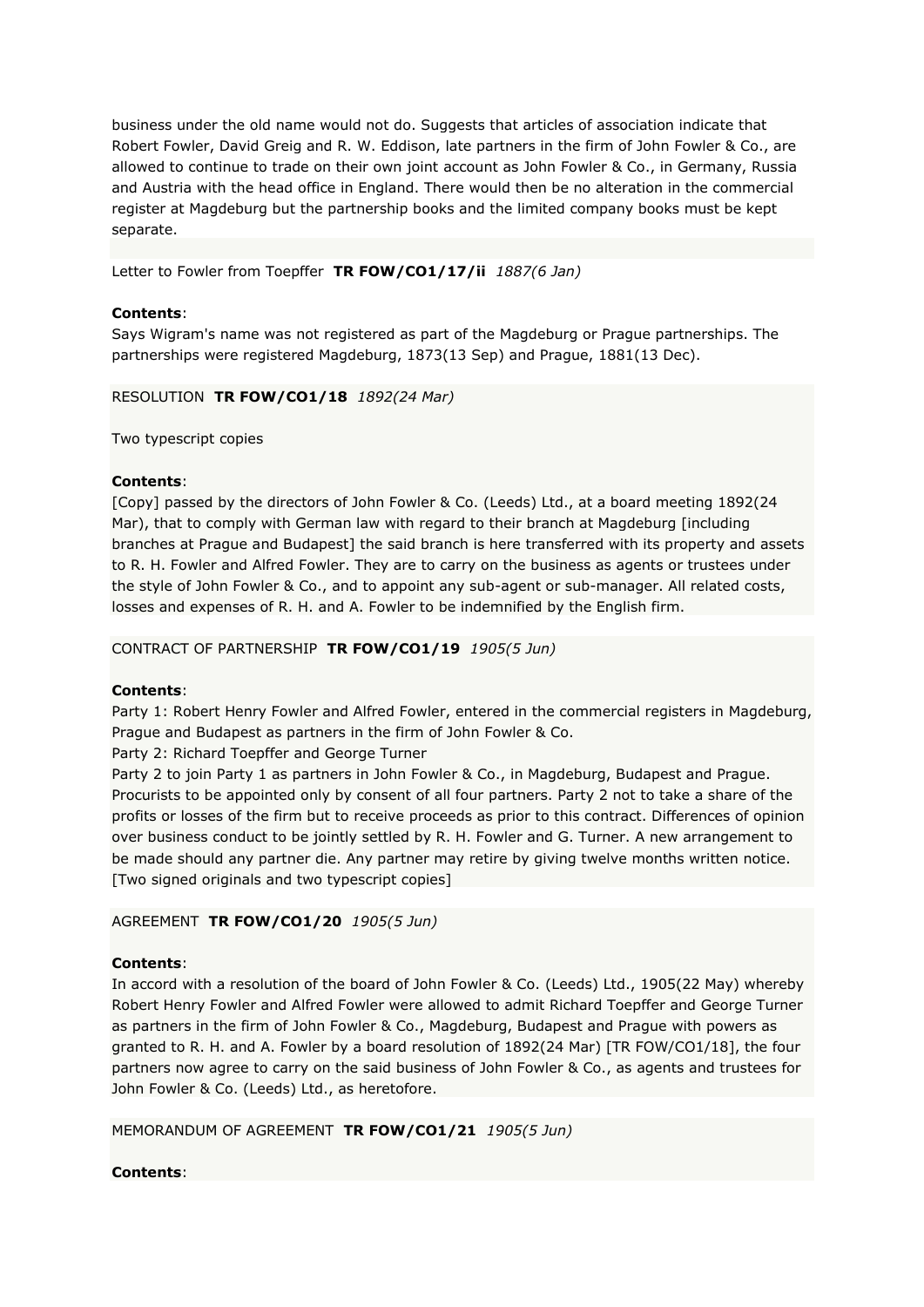business under the old name would not do. Suggests that articles of association indicate that Robert Fowler, David Greig and R. W. Eddison, late partners in the firm of John Fowler & Co., are allowed to continue to trade on their own joint account as John Fowler & Co., in Germany, Russia and Austria with the head office in England. There would then be no alteration in the commercial register at Magdeburg but the partnership books and the limited company books must be kept separate.

Letter to Fowler from Toepffer **TR FOW/CO1/17/ii** *1887(6 Jan)*

**Contents**:
Says Wigram's name was not registered as part of the Magdeburg or Prague partnerships. The partnerships were registered Magdeburg, 1873(13 Sep) and Prague, 1881(13 Dec).

RESOLUTION **TR FOW/CO1/18** *1892(24 Mar)*

Two typescript copies

**Contents**:
[Copy] passed by the directors of John Fowler & Co. (Leeds) Ltd., at a board meeting 1892(24 Mar), that to comply with German law with regard to their branch at Magdeburg [including branches at Prague and Budapest] the said branch is here transferred with its property and assets to R. H. Fowler and Alfred Fowler. They are to carry on the business as agents or trustees under the style of John Fowler & Co., and to appoint any sub-agent or sub-manager. All related costs, losses and expenses of R. H. and A. Fowler to be indemnified by the English firm.

CONTRACT OF PARTNERSHIP **TR FOW/CO1/19** *1905(5 Jun)*

**Contents**:
Party 1: Robert Henry Fowler and Alfred Fowler, entered in the commercial registers in Magdeburg, Prague and Budapest as partners in the firm of John Fowler & Co.
Party 2: Richard Toepffer and George Turner
Party 2 to join Party 1 as partners in John Fowler & Co., in Magdeburg, Budapest and Prague. Procurists to be appointed only by consent of all four partners. Party 2 not to take a share of the profits or losses of the firm but to receive proceeds as prior to this contract. Differences of opinion over business conduct to be jointly settled by R. H. Fowler and G. Turner. A new arrangement to be made should any partner die. Any partner may retire by giving twelve months written notice. [Two signed originals and two typescript copies]

AGREEMENT **TR FOW/CO1/20** *1905(5 Jun)*

**Contents**:
In accord with a resolution of the board of John Fowler & Co. (Leeds) Ltd., 1905(22 May) whereby Robert Henry Fowler and Alfred Fowler were allowed to admit Richard Toepffer and George Turner as partners in the firm of John Fowler & Co., Magdeburg, Budapest and Prague with powers as granted to R. H. and A. Fowler by a board resolution of 1892(24 Mar) [TR FOW/CO1/18], the four partners now agree to carry on the said business of John Fowler & Co., as agents and trustees for John Fowler & Co. (Leeds) Ltd., as heretofore.

MEMORANDUM OF AGREEMENT **TR FOW/CO1/21** *1905(5 Jun)*

**Contents**: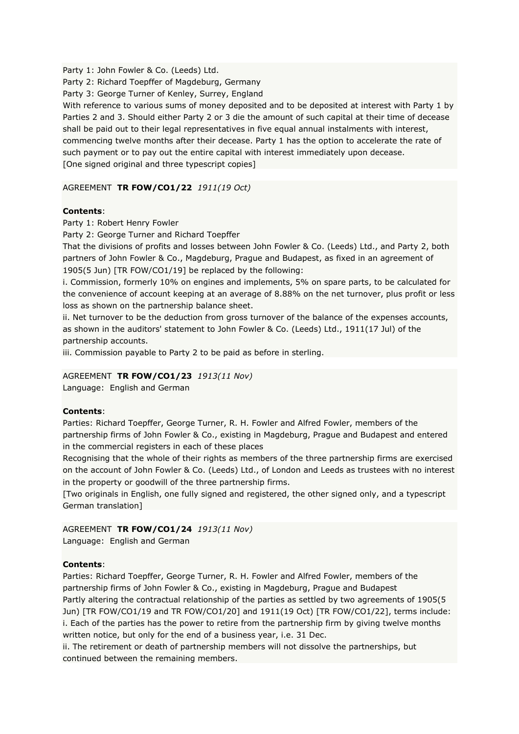Party 1: John Fowler & Co. (Leeds) Ltd.
Party 2: Richard Toepffer of Magdeburg, Germany
Party 3: George Turner of Kenley, Surrey, England
With reference to various sums of money deposited and to be deposited at interest with Party 1 by Parties 2 and 3. Should either Party 2 or 3 die the amount of such capital at their time of decease shall be paid out to their legal representatives in five equal annual instalments with interest, commencing twelve months after their decease. Party 1 has the option to accelerate the rate of such payment or to pay out the entire capital with interest immediately upon decease.
[One signed original and three typescript copies]

AGREEMENT **TR FOW/CO1/22** *1911(19 Oct)*

**Contents**:
Party 1: Robert Henry Fowler
Party 2: George Turner and Richard Toepffer
That the divisions of profits and losses between John Fowler & Co. (Leeds) Ltd., and Party 2, both partners of John Fowler & Co., Magdeburg, Prague and Budapest, as fixed in an agreement of 1905(5 Jun) [TR FOW/CO1/19] be replaced by the following:
i. Commission, formerly 10% on engines and implements, 5% on spare parts, to be calculated for the convenience of account keeping at an average of 8.88% on the net turnover, plus profit or less loss as shown on the partnership balance sheet.
ii. Net turnover to be the deduction from gross turnover of the balance of the expenses accounts, as shown in the auditors' statement to John Fowler & Co. (Leeds) Ltd., 1911(17 Jul) of the partnership accounts.
iii. Commission payable to Party 2 to be paid as before in sterling.

AGREEMENT **TR FOW/CO1/23** *1913(11 Nov)*
Language: English and German

**Contents**:
Parties: Richard Toepffer, George Turner, R. H. Fowler and Alfred Fowler, members of the partnership firms of John Fowler & Co., existing in Magdeburg, Prague and Budapest and entered in the commercial registers in each of these places
Recognising that the whole of their rights as members of the three partnership firms are exercised on the account of John Fowler & Co. (Leeds) Ltd., of London and Leeds as trustees with no interest in the property or goodwill of the three partnership firms.
[Two originals in English, one fully signed and registered, the other signed only, and a typescript German translation]

AGREEMENT **TR FOW/CO1/24** *1913(11 Nov)*
Language: English and German

**Contents**:
Parties: Richard Toepffer, George Turner, R. H. Fowler and Alfred Fowler, members of the partnership firms of John Fowler & Co., existing in Magdeburg, Prague and Budapest
Partly altering the contractual relationship of the parties as settled by two agreements of 1905(5 Jun) [TR FOW/CO1/19 and TR FOW/CO1/20] and 1911(19 Oct) [TR FOW/CO1/22], terms include:
i. Each of the parties has the power to retire from the partnership firm by giving twelve months written notice, but only for the end of a business year, i.e. 31 Dec.
ii. The retirement or death of partnership members will not dissolve the partnerships, but continued between the remaining members.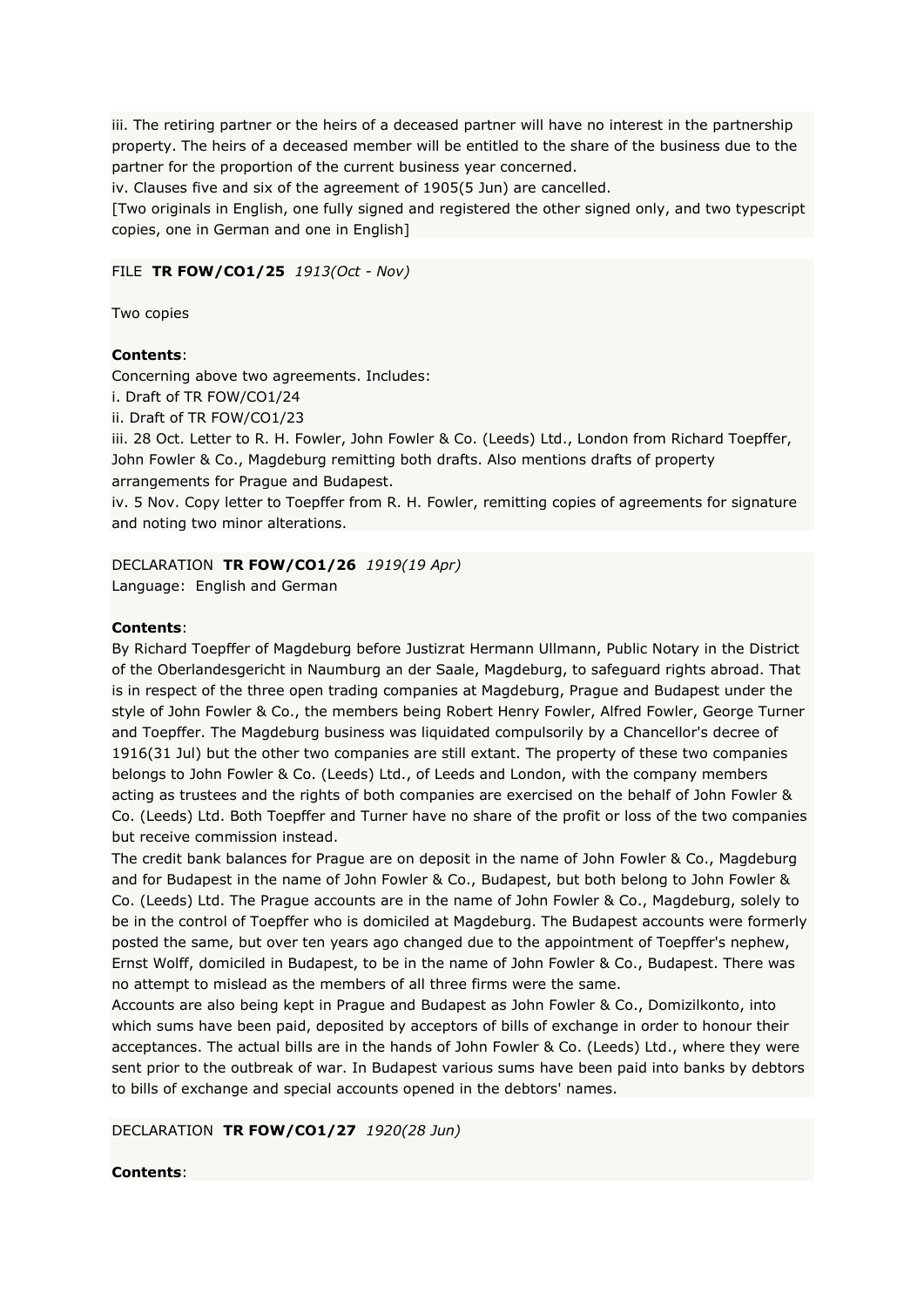iii. The retiring partner or the heirs of a deceased partner will have no interest in the partnership property. The heirs of a deceased member will be entitled to the share of the business due to the partner for the proportion of the current business year concerned.
iv. Clauses five and six of the agreement of 1905(5 Jun) are cancelled.
[Two originals in English, one fully signed and registered the other signed only, and two typescript copies, one in German and one in English]

FILE **TR FOW/CO1/25** *1913(Oct - Nov)*

Two copies

**Contents**:
Concerning above two agreements. Includes:
i. Draft of TR FOW/CO1/24
ii. Draft of TR FOW/CO1/23
iii. 28 Oct. Letter to R. H. Fowler, John Fowler & Co. (Leeds) Ltd., London from Richard Toepffer, John Fowler & Co., Magdeburg remitting both drafts. Also mentions drafts of property arrangements for Prague and Budapest.
iv. 5 Nov. Copy letter to Toepffer from R. H. Fowler, remitting copies of agreements for signature and noting two minor alterations.

DECLARATION **TR FOW/CO1/26** *1919(19 Apr)*
Language: English and German

**Contents**:
By Richard Toepffer of Magdeburg before Justizrat Hermann Ullmann, Public Notary in the District of the Oberlandesgericht in Naumburg an der Saale, Magdeburg, to safeguard rights abroad. That is in respect of the three open trading companies at Magdeburg, Prague and Budapest under the style of John Fowler & Co., the members being Robert Henry Fowler, Alfred Fowler, George Turner and Toepffer. The Magdeburg business was liquidated compulsorily by a Chancellor's decree of 1916(31 Jul) but the other two companies are still extant. The property of these two companies belongs to John Fowler & Co. (Leeds) Ltd., of Leeds and London, with the company members acting as trustees and the rights of both companies are exercised on the behalf of John Fowler & Co. (Leeds) Ltd. Both Toepffer and Turner have no share of the profit or loss of the two companies but receive commission instead.
The credit bank balances for Prague are on deposit in the name of John Fowler & Co., Magdeburg and for Budapest in the name of John Fowler & Co., Budapest, but both belong to John Fowler & Co. (Leeds) Ltd. The Prague accounts are in the name of John Fowler & Co., Magdeburg, solely to be in the control of Toepffer who is domiciled at Magdeburg. The Budapest accounts were formerly posted the same, but over ten years ago changed due to the appointment of Toepffer's nephew, Ernst Wolff, domiciled in Budapest, to be in the name of John Fowler & Co., Budapest. There was no attempt to mislead as the members of all three firms were the same.
Accounts are also being kept in Prague and Budapest as John Fowler & Co., Domizilkonto, into which sums have been paid, deposited by acceptors of bills of exchange in order to honour their acceptances. The actual bills are in the hands of John Fowler & Co. (Leeds) Ltd., where they were sent prior to the outbreak of war. In Budapest various sums have been paid into banks by debtors to bills of exchange and special accounts opened in the debtors' names.

DECLARATION **TR FOW/CO1/27** *1920(28 Jun)*

**Contents**: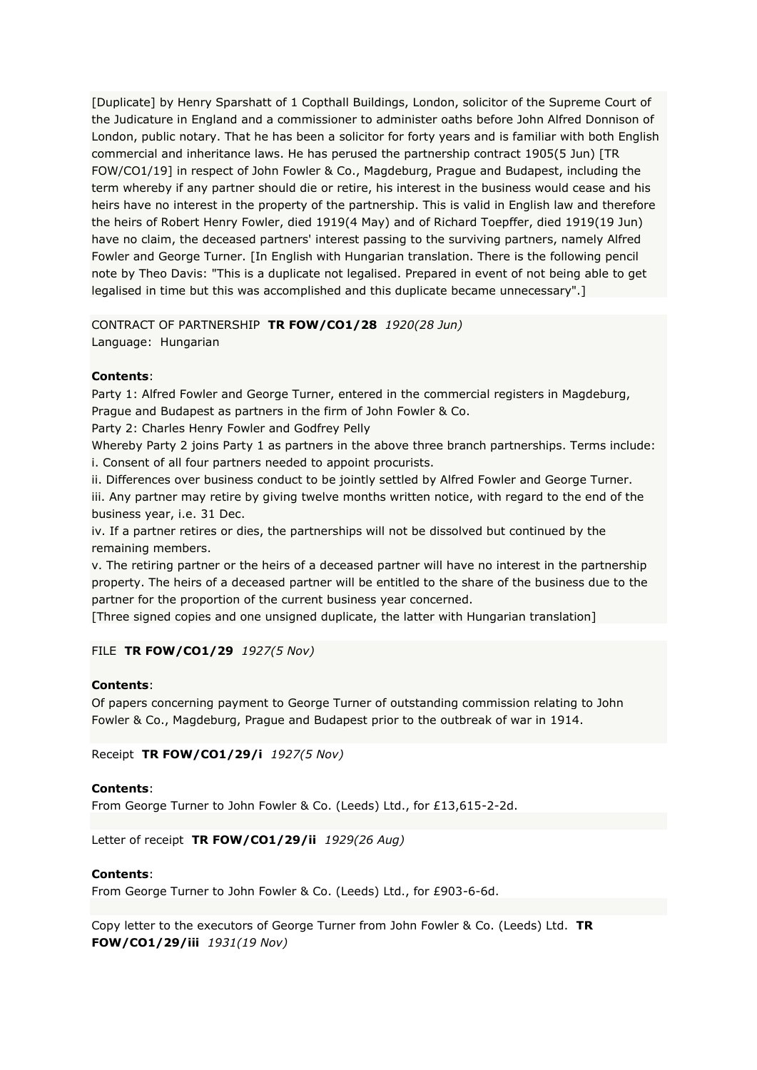[Duplicate] by Henry Sparshatt of 1 Copthall Buildings, London, solicitor of the Supreme Court of the Judicature in England and a commissioner to administer oaths before John Alfred Donnison of London, public notary. That he has been a solicitor for forty years and is familiar with both English commercial and inheritance laws. He has perused the partnership contract 1905(5 Jun) [TR FOW/CO1/19] in respect of John Fowler & Co., Magdeburg, Prague and Budapest, including the term whereby if any partner should die or retire, his interest in the business would cease and his heirs have no interest in the property of the partnership. This is valid in English law and therefore the heirs of Robert Henry Fowler, died 1919(4 May) and of Richard Toepffer, died 1919(19 Jun) have no claim, the deceased partners' interest passing to the surviving partners, namely Alfred Fowler and George Turner. [In English with Hungarian translation. There is the following pencil note by Theo Davis: "This is a duplicate not legalised. Prepared in event of not being able to get legalised in time but this was accomplished and this duplicate became unnecessary".]

CONTRACT OF PARTNERSHIP **TR FOW/CO1/28** *1920(28 Jun)*
Language: Hungarian

**Contents**:
Party 1: Alfred Fowler and George Turner, entered in the commercial registers in Magdeburg, Prague and Budapest as partners in the firm of John Fowler & Co.
Party 2: Charles Henry Fowler and Godfrey Pelly
Whereby Party 2 joins Party 1 as partners in the above three branch partnerships. Terms include:
i. Consent of all four partners needed to appoint procurists.
ii. Differences over business conduct to be jointly settled by Alfred Fowler and George Turner.
iii. Any partner may retire by giving twelve months written notice, with regard to the end of the business year, i.e. 31 Dec.
iv. If a partner retires or dies, the partnerships will not be dissolved but continued by the remaining members.
v. The retiring partner or the heirs of a deceased partner will have no interest in the partnership property. The heirs of a deceased partner will be entitled to the share of the business due to the partner for the proportion of the current business year concerned.
[Three signed copies and one unsigned duplicate, the latter with Hungarian translation]

FILE **TR FOW/CO1/29** *1927(5 Nov)*

**Contents**:
Of papers concerning payment to George Turner of outstanding commission relating to John Fowler & Co., Magdeburg, Prague and Budapest prior to the outbreak of war in 1914.

Receipt **TR FOW/CO1/29/i** *1927(5 Nov)*

**Contents**:
From George Turner to John Fowler & Co. (Leeds) Ltd., for £13,615-2-2d.

Letter of receipt **TR FOW/CO1/29/ii** *1929(26 Aug)*

**Contents**:
From George Turner to John Fowler & Co. (Leeds) Ltd., for £903-6-6d.

Copy letter to the executors of George Turner from John Fowler & Co. (Leeds) Ltd. **TR FOW/CO1/29/iii** *1931(19 Nov)*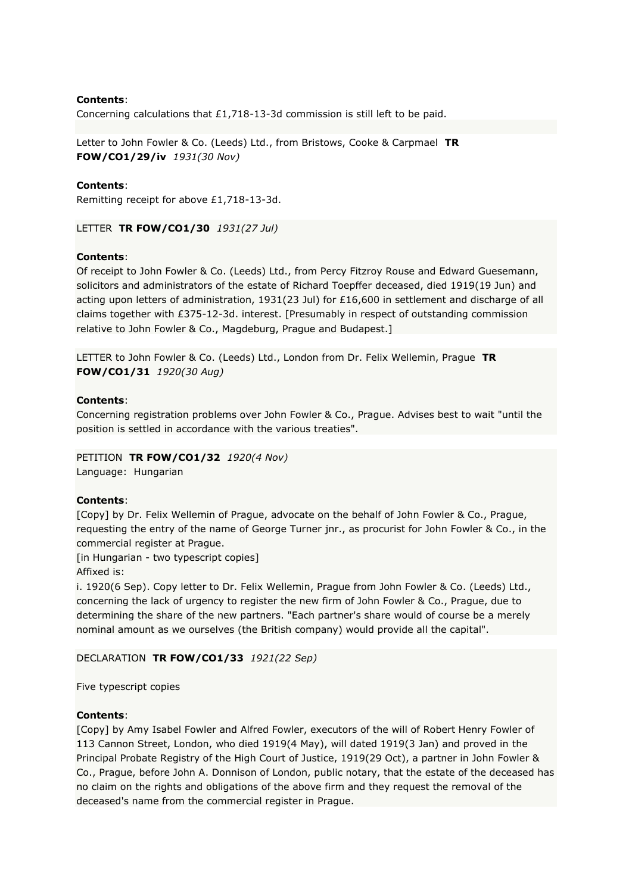**Contents**:
Concerning calculations that £1,718-13-3d commission is still left to be paid.

Letter to John Fowler & Co. (Leeds) Ltd., from Bristows, Cooke & Carpmael **TR FOW/CO1/29/iv** *1931(30 Nov)*

**Contents**:
Remitting receipt for above £1,718-13-3d.

LETTER **TR FOW/CO1/30** *1931(27 Jul)*

**Contents**:
Of receipt to John Fowler & Co. (Leeds) Ltd., from Percy Fitzroy Rouse and Edward Guesemann, solicitors and administrators of the estate of Richard Toepffer deceased, died 1919(19 Jun) and acting upon letters of administration, 1931(23 Jul) for £16,600 in settlement and discharge of all claims together with £375-12-3d. interest. [Presumably in respect of outstanding commission relative to John Fowler & Co., Magdeburg, Prague and Budapest.]

LETTER to John Fowler & Co. (Leeds) Ltd., London from Dr. Felix Wellemin, Prague **TR FOW/CO1/31** *1920(30 Aug)*

**Contents**:
Concerning registration problems over John Fowler & Co., Prague. Advises best to wait "until the position is settled in accordance with the various treaties".

PETITION **TR FOW/CO1/32** *1920(4 Nov)*
Language: Hungarian

**Contents**:
[Copy] by Dr. Felix Wellemin of Prague, advocate on the behalf of John Fowler & Co., Prague, requesting the entry of the name of George Turner jnr., as procurist for John Fowler & Co., in the commercial register at Prague.
[in Hungarian - two typescript copies]
Affixed is:
i. 1920(6 Sep). Copy letter to Dr. Felix Wellemin, Prague from John Fowler & Co. (Leeds) Ltd., concerning the lack of urgency to register the new firm of John Fowler & Co., Prague, due to determining the share of the new partners. "Each partner's share would of course be a merely nominal amount as we ourselves (the British company) would provide all the capital".

DECLARATION **TR FOW/CO1/33** *1921(22 Sep)*

Five typescript copies

**Contents**:
[Copy] by Amy Isabel Fowler and Alfred Fowler, executors of the will of Robert Henry Fowler of 113 Cannon Street, London, who died 1919(4 May), will dated 1919(3 Jan) and proved in the Principal Probate Registry of the High Court of Justice, 1919(29 Oct), a partner in John Fowler & Co., Prague, before John A. Donnison of London, public notary, that the estate of the deceased has no claim on the rights and obligations of the above firm and they request the removal of the deceased's name from the commercial register in Prague.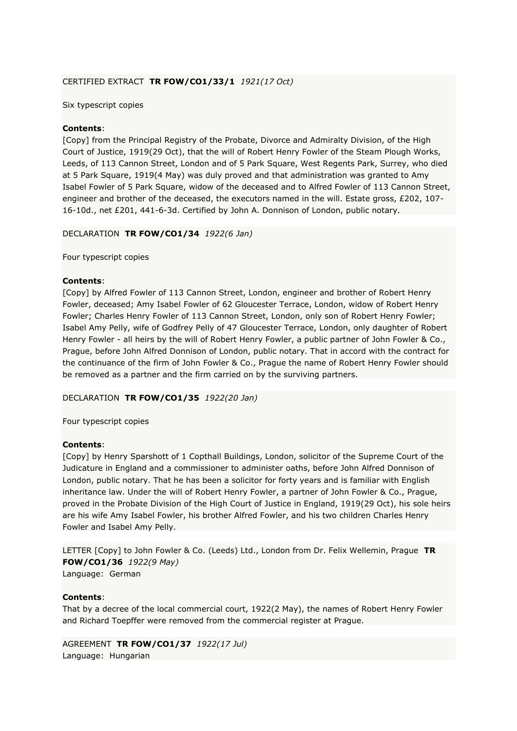CERTIFIED EXTRACT **TR FOW/CO1/33/1** *1921(17 Oct)*

Six typescript copies

**Contents**:
[Copy] from the Principal Registry of the Probate, Divorce and Admiralty Division, of the High Court of Justice, 1919(29 Oct), that the will of Robert Henry Fowler of the Steam Plough Works, Leeds, of 113 Cannon Street, London and of 5 Park Square, West Regents Park, Surrey, who died at 5 Park Square, 1919(4 May) was duly proved and that administration was granted to Amy Isabel Fowler of 5 Park Square, widow of the deceased and to Alfred Fowler of 113 Cannon Street, engineer and brother of the deceased, the executors named in the will. Estate gross, £202, 107-16-10d., net £201, 441-6-3d. Certified by John A. Donnison of London, public notary.

DECLARATION **TR FOW/CO1/34** *1922(6 Jan)*

Four typescript copies

**Contents**:
[Copy] by Alfred Fowler of 113 Cannon Street, London, engineer and brother of Robert Henry Fowler, deceased; Amy Isabel Fowler of 62 Gloucester Terrace, London, widow of Robert Henry Fowler; Charles Henry Fowler of 113 Cannon Street, London, only son of Robert Henry Fowler; Isabel Amy Pelly, wife of Godfrey Pelly of 47 Gloucester Terrace, London, only daughter of Robert Henry Fowler - all heirs by the will of Robert Henry Fowler, a public partner of John Fowler & Co., Prague, before John Alfred Donnison of London, public notary. That in accord with the contract for the continuance of the firm of John Fowler & Co., Prague the name of Robert Henry Fowler should be removed as a partner and the firm carried on by the surviving partners.

DECLARATION **TR FOW/CO1/35** *1922(20 Jan)*

Four typescript copies

**Contents**:
[Copy] by Henry Sparshott of 1 Copthall Buildings, London, solicitor of the Supreme Court of the Judicature in England and a commissioner to administer oaths, before John Alfred Donnison of London, public notary. That he has been a solicitor for forty years and is familiar with English inheritance law. Under the will of Robert Henry Fowler, a partner of John Fowler & Co., Prague, proved in the Probate Division of the High Court of Justice in England, 1919(29 Oct), his sole heirs are his wife Amy Isabel Fowler, his brother Alfred Fowler, and his two children Charles Henry Fowler and Isabel Amy Pelly.

LETTER [Copy] to John Fowler & Co. (Leeds) Ltd., London from Dr. Felix Wellemin, Prague **TR FOW/CO1/36** *1922(9 May)*
Language: German

**Contents**:
That by a decree of the local commercial court, 1922(2 May), the names of Robert Henry Fowler and Richard Toepffer were removed from the commercial register at Prague.

AGREEMENT **TR FOW/CO1/37** *1922(17 Jul)*
Language: Hungarian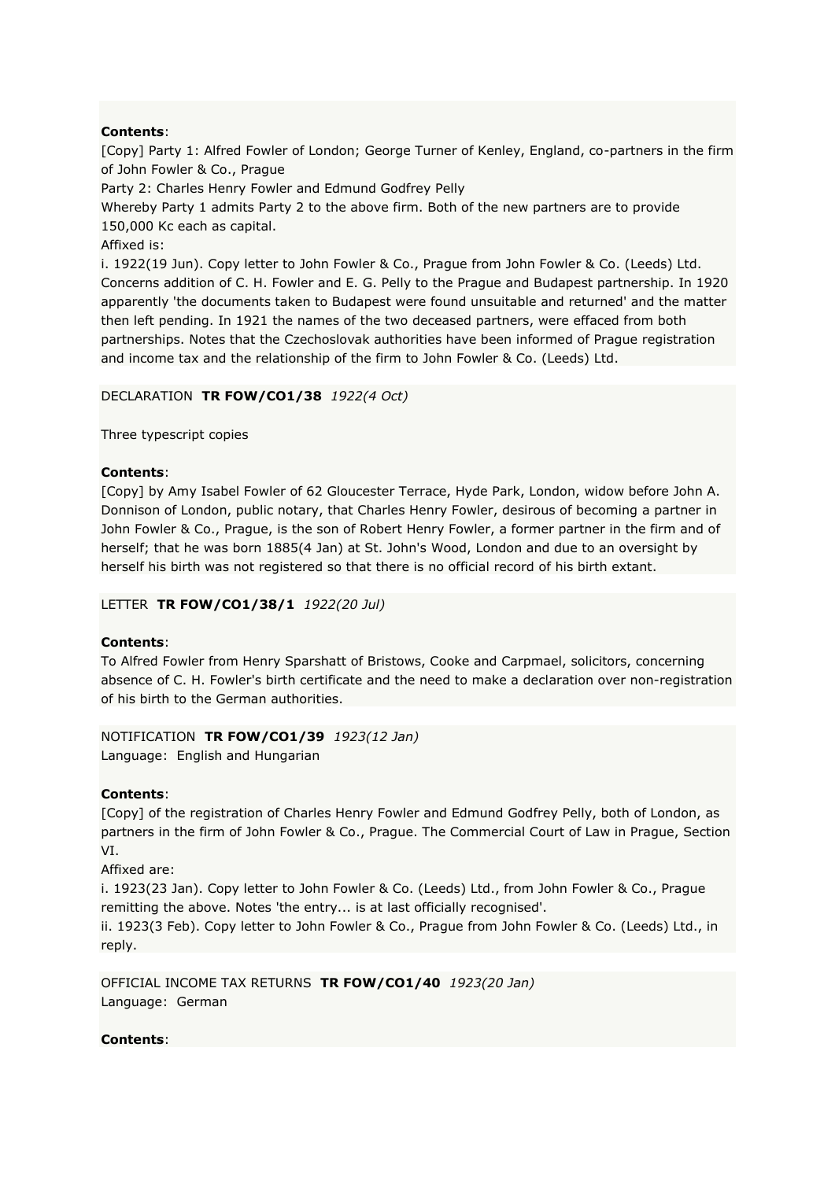**Contents**:
[Copy] Party 1: Alfred Fowler of London; George Turner of Kenley, England, co-partners in the firm of John Fowler & Co., Prague
Party 2: Charles Henry Fowler and Edmund Godfrey Pelly
Whereby Party 1 admits Party 2 to the above firm. Both of the new partners are to provide 150,000 Kc each as capital.
Affixed is:
i. 1922(19 Jun). Copy letter to John Fowler & Co., Prague from John Fowler & Co. (Leeds) Ltd. Concerns addition of C. H. Fowler and E. G. Pelly to the Prague and Budapest partnership. In 1920 apparently 'the documents taken to Budapest were found unsuitable and returned' and the matter then left pending. In 1921 the names of the two deceased partners, were effaced from both partnerships. Notes that the Czechoslovak authorities have been informed of Prague registration and income tax and the relationship of the firm to John Fowler & Co. (Leeds) Ltd.

DECLARATION **TR FOW/CO1/38** *1922(4 Oct)*

Three typescript copies

**Contents**:
[Copy] by Amy Isabel Fowler of 62 Gloucester Terrace, Hyde Park, London, widow before John A. Donnison of London, public notary, that Charles Henry Fowler, desirous of becoming a partner in John Fowler & Co., Prague, is the son of Robert Henry Fowler, a former partner in the firm and of herself; that he was born 1885(4 Jan) at St. John's Wood, London and due to an oversight by herself his birth was not registered so that there is no official record of his birth extant.

LETTER **TR FOW/CO1/38/1** *1922(20 Jul)*

**Contents**:
To Alfred Fowler from Henry Sparshatt of Bristows, Cooke and Carpmael, solicitors, concerning absence of C. H. Fowler's birth certificate and the need to make a declaration over non-registration of his birth to the German authorities.

NOTIFICATION **TR FOW/CO1/39** *1923(12 Jan)*
Language: English and Hungarian

**Contents**:
[Copy] of the registration of Charles Henry Fowler and Edmund Godfrey Pelly, both of London, as partners in the firm of John Fowler & Co., Prague. The Commercial Court of Law in Prague, Section VI.
Affixed are:
i. 1923(23 Jan). Copy letter to John Fowler & Co. (Leeds) Ltd., from John Fowler & Co., Prague remitting the above. Notes 'the entry... is at last officially recognised'.
ii. 1923(3 Feb). Copy letter to John Fowler & Co., Prague from John Fowler & Co. (Leeds) Ltd., in reply.

OFFICIAL INCOME TAX RETURNS **TR FOW/CO1/40** *1923(20 Jan)*
Language: German

**Contents**: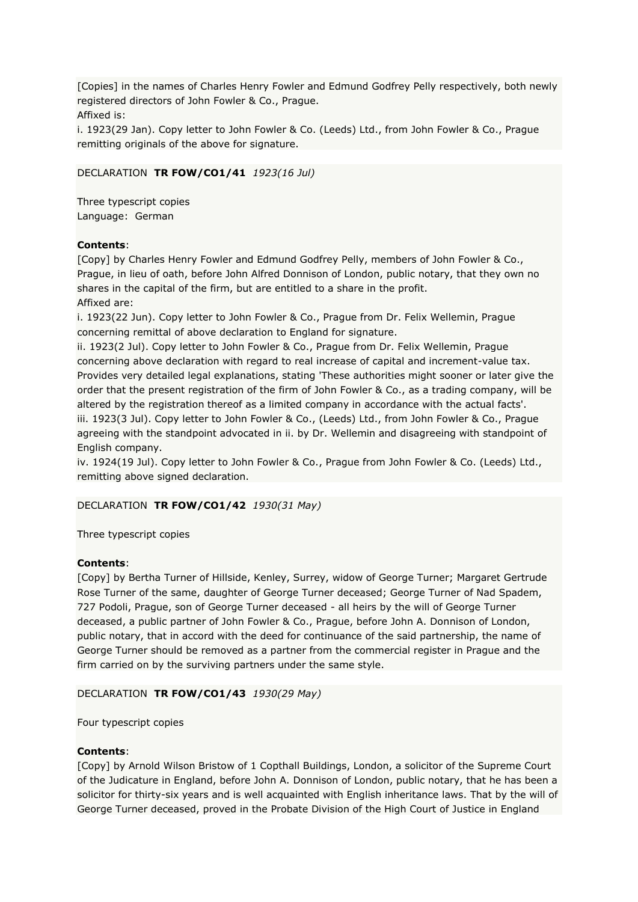[Copies] in the names of Charles Henry Fowler and Edmund Godfrey Pelly respectively, both newly registered directors of John Fowler & Co., Prague.
Affixed is:
i. 1923(29 Jan). Copy letter to John Fowler & Co. (Leeds) Ltd., from John Fowler & Co., Prague remitting originals of the above for signature.

DECLARATION **TR FOW/CO1/41** *1923(16 Jul)*

Three typescript copies
Language: German

**Contents**:
[Copy] by Charles Henry Fowler and Edmund Godfrey Pelly, members of John Fowler & Co., Prague, in lieu of oath, before John Alfred Donnison of London, public notary, that they own no shares in the capital of the firm, but are entitled to a share in the profit.
Affixed are:
i. 1923(22 Jun). Copy letter to John Fowler & Co., Prague from Dr. Felix Wellemin, Prague concerning remittal of above declaration to England for signature.
ii. 1923(2 Jul). Copy letter to John Fowler & Co., Prague from Dr. Felix Wellemin, Prague concerning above declaration with regard to real increase of capital and increment-value tax. Provides very detailed legal explanations, stating 'These authorities might sooner or later give the order that the present registration of the firm of John Fowler & Co., as a trading company, will be altered by the registration thereof as a limited company in accordance with the actual facts'.
iii. 1923(3 Jul). Copy letter to John Fowler & Co., (Leeds) Ltd., from John Fowler & Co., Prague agreeing with the standpoint advocated in ii. by Dr. Wellemin and disagreeing with standpoint of English company.
iv. 1924(19 Jul). Copy letter to John Fowler & Co., Prague from John Fowler & Co. (Leeds) Ltd., remitting above signed declaration.

DECLARATION **TR FOW/CO1/42** *1930(31 May)*

Three typescript copies

**Contents**:
[Copy] by Bertha Turner of Hillside, Kenley, Surrey, widow of George Turner; Margaret Gertrude Rose Turner of the same, daughter of George Turner deceased; George Turner of Nad Spadem, 727 Podoli, Prague, son of George Turner deceased - all heirs by the will of George Turner deceased, a public partner of John Fowler & Co., Prague, before John A. Donnison of London, public notary, that in accord with the deed for continuance of the said partnership, the name of George Turner should be removed as a partner from the commercial register in Prague and the firm carried on by the surviving partners under the same style.

DECLARATION **TR FOW/CO1/43** *1930(29 May)*

Four typescript copies

**Contents**:
[Copy] by Arnold Wilson Bristow of 1 Copthall Buildings, London, a solicitor of the Supreme Court of the Judicature in England, before John A. Donnison of London, public notary, that he has been a solicitor for thirty-six years and is well acquainted with English inheritance laws. That by the will of George Turner deceased, proved in the Probate Division of the High Court of Justice in England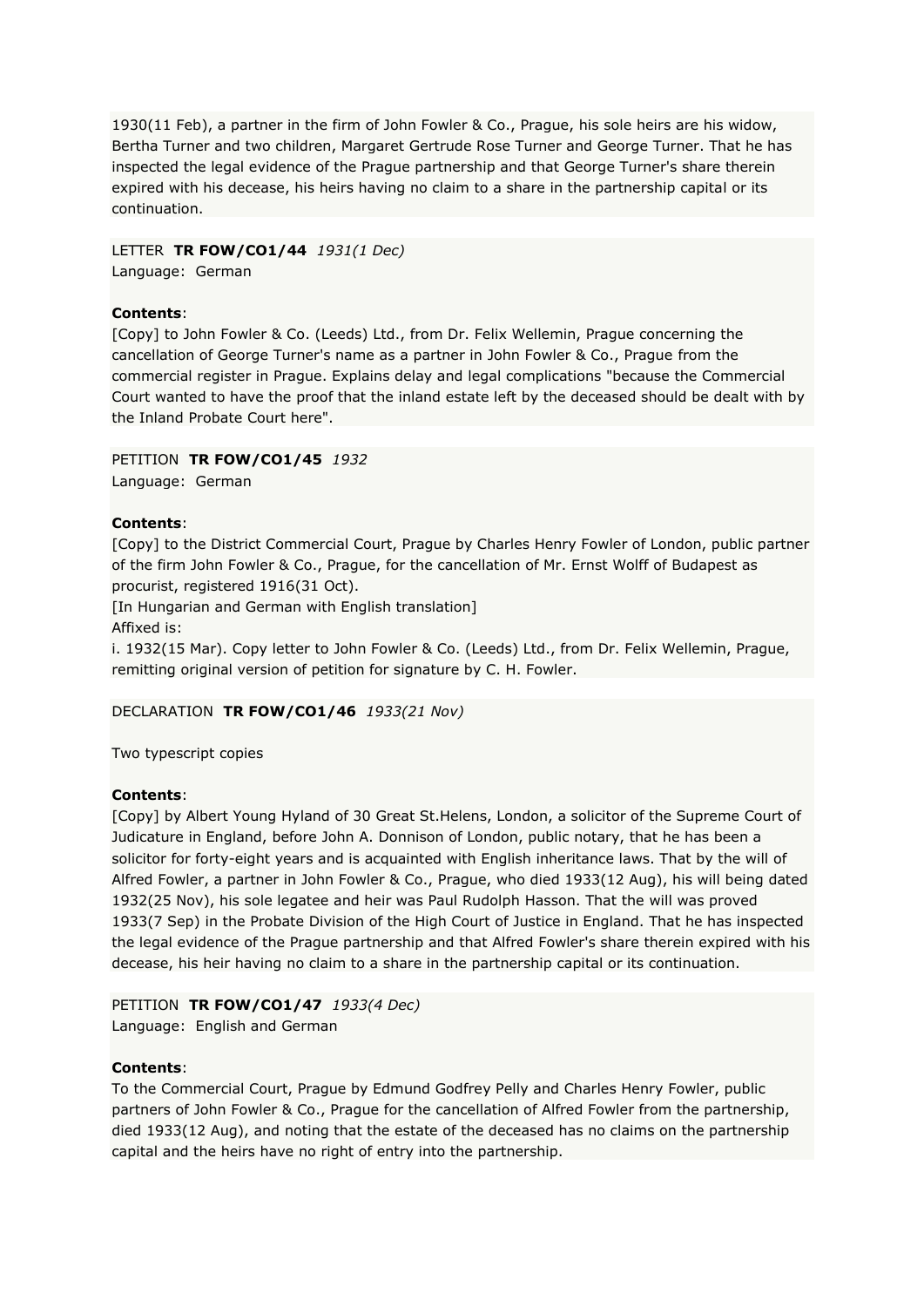1930(11 Feb), a partner in the firm of John Fowler & Co., Prague, his sole heirs are his widow, Bertha Turner and two children, Margaret Gertrude Rose Turner and George Turner. That he has inspected the legal evidence of the Prague partnership and that George Turner's share therein expired with his decease, his heirs having no claim to a share in the partnership capital or its continuation.

LETTER **TR FOW/CO1/44** *1931(1 Dec)*
Language: German

**Contents**:
[Copy] to John Fowler & Co. (Leeds) Ltd., from Dr. Felix Wellemin, Prague concerning the cancellation of George Turner's name as a partner in John Fowler & Co., Prague from the commercial register in Prague. Explains delay and legal complications "because the Commercial Court wanted to have the proof that the inland estate left by the deceased should be dealt with by the Inland Probate Court here".

PETITION **TR FOW/CO1/45** *1932*
Language: German

**Contents**:
[Copy] to the District Commercial Court, Prague by Charles Henry Fowler of London, public partner of the firm John Fowler & Co., Prague, for the cancellation of Mr. Ernst Wolff of Budapest as procurist, registered 1916(31 Oct).
[In Hungarian and German with English translation]
Affixed is:
i. 1932(15 Mar). Copy letter to John Fowler & Co. (Leeds) Ltd., from Dr. Felix Wellemin, Prague, remitting original version of petition for signature by C. H. Fowler.

DECLARATION **TR FOW/CO1/46** *1933(21 Nov)*

Two typescript copies

**Contents**:
[Copy] by Albert Young Hyland of 30 Great St.Helens, London, a solicitor of the Supreme Court of Judicature in England, before John A. Donnison of London, public notary, that he has been a solicitor for forty-eight years and is acquainted with English inheritance laws. That by the will of Alfred Fowler, a partner in John Fowler & Co., Prague, who died 1933(12 Aug), his will being dated 1932(25 Nov), his sole legatee and heir was Paul Rudolph Hasson. That the will was proved 1933(7 Sep) in the Probate Division of the High Court of Justice in England. That he has inspected the legal evidence of the Prague partnership and that Alfred Fowler's share therein expired with his decease, his heir having no claim to a share in the partnership capital or its continuation.

PETITION **TR FOW/CO1/47** *1933(4 Dec)*
Language: English and German

**Contents**:
To the Commercial Court, Prague by Edmund Godfrey Pelly and Charles Henry Fowler, public partners of John Fowler & Co., Prague for the cancellation of Alfred Fowler from the partnership, died 1933(12 Aug), and noting that the estate of the deceased has no claims on the partnership capital and the heirs have no right of entry into the partnership.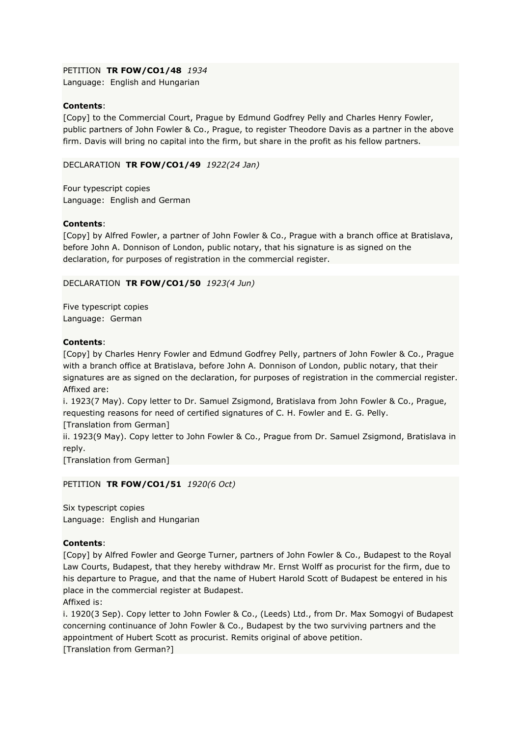PETITION **TR FOW/CO1/48** *1934*
Language: English and Hungarian

**Contents**:
[Copy] to the Commercial Court, Prague by Edmund Godfrey Pelly and Charles Henry Fowler, public partners of John Fowler & Co., Prague, to register Theodore Davis as a partner in the above firm. Davis will bring no capital into the firm, but share in the profit as his fellow partners.

DECLARATION **TR FOW/CO1/49** *1922(24 Jan)*

Four typescript copies
Language: English and German

**Contents**:
[Copy] by Alfred Fowler, a partner of John Fowler & Co., Prague with a branch office at Bratislava, before John A. Donnison of London, public notary, that his signature is as signed on the declaration, for purposes of registration in the commercial register.

DECLARATION **TR FOW/CO1/50** *1923(4 Jun)*

Five typescript copies
Language: German

**Contents**:
[Copy] by Charles Henry Fowler and Edmund Godfrey Pelly, partners of John Fowler & Co., Prague with a branch office at Bratislava, before John A. Donnison of London, public notary, that their signatures are as signed on the declaration, for purposes of registration in the commercial register.
Affixed are:
i. 1923(7 May). Copy letter to Dr. Samuel Zsigmond, Bratislava from John Fowler & Co., Prague, requesting reasons for need of certified signatures of C. H. Fowler and E. G. Pelly.
[Translation from German]
ii. 1923(9 May). Copy letter to John Fowler & Co., Prague from Dr. Samuel Zsigmond, Bratislava in reply.
[Translation from German]

PETITION **TR FOW/CO1/51** *1920(6 Oct)*

Six typescript copies
Language: English and Hungarian

**Contents**:
[Copy] by Alfred Fowler and George Turner, partners of John Fowler & Co., Budapest to the Royal Law Courts, Budapest, that they hereby withdraw Mr. Ernst Wolff as procurist for the firm, due to his departure to Prague, and that the name of Hubert Harold Scott of Budapest be entered in his place in the commercial register at Budapest.
Affixed is:
i. 1920(3 Sep). Copy letter to John Fowler & Co., (Leeds) Ltd., from Dr. Max Somogyi of Budapest concerning continuance of John Fowler & Co., Budapest by the two surviving partners and the appointment of Hubert Scott as procurist. Remits original of above petition.
[Translation from German?]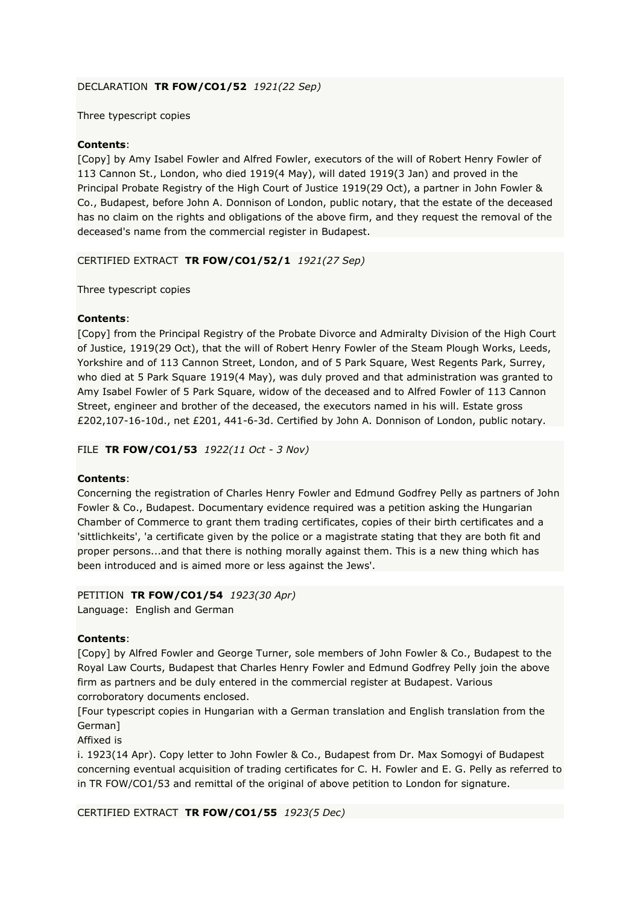DECLARATION **TR FOW/CO1/52** *1921(22 Sep)*

Three typescript copies

**Contents**:
[Copy] by Amy Isabel Fowler and Alfred Fowler, executors of the will of Robert Henry Fowler of 113 Cannon St., London, who died 1919(4 May), will dated 1919(3 Jan) and proved in the Principal Probate Registry of the High Court of Justice 1919(29 Oct), a partner in John Fowler & Co., Budapest, before John A. Donnison of London, public notary, that the estate of the deceased has no claim on the rights and obligations of the above firm, and they request the removal of the deceased's name from the commercial register in Budapest.

CERTIFIED EXTRACT **TR FOW/CO1/52/1** *1921(27 Sep)*

Three typescript copies

**Contents**:
[Copy] from the Principal Registry of the Probate Divorce and Admiralty Division of the High Court of Justice, 1919(29 Oct), that the will of Robert Henry Fowler of the Steam Plough Works, Leeds, Yorkshire and of 113 Cannon Street, London, and of 5 Park Square, West Regents Park, Surrey, who died at 5 Park Square 1919(4 May), was duly proved and that administration was granted to Amy Isabel Fowler of 5 Park Square, widow of the deceased and to Alfred Fowler of 113 Cannon Street, engineer and brother of the deceased, the executors named in his will. Estate gross £202,107-16-10d., net £201, 441-6-3d. Certified by John A. Donnison of London, public notary.

FILE **TR FOW/CO1/53** *1922(11 Oct - 3 Nov)*

**Contents**:
Concerning the registration of Charles Henry Fowler and Edmund Godfrey Pelly as partners of John Fowler & Co., Budapest. Documentary evidence required was a petition asking the Hungarian Chamber of Commerce to grant them trading certificates, copies of their birth certificates and a 'sittlichkeits', 'a certificate given by the police or a magistrate stating that they are both fit and proper persons...and that there is nothing morally against them. This is a new thing which has been introduced and is aimed more or less against the Jews'.

PETITION **TR FOW/CO1/54** *1923(30 Apr)*
Language: English and German

**Contents**:
[Copy] by Alfred Fowler and George Turner, sole members of John Fowler & Co., Budapest to the Royal Law Courts, Budapest that Charles Henry Fowler and Edmund Godfrey Pelly join the above firm as partners and be duly entered in the commercial register at Budapest. Various corroboratory documents enclosed.
[Four typescript copies in Hungarian with a German translation and English translation from the German]
Affixed is
i. 1923(14 Apr). Copy letter to John Fowler & Co., Budapest from Dr. Max Somogyi of Budapest concerning eventual acquisition of trading certificates for C. H. Fowler and E. G. Pelly as referred to in TR FOW/CO1/53 and remittal of the original of above petition to London for signature.

CERTIFIED EXTRACT **TR FOW/CO1/55** *1923(5 Dec)*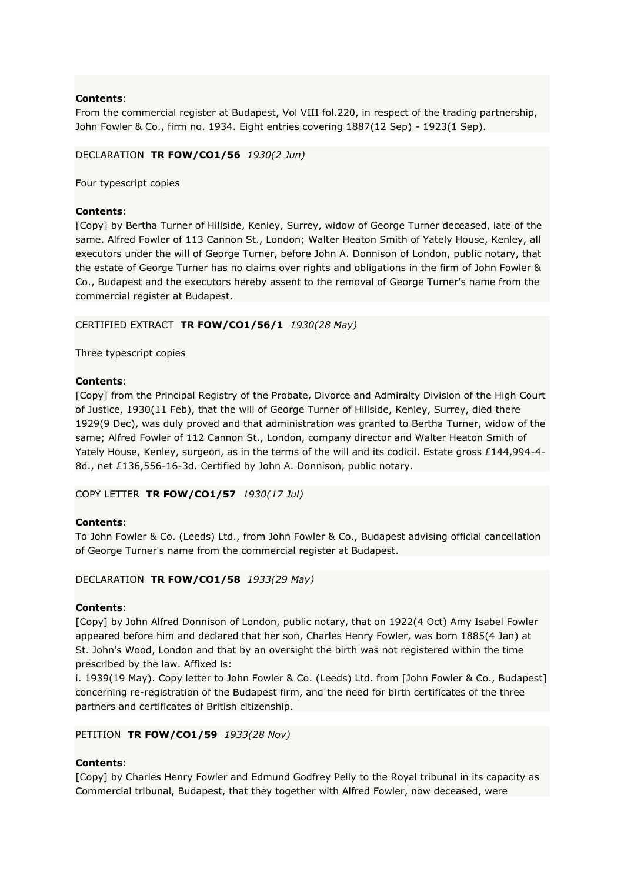**Contents**:
From the commercial register at Budapest, Vol VIII fol.220, in respect of the trading partnership, John Fowler & Co., firm no. 1934. Eight entries covering 1887(12 Sep) - 1923(1 Sep).

DECLARATION **TR FOW/CO1/56** *1930(2 Jun)*

Four typescript copies

**Contents**:
[Copy] by Bertha Turner of Hillside, Kenley, Surrey, widow of George Turner deceased, late of the same. Alfred Fowler of 113 Cannon St., London; Walter Heaton Smith of Yately House, Kenley, all executors under the will of George Turner, before John A. Donnison of London, public notary, that the estate of George Turner has no claims over rights and obligations in the firm of John Fowler & Co., Budapest and the executors hereby assent to the removal of George Turner's name from the commercial register at Budapest.

CERTIFIED EXTRACT **TR FOW/CO1/56/1** *1930(28 May)*

Three typescript copies

**Contents**:
[Copy] from the Principal Registry of the Probate, Divorce and Admiralty Division of the High Court of Justice, 1930(11 Feb), that the will of George Turner of Hillside, Kenley, Surrey, died there 1929(9 Dec), was duly proved and that administration was granted to Bertha Turner, widow of the same; Alfred Fowler of 112 Cannon St., London, company director and Walter Heaton Smith of Yately House, Kenley, surgeon, as in the terms of the will and its codicil. Estate gross £144,994-4-8d., net £136,556-16-3d. Certified by John A. Donnison, public notary.

COPY LETTER **TR FOW/CO1/57** *1930(17 Jul)*

**Contents**:
To John Fowler & Co. (Leeds) Ltd., from John Fowler & Co., Budapest advising official cancellation of George Turner's name from the commercial register at Budapest.

DECLARATION **TR FOW/CO1/58** *1933(29 May)*

**Contents**:
[Copy] by John Alfred Donnison of London, public notary, that on 1922(4 Oct) Amy Isabel Fowler appeared before him and declared that her son, Charles Henry Fowler, was born 1885(4 Jan) at St. John's Wood, London and that by an oversight the birth was not registered within the time prescribed by the law. Affixed is:
i. 1939(19 May). Copy letter to John Fowler & Co. (Leeds) Ltd. from [John Fowler & Co., Budapest] concerning re-registration of the Budapest firm, and the need for birth certificates of the three partners and certificates of British citizenship.

PETITION **TR FOW/CO1/59** *1933(28 Nov)*

**Contents**:
[Copy] by Charles Henry Fowler and Edmund Godfrey Pelly to the Royal tribunal in its capacity as Commercial tribunal, Budapest, that they together with Alfred Fowler, now deceased, were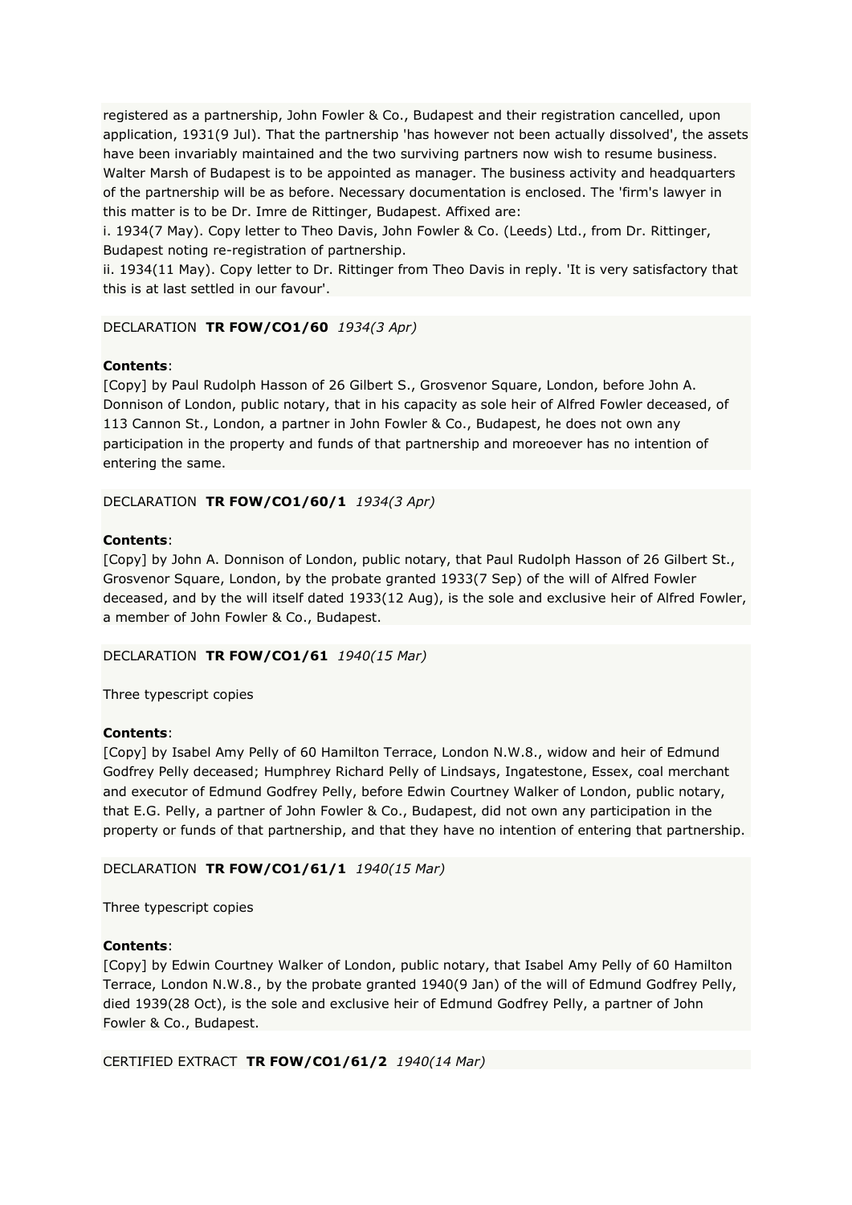registered as a partnership, John Fowler & Co., Budapest and their registration cancelled, upon application, 1931(9 Jul). That the partnership 'has however not been actually dissolved', the assets have been invariably maintained and the two surviving partners now wish to resume business. Walter Marsh of Budapest is to be appointed as manager. The business activity and headquarters of the partnership will be as before. Necessary documentation is enclosed. The 'firm's lawyer in this matter is to be Dr. Imre de Rittinger, Budapest. Affixed are:
i. 1934(7 May). Copy letter to Theo Davis, John Fowler & Co. (Leeds) Ltd., from Dr. Rittinger, Budapest noting re-registration of partnership.
ii. 1934(11 May). Copy letter to Dr. Rittinger from Theo Davis in reply. 'It is very satisfactory that this is at last settled in our favour'.

DECLARATION **TR FOW/CO1/60** *1934(3 Apr)*

**Contents**:
[Copy] by Paul Rudolph Hasson of 26 Gilbert S., Grosvenor Square, London, before John A. Donnison of London, public notary, that in his capacity as sole heir of Alfred Fowler deceased, of 113 Cannon St., London, a partner in John Fowler & Co., Budapest, he does not own any participation in the property and funds of that partnership and moreoever has no intention of entering the same.

DECLARATION **TR FOW/CO1/60/1** *1934(3 Apr)*

**Contents**:
[Copy] by John A. Donnison of London, public notary, that Paul Rudolph Hasson of 26 Gilbert St., Grosvenor Square, London, by the probate granted 1933(7 Sep) of the will of Alfred Fowler deceased, and by the will itself dated 1933(12 Aug), is the sole and exclusive heir of Alfred Fowler, a member of John Fowler & Co., Budapest.

DECLARATION **TR FOW/CO1/61** *1940(15 Mar)*

Three typescript copies

**Contents**:
[Copy] by Isabel Amy Pelly of 60 Hamilton Terrace, London N.W.8., widow and heir of Edmund Godfrey Pelly deceased; Humphrey Richard Pelly of Lindsays, Ingatestone, Essex, coal merchant and executor of Edmund Godfrey Pelly, before Edwin Courtney Walker of London, public notary, that E.G. Pelly, a partner of John Fowler & Co., Budapest, did not own any participation in the property or funds of that partnership, and that they have no intention of entering that partnership.

DECLARATION **TR FOW/CO1/61/1** *1940(15 Mar)*

Three typescript copies

**Contents**:
[Copy] by Edwin Courtney Walker of London, public notary, that Isabel Amy Pelly of 60 Hamilton Terrace, London N.W.8., by the probate granted 1940(9 Jan) of the will of Edmund Godfrey Pelly, died 1939(28 Oct), is the sole and exclusive heir of Edmund Godfrey Pelly, a partner of John Fowler & Co., Budapest.

CERTIFIED EXTRACT **TR FOW/CO1/61/2** *1940(14 Mar)*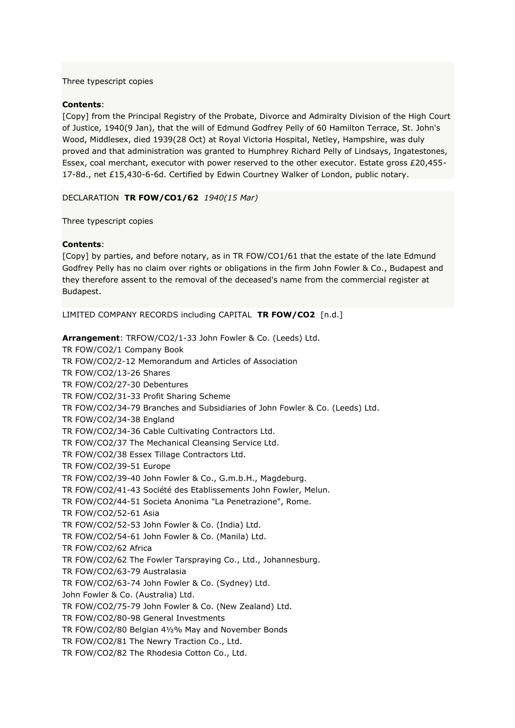Three typescript copies

**Contents**:
[Copy] from the Principal Registry of the Probate, Divorce and Admiralty Division of the High Court of Justice, 1940(9 Jan), that the will of Edmund Godfrey Pelly of 60 Hamilton Terrace, St. John's Wood, Middlesex, died 1939(28 Oct) at Royal Victoria Hospital, Netley, Hampshire, was duly proved and that administration was granted to Humphrey Richard Pelly of Lindsays, Ingatestones, Essex, coal merchant, executor with power reserved to the other executor. Estate gross £20,455-17-8d., net £15,430-6-6d. Certified by Edwin Courtney Walker of London, public notary.

DECLARATION **TR FOW/CO1/62** *1940(15 Mar)*

Three typescript copies

**Contents**:
[Copy] by parties, and before notary, as in TR FOW/CO1/61 that the estate of the late Edmund Godfrey Pelly has no claim over rights or obligations in the firm John Fowler & Co., Budapest and they therefore assent to the removal of the deceased's name from the commercial register at Budapest.

LIMITED COMPANY RECORDS including CAPITAL **TR FOW/CO2** [n.d.]

**Arrangement**: TRFOW/CO2/1-33 John Fowler & Co. (Leeds) Ltd.
TR FOW/CO2/1 Company Book
TR FOW/CO2/2-12 Memorandum and Articles of Association
TR FOW/CO2/13-26 Shares
TR FOW/CO2/27-30 Debentures
TR FOW/CO2/31-33 Profit Sharing Scheme
TR FOW/CO2/34-79 Branches and Subsidiaries of John Fowler & Co. (Leeds) Ltd.
TR FOW/CO2/34-38 England
TR FOW/CO2/34-36 Cable Cultivating Contractors Ltd.
TR FOW/CO2/37 The Mechanical Cleansing Service Ltd.
TR FOW/CO2/38 Essex Tillage Contractors Ltd.
TR FOW/CO2/39-51 Europe
TR FOW/CO2/39-40 John Fowler & Co., G.m.b.H., Magdeburg.
TR FOW/CO2/41-43 Société des Etablissements John Fowler, Melun.
TR FOW/CO2/44-51 Societa Anonima "La Penetrazione", Rome.
TR FOW/CO2/52-61 Asia
TR FOW/CO2/52-53 John Fowler & Co. (India) Ltd.
TR FOW/CO2/54-61 John Fowler & Co. (Manila) Ltd.
TR FOW/CO2/62 Africa
TR FOW/CO2/62 The Fowler Tarspraying Co., Ltd., Johannesburg.
TR FOW/CO2/63-79 Australasia
TR FOW/CO2/63-74 John Fowler & Co. (Sydney) Ltd.
John Fowler & Co. (Australia) Ltd.
TR FOW/CO2/75-79 John Fowler & Co. (New Zealand) Ltd.
TR FOW/CO2/80-98 General Investments
TR FOW/CO2/80 Belgian 4½% May and November Bonds
TR FOW/CO2/81 The Newry Traction Co., Ltd.
TR FOW/CO2/82 The Rhodesia Cotton Co., Ltd.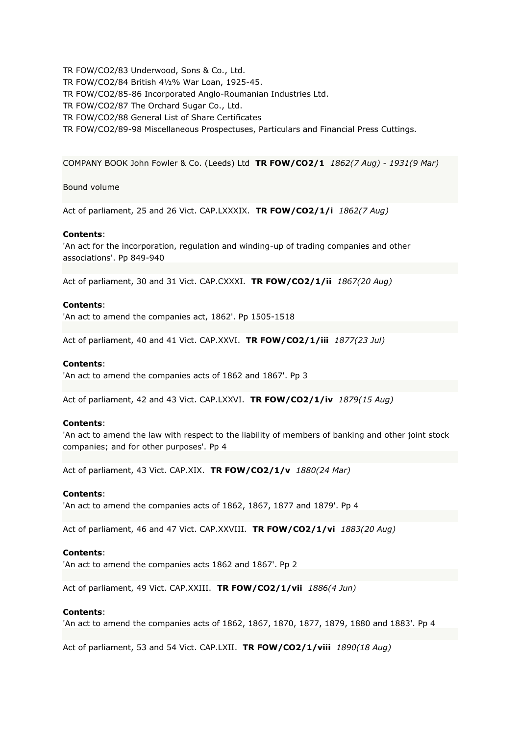TR FOW/CO2/83 Underwood, Sons & Co., Ltd.
TR FOW/CO2/84 British 4½% War Loan, 1925-45.
TR FOW/CO2/85-86 Incorporated Anglo-Roumanian Industries Ltd.
TR FOW/CO2/87 The Orchard Sugar Co., Ltd.
TR FOW/CO2/88 General List of Share Certificates
TR FOW/CO2/89-98 Miscellaneous Prospectuses, Particulars and Financial Press Cuttings.

COMPANY BOOK John Fowler & Co. (Leeds) Ltd **TR FOW/CO2/1** *1862(7 Aug) - 1931(9 Mar)*

Bound volume

Act of parliament, 25 and 26 Vict. CAP.LXXXIX. **TR FOW/CO2/1/i** *1862(7 Aug)*

**Contents**:
'An act for the incorporation, regulation and winding-up of trading companies and other associations'. Pp 849-940

Act of parliament, 30 and 31 Vict. CAP.CXXXI. **TR FOW/CO2/1/ii** *1867(20 Aug)*

**Contents**:
'An act to amend the companies act, 1862'. Pp 1505-1518

Act of parliament, 40 and 41 Vict. CAP.XXVI. **TR FOW/CO2/1/iii** *1877(23 Jul)*

**Contents**:
'An act to amend the companies acts of 1862 and 1867'. Pp 3

Act of parliament, 42 and 43 Vict. CAP.LXXVI. **TR FOW/CO2/1/iv** *1879(15 Aug)*

**Contents**:
'An act to amend the law with respect to the liability of members of banking and other joint stock companies; and for other purposes'. Pp 4

Act of parliament, 43 Vict. CAP.XIX. **TR FOW/CO2/1/v** *1880(24 Mar)*

**Contents**:
'An act to amend the companies acts of 1862, 1867, 1877 and 1879'. Pp 4

Act of parliament, 46 and 47 Vict. CAP.XXVIII. **TR FOW/CO2/1/vi** *1883(20 Aug)*

**Contents**:
'An act to amend the companies acts 1862 and 1867'. Pp 2

Act of parliament, 49 Vict. CAP.XXIII. **TR FOW/CO2/1/vii** *1886(4 Jun)*

**Contents**:
'An act to amend the companies acts of 1862, 1867, 1870, 1877, 1879, 1880 and 1883'. Pp 4

Act of parliament, 53 and 54 Vict. CAP.LXII. **TR FOW/CO2/1/viii** *1890(18 Aug)*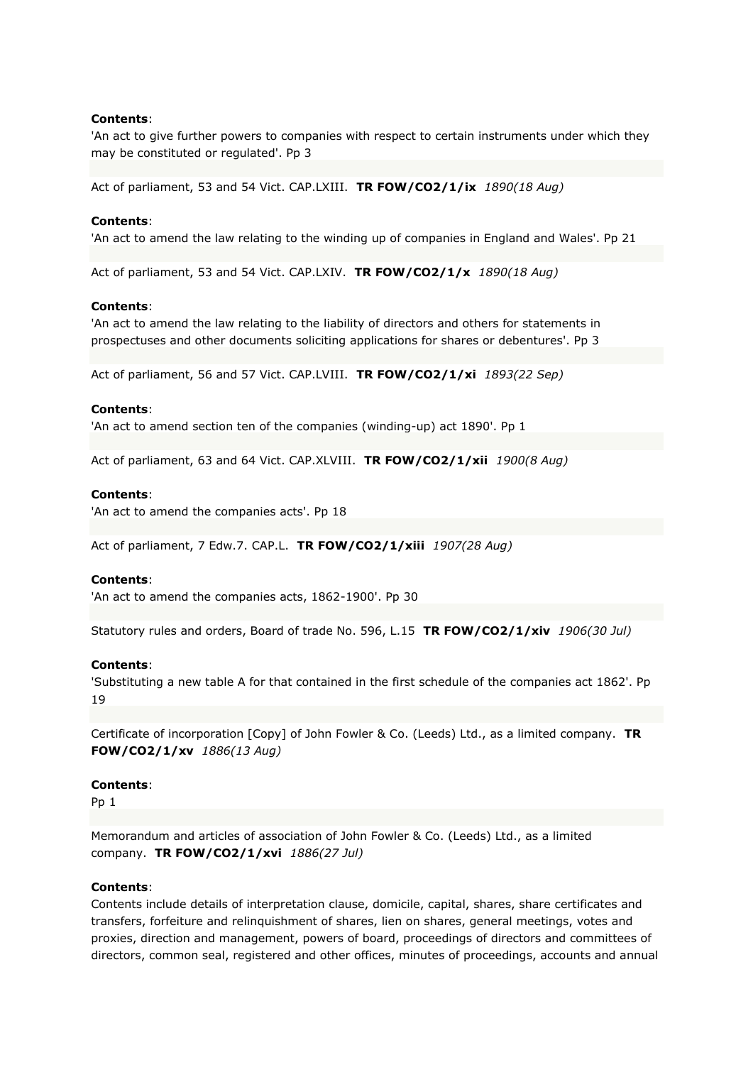**Contents**:
'An act to give further powers to companies with respect to certain instruments under which they may be constituted or regulated'. Pp 3

Act of parliament, 53 and 54 Vict. CAP.LXIII. **TR FOW/CO2/1/ix** *1890(18 Aug)*

**Contents**:
'An act to amend the law relating to the winding up of companies in England and Wales'. Pp 21

Act of parliament, 53 and 54 Vict. CAP.LXIV. **TR FOW/CO2/1/x** *1890(18 Aug)*

**Contents**:
'An act to amend the law relating to the liability of directors and others for statements in prospectuses and other documents soliciting applications for shares or debentures'. Pp 3

Act of parliament, 56 and 57 Vict. CAP.LVIII. **TR FOW/CO2/1/xi** *1893(22 Sep)*

**Contents**:
'An act to amend section ten of the companies (winding-up) act 1890'. Pp 1

Act of parliament, 63 and 64 Vict. CAP.XLVIII. **TR FOW/CO2/1/xii** *1900(8 Aug)*

**Contents**:
'An act to amend the companies acts'. Pp 18

Act of parliament, 7 Edw.7. CAP.L. **TR FOW/CO2/1/xiii** *1907(28 Aug)*

**Contents**:
'An act to amend the companies acts, 1862-1900'. Pp 30

Statutory rules and orders, Board of trade No. 596, L.15 **TR FOW/CO2/1/xiv** *1906(30 Jul)*

**Contents**:
'Substituting a new table A for that contained in the first schedule of the companies act 1862'. Pp 19

Certificate of incorporation [Copy] of John Fowler & Co. (Leeds) Ltd., as a limited company. **TR FOW/CO2/1/xv** *1886(13 Aug)*

**Contents**:
Pp 1

Memorandum and articles of association of John Fowler & Co. (Leeds) Ltd., as a limited company. **TR FOW/CO2/1/xvi** *1886(27 Jul)*

**Contents**:
Contents include details of interpretation clause, domicile, capital, shares, share certificates and transfers, forfeiture and relinquishment of shares, lien on shares, general meetings, votes and proxies, direction and management, powers of board, proceedings of directors and committees of directors, common seal, registered and other offices, minutes of proceedings, accounts and annual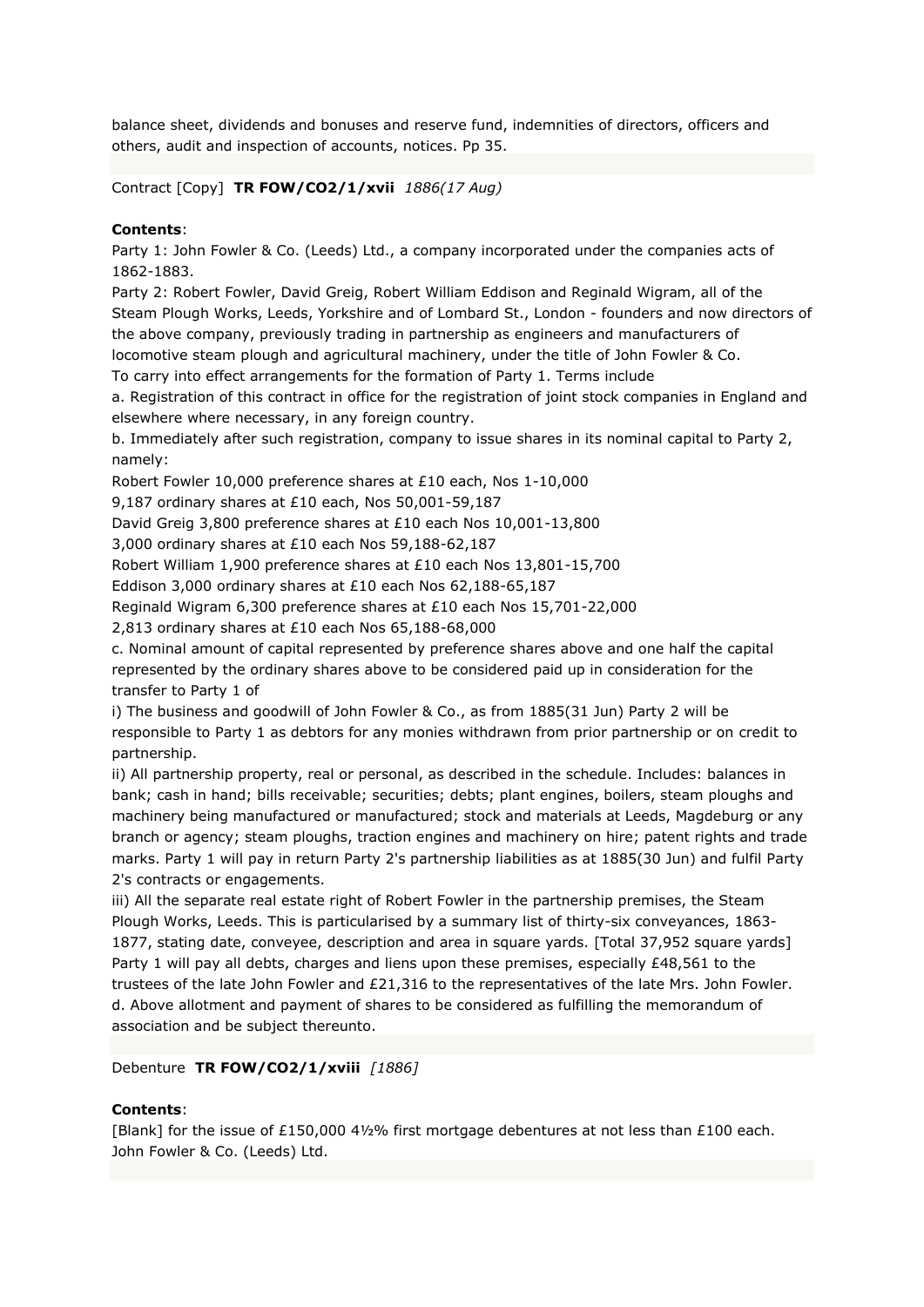balance sheet, dividends and bonuses and reserve fund, indemnities of directors, officers and others, audit and inspection of accounts, notices. Pp 35.

Contract [Copy] **TR FOW/CO2/1/xvii** *1886(17 Aug)*

**Contents**:
Party 1: John Fowler & Co. (Leeds) Ltd., a company incorporated under the companies acts of 1862-1883.
Party 2: Robert Fowler, David Greig, Robert William Eddison and Reginald Wigram, all of the Steam Plough Works, Leeds, Yorkshire and of Lombard St., London - founders and now directors of the above company, previously trading in partnership as engineers and manufacturers of locomotive steam plough and agricultural machinery, under the title of John Fowler & Co.
To carry into effect arrangements for the formation of Party 1. Terms include
a. Registration of this contract in office for the registration of joint stock companies in England and elsewhere where necessary, in any foreign country.
b. Immediately after such registration, company to issue shares in its nominal capital to Party 2, namely:
Robert Fowler 10,000 preference shares at £10 each, Nos 1-10,000
9,187 ordinary shares at £10 each, Nos 50,001-59,187
David Greig 3,800 preference shares at £10 each Nos 10,001-13,800
3,000 ordinary shares at £10 each Nos 59,188-62,187
Robert William 1,900 preference shares at £10 each Nos 13,801-15,700
Eddison 3,000 ordinary shares at £10 each Nos 62,188-65,187
Reginald Wigram 6,300 preference shares at £10 each Nos 15,701-22,000
2,813 ordinary shares at £10 each Nos 65,188-68,000
c. Nominal amount of capital represented by preference shares above and one half the capital represented by the ordinary shares above to be considered paid up in consideration for the transfer to Party 1 of
i) The business and goodwill of John Fowler & Co., as from 1885(31 Jun) Party 2 will be responsible to Party 1 as debtors for any monies withdrawn from prior partnership or on credit to partnership.
ii) All partnership property, real or personal, as described in the schedule. Includes: balances in bank; cash in hand; bills receivable; securities; debts; plant engines, boilers, steam ploughs and machinery being manufactured or manufactured; stock and materials at Leeds, Magdeburg or any branch or agency; steam ploughs, traction engines and machinery on hire; patent rights and trade marks. Party 1 will pay in return Party 2's partnership liabilities as at 1885(30 Jun) and fulfil Party 2's contracts or engagements.
iii) All the separate real estate right of Robert Fowler in the partnership premises, the Steam Plough Works, Leeds. This is particularised by a summary list of thirty-six conveyances, 1863-1877, stating date, conveyee, description and area in square yards. [Total 37,952 square yards] Party 1 will pay all debts, charges and liens upon these premises, especially £48,561 to the trustees of the late John Fowler and £21,316 to the representatives of the late Mrs. John Fowler.
d. Above allotment and payment of shares to be considered as fulfilling the memorandum of association and be subject thereunto.

Debenture **TR FOW/CO2/1/xviii** *[1886]*

**Contents**:
[Blank] for the issue of £150,000 4½% first mortgage debentures at not less than £100 each.
John Fowler & Co. (Leeds) Ltd.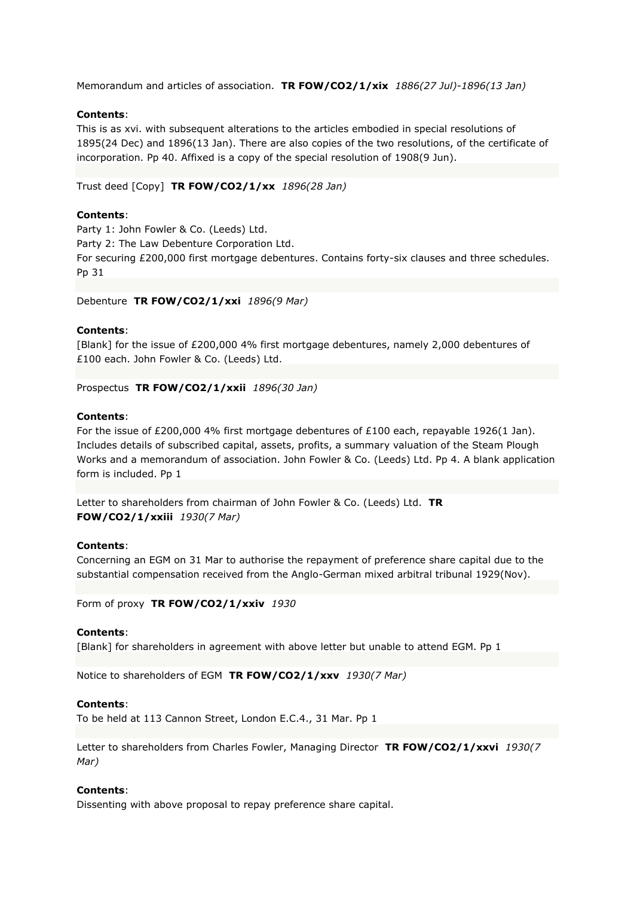Memorandum and articles of association. **TR FOW/CO2/1/xix** *1886(27 Jul)-1896(13 Jan)*

**Contents**:
This is as xvi. with subsequent alterations to the articles embodied in special resolutions of 1895(24 Dec) and 1896(13 Jan). There are also copies of the two resolutions, of the certificate of incorporation. Pp 40. Affixed is a copy of the special resolution of 1908(9 Jun).

Trust deed [Copy] **TR FOW/CO2/1/xx** *1896(28 Jan)*

**Contents**:
Party 1: John Fowler & Co. (Leeds) Ltd.
Party 2: The Law Debenture Corporation Ltd.
For securing £200,000 first mortgage debentures. Contains forty-six clauses and three schedules. Pp 31

Debenture **TR FOW/CO2/1/xxi** *1896(9 Mar)*

**Contents**:
[Blank] for the issue of £200,000 4% first mortgage debentures, namely 2,000 debentures of £100 each. John Fowler & Co. (Leeds) Ltd.

Prospectus **TR FOW/CO2/1/xxii** *1896(30 Jan)*

**Contents**:
For the issue of £200,000 4% first mortgage debentures of £100 each, repayable 1926(1 Jan). Includes details of subscribed capital, assets, profits, a summary valuation of the Steam Plough Works and a memorandum of association. John Fowler & Co. (Leeds) Ltd. Pp 4. A blank application form is included. Pp 1

Letter to shareholders from chairman of John Fowler & Co. (Leeds) Ltd. **TR FOW/CO2/1/xxiii** *1930(7 Mar)*

**Contents**:
Concerning an EGM on 31 Mar to authorise the repayment of preference share capital due to the substantial compensation received from the Anglo-German mixed arbitral tribunal 1929(Nov).

Form of proxy **TR FOW/CO2/1/xxiv** *1930*

**Contents**:
[Blank] for shareholders in agreement with above letter but unable to attend EGM. Pp 1

Notice to shareholders of EGM **TR FOW/CO2/1/xxv** *1930(7 Mar)*

**Contents**:
To be held at 113 Cannon Street, London E.C.4., 31 Mar. Pp 1

Letter to shareholders from Charles Fowler, Managing Director **TR FOW/CO2/1/xxvi** *1930(7 Mar)*

**Contents**:
Dissenting with above proposal to repay preference share capital.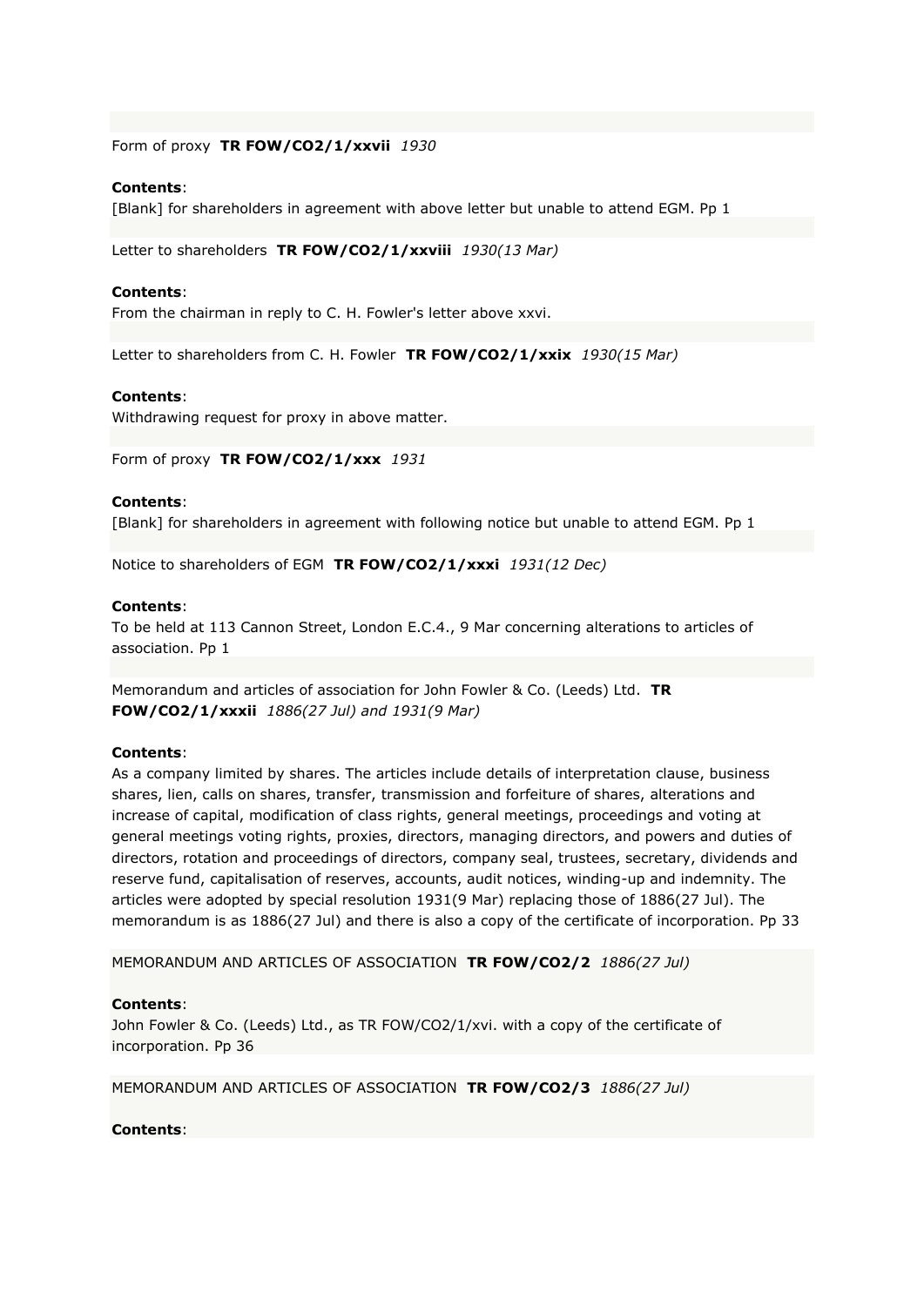Form of proxy **TR FOW/CO2/1/xxvii** *1930*

**Contents**:
[Blank] for shareholders in agreement with above letter but unable to attend EGM. Pp 1

Letter to shareholders **TR FOW/CO2/1/xxviii** *1930(13 Mar)*

**Contents**:
From the chairman in reply to C. H. Fowler's letter above xxvi.

Letter to shareholders from C. H. Fowler **TR FOW/CO2/1/xxix** *1930(15 Mar)*

**Contents**:
Withdrawing request for proxy in above matter.

Form of proxy **TR FOW/CO2/1/xxx** *1931*

**Contents**:
[Blank] for shareholders in agreement with following notice but unable to attend EGM. Pp 1

Notice to shareholders of EGM **TR FOW/CO2/1/xxxi** *1931(12 Dec)*

**Contents**:
To be held at 113 Cannon Street, London E.C.4., 9 Mar concerning alterations to articles of association. Pp 1

Memorandum and articles of association for John Fowler & Co. (Leeds) Ltd. **TR FOW/CO2/1/xxxii** *1886(27 Jul) and 1931(9 Mar)*

**Contents**:
As a company limited by shares. The articles include details of interpretation clause, business shares, lien, calls on shares, transfer, transmission and forfeiture of shares, alterations and increase of capital, modification of class rights, general meetings, proceedings and voting at general meetings voting rights, proxies, directors, managing directors, and powers and duties of directors, rotation and proceedings of directors, company seal, trustees, secretary, dividends and reserve fund, capitalisation of reserves, accounts, audit notices, winding-up and indemnity. The articles were adopted by special resolution 1931(9 Mar) replacing those of 1886(27 Jul). The memorandum is as 1886(27 Jul) and there is also a copy of the certificate of incorporation. Pp 33

MEMORANDUM AND ARTICLES OF ASSOCIATION **TR FOW/CO2/2** *1886(27 Jul)*

**Contents**:
John Fowler & Co. (Leeds) Ltd., as TR FOW/CO2/1/xvi. with a copy of the certificate of incorporation. Pp 36

MEMORANDUM AND ARTICLES OF ASSOCIATION **TR FOW/CO2/3** *1886(27 Jul)*

**Contents**: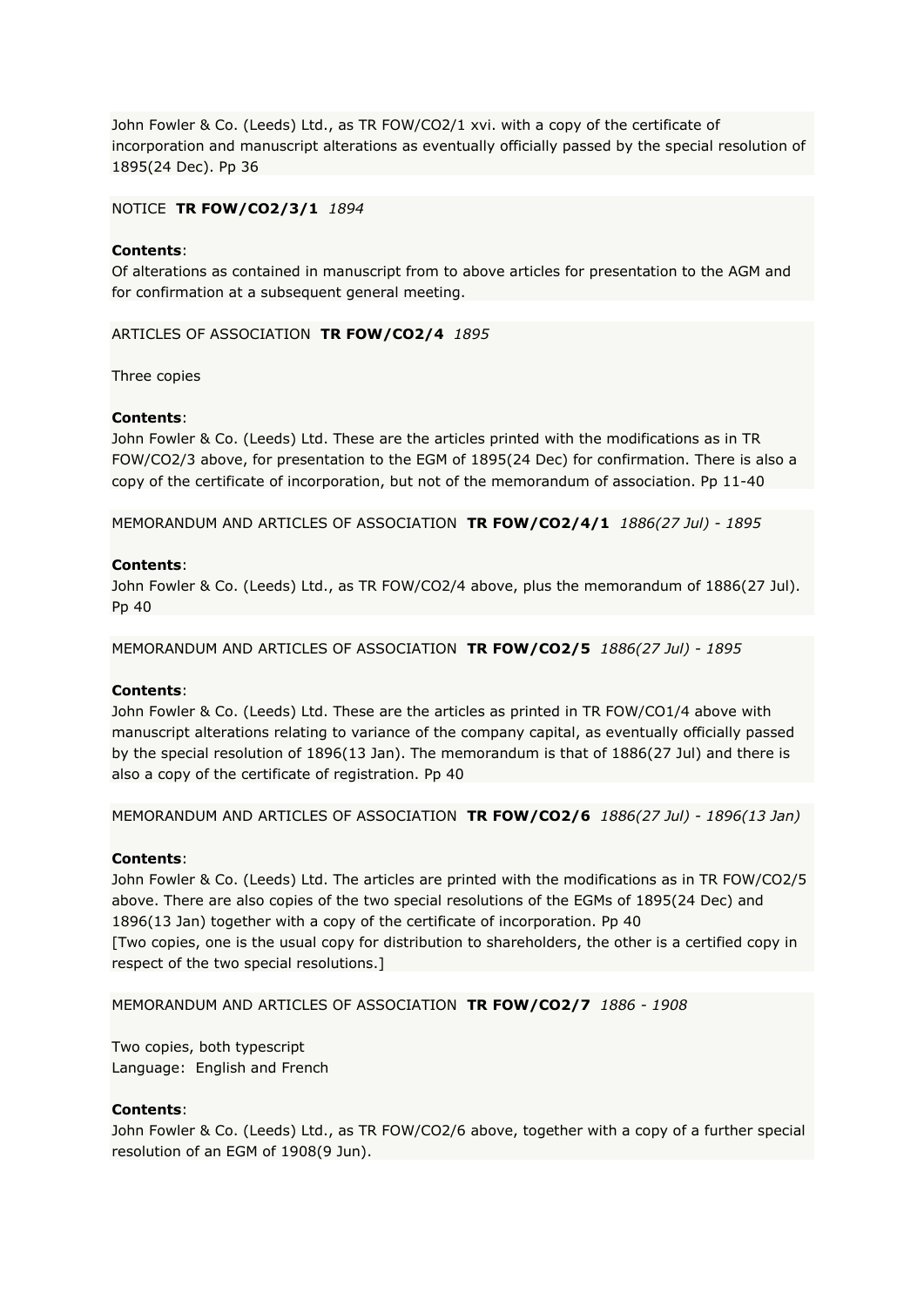John Fowler & Co. (Leeds) Ltd., as TR FOW/CO2/1 xvi. with a copy of the certificate of incorporation and manuscript alterations as eventually officially passed by the special resolution of 1895(24 Dec). Pp 36

NOTICE **TR FOW/CO2/3/1** *1894*

**Contents**:
Of alterations as contained in manuscript from to above articles for presentation to the AGM and for confirmation at a subsequent general meeting.

ARTICLES OF ASSOCIATION **TR FOW/CO2/4** *1895*

Three copies

**Contents**:
John Fowler & Co. (Leeds) Ltd. These are the articles printed with the modifications as in TR FOW/CO2/3 above, for presentation to the EGM of 1895(24 Dec) for confirmation. There is also a copy of the certificate of incorporation, but not of the memorandum of association. Pp 11-40

MEMORANDUM AND ARTICLES OF ASSOCIATION **TR FOW/CO2/4/1** *1886(27 Jul) - 1895*

**Contents**:
John Fowler & Co. (Leeds) Ltd., as TR FOW/CO2/4 above, plus the memorandum of 1886(27 Jul). Pp 40

MEMORANDUM AND ARTICLES OF ASSOCIATION **TR FOW/CO2/5** *1886(27 Jul) - 1895*

**Contents**:
John Fowler & Co. (Leeds) Ltd. These are the articles as printed in TR FOW/CO1/4 above with manuscript alterations relating to variance of the company capital, as eventually officially passed by the special resolution of 1896(13 Jan). The memorandum is that of 1886(27 Jul) and there is also a copy of the certificate of registration. Pp 40

MEMORANDUM AND ARTICLES OF ASSOCIATION **TR FOW/CO2/6** *1886(27 Jul) - 1896(13 Jan)*

**Contents**:
John Fowler & Co. (Leeds) Ltd. The articles are printed with the modifications as in TR FOW/CO2/5 above. There are also copies of the two special resolutions of the EGMs of 1895(24 Dec) and 1896(13 Jan) together with a copy of the certificate of incorporation. Pp 40
[Two copies, one is the usual copy for distribution to shareholders, the other is a certified copy in respect of the two special resolutions.]

MEMORANDUM AND ARTICLES OF ASSOCIATION **TR FOW/CO2/7** *1886 - 1908*

Two copies, both typescript
Language: English and French

**Contents**:
John Fowler & Co. (Leeds) Ltd., as TR FOW/CO2/6 above, together with a copy of a further special resolution of an EGM of 1908(9 Jun).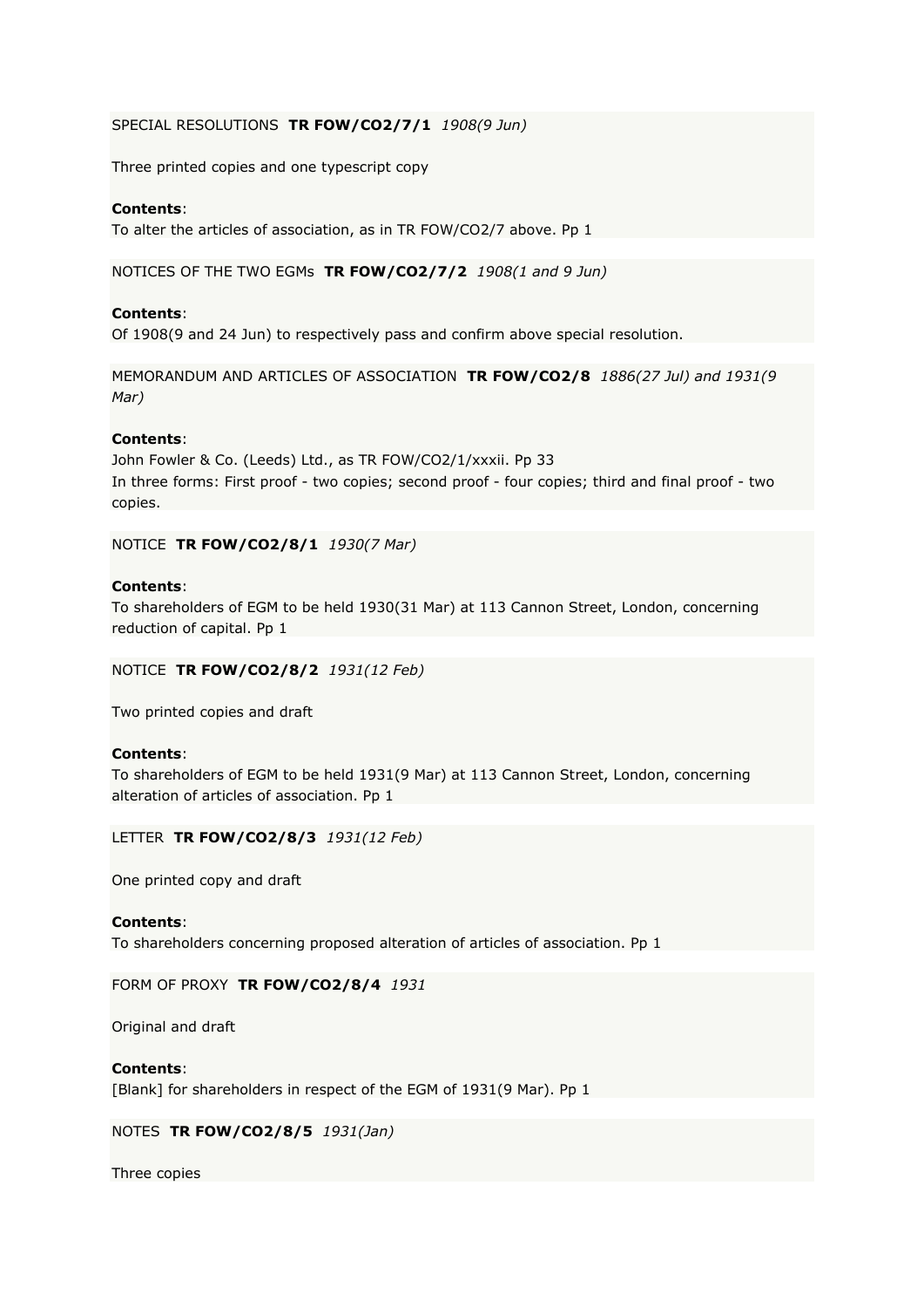SPECIAL RESOLUTIONS **TR FOW/CO2/7/1** *1908(9 Jun)*

Three printed copies and one typescript copy

**Contents**:
To alter the articles of association, as in TR FOW/CO2/7 above. Pp 1

NOTICES OF THE TWO EGMs **TR FOW/CO2/7/2** *1908(1 and 9 Jun)*

**Contents**:
Of 1908(9 and 24 Jun) to respectively pass and confirm above special resolution.

MEMORANDUM AND ARTICLES OF ASSOCIATION **TR FOW/CO2/8** *1886(27 Jul) and 1931(9 Mar)*

**Contents**:
John Fowler & Co. (Leeds) Ltd., as TR FOW/CO2/1/xxxii. Pp 33
In three forms: First proof - two copies; second proof - four copies; third and final proof - two copies.

NOTICE **TR FOW/CO2/8/1** *1930(7 Mar)*

**Contents**:
To shareholders of EGM to be held 1930(31 Mar) at 113 Cannon Street, London, concerning reduction of capital. Pp 1

NOTICE **TR FOW/CO2/8/2** *1931(12 Feb)*

Two printed copies and draft

**Contents**:
To shareholders of EGM to be held 1931(9 Mar) at 113 Cannon Street, London, concerning alteration of articles of association. Pp 1

LETTER **TR FOW/CO2/8/3** *1931(12 Feb)*

One printed copy and draft

**Contents**:
To shareholders concerning proposed alteration of articles of association. Pp 1

FORM OF PROXY **TR FOW/CO2/8/4** *1931*

Original and draft

**Contents**:
[Blank] for shareholders in respect of the EGM of 1931(9 Mar). Pp 1

NOTES **TR FOW/CO2/8/5** *1931(Jan)*

Three copies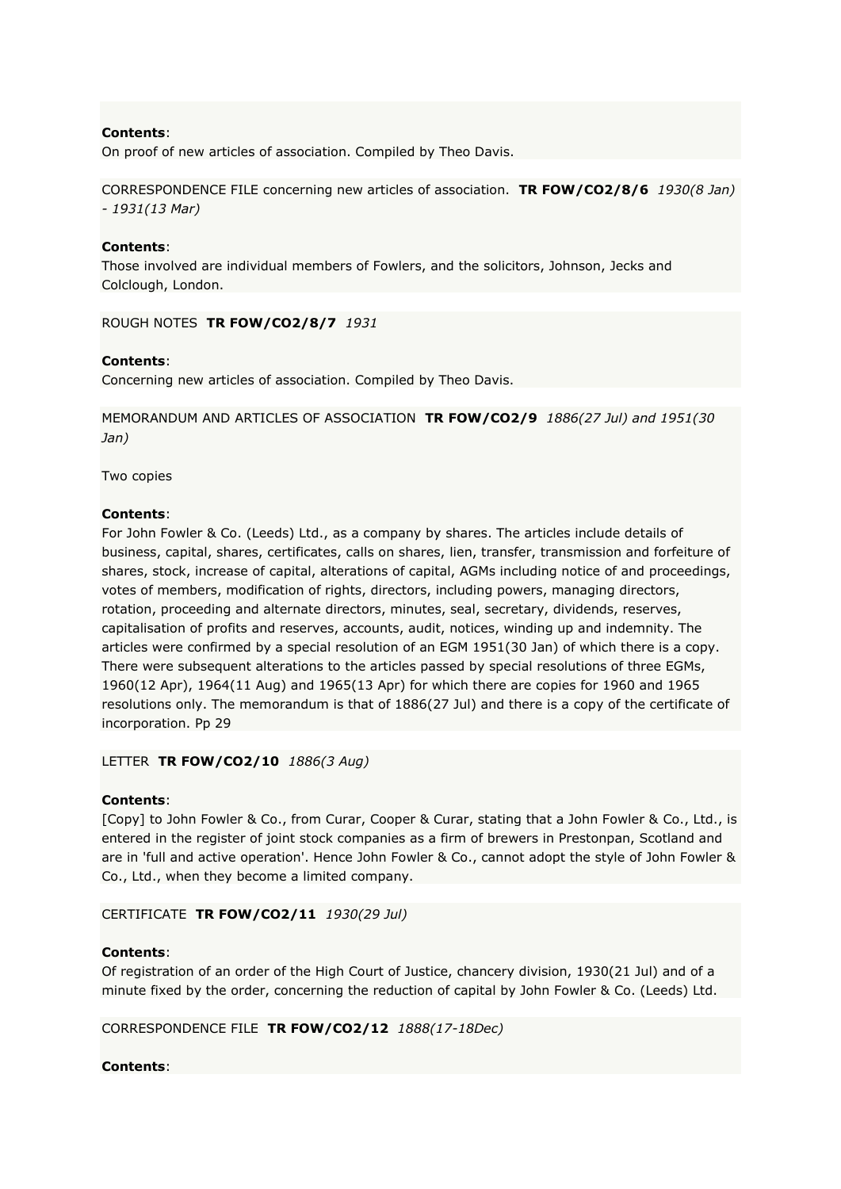**Contents**:
On proof of new articles of association. Compiled by Theo Davis.

CORRESPONDENCE FILE concerning new articles of association. **TR FOW/CO2/8/6** *1930(8 Jan) - 1931(13 Mar)*

**Contents**:
Those involved are individual members of Fowlers, and the solicitors, Johnson, Jecks and Colclough, London.

ROUGH NOTES **TR FOW/CO2/8/7** *1931*

**Contents**:
Concerning new articles of association. Compiled by Theo Davis.

MEMORANDUM AND ARTICLES OF ASSOCIATION **TR FOW/CO2/9** *1886(27 Jul) and 1951(30 Jan)*

Two copies

**Contents**:
For John Fowler & Co. (Leeds) Ltd., as a company by shares. The articles include details of business, capital, shares, certificates, calls on shares, lien, transfer, transmission and forfeiture of shares, stock, increase of capital, alterations of capital, AGMs including notice of and proceedings, votes of members, modification of rights, directors, including powers, managing directors, rotation, proceeding and alternate directors, minutes, seal, secretary, dividends, reserves, capitalisation of profits and reserves, accounts, audit, notices, winding up and indemnity. The articles were confirmed by a special resolution of an EGM 1951(30 Jan) of which there is a copy. There were subsequent alterations to the articles passed by special resolutions of three EGMs, 1960(12 Apr), 1964(11 Aug) and 1965(13 Apr) for which there are copies for 1960 and 1965 resolutions only. The memorandum is that of 1886(27 Jul) and there is a copy of the certificate of incorporation. Pp 29

LETTER **TR FOW/CO2/10** *1886(3 Aug)*

**Contents**:
[Copy] to John Fowler & Co., from Curar, Cooper & Curar, stating that a John Fowler & Co., Ltd., is entered in the register of joint stock companies as a firm of brewers in Prestonpan, Scotland and are in 'full and active operation'. Hence John Fowler & Co., cannot adopt the style of John Fowler & Co., Ltd., when they become a limited company.

CERTIFICATE **TR FOW/CO2/11** *1930(29 Jul)*

**Contents**:
Of registration of an order of the High Court of Justice, chancery division, 1930(21 Jul) and of a minute fixed by the order, concerning the reduction of capital by John Fowler & Co. (Leeds) Ltd.

CORRESPONDENCE FILE **TR FOW/CO2/12** *1888(17-18Dec)*

**Contents**: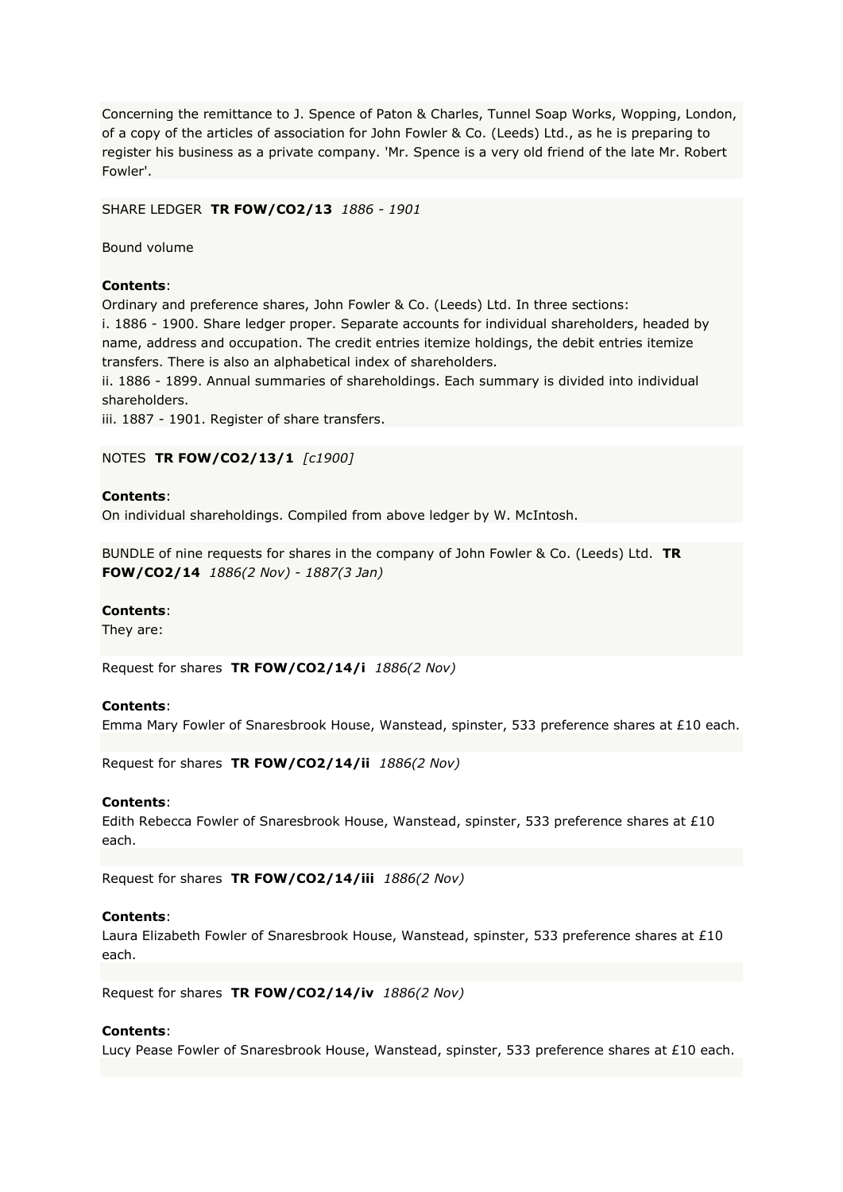Concerning the remittance to J. Spence of Paton & Charles, Tunnel Soap Works, Wopping, London, of a copy of the articles of association for John Fowler & Co. (Leeds) Ltd., as he is preparing to register his business as a private company. 'Mr. Spence is a very old friend of the late Mr. Robert Fowler'.

SHARE LEDGER **TR FOW/CO2/13** *1886 - 1901*

Bound volume

**Contents**:
Ordinary and preference shares, John Fowler & Co. (Leeds) Ltd. In three sections:
i. 1886 - 1900. Share ledger proper. Separate accounts for individual shareholders, headed by name, address and occupation. The credit entries itemize holdings, the debit entries itemize transfers. There is also an alphabetical index of shareholders.
ii. 1886 - 1899. Annual summaries of shareholdings. Each summary is divided into individual shareholders.
iii. 1887 - 1901. Register of share transfers.

NOTES **TR FOW/CO2/13/1** *[c1900]*

**Contents**:
On individual shareholdings. Compiled from above ledger by W. McIntosh.

BUNDLE of nine requests for shares in the company of John Fowler & Co. (Leeds) Ltd. **TR FOW/CO2/14** *1886(2 Nov) - 1887(3 Jan)*

**Contents**:
They are:

Request for shares **TR FOW/CO2/14/i** *1886(2 Nov)*

**Contents**:
Emma Mary Fowler of Snaresbrook House, Wanstead, spinster, 533 preference shares at £10 each.

Request for shares **TR FOW/CO2/14/ii** *1886(2 Nov)*

**Contents**:
Edith Rebecca Fowler of Snaresbrook House, Wanstead, spinster, 533 preference shares at £10 each.

Request for shares **TR FOW/CO2/14/iii** *1886(2 Nov)*

**Contents**:
Laura Elizabeth Fowler of Snaresbrook House, Wanstead, spinster, 533 preference shares at £10 each.

Request for shares **TR FOW/CO2/14/iv** *1886(2 Nov)*

**Contents**:
Lucy Pease Fowler of Snaresbrook House, Wanstead, spinster, 533 preference shares at £10 each.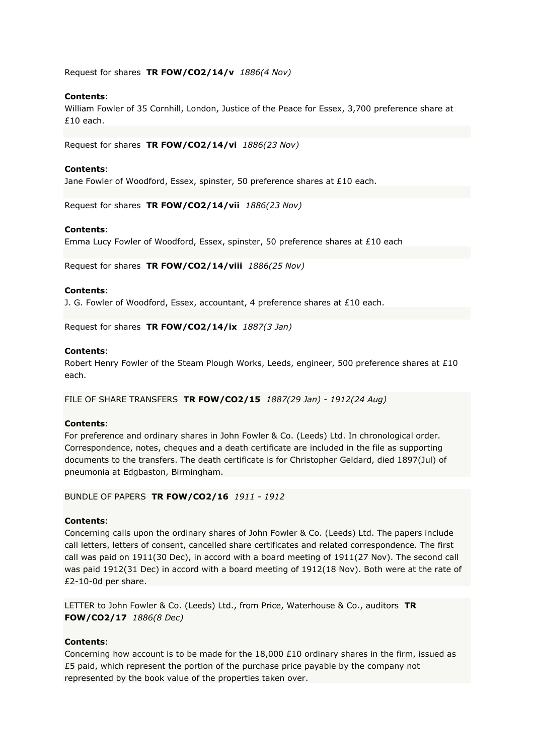Request for shares **TR FOW/CO2/14/v** *1886(4 Nov)*

**Contents**:
William Fowler of 35 Cornhill, London, Justice of the Peace for Essex, 3,700 preference share at £10 each.

Request for shares **TR FOW/CO2/14/vi** *1886(23 Nov)*

**Contents**:
Jane Fowler of Woodford, Essex, spinster, 50 preference shares at £10 each.

Request for shares **TR FOW/CO2/14/vii** *1886(23 Nov)*

**Contents**:
Emma Lucy Fowler of Woodford, Essex, spinster, 50 preference shares at £10 each

Request for shares **TR FOW/CO2/14/viii** *1886(25 Nov)*

**Contents**:
J. G. Fowler of Woodford, Essex, accountant, 4 preference shares at £10 each.

Request for shares **TR FOW/CO2/14/ix** *1887(3 Jan)*

**Contents**:
Robert Henry Fowler of the Steam Plough Works, Leeds, engineer, 500 preference shares at £10 each.

FILE OF SHARE TRANSFERS **TR FOW/CO2/15** *1887(29 Jan) - 1912(24 Aug)*

**Contents**:
For preference and ordinary shares in John Fowler & Co. (Leeds) Ltd. In chronological order. Correspondence, notes, cheques and a death certificate are included in the file as supporting documents to the transfers. The death certificate is for Christopher Geldard, died 1897(Jul) of pneumonia at Edgbaston, Birmingham.

BUNDLE OF PAPERS **TR FOW/CO2/16** *1911 - 1912*

**Contents**:
Concerning calls upon the ordinary shares of John Fowler & Co. (Leeds) Ltd. The papers include call letters, letters of consent, cancelled share certificates and related correspondence. The first call was paid on 1911(30 Dec), in accord with a board meeting of 1911(27 Nov). The second call was paid 1912(31 Dec) in accord with a board meeting of 1912(18 Nov). Both were at the rate of £2-10-0d per share.

LETTER to John Fowler & Co. (Leeds) Ltd., from Price, Waterhouse & Co., auditors **TR FOW/CO2/17** *1886(8 Dec)*

**Contents**:
Concerning how account is to be made for the 18,000 £10 ordinary shares in the firm, issued as £5 paid, which represent the portion of the purchase price payable by the company not represented by the book value of the properties taken over.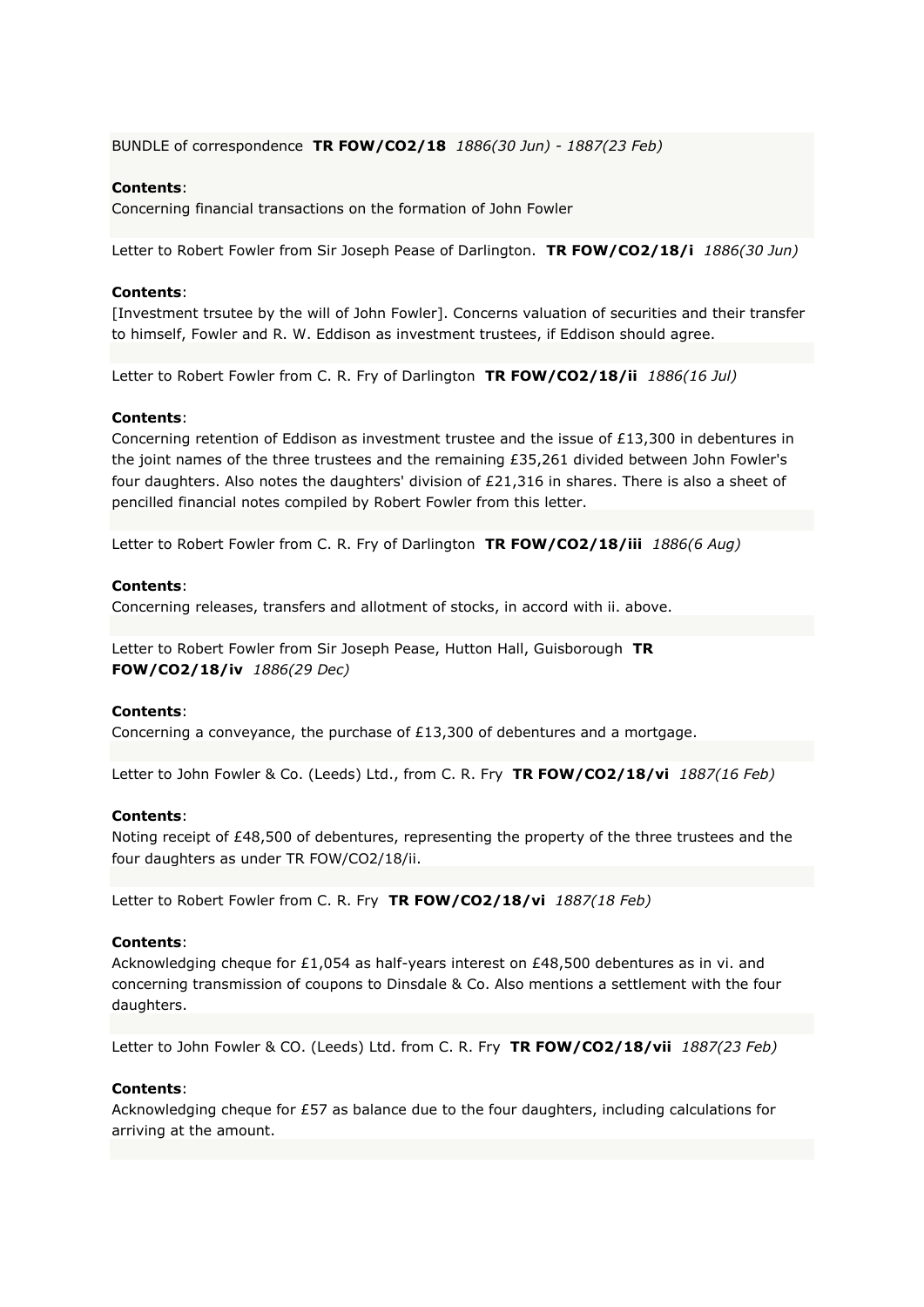BUNDLE of correspondence **TR FOW/CO2/18** *1886(30 Jun) - 1887(23 Feb)*

**Contents**:
Concerning financial transactions on the formation of John Fowler

Letter to Robert Fowler from Sir Joseph Pease of Darlington. **TR FOW/CO2/18/i** *1886(30 Jun)*

**Contents**:
[Investment trsutee by the will of John Fowler]. Concerns valuation of securities and their transfer to himself, Fowler and R. W. Eddison as investment trustees, if Eddison should agree.

Letter to Robert Fowler from C. R. Fry of Darlington **TR FOW/CO2/18/ii** *1886(16 Jul)*

**Contents**:
Concerning retention of Eddison as investment trustee and the issue of £13,300 in debentures in the joint names of the three trustees and the remaining £35,261 divided between John Fowler's four daughters. Also notes the daughters' division of £21,316 in shares. There is also a sheet of pencilled financial notes compiled by Robert Fowler from this letter.

Letter to Robert Fowler from C. R. Fry of Darlington **TR FOW/CO2/18/iii** *1886(6 Aug)*

**Contents**:
Concerning releases, transfers and allotment of stocks, in accord with ii. above.

Letter to Robert Fowler from Sir Joseph Pease, Hutton Hall, Guisborough **TR FOW/CO2/18/iv** *1886(29 Dec)*

**Contents**:
Concerning a conveyance, the purchase of £13,300 of debentures and a mortgage.

Letter to John Fowler & Co. (Leeds) Ltd., from C. R. Fry **TR FOW/CO2/18/vi** *1887(16 Feb)*

**Contents**:
Noting receipt of £48,500 of debentures, representing the property of the three trustees and the four daughters as under TR FOW/CO2/18/ii.

Letter to Robert Fowler from C. R. Fry **TR FOW/CO2/18/vi** *1887(18 Feb)*

**Contents**:
Acknowledging cheque for £1,054 as half-years interest on £48,500 debentures as in vi. and concerning transmission of coupons to Dinsdale & Co. Also mentions a settlement with the four daughters.

Letter to John Fowler & CO. (Leeds) Ltd. from C. R. Fry **TR FOW/CO2/18/vii** *1887(23 Feb)*

**Contents**:
Acknowledging cheque for £57 as balance due to the four daughters, including calculations for arriving at the amount.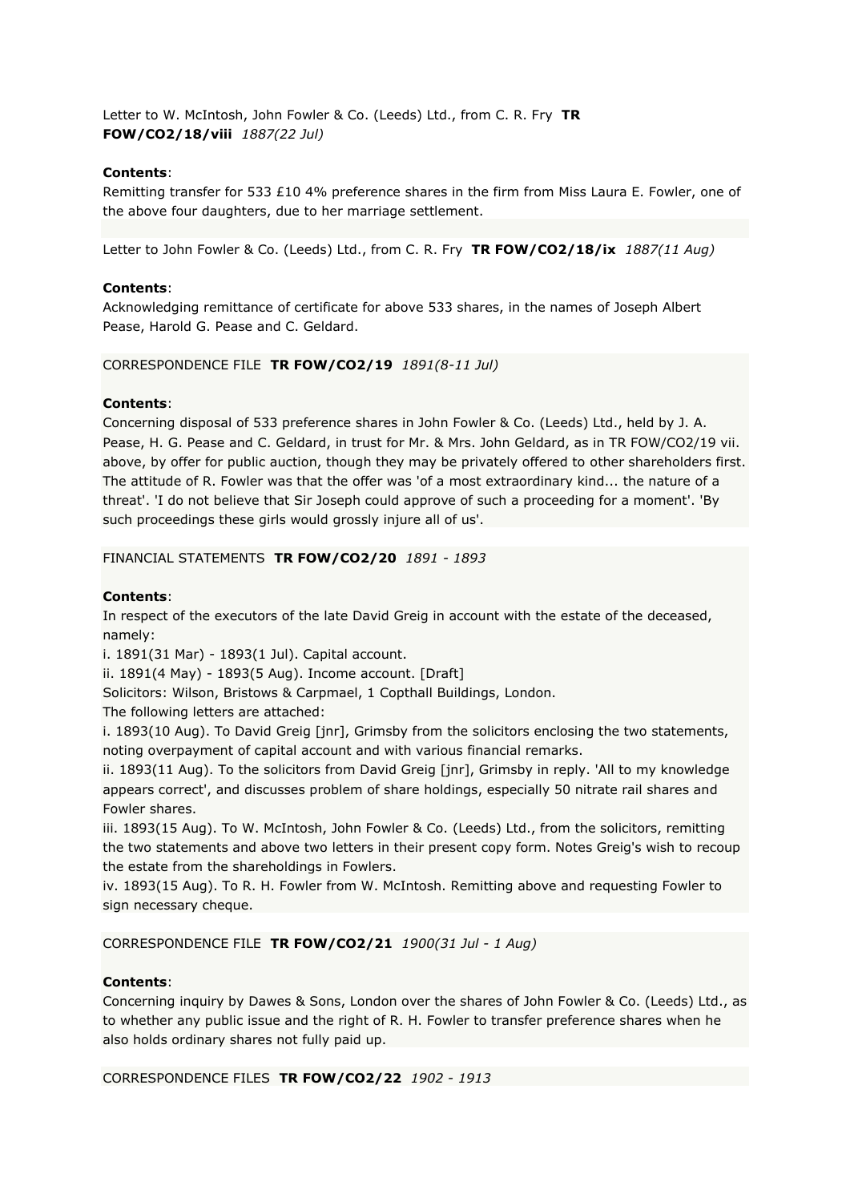Letter to W. McIntosh, John Fowler & Co. (Leeds) Ltd., from C. R. Fry **TR FOW/CO2/18/viii** *1887(22 Jul)*

**Contents**:
Remitting transfer for 533 £10 4% preference shares in the firm from Miss Laura E. Fowler, one of the above four daughters, due to her marriage settlement.

Letter to John Fowler & Co. (Leeds) Ltd., from C. R. Fry **TR FOW/CO2/18/ix** *1887(11 Aug)*

**Contents**:
Acknowledging remittance of certificate for above 533 shares, in the names of Joseph Albert Pease, Harold G. Pease and C. Geldard.

CORRESPONDENCE FILE **TR FOW/CO2/19** *1891(8-11 Jul)*

**Contents**:
Concerning disposal of 533 preference shares in John Fowler & Co. (Leeds) Ltd., held by J. A. Pease, H. G. Pease and C. Geldard, in trust for Mr. & Mrs. John Geldard, as in TR FOW/CO2/19 vii. above, by offer for public auction, though they may be privately offered to other shareholders first. The attitude of R. Fowler was that the offer was 'of a most extraordinary kind... the nature of a threat'. 'I do not believe that Sir Joseph could approve of such a proceeding for a moment'. 'By such proceedings these girls would grossly injure all of us'.

FINANCIAL STATEMENTS **TR FOW/CO2/20** *1891 - 1893*

**Contents**:
In respect of the executors of the late David Greig in account with the estate of the deceased, namely:
i. 1891(31 Mar) - 1893(1 Jul). Capital account.
ii. 1891(4 May) - 1893(5 Aug). Income account. [Draft]
Solicitors: Wilson, Bristows & Carpmael, 1 Copthall Buildings, London.
The following letters are attached:
i. 1893(10 Aug). To David Greig [jnr], Grimsby from the solicitors enclosing the two statements, noting overpayment of capital account and with various financial remarks.
ii. 1893(11 Aug). To the solicitors from David Greig [jnr], Grimsby in reply. 'All to my knowledge appears correct', and discusses problem of share holdings, especially 50 nitrate rail shares and Fowler shares.
iii. 1893(15 Aug). To W. McIntosh, John Fowler & Co. (Leeds) Ltd., from the solicitors, remitting the two statements and above two letters in their present copy form. Notes Greig's wish to recoup the estate from the shareholdings in Fowlers.
iv. 1893(15 Aug). To R. H. Fowler from W. McIntosh. Remitting above and requesting Fowler to sign necessary cheque.

CORRESPONDENCE FILE **TR FOW/CO2/21** *1900(31 Jul - 1 Aug)*

**Contents**:
Concerning inquiry by Dawes & Sons, London over the shares of John Fowler & Co. (Leeds) Ltd., as to whether any public issue and the right of R. H. Fowler to transfer preference shares when he also holds ordinary shares not fully paid up.

CORRESPONDENCE FILES **TR FOW/CO2/22** *1902 - 1913*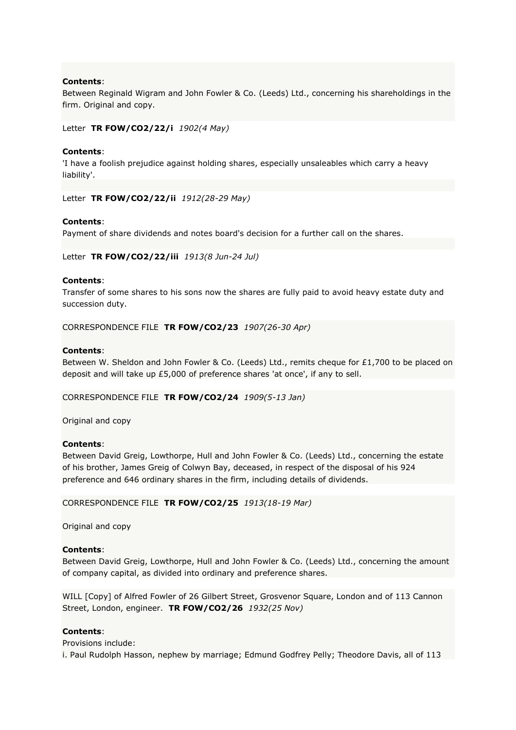**Contents**:
Between Reginald Wigram and John Fowler & Co. (Leeds) Ltd., concerning his shareholdings in the firm. Original and copy.

Letter **TR FOW/CO2/22/i** *1902(4 May)*

**Contents**:
'I have a foolish prejudice against holding shares, especially unsaleables which carry a heavy liability'.

Letter **TR FOW/CO2/22/ii** *1912(28-29 May)*

**Contents**:
Payment of share dividends and notes board's decision for a further call on the shares.

Letter **TR FOW/CO2/22/iii** *1913(8 Jun-24 Jul)*

**Contents**:
Transfer of some shares to his sons now the shares are fully paid to avoid heavy estate duty and succession duty.

CORRESPONDENCE FILE **TR FOW/CO2/23** *1907(26-30 Apr)*

**Contents**:
Between W. Sheldon and John Fowler & Co. (Leeds) Ltd., remits cheque for £1,700 to be placed on deposit and will take up £5,000 of preference shares 'at once', if any to sell.

CORRESPONDENCE FILE **TR FOW/CO2/24** *1909(5-13 Jan)*

Original and copy

**Contents**:
Between David Greig, Lowthorpe, Hull and John Fowler & Co. (Leeds) Ltd., concerning the estate of his brother, James Greig of Colwyn Bay, deceased, in respect of the disposal of his 924 preference and 646 ordinary shares in the firm, including details of dividends.

CORRESPONDENCE FILE **TR FOW/CO2/25** *1913(18-19 Mar)*

Original and copy

**Contents**:
Between David Greig, Lowthorpe, Hull and John Fowler & Co. (Leeds) Ltd., concerning the amount of company capital, as divided into ordinary and preference shares.

WILL [Copy] of Alfred Fowler of 26 Gilbert Street, Grosvenor Square, London and of 113 Cannon Street, London, engineer. **TR FOW/CO2/26** *1932(25 Nov)*

**Contents**:
Provisions include:
i. Paul Rudolph Hasson, nephew by marriage; Edmund Godfrey Pelly; Theodore Davis, all of 113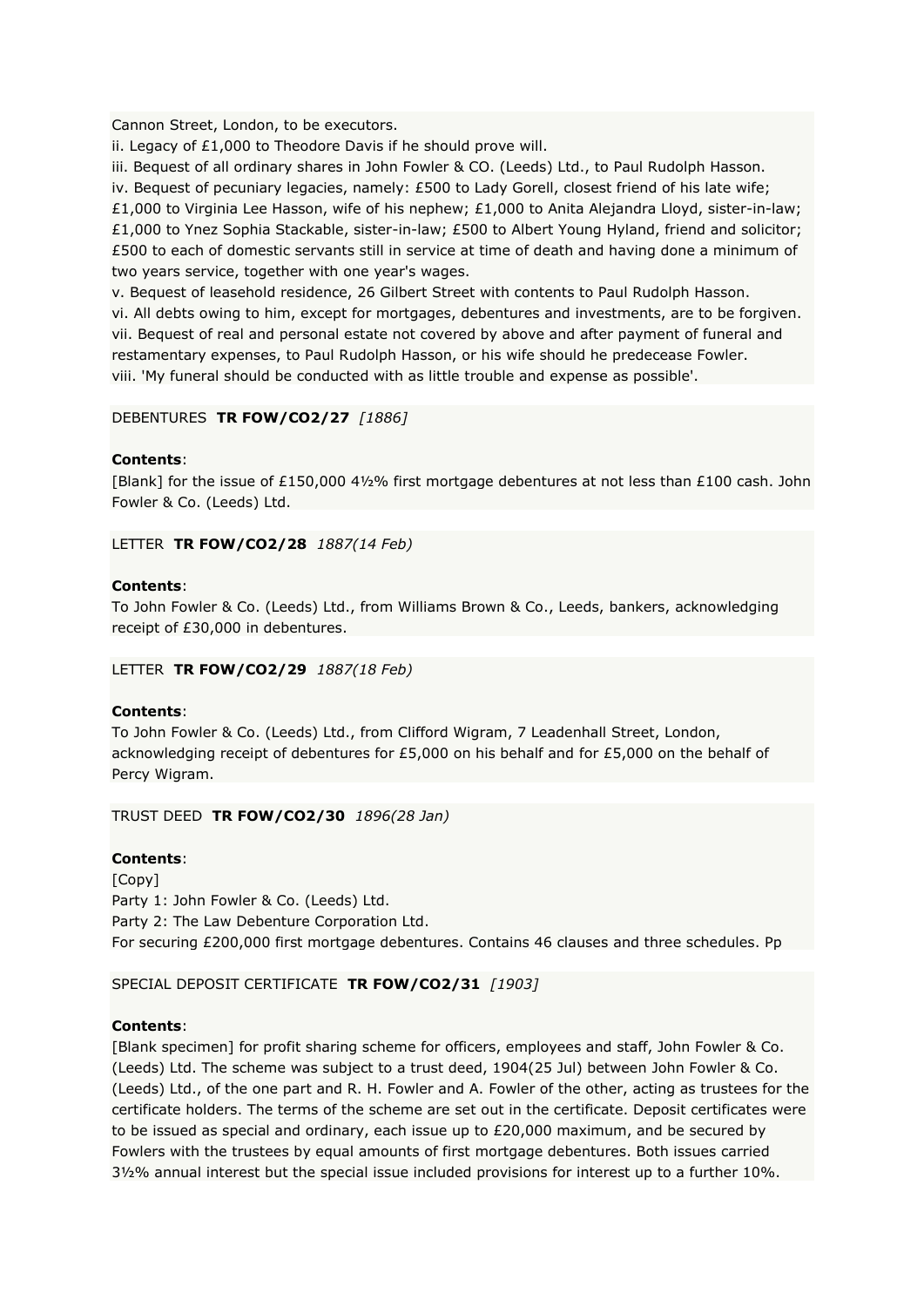Cannon Street, London, to be executors.
ii. Legacy of £1,000 to Theodore Davis if he should prove will.
iii. Bequest of all ordinary shares in John Fowler & CO. (Leeds) Ltd., to Paul Rudolph Hasson.
iv. Bequest of pecuniary legacies, namely: £500 to Lady Gorell, closest friend of his late wife; £1,000 to Virginia Lee Hasson, wife of his nephew; £1,000 to Anita Alejandra Lloyd, sister-in-law; £1,000 to Ynez Sophia Stackable, sister-in-law; £500 to Albert Young Hyland, friend and solicitor; £500 to each of domestic servants still in service at time of death and having done a minimum of two years service, together with one year's wages.
v. Bequest of leasehold residence, 26 Gilbert Street with contents to Paul Rudolph Hasson.
vi. All debts owing to him, except for mortgages, debentures and investments, are to be forgiven.
vii. Bequest of real and personal estate not covered by above and after payment of funeral and restamentary expenses, to Paul Rudolph Hasson, or his wife should he predecease Fowler.
viii. 'My funeral should be conducted with as little trouble and expense as possible'.

DEBENTURES **TR FOW/CO2/27** *[1886]*

**Contents**:
[Blank] for the issue of £150,000 4½% first mortgage debentures at not less than £100 cash. John Fowler & Co. (Leeds) Ltd.

LETTER **TR FOW/CO2/28** *1887(14 Feb)*

**Contents**:
To John Fowler & Co. (Leeds) Ltd., from Williams Brown & Co., Leeds, bankers, acknowledging receipt of £30,000 in debentures.

LETTER **TR FOW/CO2/29** *1887(18 Feb)*

**Contents**:
To John Fowler & Co. (Leeds) Ltd., from Clifford Wigram, 7 Leadenhall Street, London, acknowledging receipt of debentures for £5,000 on his behalf and for £5,000 on the behalf of Percy Wigram.

TRUST DEED **TR FOW/CO2/30** *1896(28 Jan)*

**Contents**:
[Copy]
Party 1: John Fowler & Co. (Leeds) Ltd.
Party 2: The Law Debenture Corporation Ltd.
For securing £200,000 first mortgage debentures. Contains 46 clauses and three schedules. Pp

SPECIAL DEPOSIT CERTIFICATE **TR FOW/CO2/31** *[1903]*

**Contents**:
[Blank specimen] for profit sharing scheme for officers, employees and staff, John Fowler & Co. (Leeds) Ltd. The scheme was subject to a trust deed, 1904(25 Jul) between John Fowler & Co. (Leeds) Ltd., of the one part and R. H. Fowler and A. Fowler of the other, acting as trustees for the certificate holders. The terms of the scheme are set out in the certificate. Deposit certificates were to be issued as special and ordinary, each issue up to £20,000 maximum, and be secured by Fowlers with the trustees by equal amounts of first mortgage debentures. Both issues carried 3½% annual interest but the special issue included provisions for interest up to a further 10%.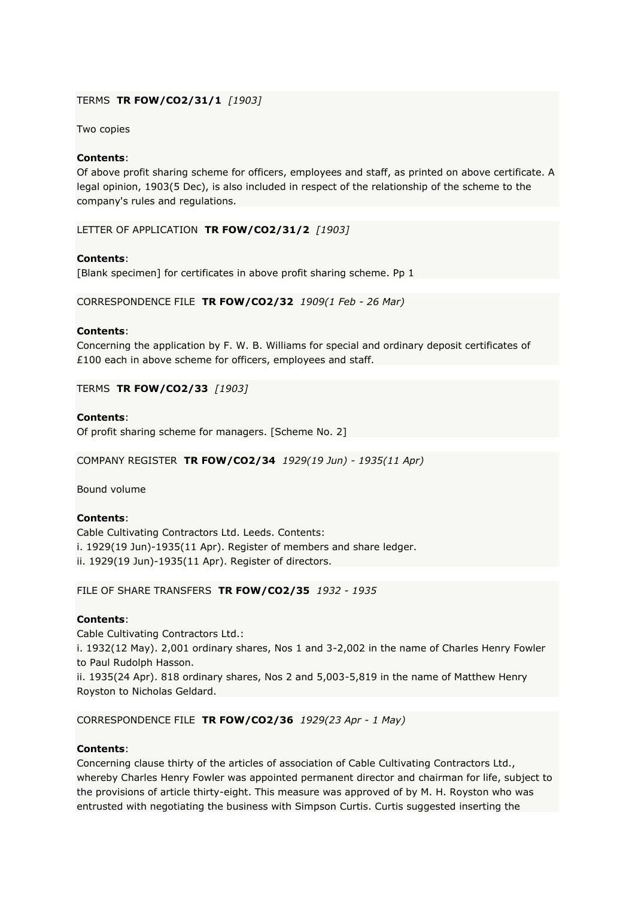TERMS **TR FOW/CO2/31/1** *[1903]*

Two copies

**Contents**:
Of above profit sharing scheme for officers, employees and staff, as printed on above certificate. A legal opinion, 1903(5 Dec), is also included in respect of the relationship of the scheme to the company's rules and regulations.

LETTER OF APPLICATION **TR FOW/CO2/31/2** *[1903]*

**Contents**:
[Blank specimen] for certificates in above profit sharing scheme. Pp 1

CORRESPONDENCE FILE **TR FOW/CO2/32** *1909(1 Feb - 26 Mar)*

**Contents**:
Concerning the application by F. W. B. Williams for special and ordinary deposit certificates of £100 each in above scheme for officers, employees and staff.

TERMS **TR FOW/CO2/33** *[1903]*

**Contents**:
Of profit sharing scheme for managers. [Scheme No. 2]

COMPANY REGISTER **TR FOW/CO2/34** *1929(19 Jun) - 1935(11 Apr)*

Bound volume

**Contents**:
Cable Cultivating Contractors Ltd. Leeds. Contents:
i. 1929(19 Jun)-1935(11 Apr). Register of members and share ledger.
ii. 1929(19 Jun)-1935(11 Apr). Register of directors.

FILE OF SHARE TRANSFERS **TR FOW/CO2/35** *1932 - 1935*

**Contents**:
Cable Cultivating Contractors Ltd.:
i. 1932(12 May). 2,001 ordinary shares, Nos 1 and 3-2,002 in the name of Charles Henry Fowler to Paul Rudolph Hasson.
ii. 1935(24 Apr). 818 ordinary shares, Nos 2 and 5,003-5,819 in the name of Matthew Henry Royston to Nicholas Geldard.

CORRESPONDENCE FILE **TR FOW/CO2/36** *1929(23 Apr - 1 May)*

**Contents**:
Concerning clause thirty of the articles of association of Cable Cultivating Contractors Ltd., whereby Charles Henry Fowler was appointed permanent director and chairman for life, subject to the provisions of article thirty-eight. This measure was approved of by M. H. Royston who was entrusted with negotiating the business with Simpson Curtis. Curtis suggested inserting the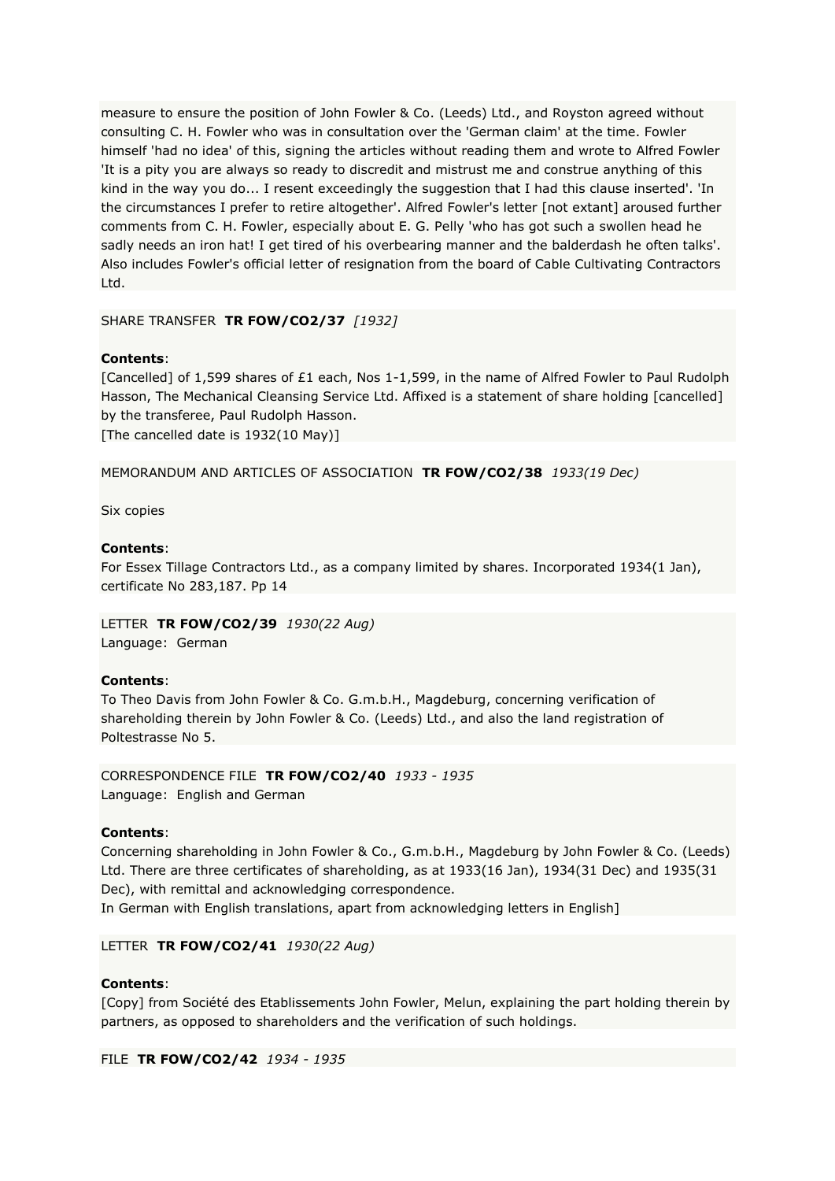measure to ensure the position of John Fowler & Co. (Leeds) Ltd., and Royston agreed without consulting C. H. Fowler who was in consultation over the 'German claim' at the time. Fowler himself 'had no idea' of this, signing the articles without reading them and wrote to Alfred Fowler 'It is a pity you are always so ready to discredit and mistrust me and construe anything of this kind in the way you do... I resent exceedingly the suggestion that I had this clause inserted'. 'In the circumstances I prefer to retire altogether'. Alfred Fowler's letter [not extant] aroused further comments from C. H. Fowler, especially about E. G. Pelly 'who has got such a swollen head he sadly needs an iron hat! I get tired of his overbearing manner and the balderdash he often talks'. Also includes Fowler's official letter of resignation from the board of Cable Cultivating Contractors Ltd.

SHARE TRANSFER **TR FOW/CO2/37** *[1932]*

**Contents**:
[Cancelled] of 1,599 shares of £1 each, Nos 1-1,599, in the name of Alfred Fowler to Paul Rudolph Hasson, The Mechanical Cleansing Service Ltd. Affixed is a statement of share holding [cancelled] by the transferee, Paul Rudolph Hasson.
[The cancelled date is 1932(10 May)]

MEMORANDUM AND ARTICLES OF ASSOCIATION **TR FOW/CO2/38** *1933(19 Dec)*

Six copies

**Contents**:
For Essex Tillage Contractors Ltd., as a company limited by shares. Incorporated 1934(1 Jan), certificate No 283,187. Pp 14

LETTER **TR FOW/CO2/39** *1930(22 Aug)*
Language: German

**Contents**:
To Theo Davis from John Fowler & Co. G.m.b.H., Magdeburg, concerning verification of shareholding therein by John Fowler & Co. (Leeds) Ltd., and also the land registration of Poltestrasse No 5.

CORRESPONDENCE FILE **TR FOW/CO2/40** *1933 - 1935*
Language: English and German

**Contents**:
Concerning shareholding in John Fowler & Co., G.m.b.H., Magdeburg by John Fowler & Co. (Leeds) Ltd. There are three certificates of shareholding, as at 1933(16 Jan), 1934(31 Dec) and 1935(31 Dec), with remittal and acknowledging correspondence.
In German with English translations, apart from acknowledging letters in English]

LETTER **TR FOW/CO2/41** *1930(22 Aug)*

**Contents**:
[Copy] from Société des Etablissements John Fowler, Melun, explaining the part holding therein by partners, as opposed to shareholders and the verification of such holdings.

FILE **TR FOW/CO2/42** *1934 - 1935*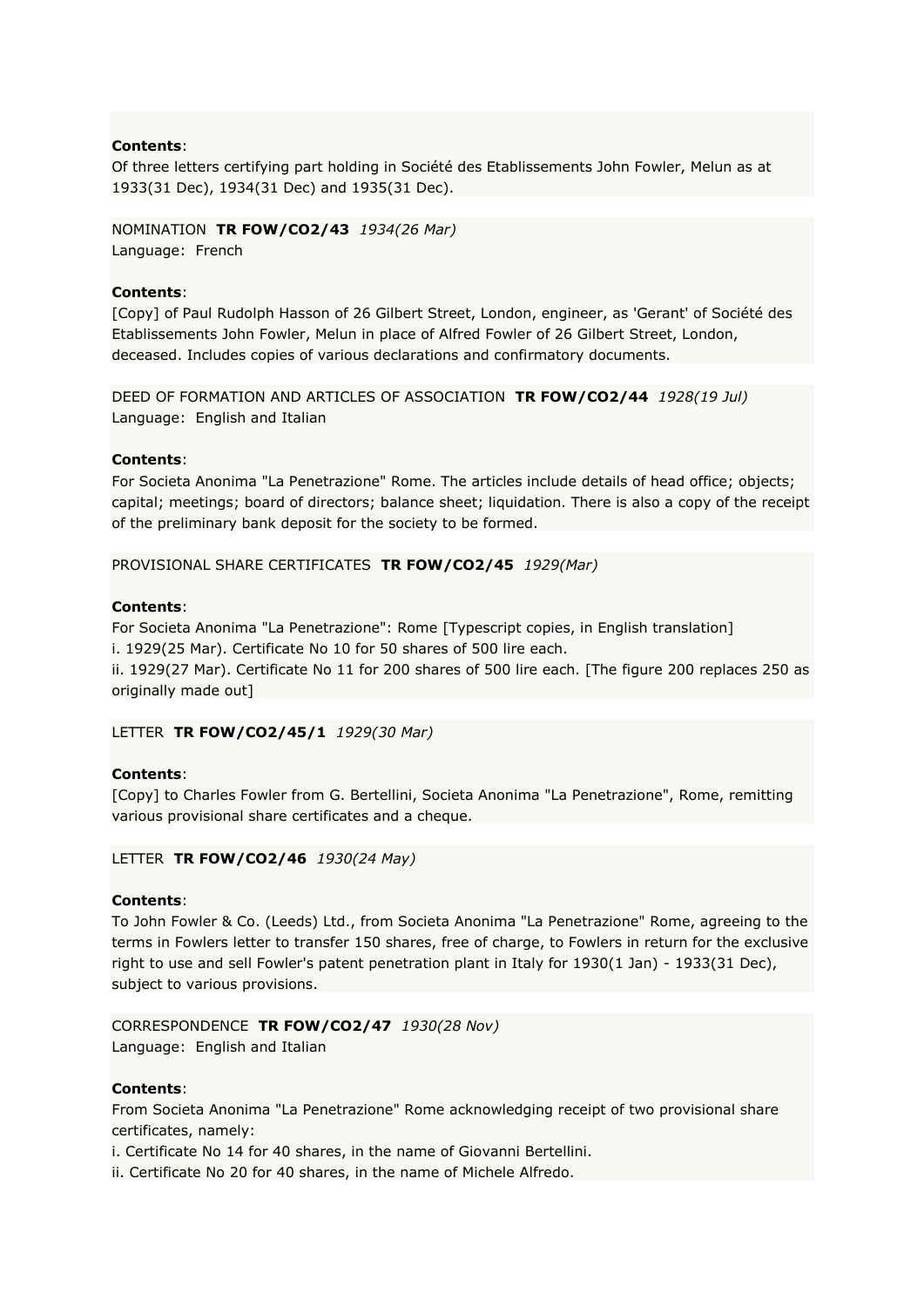**Contents**:
Of three letters certifying part holding in Société des Etablissements John Fowler, Melun as at 1933(31 Dec), 1934(31 Dec) and 1935(31 Dec).

NOMINATION **TR FOW/CO2/43** *1934(26 Mar)*
Language: French

**Contents**:
[Copy] of Paul Rudolph Hasson of 26 Gilbert Street, London, engineer, as 'Gerant' of Société des Etablissements John Fowler, Melun in place of Alfred Fowler of 26 Gilbert Street, London, deceased. Includes copies of various declarations and confirmatory documents.

DEED OF FORMATION AND ARTICLES OF ASSOCIATION **TR FOW/CO2/44** *1928(19 Jul)*
Language: English and Italian

**Contents**:
For Societa Anonima "La Penetrazione" Rome. The articles include details of head office; objects; capital; meetings; board of directors; balance sheet; liquidation. There is also a copy of the receipt of the preliminary bank deposit for the society to be formed.

PROVISIONAL SHARE CERTIFICATES **TR FOW/CO2/45** *1929(Mar)*

**Contents**:
For Societa Anonima "La Penetrazione": Rome [Typescript copies, in English translation]
i. 1929(25 Mar). Certificate No 10 for 50 shares of 500 lire each.
ii. 1929(27 Mar). Certificate No 11 for 200 shares of 500 lire each. [The figure 200 replaces 250 as originally made out]

LETTER **TR FOW/CO2/45/1** *1929(30 Mar)*

**Contents**:
[Copy] to Charles Fowler from G. Bertellini, Societa Anonima "La Penetrazione", Rome, remitting various provisional share certificates and a cheque.

LETTER **TR FOW/CO2/46** *1930(24 May)*

**Contents**:
To John Fowler & Co. (Leeds) Ltd., from Societa Anonima "La Penetrazione" Rome, agreeing to the terms in Fowlers letter to transfer 150 shares, free of charge, to Fowlers in return for the exclusive right to use and sell Fowler's patent penetration plant in Italy for 1930(1 Jan) - 1933(31 Dec), subject to various provisions.

CORRESPONDENCE **TR FOW/CO2/47** *1930(28 Nov)*
Language: English and Italian

**Contents**:
From Societa Anonima "La Penetrazione" Rome acknowledging receipt of two provisional share certificates, namely:
i. Certificate No 14 for 40 shares, in the name of Giovanni Bertellini.
ii. Certificate No 20 for 40 shares, in the name of Michele Alfredo.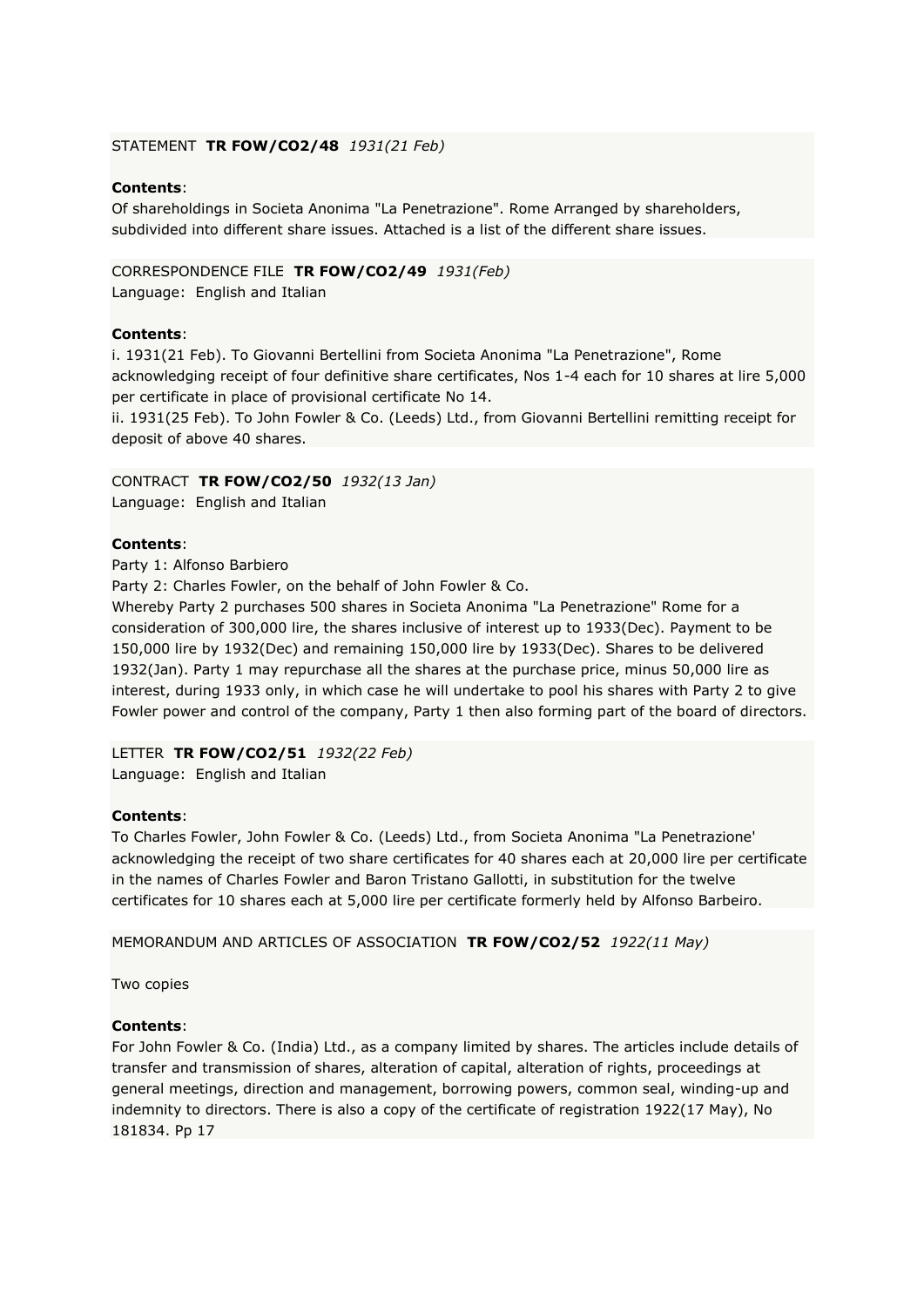STATEMENT **TR FOW/CO2/48** *1931(21 Feb)*

**Contents**:
Of shareholdings in Societa Anonima "La Penetrazione". Rome Arranged by shareholders, subdivided into different share issues. Attached is a list of the different share issues.

CORRESPONDENCE FILE **TR FOW/CO2/49** *1931(Feb)*
Language: English and Italian

**Contents**:
i. 1931(21 Feb). To Giovanni Bertellini from Societa Anonima "La Penetrazione", Rome acknowledging receipt of four definitive share certificates, Nos 1-4 each for 10 shares at lire 5,000 per certificate in place of provisional certificate No 14.
ii. 1931(25 Feb). To John Fowler & Co. (Leeds) Ltd., from Giovanni Bertellini remitting receipt for deposit of above 40 shares.

CONTRACT **TR FOW/CO2/50** *1932(13 Jan)*
Language: English and Italian

**Contents**:
Party 1: Alfonso Barbiero
Party 2: Charles Fowler, on the behalf of John Fowler & Co.
Whereby Party 2 purchases 500 shares in Societa Anonima "La Penetrazione" Rome for a consideration of 300,000 lire, the shares inclusive of interest up to 1933(Dec). Payment to be 150,000 lire by 1932(Dec) and remaining 150,000 lire by 1933(Dec). Shares to be delivered 1932(Jan). Party 1 may repurchase all the shares at the purchase price, minus 50,000 lire as interest, during 1933 only, in which case he will undertake to pool his shares with Party 2 to give Fowler power and control of the company, Party 1 then also forming part of the board of directors.

LETTER **TR FOW/CO2/51** *1932(22 Feb)*
Language: English and Italian

**Contents**:
To Charles Fowler, John Fowler & Co. (Leeds) Ltd., from Societa Anonima "La Penetrazione' acknowledging the receipt of two share certificates for 40 shares each at 20,000 lire per certificate in the names of Charles Fowler and Baron Tristano Gallotti, in substitution for the twelve certificates for 10 shares each at 5,000 lire per certificate formerly held by Alfonso Barbeiro.

MEMORANDUM AND ARTICLES OF ASSOCIATION **TR FOW/CO2/52** *1922(11 May)*

Two copies

**Contents**:
For John Fowler & Co. (India) Ltd., as a company limited by shares. The articles include details of transfer and transmission of shares, alteration of capital, alteration of rights, proceedings at general meetings, direction and management, borrowing powers, common seal, winding-up and indemnity to directors. There is also a copy of the certificate of registration 1922(17 May), No 181834. Pp 17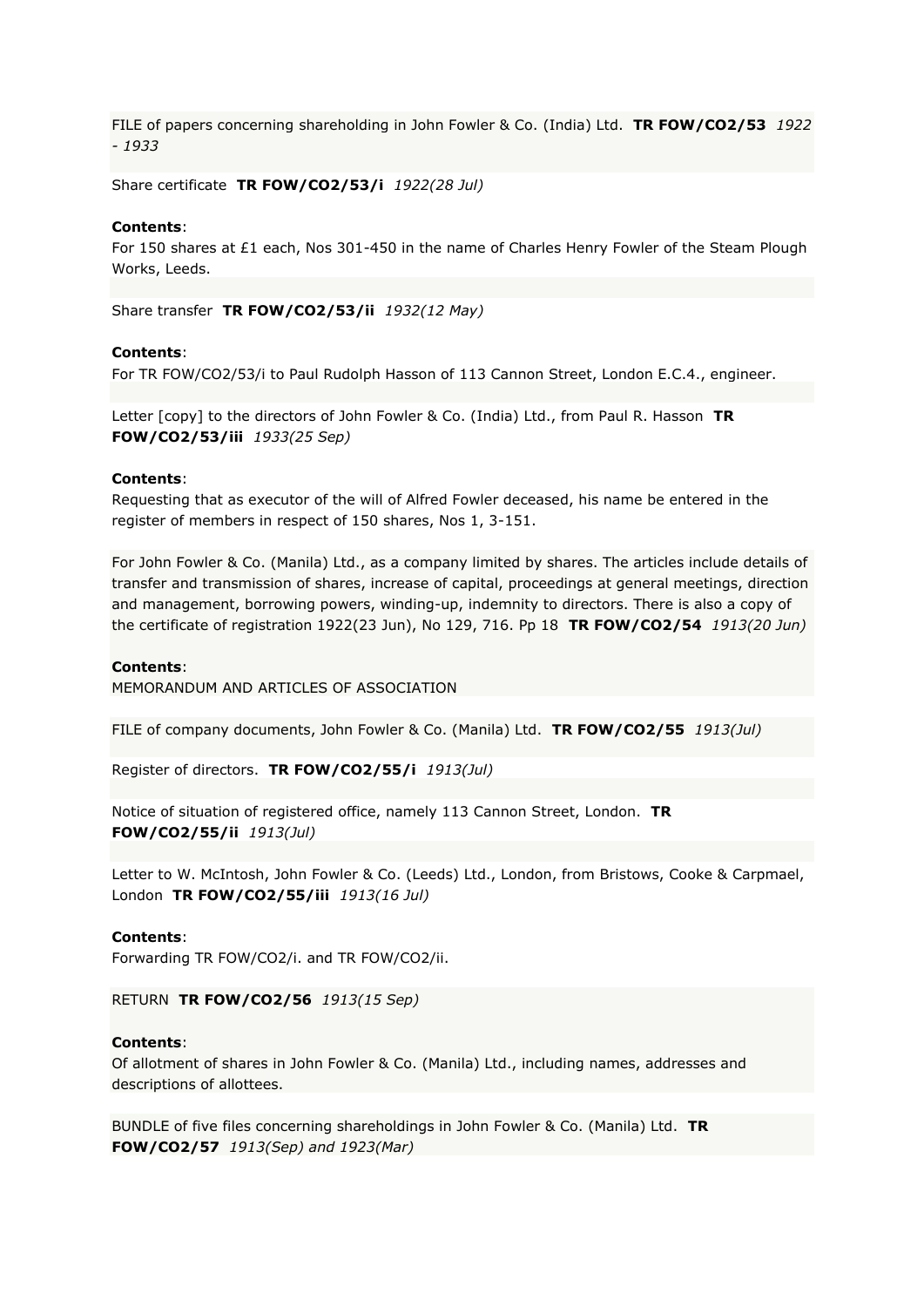FILE of papers concerning shareholding in John Fowler & Co. (India) Ltd. **TR FOW/CO2/53** *1922 - 1933*

Share certificate **TR FOW/CO2/53/i** *1922(28 Jul)*

**Contents**:
For 150 shares at £1 each, Nos 301-450 in the name of Charles Henry Fowler of the Steam Plough Works, Leeds.

Share transfer **TR FOW/CO2/53/ii** *1932(12 May)*

**Contents**:
For TR FOW/CO2/53/i to Paul Rudolph Hasson of 113 Cannon Street, London E.C.4., engineer.

Letter [copy] to the directors of John Fowler & Co. (India) Ltd., from Paul R. Hasson **TR FOW/CO2/53/iii** *1933(25 Sep)*

**Contents**:
Requesting that as executor of the will of Alfred Fowler deceased, his name be entered in the register of members in respect of 150 shares, Nos 1, 3-151.

For John Fowler & Co. (Manila) Ltd., as a company limited by shares. The articles include details of transfer and transmission of shares, increase of capital, proceedings at general meetings, direction and management, borrowing powers, winding-up, indemnity to directors. There is also a copy of the certificate of registration 1922(23 Jun), No 129, 716. Pp 18 **TR FOW/CO2/54** *1913(20 Jun)*

**Contents**:
MEMORANDUM AND ARTICLES OF ASSOCIATION

FILE of company documents, John Fowler & Co. (Manila) Ltd. **TR FOW/CO2/55** *1913(Jul)*

Register of directors. **TR FOW/CO2/55/i** *1913(Jul)*

Notice of situation of registered office, namely 113 Cannon Street, London. **TR FOW/CO2/55/ii** *1913(Jul)*

Letter to W. McIntosh, John Fowler & Co. (Leeds) Ltd., London, from Bristows, Cooke & Carpmael, London **TR FOW/CO2/55/iii** *1913(16 Jul)*

**Contents**:
Forwarding TR FOW/CO2/i. and TR FOW/CO2/ii.

RETURN **TR FOW/CO2/56** *1913(15 Sep)*

**Contents**:
Of allotment of shares in John Fowler & Co. (Manila) Ltd., including names, addresses and descriptions of allottees.

BUNDLE of five files concerning shareholdings in John Fowler & Co. (Manila) Ltd. **TR FOW/CO2/57** *1913(Sep) and 1923(Mar)*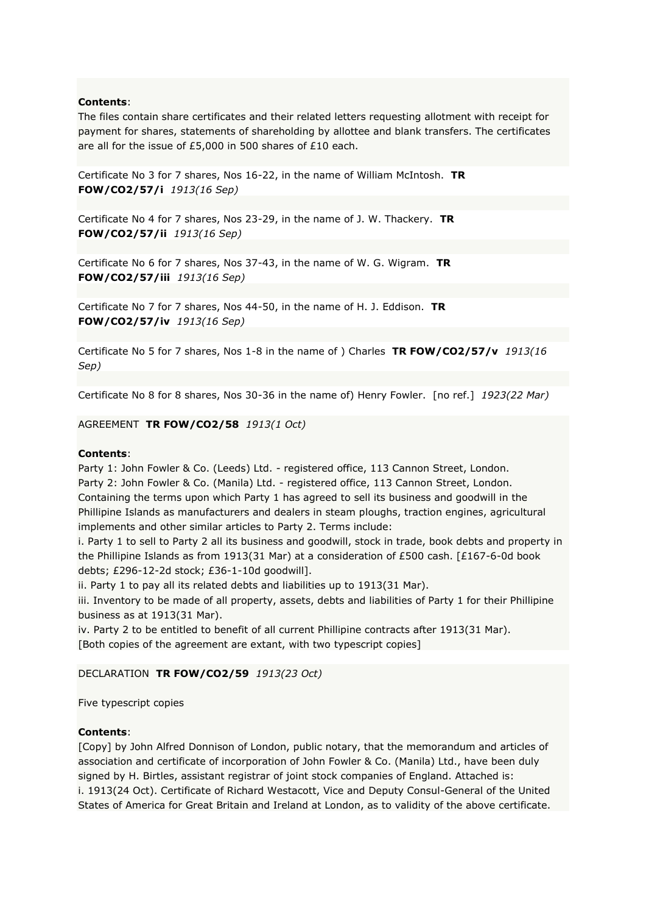**Contents**:
The files contain share certificates and their related letters requesting allotment with receipt for payment for shares, statements of shareholding by allottee and blank transfers. The certificates are all for the issue of £5,000 in 500 shares of £10 each.

Certificate No 3 for 7 shares, Nos 16-22, in the name of William McIntosh. **TR FOW/CO2/57/i** *1913(16 Sep)*

Certificate No 4 for 7 shares, Nos 23-29, in the name of J. W. Thackery. **TR FOW/CO2/57/ii** *1913(16 Sep)*

Certificate No 6 for 7 shares, Nos 37-43, in the name of W. G. Wigram. **TR FOW/CO2/57/iii** *1913(16 Sep)*

Certificate No 7 for 7 shares, Nos 44-50, in the name of H. J. Eddison. **TR FOW/CO2/57/iv** *1913(16 Sep)*

Certificate No 5 for 7 shares, Nos 1-8 in the name of ) Charles **TR FOW/CO2/57/v** *1913(16 Sep)*

Certificate No 8 for 8 shares, Nos 30-36 in the name of) Henry Fowler. [no ref.] *1923(22 Mar)*

AGREEMENT **TR FOW/CO2/58** *1913(1 Oct)*

**Contents**:
Party 1: John Fowler & Co. (Leeds) Ltd. - registered office, 113 Cannon Street, London.
Party 2: John Fowler & Co. (Manila) Ltd. - registered office, 113 Cannon Street, London.
Containing the terms upon which Party 1 has agreed to sell its business and goodwill in the Phillipine Islands as manufacturers and dealers in steam ploughs, traction engines, agricultural implements and other similar articles to Party 2. Terms include:
i. Party 1 to sell to Party 2 all its business and goodwill, stock in trade, book debts and property in the Phillipine Islands as from 1913(31 Mar) at a consideration of £500 cash. [£167-6-0d book debts; £296-12-2d stock; £36-1-10d goodwill].
ii. Party 1 to pay all its related debts and liabilities up to 1913(31 Mar).
iii. Inventory to be made of all property, assets, debts and liabilities of Party 1 for their Phillipine business as at 1913(31 Mar).
iv. Party 2 to be entitled to benefit of all current Phillipine contracts after 1913(31 Mar).
[Both copies of the agreement are extant, with two typescript copies]

DECLARATION **TR FOW/CO2/59** *1913(23 Oct)*

Five typescript copies

**Contents**:
[Copy] by John Alfred Donnison of London, public notary, that the memorandum and articles of association and certificate of incorporation of John Fowler & Co. (Manila) Ltd., have been duly signed by H. Birtles, assistant registrar of joint stock companies of England. Attached is:
i. 1913(24 Oct). Certificate of Richard Westacott, Vice and Deputy Consul-General of the United States of America for Great Britain and Ireland at London, as to validity of the above certificate.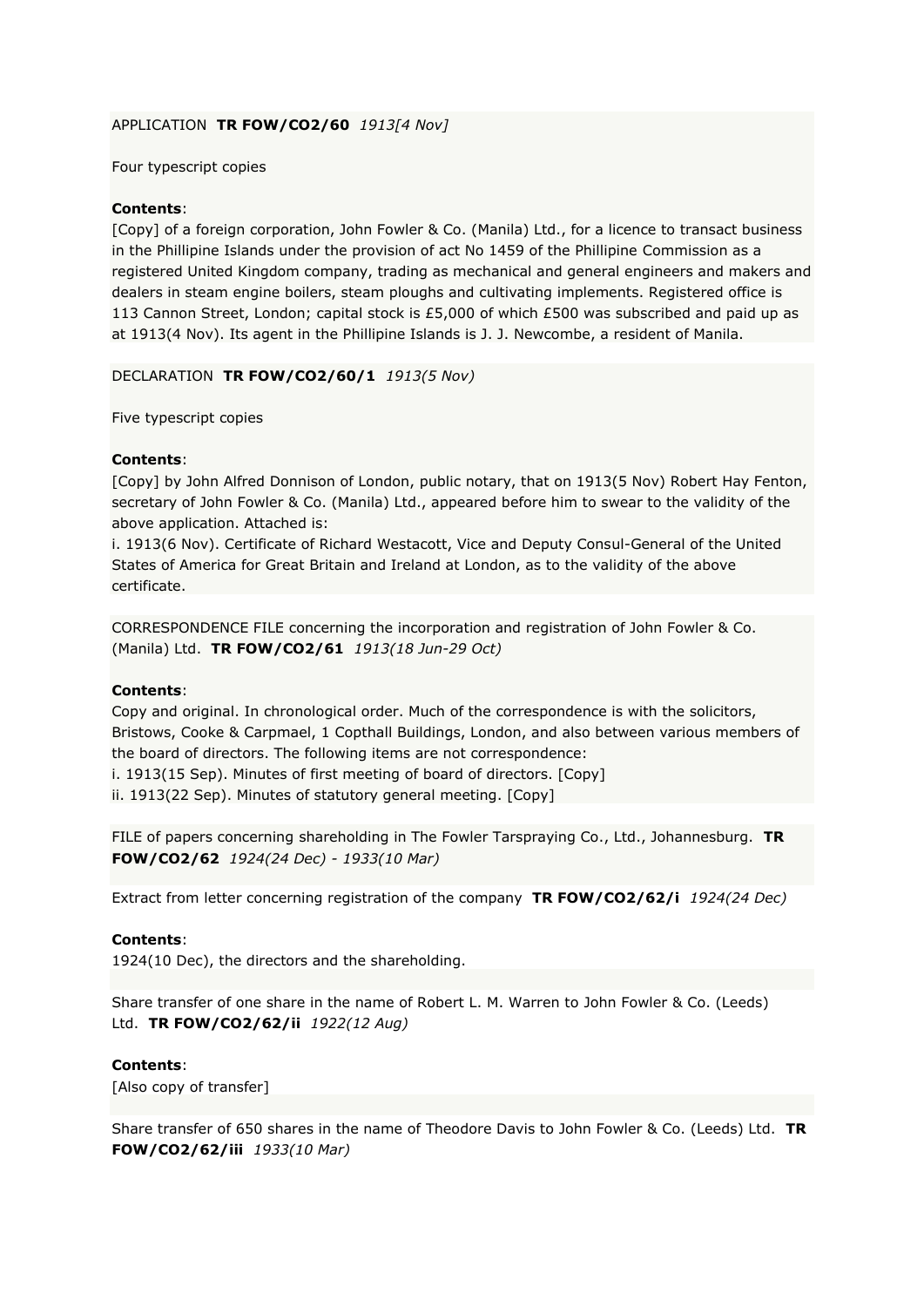APPLICATION **TR FOW/CO2/60** *1913[4 Nov]*

Four typescript copies

**Contents**:
[Copy] of a foreign corporation, John Fowler & Co. (Manila) Ltd., for a licence to transact business in the Phillipine Islands under the provision of act No 1459 of the Phillipine Commission as a registered United Kingdom company, trading as mechanical and general engineers and makers and dealers in steam engine boilers, steam ploughs and cultivating implements. Registered office is 113 Cannon Street, London; capital stock is £5,000 of which £500 was subscribed and paid up as at 1913(4 Nov). Its agent in the Phillipine Islands is J. J. Newcombe, a resident of Manila.

DECLARATION **TR FOW/CO2/60/1** *1913(5 Nov)*

Five typescript copies

**Contents**:
[Copy] by John Alfred Donnison of London, public notary, that on 1913(5 Nov) Robert Hay Fenton, secretary of John Fowler & Co. (Manila) Ltd., appeared before him to swear to the validity of the above application. Attached is:
i. 1913(6 Nov). Certificate of Richard Westacott, Vice and Deputy Consul-General of the United States of America for Great Britain and Ireland at London, as to the validity of the above certificate.

CORRESPONDENCE FILE concerning the incorporation and registration of John Fowler & Co. (Manila) Ltd. **TR FOW/CO2/61** *1913(18 Jun-29 Oct)*

**Contents**:
Copy and original. In chronological order. Much of the correspondence is with the solicitors, Bristows, Cooke & Carpmael, 1 Copthall Buildings, London, and also between various members of the board of directors. The following items are not correspondence:
i. 1913(15 Sep). Minutes of first meeting of board of directors. [Copy]
ii. 1913(22 Sep). Minutes of statutory general meeting. [Copy]

FILE of papers concerning shareholding in The Fowler Tarspraying Co., Ltd., Johannesburg. **TR FOW/CO2/62** *1924(24 Dec) - 1933(10 Mar)*

Extract from letter concerning registration of the company **TR FOW/CO2/62/i** *1924(24 Dec)*

**Contents**:
1924(10 Dec), the directors and the shareholding.

Share transfer of one share in the name of Robert L. M. Warren to John Fowler & Co. (Leeds) Ltd. **TR FOW/CO2/62/ii** *1922(12 Aug)*

**Contents**:
[Also copy of transfer]

Share transfer of 650 shares in the name of Theodore Davis to John Fowler & Co. (Leeds) Ltd. **TR FOW/CO2/62/iii** *1933(10 Mar)*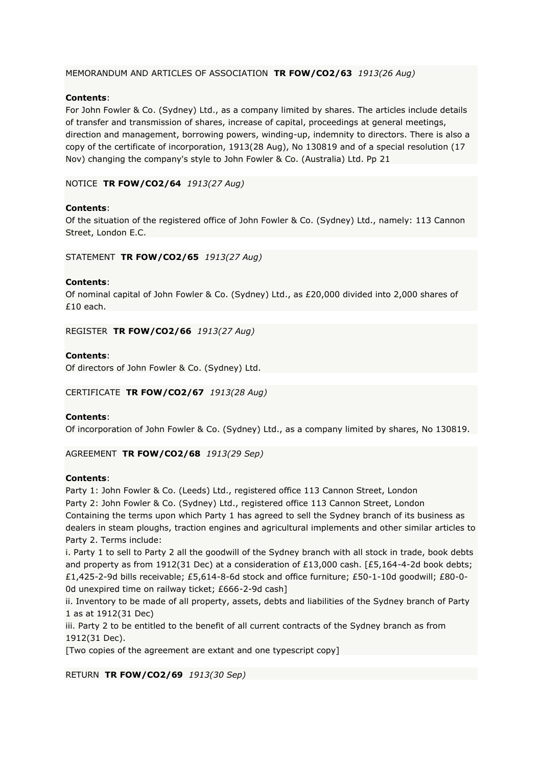MEMORANDUM AND ARTICLES OF ASSOCIATION **TR FOW/CO2/63** *1913(26 Aug)*

**Contents**:
For John Fowler & Co. (Sydney) Ltd., as a company limited by shares. The articles include details of transfer and transmission of shares, increase of capital, proceedings at general meetings, direction and management, borrowing powers, winding-up, indemnity to directors. There is also a copy of the certificate of incorporation, 1913(28 Aug), No 130819 and of a special resolution (17 Nov) changing the company's style to John Fowler & Co. (Australia) Ltd. Pp 21

NOTICE **TR FOW/CO2/64** *1913(27 Aug)*

**Contents**:
Of the situation of the registered office of John Fowler & Co. (Sydney) Ltd., namely: 113 Cannon Street, London E.C.

STATEMENT **TR FOW/CO2/65** *1913(27 Aug)*

**Contents**:
Of nominal capital of John Fowler & Co. (Sydney) Ltd., as £20,000 divided into 2,000 shares of £10 each.

REGISTER **TR FOW/CO2/66** *1913(27 Aug)*

**Contents**:
Of directors of John Fowler & Co. (Sydney) Ltd.

CERTIFICATE **TR FOW/CO2/67** *1913(28 Aug)*

**Contents**:
Of incorporation of John Fowler & Co. (Sydney) Ltd., as a company limited by shares, No 130819.

AGREEMENT **TR FOW/CO2/68** *1913(29 Sep)*

**Contents**:
Party 1: John Fowler & Co. (Leeds) Ltd., registered office 113 Cannon Street, London
Party 2: John Fowler & Co. (Sydney) Ltd., registered office 113 Cannon Street, London
Containing the terms upon which Party 1 has agreed to sell the Sydney branch of its business as dealers in steam ploughs, traction engines and agricultural implements and other similar articles to Party 2. Terms include:
i. Party 1 to sell to Party 2 all the goodwill of the Sydney branch with all stock in trade, book debts and property as from 1912(31 Dec) at a consideration of £13,000 cash. [£5,164-4-2d book debts; £1,425-2-9d bills receivable; £5,614-8-6d stock and office furniture; £50-1-10d goodwill; £80-0-0d unexpired time on railway ticket; £666-2-9d cash]
ii. Inventory to be made of all property, assets, debts and liabilities of the Sydney branch of Party 1 as at 1912(31 Dec)
iii. Party 2 to be entitled to the benefit of all current contracts of the Sydney branch as from 1912(31 Dec).
[Two copies of the agreement are extant and one typescript copy]

RETURN **TR FOW/CO2/69** *1913(30 Sep)*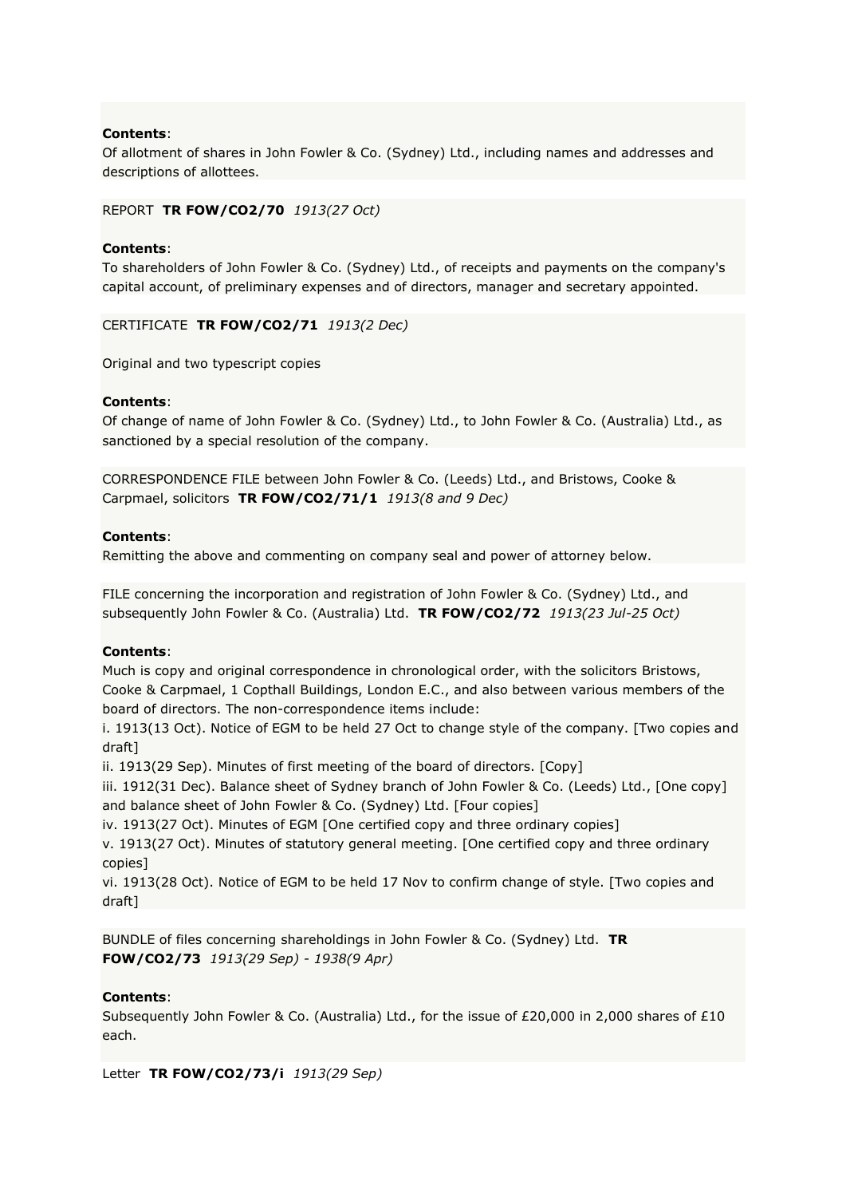**Contents**:
Of allotment of shares in John Fowler & Co. (Sydney) Ltd., including names and addresses and descriptions of allottees.

REPORT **TR FOW/CO2/70** *1913(27 Oct)*

**Contents**:
To shareholders of John Fowler & Co. (Sydney) Ltd., of receipts and payments on the company's capital account, of preliminary expenses and of directors, manager and secretary appointed.

CERTIFICATE **TR FOW/CO2/71** *1913(2 Dec)*

Original and two typescript copies

**Contents**:
Of change of name of John Fowler & Co. (Sydney) Ltd., to John Fowler & Co. (Australia) Ltd., as sanctioned by a special resolution of the company.

CORRESPONDENCE FILE between John Fowler & Co. (Leeds) Ltd., and Bristows, Cooke & Carpmael, solicitors **TR FOW/CO2/71/1** *1913(8 and 9 Dec)*

**Contents**:
Remitting the above and commenting on company seal and power of attorney below.

FILE concerning the incorporation and registration of John Fowler & Co. (Sydney) Ltd., and subsequently John Fowler & Co. (Australia) Ltd. **TR FOW/CO2/72** *1913(23 Jul-25 Oct)*

**Contents**:
Much is copy and original correspondence in chronological order, with the solicitors Bristows, Cooke & Carpmael, 1 Copthall Buildings, London E.C., and also between various members of the board of directors. The non-correspondence items include:
i. 1913(13 Oct). Notice of EGM to be held 27 Oct to change style of the company. [Two copies and draft]
ii. 1913(29 Sep). Minutes of first meeting of the board of directors. [Copy]
iii. 1912(31 Dec). Balance sheet of Sydney branch of John Fowler & Co. (Leeds) Ltd., [One copy] and balance sheet of John Fowler & Co. (Sydney) Ltd. [Four copies]
iv. 1913(27 Oct). Minutes of EGM [One certified copy and three ordinary copies]
v. 1913(27 Oct). Minutes of statutory general meeting. [One certified copy and three ordinary copies]
vi. 1913(28 Oct). Notice of EGM to be held 17 Nov to confirm change of style. [Two copies and draft]

BUNDLE of files concerning shareholdings in John Fowler & Co. (Sydney) Ltd. **TR FOW/CO2/73** *1913(29 Sep) - 1938(9 Apr)*

**Contents**:
Subsequently John Fowler & Co. (Australia) Ltd., for the issue of £20,000 in 2,000 shares of £10 each.

Letter **TR FOW/CO2/73/i** *1913(29 Sep)*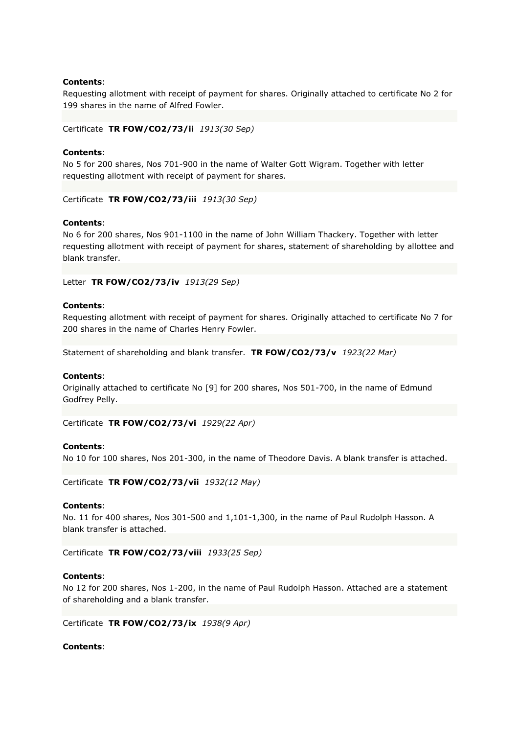**Contents**:
Requesting allotment with receipt of payment for shares. Originally attached to certificate No 2 for 199 shares in the name of Alfred Fowler.

Certificate **TR FOW/CO2/73/ii** *1913(30 Sep)*

**Contents**:
No 5 for 200 shares, Nos 701-900 in the name of Walter Gott Wigram. Together with letter requesting allotment with receipt of payment for shares.

Certificate **TR FOW/CO2/73/iii** *1913(30 Sep)*

**Contents**:
No 6 for 200 shares, Nos 901-1100 in the name of John William Thackery. Together with letter requesting allotment with receipt of payment for shares, statement of shareholding by allottee and blank transfer.

Letter **TR FOW/CO2/73/iv** *1913(29 Sep)*

**Contents**:
Requesting allotment with receipt of payment for shares. Originally attached to certificate No 7 for 200 shares in the name of Charles Henry Fowler.

Statement of shareholding and blank transfer. **TR FOW/CO2/73/v** *1923(22 Mar)*

**Contents**:
Originally attached to certificate No [9] for 200 shares, Nos 501-700, in the name of Edmund Godfrey Pelly.

Certificate **TR FOW/CO2/73/vi** *1929(22 Apr)*

**Contents**:
No 10 for 100 shares, Nos 201-300, in the name of Theodore Davis. A blank transfer is attached.

Certificate **TR FOW/CO2/73/vii** *1932(12 May)*

**Contents**:
No. 11 for 400 shares, Nos 301-500 and 1,101-1,300, in the name of Paul Rudolph Hasson. A blank transfer is attached.

Certificate **TR FOW/CO2/73/viii** *1933(25 Sep)*

**Contents**:
No 12 for 200 shares, Nos 1-200, in the name of Paul Rudolph Hasson. Attached are a statement of shareholding and a blank transfer.

Certificate **TR FOW/CO2/73/ix** *1938(9 Apr)*

**Contents**: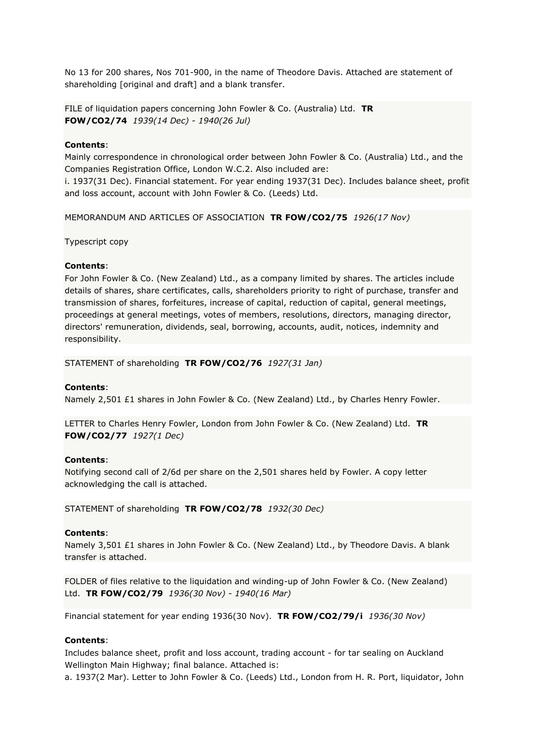No 13 for 200 shares, Nos 701-900, in the name of Theodore Davis. Attached are statement of shareholding [original and draft] and a blank transfer.

FILE of liquidation papers concerning John Fowler & Co. (Australia) Ltd. **TR FOW/CO2/74** *1939(14 Dec) - 1940(26 Jul)*

**Contents**:
Mainly correspondence in chronological order between John Fowler & Co. (Australia) Ltd., and the Companies Registration Office, London W.C.2. Also included are:
i. 1937(31 Dec). Financial statement. For year ending 1937(31 Dec). Includes balance sheet, profit and loss account, account with John Fowler & Co. (Leeds) Ltd.

MEMORANDUM AND ARTICLES OF ASSOCIATION **TR FOW/CO2/75** *1926(17 Nov)*

Typescript copy

**Contents**:
For John Fowler & Co. (New Zealand) Ltd., as a company limited by shares. The articles include details of shares, share certificates, calls, shareholders priority to right of purchase, transfer and transmission of shares, forfeitures, increase of capital, reduction of capital, general meetings, proceedings at general meetings, votes of members, resolutions, directors, managing director, directors' remuneration, dividends, seal, borrowing, accounts, audit, notices, indemnity and responsibility.

STATEMENT of shareholding **TR FOW/CO2/76** *1927(31 Jan)*

**Contents**:
Namely 2,501 £1 shares in John Fowler & Co. (New Zealand) Ltd., by Charles Henry Fowler.

LETTER to Charles Henry Fowler, London from John Fowler & Co. (New Zealand) Ltd. **TR FOW/CO2/77** *1927(1 Dec)*

**Contents**:
Notifying second call of 2/6d per share on the 2,501 shares held by Fowler. A copy letter acknowledging the call is attached.

STATEMENT of shareholding **TR FOW/CO2/78** *1932(30 Dec)*

**Contents**:
Namely 3,501 £1 shares in John Fowler & Co. (New Zealand) Ltd., by Theodore Davis. A blank transfer is attached.

FOLDER of files relative to the liquidation and winding-up of John Fowler & Co. (New Zealand) Ltd. **TR FOW/CO2/79** *1936(30 Nov) - 1940(16 Mar)*

Financial statement for year ending 1936(30 Nov). **TR FOW/CO2/79/i** *1936(30 Nov)*

**Contents**:
Includes balance sheet, profit and loss account, trading account - for tar sealing on Auckland Wellington Main Highway; final balance. Attached is:
a. 1937(2 Mar). Letter to John Fowler & Co. (Leeds) Ltd., London from H. R. Port, liquidator, John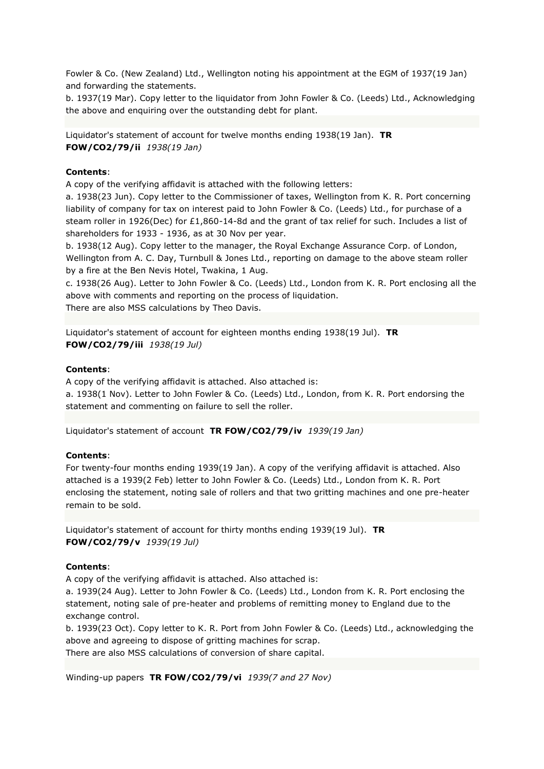Fowler & Co. (New Zealand) Ltd., Wellington noting his appointment at the EGM of 1937(19 Jan) and forwarding the statements.
b. 1937(19 Mar). Copy letter to the liquidator from John Fowler & Co. (Leeds) Ltd., Acknowledging the above and enquiring over the outstanding debt for plant.

Liquidator's statement of account for twelve months ending 1938(19 Jan). **TR FOW/CO2/79/ii** *1938(19 Jan)*

**Contents**:
A copy of the verifying affidavit is attached with the following letters:
a. 1938(23 Jun). Copy letter to the Commissioner of taxes, Wellington from K. R. Port concerning liability of company for tax on interest paid to John Fowler & Co. (Leeds) Ltd., for purchase of a steam roller in 1926(Dec) for £1,860-14-8d and the grant of tax relief for such. Includes a list of shareholders for 1933 - 1936, as at 30 Nov per year.
b. 1938(12 Aug). Copy letter to the manager, the Royal Exchange Assurance Corp. of London, Wellington from A. C. Day, Turnbull & Jones Ltd., reporting on damage to the above steam roller by a fire at the Ben Nevis Hotel, Twakina, 1 Aug.
c. 1938(26 Aug). Letter to John Fowler & Co. (Leeds) Ltd., London from K. R. Port enclosing all the above with comments and reporting on the process of liquidation.
There are also MSS calculations by Theo Davis.

Liquidator's statement of account for eighteen months ending 1938(19 Jul). **TR FOW/CO2/79/iii** *1938(19 Jul)*

**Contents**:
A copy of the verifying affidavit is attached. Also attached is:
a. 1938(1 Nov). Letter to John Fowler & Co. (Leeds) Ltd., London, from K. R. Port endorsing the statement and commenting on failure to sell the roller.

Liquidator's statement of account **TR FOW/CO2/79/iv** *1939(19 Jan)*

**Contents**:
For twenty-four months ending 1939(19 Jan). A copy of the verifying affidavit is attached. Also attached is a 1939(2 Feb) letter to John Fowler & Co. (Leeds) Ltd., London from K. R. Port enclosing the statement, noting sale of rollers and that two gritting machines and one pre-heater remain to be sold.

Liquidator's statement of account for thirty months ending 1939(19 Jul). **TR FOW/CO2/79/v** *1939(19 Jul)*

**Contents**:
A copy of the verifying affidavit is attached. Also attached is:
a. 1939(24 Aug). Letter to John Fowler & Co. (Leeds) Ltd., London from K. R. Port enclosing the statement, noting sale of pre-heater and problems of remitting money to England due to the exchange control.
b. 1939(23 Oct). Copy letter to K. R. Port from John Fowler & Co. (Leeds) Ltd., acknowledging the above and agreeing to dispose of gritting machines for scrap.
There are also MSS calculations of conversion of share capital.

Winding-up papers **TR FOW/CO2/79/vi** *1939(7 and 27 Nov)*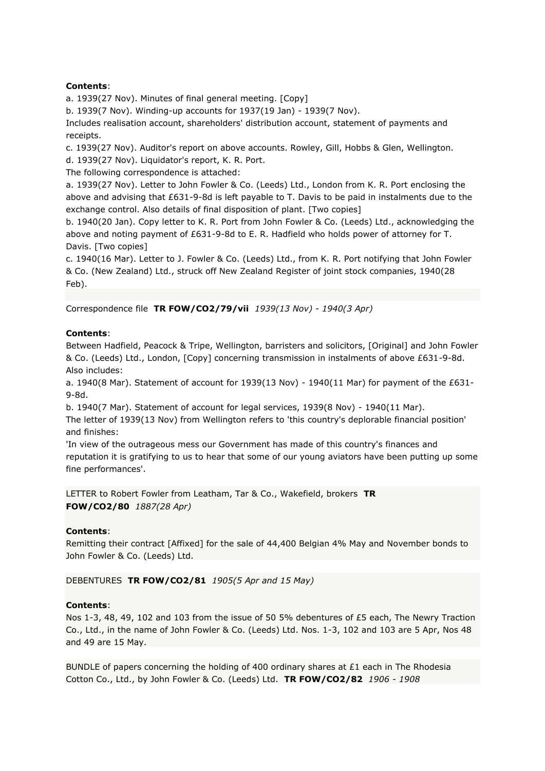**Contents**:

a. 1939(27 Nov). Minutes of final general meeting. [Copy]

b. 1939(7 Nov). Winding-up accounts for 1937(19 Jan) - 1939(7 Nov).

Includes realisation account, shareholders' distribution account, statement of payments and receipts.

c. 1939(27 Nov). Auditor's report on above accounts. Rowley, Gill, Hobbs & Glen, Wellington.

d. 1939(27 Nov). Liquidator's report, K. R. Port.

The following correspondence is attached:

a. 1939(27 Nov). Letter to John Fowler & Co. (Leeds) Ltd., London from K. R. Port enclosing the above and advising that £631-9-8d is left payable to T. Davis to be paid in instalments due to the exchange control. Also details of final disposition of plant. [Two copies]

b. 1940(20 Jan). Copy letter to K. R. Port from John Fowler & Co. (Leeds) Ltd., acknowledging the above and noting payment of £631-9-8d to E. R. Hadfield who holds power of attorney for T. Davis. [Two copies]

c. 1940(16 Mar). Letter to J. Fowler & Co. (Leeds) Ltd., from K. R. Port notifying that John Fowler & Co. (New Zealand) Ltd., struck off New Zealand Register of joint stock companies, 1940(28 Feb).

Correspondence file **TR FOW/CO2/79/vii** *1939(13 Nov) - 1940(3 Apr)*

**Contents**:

Between Hadfield, Peacock & Tripe, Wellington, barristers and solicitors, [Original] and John Fowler & Co. (Leeds) Ltd., London, [Copy] concerning transmission in instalments of above £631-9-8d.

Also includes:

a. 1940(8 Mar). Statement of account for 1939(13 Nov) - 1940(11 Mar) for payment of the £631-9-8d.

b. 1940(7 Mar). Statement of account for legal services, 1939(8 Nov) - 1940(11 Mar).

The letter of 1939(13 Nov) from Wellington refers to 'this country's deplorable financial position' and finishes:

'In view of the outrageous mess our Government has made of this country's finances and reputation it is gratifying to us to hear that some of our young aviators have been putting up some fine performances'.

LETTER to Robert Fowler from Leatham, Tar & Co., Wakefield, brokers **TR FOW/CO2/80** *1887(28 Apr)*

**Contents**:

Remitting their contract [Affixed] for the sale of 44,400 Belgian 4% May and November bonds to John Fowler & Co. (Leeds) Ltd.

DEBENTURES **TR FOW/CO2/81** *1905(5 Apr and 15 May)*

**Contents**:

Nos 1-3, 48, 49, 102 and 103 from the issue of 50 5% debentures of £5 each, The Newry Traction Co., Ltd., in the name of John Fowler & Co. (Leeds) Ltd. Nos. 1-3, 102 and 103 are 5 Apr, Nos 48 and 49 are 15 May.

BUNDLE of papers concerning the holding of 400 ordinary shares at £1 each in The Rhodesia Cotton Co., Ltd., by John Fowler & Co. (Leeds) Ltd. **TR FOW/CO2/82** *1906 - 1908*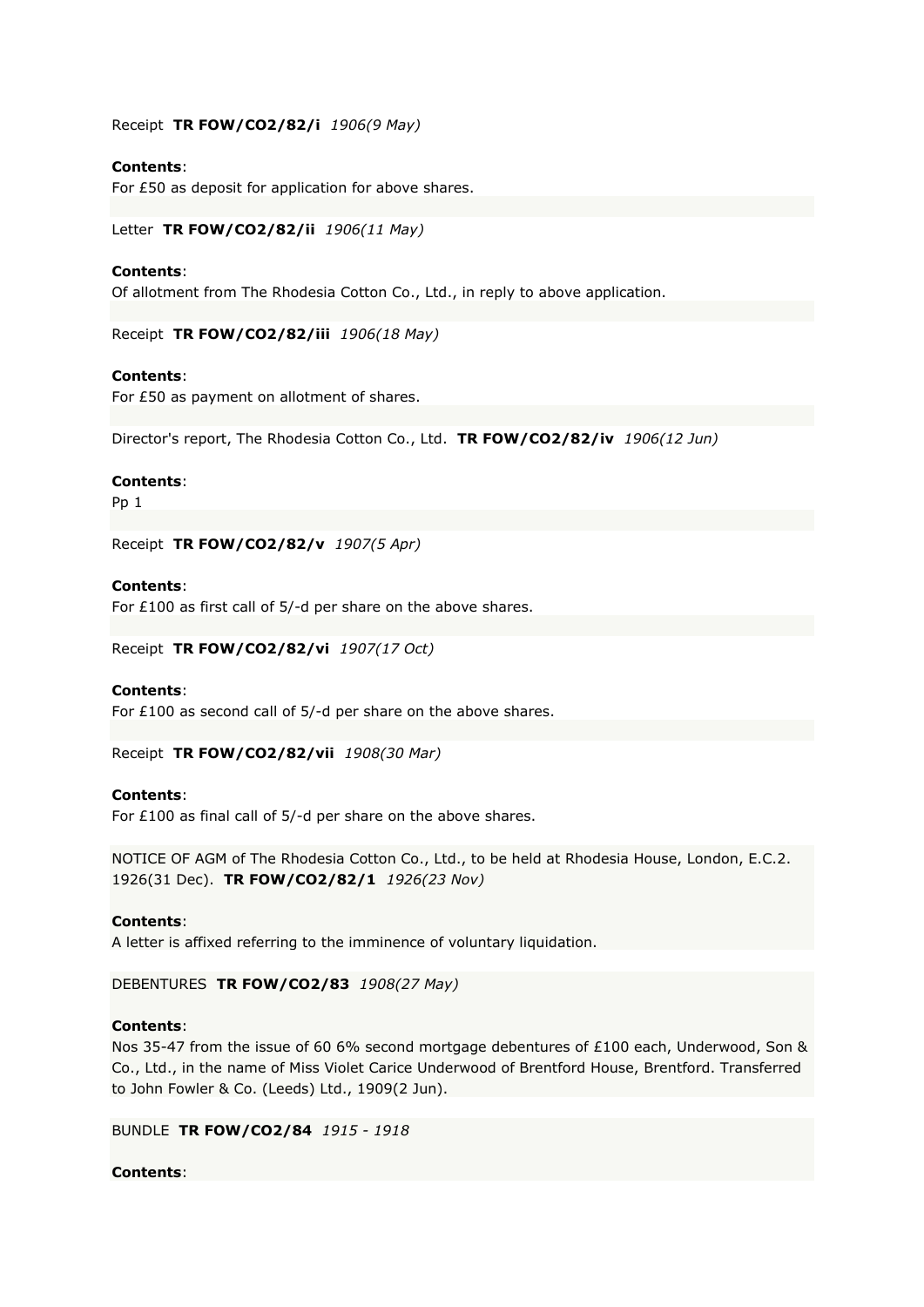Receipt **TR FOW/CO2/82/i** *1906(9 May)*

**Contents**:
For £50 as deposit for application for above shares.

Letter **TR FOW/CO2/82/ii** *1906(11 May)*

**Contents**:
Of allotment from The Rhodesia Cotton Co., Ltd., in reply to above application.

Receipt **TR FOW/CO2/82/iii** *1906(18 May)*

**Contents**:
For £50 as payment on allotment of shares.

Director's report, The Rhodesia Cotton Co., Ltd. **TR FOW/CO2/82/iv** *1906(12 Jun)*

**Contents**:
Pp 1

Receipt **TR FOW/CO2/82/v** *1907(5 Apr)*

**Contents**:
For £100 as first call of 5/-d per share on the above shares.

Receipt **TR FOW/CO2/82/vi** *1907(17 Oct)*

**Contents**:
For £100 as second call of 5/-d per share on the above shares.

Receipt **TR FOW/CO2/82/vii** *1908(30 Mar)*

**Contents**:
For £100 as final call of 5/-d per share on the above shares.

NOTICE OF AGM of The Rhodesia Cotton Co., Ltd., to be held at Rhodesia House, London, E.C.2. 1926(31 Dec). **TR FOW/CO2/82/1** *1926(23 Nov)*

**Contents**:
A letter is affixed referring to the imminence of voluntary liquidation.

DEBENTURES **TR FOW/CO2/83** *1908(27 May)*

**Contents**:
Nos 35-47 from the issue of 60 6% second mortgage debentures of £100 each, Underwood, Son & Co., Ltd., in the name of Miss Violet Carice Underwood of Brentford House, Brentford. Transferred to John Fowler & Co. (Leeds) Ltd., 1909(2 Jun).

BUNDLE **TR FOW/CO2/84** *1915 - 1918*

**Contents**: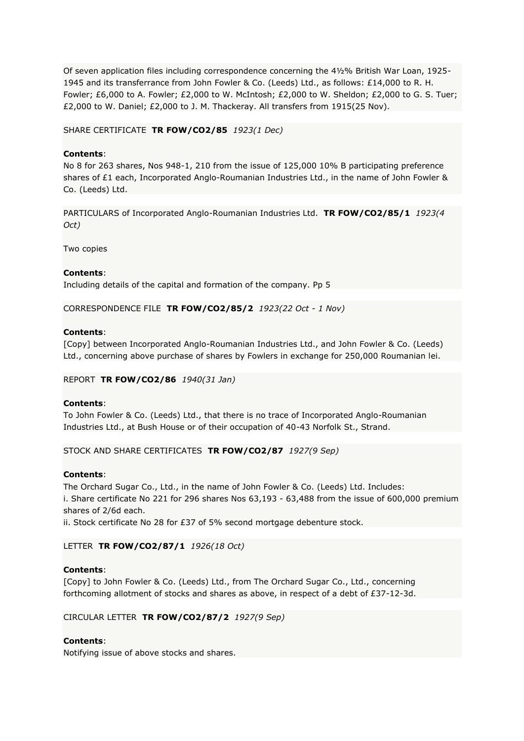Of seven application files including correspondence concerning the 4½% British War Loan, 1925-1945 and its transferrance from John Fowler & Co. (Leeds) Ltd., as follows: £14,000 to R. H. Fowler; £6,000 to A. Fowler; £2,000 to W. McIntosh; £2,000 to W. Sheldon; £2,000 to G. S. Tuer; £2,000 to W. Daniel; £2,000 to J. M. Thackeray. All transfers from 1915(25 Nov).

SHARE CERTIFICATE **TR FOW/CO2/85** *1923(1 Dec)*

**Contents**:
No 8 for 263 shares, Nos 948-1, 210 from the issue of 125,000 10% B participating preference shares of £1 each, Incorporated Anglo-Roumanian Industries Ltd., in the name of John Fowler & Co. (Leeds) Ltd.

PARTICULARS of Incorporated Anglo-Roumanian Industries Ltd. **TR FOW/CO2/85/1** *1923(4 Oct)*

Two copies

**Contents**:
Including details of the capital and formation of the company. Pp 5

CORRESPONDENCE FILE **TR FOW/CO2/85/2** *1923(22 Oct - 1 Nov)*

**Contents**:
[Copy] between Incorporated Anglo-Roumanian Industries Ltd., and John Fowler & Co. (Leeds) Ltd., concerning above purchase of shares by Fowlers in exchange for 250,000 Roumanian lei.

REPORT **TR FOW/CO2/86** *1940(31 Jan)*

**Contents**:
To John Fowler & Co. (Leeds) Ltd., that there is no trace of Incorporated Anglo-Roumanian Industries Ltd., at Bush House or of their occupation of 40-43 Norfolk St., Strand.

STOCK AND SHARE CERTIFICATES **TR FOW/CO2/87** *1927(9 Sep)*

**Contents**:
The Orchard Sugar Co., Ltd., in the name of John Fowler & Co. (Leeds) Ltd. Includes:
i. Share certificate No 221 for 296 shares Nos 63,193 - 63,488 from the issue of 600,000 premium shares of 2/6d each.
ii. Stock certificate No 28 for £37 of 5% second mortgage debenture stock.

LETTER **TR FOW/CO2/87/1** *1926(18 Oct)*

**Contents**:
[Copy] to John Fowler & Co. (Leeds) Ltd., from The Orchard Sugar Co., Ltd., concerning forthcoming allotment of stocks and shares as above, in respect of a debt of £37-12-3d.

CIRCULAR LETTER **TR FOW/CO2/87/2** *1927(9 Sep)*

**Contents**:
Notifying issue of above stocks and shares.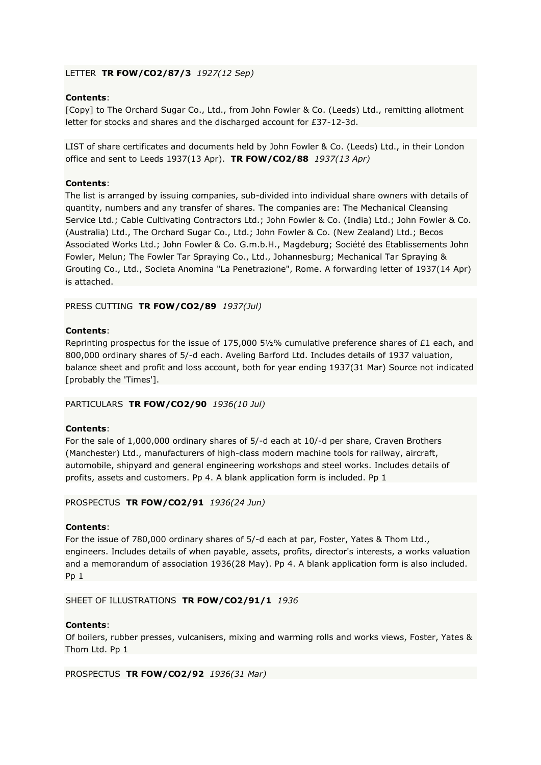LETTER **TR FOW/CO2/87/3** *1927(12 Sep)*

**Contents**:
[Copy] to The Orchard Sugar Co., Ltd., from John Fowler & Co. (Leeds) Ltd., remitting allotment letter for stocks and shares and the discharged account for £37-12-3d.

LIST of share certificates and documents held by John Fowler & Co. (Leeds) Ltd., in their London office and sent to Leeds 1937(13 Apr). **TR FOW/CO2/88** *1937(13 Apr)*

**Contents**:
The list is arranged by issuing companies, sub-divided into individual share owners with details of quantity, numbers and any transfer of shares. The companies are: The Mechanical Cleansing Service Ltd.; Cable Cultivating Contractors Ltd.; John Fowler & Co. (India) Ltd.; John Fowler & Co. (Australia) Ltd., The Orchard Sugar Co., Ltd.; John Fowler & Co. (New Zealand) Ltd.; Becos Associated Works Ltd.; John Fowler & Co. G.m.b.H., Magdeburg; Société des Etablissements John Fowler, Melun; The Fowler Tar Spraying Co., Ltd., Johannesburg; Mechanical Tar Spraying & Grouting Co., Ltd., Societa Anomina "La Penetrazione", Rome. A forwarding letter of 1937(14 Apr) is attached.

PRESS CUTTING **TR FOW/CO2/89** *1937(Jul)*

**Contents**:
Reprinting prospectus for the issue of 175,000 5½% cumulative preference shares of £1 each, and 800,000 ordinary shares of 5/-d each. Aveling Barford Ltd. Includes details of 1937 valuation, balance sheet and profit and loss account, both for year ending 1937(31 Mar) Source not indicated [probably the 'Times'].

PARTICULARS **TR FOW/CO2/90** *1936(10 Jul)*

**Contents**:
For the sale of 1,000,000 ordinary shares of 5/-d each at 10/-d per share, Craven Brothers (Manchester) Ltd., manufacturers of high-class modern machine tools for railway, aircraft, automobile, shipyard and general engineering workshops and steel works. Includes details of profits, assets and customers. Pp 4. A blank application form is included. Pp 1

PROSPECTUS **TR FOW/CO2/91** *1936(24 Jun)*

**Contents**:
For the issue of 780,000 ordinary shares of 5/-d each at par, Foster, Yates & Thom Ltd., engineers. Includes details of when payable, assets, profits, director's interests, a works valuation and a memorandum of association 1936(28 May). Pp 4. A blank application form is also included. Pp 1

SHEET OF ILLUSTRATIONS **TR FOW/CO2/91/1** *1936*

**Contents**:
Of boilers, rubber presses, vulcanisers, mixing and warming rolls and works views, Foster, Yates & Thom Ltd. Pp 1

PROSPECTUS **TR FOW/CO2/92** *1936(31 Mar)*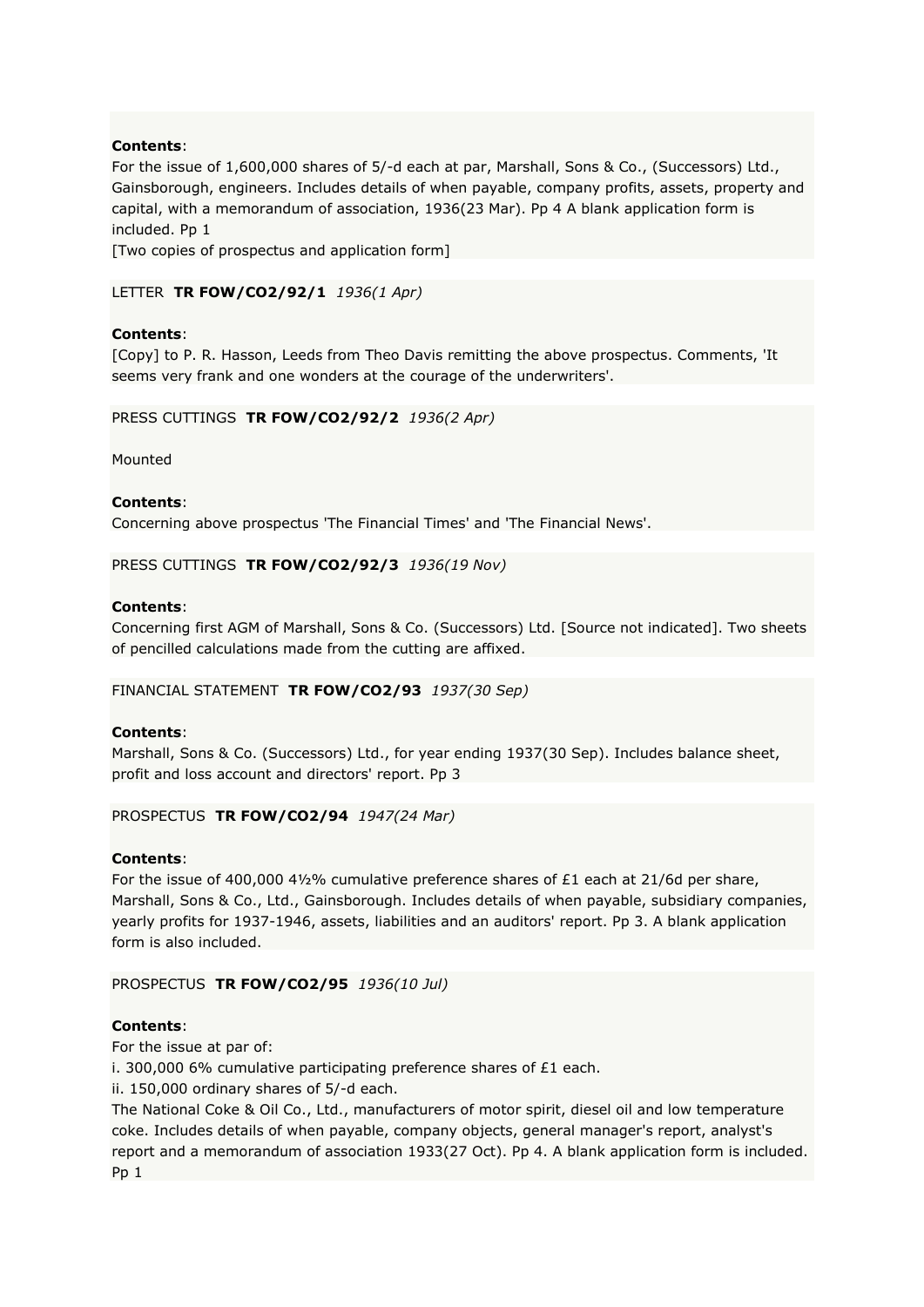**Contents**:
For the issue of 1,600,000 shares of 5/-d each at par, Marshall, Sons & Co., (Successors) Ltd., Gainsborough, engineers. Includes details of when payable, company profits, assets, property and capital, with a memorandum of association, 1936(23 Mar). Pp 4 A blank application form is included. Pp 1
[Two copies of prospectus and application form]

LETTER **TR FOW/CO2/92/1** *1936(1 Apr)*

**Contents**:
[Copy] to P. R. Hasson, Leeds from Theo Davis remitting the above prospectus. Comments, 'It seems very frank and one wonders at the courage of the underwriters'.

PRESS CUTTINGS **TR FOW/CO2/92/2** *1936(2 Apr)*

Mounted

**Contents**:
Concerning above prospectus 'The Financial Times' and 'The Financial News'.

PRESS CUTTINGS **TR FOW/CO2/92/3** *1936(19 Nov)*

**Contents**:
Concerning first AGM of Marshall, Sons & Co. (Successors) Ltd. [Source not indicated]. Two sheets of pencilled calculations made from the cutting are affixed.

FINANCIAL STATEMENT **TR FOW/CO2/93** *1937(30 Sep)*

**Contents**:
Marshall, Sons & Co. (Successors) Ltd., for year ending 1937(30 Sep). Includes balance sheet, profit and loss account and directors' report. Pp 3

PROSPECTUS **TR FOW/CO2/94** *1947(24 Mar)*

**Contents**:
For the issue of 400,000 4½% cumulative preference shares of £1 each at 21/6d per share, Marshall, Sons & Co., Ltd., Gainsborough. Includes details of when payable, subsidiary companies, yearly profits for 1937-1946, assets, liabilities and an auditors' report. Pp 3. A blank application form is also included.

PROSPECTUS **TR FOW/CO2/95** *1936(10 Jul)*

**Contents**:
For the issue at par of:
i. 300,000 6% cumulative participating preference shares of £1 each.
ii. 150,000 ordinary shares of 5/-d each.
The National Coke & Oil Co., Ltd., manufacturers of motor spirit, diesel oil and low temperature coke. Includes details of when payable, company objects, general manager's report, analyst's report and a memorandum of association 1933(27 Oct). Pp 4. A blank application form is included. Pp 1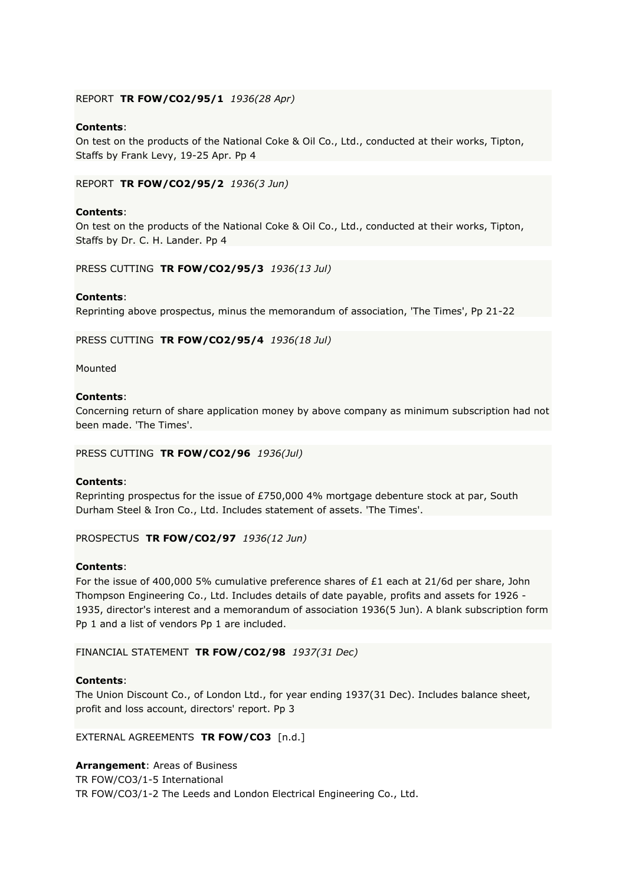REPORT **TR FOW/CO2/95/1** *1936(28 Apr)*

**Contents**:
On test on the products of the National Coke & Oil Co., Ltd., conducted at their works, Tipton, Staffs by Frank Levy, 19-25 Apr. Pp 4

REPORT **TR FOW/CO2/95/2** *1936(3 Jun)*

**Contents**:
On test on the products of the National Coke & Oil Co., Ltd., conducted at their works, Tipton, Staffs by Dr. C. H. Lander. Pp 4

PRESS CUTTING **TR FOW/CO2/95/3** *1936(13 Jul)*

**Contents**:
Reprinting above prospectus, minus the memorandum of association, 'The Times', Pp 21-22

PRESS CUTTING **TR FOW/CO2/95/4** *1936(18 Jul)*

Mounted

**Contents**:
Concerning return of share application money by above company as minimum subscription had not been made. 'The Times'.

PRESS CUTTING **TR FOW/CO2/96** *1936(Jul)*

**Contents**:
Reprinting prospectus for the issue of £750,000 4% mortgage debenture stock at par, South Durham Steel & Iron Co., Ltd. Includes statement of assets. 'The Times'.

PROSPECTUS **TR FOW/CO2/97** *1936(12 Jun)*

**Contents**:
For the issue of 400,000 5% cumulative preference shares of £1 each at 21/6d per share, John Thompson Engineering Co., Ltd. Includes details of date payable, profits and assets for 1926 - 1935, director's interest and a memorandum of association 1936(5 Jun). A blank subscription form Pp 1 and a list of vendors Pp 1 are included.

FINANCIAL STATEMENT **TR FOW/CO2/98** *1937(31 Dec)*

**Contents**:
The Union Discount Co., of London Ltd., for year ending 1937(31 Dec). Includes balance sheet, profit and loss account, directors' report. Pp 3

EXTERNAL AGREEMENTS **TR FOW/CO3** [n.d.]

**Arrangement**: Areas of Business
TR FOW/CO3/1-5 International
TR FOW/CO3/1-2 The Leeds and London Electrical Engineering Co., Ltd.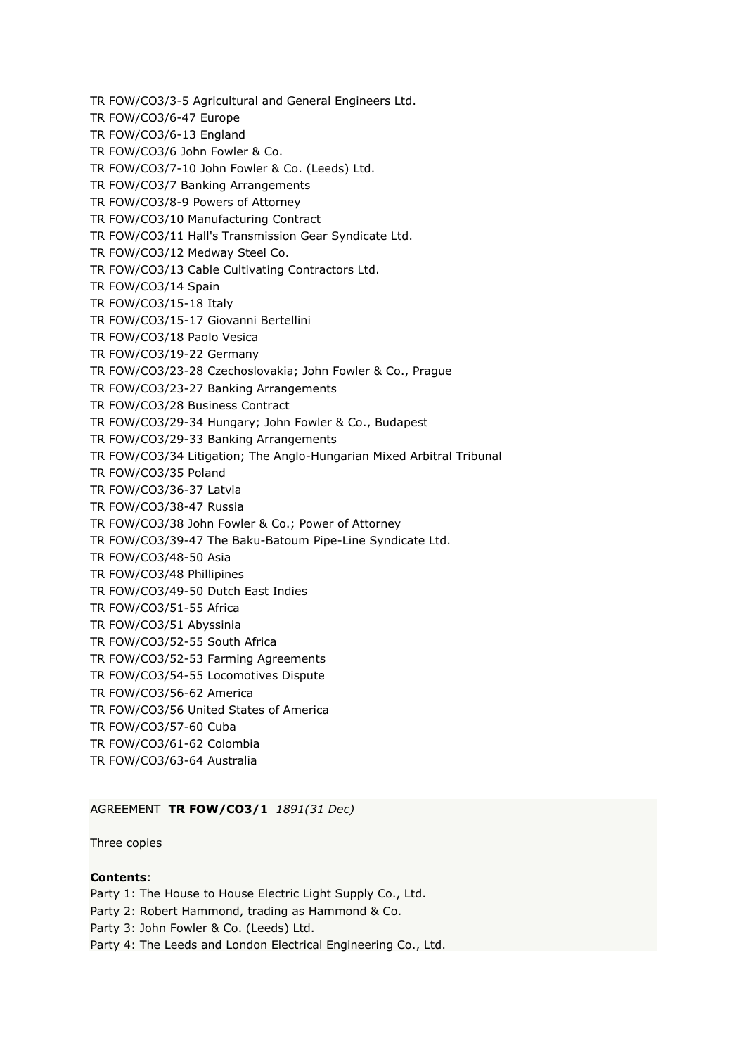TR FOW/CO3/3-5 Agricultural and General Engineers Ltd.
TR FOW/CO3/6-47 Europe
TR FOW/CO3/6-13 England
TR FOW/CO3/6 John Fowler & Co.
TR FOW/CO3/7-10 John Fowler & Co. (Leeds) Ltd.
TR FOW/CO3/7 Banking Arrangements
TR FOW/CO3/8-9 Powers of Attorney
TR FOW/CO3/10 Manufacturing Contract
TR FOW/CO3/11 Hall's Transmission Gear Syndicate Ltd.
TR FOW/CO3/12 Medway Steel Co.
TR FOW/CO3/13 Cable Cultivating Contractors Ltd.
TR FOW/CO3/14 Spain
TR FOW/CO3/15-18 Italy
TR FOW/CO3/15-17 Giovanni Bertellini
TR FOW/CO3/18 Paolo Vesica
TR FOW/CO3/19-22 Germany
TR FOW/CO3/23-28 Czechoslovakia; John Fowler & Co., Prague
TR FOW/CO3/23-27 Banking Arrangements
TR FOW/CO3/28 Business Contract
TR FOW/CO3/29-34 Hungary; John Fowler & Co., Budapest
TR FOW/CO3/29-33 Banking Arrangements
TR FOW/CO3/34 Litigation; The Anglo-Hungarian Mixed Arbitral Tribunal
TR FOW/CO3/35 Poland
TR FOW/CO3/36-37 Latvia
TR FOW/CO3/38-47 Russia
TR FOW/CO3/38 John Fowler & Co.; Power of Attorney
TR FOW/CO3/39-47 The Baku-Batoum Pipe-Line Syndicate Ltd.
TR FOW/CO3/48-50 Asia
TR FOW/CO3/48 Phillipines
TR FOW/CO3/49-50 Dutch East Indies
TR FOW/CO3/51-55 Africa
TR FOW/CO3/51 Abyssinia
TR FOW/CO3/52-55 South Africa
TR FOW/CO3/52-53 Farming Agreements
TR FOW/CO3/54-55 Locomotives Dispute
TR FOW/CO3/56-62 America
TR FOW/CO3/56 United States of America
TR FOW/CO3/57-60 Cuba
TR FOW/CO3/61-62 Colombia
TR FOW/CO3/63-64 Australia

AGREEMENT **TR FOW/CO3/1** *1891(31 Dec)*

Three copies

**Contents**:
Party 1: The House to House Electric Light Supply Co., Ltd.
Party 2: Robert Hammond, trading as Hammond & Co.
Party 3: John Fowler & Co. (Leeds) Ltd.
Party 4: The Leeds and London Electrical Engineering Co., Ltd.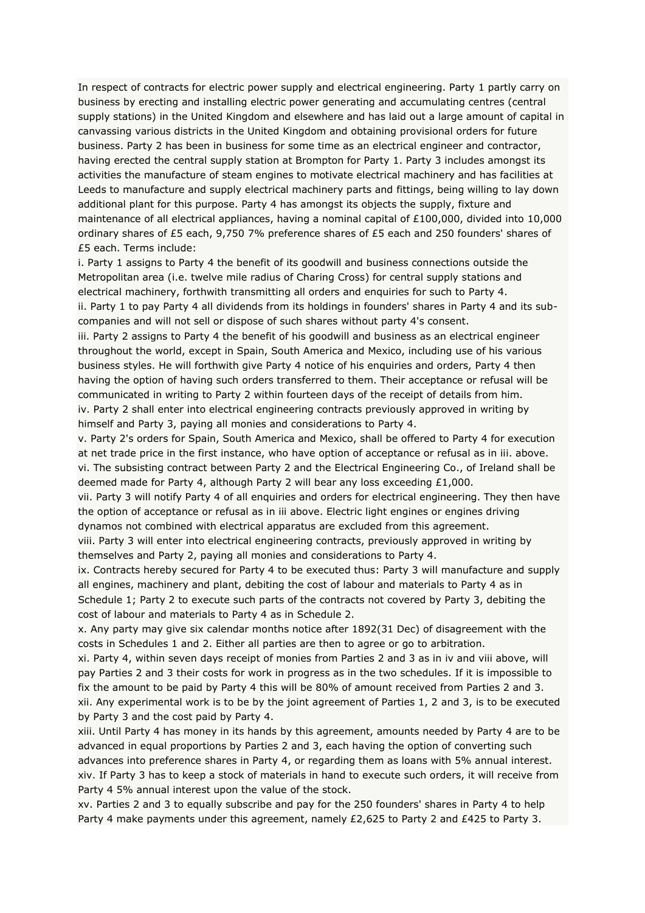In respect of contracts for electric power supply and electrical engineering. Party 1 partly carry on business by erecting and installing electric power generating and accumulating centres (central supply stations) in the United Kingdom and elsewhere and has laid out a large amount of capital in canvassing various districts in the United Kingdom and obtaining provisional orders for future business. Party 2 has been in business for some time as an electrical engineer and contractor, having erected the central supply station at Brompton for Party 1. Party 3 includes amongst its activities the manufacture of steam engines to motivate electrical machinery and has facilities at Leeds to manufacture and supply electrical machinery parts and fittings, being willing to lay down additional plant for this purpose. Party 4 has amongst its objects the supply, fixture and maintenance of all electrical appliances, having a nominal capital of £100,000, divided into 10,000 ordinary shares of £5 each, 9,750 7% preference shares of £5 each and 250 founders' shares of £5 each. Terms include:

i. Party 1 assigns to Party 4 the benefit of its goodwill and business connections outside the Metropolitan area (i.e. twelve mile radius of Charing Cross) for central supply stations and electrical machinery, forthwith transmitting all orders and enquiries for such to Party 4.

ii. Party 1 to pay Party 4 all dividends from its holdings in founders' shares in Party 4 and its sub-companies and will not sell or dispose of such shares without party 4's consent.

iii. Party 2 assigns to Party 4 the benefit of his goodwill and business as an electrical engineer throughout the world, except in Spain, South America and Mexico, including use of his various business styles. He will forthwith give Party 4 notice of his enquiries and orders, Party 4 then having the option of having such orders transferred to them. Their acceptance or refusal will be communicated in writing to Party 2 within fourteen days of the receipt of details from him.

iv. Party 2 shall enter into electrical engineering contracts previously approved in writing by himself and Party 3, paying all monies and considerations to Party 4.

v. Party 2's orders for Spain, South America and Mexico, shall be offered to Party 4 for execution at net trade price in the first instance, who have option of acceptance or refusal as in iii. above.

vi. The subsisting contract between Party 2 and the Electrical Engineering Co., of Ireland shall be deemed made for Party 4, although Party 2 will bear any loss exceeding £1,000.

vii. Party 3 will notify Party 4 of all enquiries and orders for electrical engineering. They then have the option of acceptance or refusal as in iii above. Electric light engines or engines driving dynamos not combined with electrical apparatus are excluded from this agreement.

viii. Party 3 will enter into electrical engineering contracts, previously approved in writing by themselves and Party 2, paying all monies and considerations to Party 4.

ix. Contracts hereby secured for Party 4 to be executed thus: Party 3 will manufacture and supply all engines, machinery and plant, debiting the cost of labour and materials to Party 4 as in Schedule 1; Party 2 to execute such parts of the contracts not covered by Party 3, debiting the cost of labour and materials to Party 4 as in Schedule 2.

x. Any party may give six calendar months notice after 1892(31 Dec) of disagreement with the costs in Schedules 1 and 2. Either all parties are then to agree or go to arbitration.

xi. Party 4, within seven days receipt of monies from Parties 2 and 3 as in iv and viii above, will pay Parties 2 and 3 their costs for work in progress as in the two schedules. If it is impossible to fix the amount to be paid by Party 4 this will be 80% of amount received from Parties 2 and 3.

xii. Any experimental work is to be by the joint agreement of Parties 1, 2 and 3, is to be executed by Party 3 and the cost paid by Party 4.

xiii. Until Party 4 has money in its hands by this agreement, amounts needed by Party 4 are to be advanced in equal proportions by Parties 2 and 3, each having the option of converting such advances into preference shares in Party 4, or regarding them as loans with 5% annual interest.

xiv. If Party 3 has to keep a stock of materials in hand to execute such orders, it will receive from Party 4 5% annual interest upon the value of the stock.

xv. Parties 2 and 3 to equally subscribe and pay for the 250 founders' shares in Party 4 to help Party 4 make payments under this agreement, namely £2,625 to Party 2 and £425 to Party 3.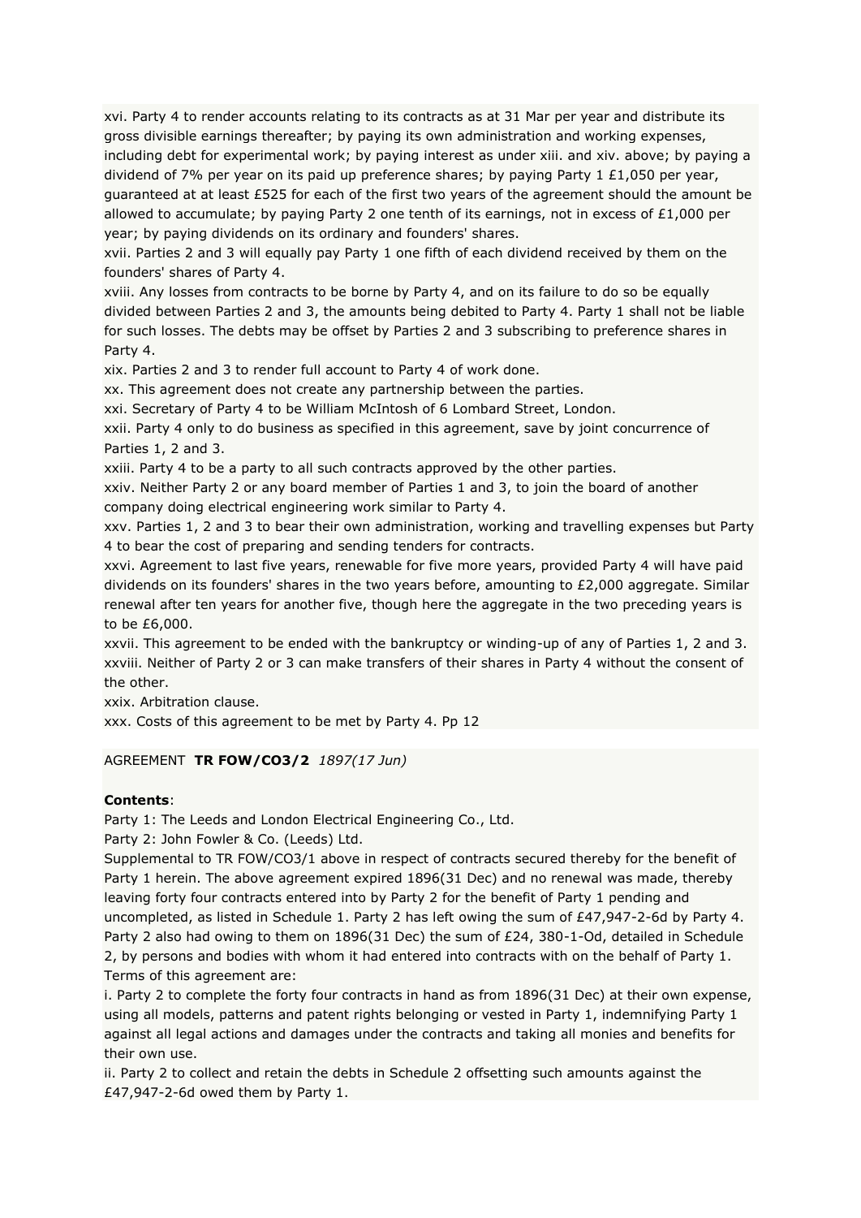xvi. Party 4 to render accounts relating to its contracts as at 31 Mar per year and distribute its gross divisible earnings thereafter; by paying its own administration and working expenses, including debt for experimental work; by paying interest as under xiii. and xiv. above; by paying a dividend of 7% per year on its paid up preference shares; by paying Party 1 £1,050 per year, guaranteed at at least £525 for each of the first two years of the agreement should the amount be allowed to accumulate; by paying Party 2 one tenth of its earnings, not in excess of £1,000 per year; by paying dividends on its ordinary and founders' shares.
xvii. Parties 2 and 3 will equally pay Party 1 one fifth of each dividend received by them on the founders' shares of Party 4.
xviii. Any losses from contracts to be borne by Party 4, and on its failure to do so be equally divided between Parties 2 and 3, the amounts being debited to Party 4. Party 1 shall not be liable for such losses. The debts may be offset by Parties 2 and 3 subscribing to preference shares in Party 4.
xix. Parties 2 and 3 to render full account to Party 4 of work done.
xx. This agreement does not create any partnership between the parties.
xxi. Secretary of Party 4 to be William McIntosh of 6 Lombard Street, London.
xxii. Party 4 only to do business as specified in this agreement, save by joint concurrence of Parties 1, 2 and 3.
xxiii. Party 4 to be a party to all such contracts approved by the other parties.
xxiv. Neither Party 2 or any board member of Parties 1 and 3, to join the board of another company doing electrical engineering work similar to Party 4.
xxv. Parties 1, 2 and 3 to bear their own administration, working and travelling expenses but Party 4 to bear the cost of preparing and sending tenders for contracts.
xxvi. Agreement to last five years, renewable for five more years, provided Party 4 will have paid dividends on its founders' shares in the two years before, amounting to £2,000 aggregate. Similar renewal after ten years for another five, though here the aggregate in the two preceding years is to be £6,000.
xxvii. This agreement to be ended with the bankruptcy or winding-up of any of Parties 1, 2 and 3.
xxviii. Neither of Party 2 or 3 can make transfers of their shares in Party 4 without the consent of the other.
xxix. Arbitration clause.
xxx. Costs of this agreement to be met by Party 4. Pp 12

AGREEMENT **TR FOW/CO3/2** *1897(17 Jun)*

**Contents**:
Party 1: The Leeds and London Electrical Engineering Co., Ltd.
Party 2: John Fowler & Co. (Leeds) Ltd.
Supplemental to TR FOW/CO3/1 above in respect of contracts secured thereby for the benefit of Party 1 herein. The above agreement expired 1896(31 Dec) and no renewal was made, thereby leaving forty four contracts entered into by Party 2 for the benefit of Party 1 pending and uncompleted, as listed in Schedule 1. Party 2 has left owing the sum of £47,947-2-6d by Party 4. Party 2 also had owing to them on 1896(31 Dec) the sum of £24, 380-1-0d, detailed in Schedule 2, by persons and bodies with whom it had entered into contracts with on the behalf of Party 1.
Terms of this agreement are:
i. Party 2 to complete the forty four contracts in hand as from 1896(31 Dec) at their own expense, using all models, patterns and patent rights belonging or vested in Party 1, indemnifying Party 1 against all legal actions and damages under the contracts and taking all monies and benefits for their own use.
ii. Party 2 to collect and retain the debts in Schedule 2 offsetting such amounts against the £47,947-2-6d owed them by Party 1.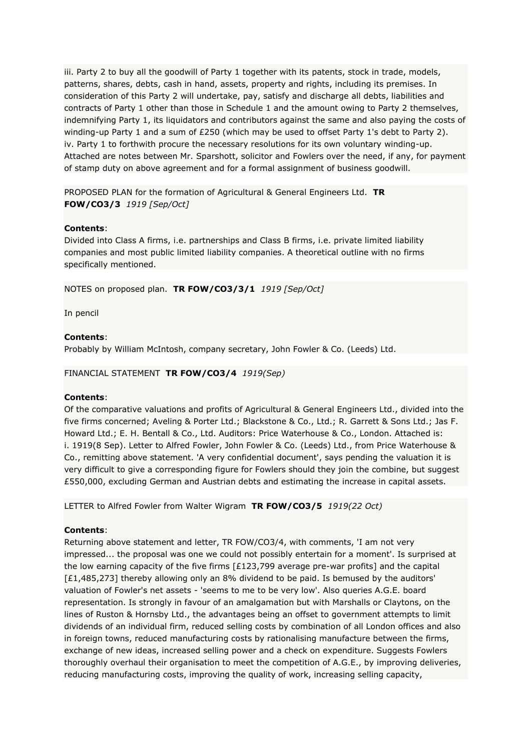iii. Party 2 to buy all the goodwill of Party 1 together with its patents, stock in trade, models, patterns, shares, debts, cash in hand, assets, property and rights, including its premises. In consideration of this Party 2 will undertake, pay, satisfy and discharge all debts, liabilities and contracts of Party 1 other than those in Schedule 1 and the amount owing to Party 2 themselves, indemnifying Party 1, its liquidators and contributors against the same and also paying the costs of winding-up Party 1 and a sum of £250 (which may be used to offset Party 1's debt to Party 2).
iv. Party 1 to forthwith procure the necessary resolutions for its own voluntary winding-up.
Attached are notes between Mr. Sparshott, solicitor and Fowlers over the need, if any, for payment of stamp duty on above agreement and for a formal assignment of business goodwill.

PROPOSED PLAN for the formation of Agricultural & General Engineers Ltd. **TR FOW/CO3/3** *1919 [Sep/Oct]*

**Contents**:
Divided into Class A firms, i.e. partnerships and Class B firms, i.e. private limited liability companies and most public limited liability companies. A theoretical outline with no firms specifically mentioned.

NOTES on proposed plan. **TR FOW/CO3/3/1** *1919 [Sep/Oct]*

In pencil

**Contents**:
Probably by William McIntosh, company secretary, John Fowler & Co. (Leeds) Ltd.

FINANCIAL STATEMENT **TR FOW/CO3/4** *1919(Sep)*

**Contents**:
Of the comparative valuations and profits of Agricultural & General Engineers Ltd., divided into the five firms concerned; Aveling & Porter Ltd.; Blackstone & Co., Ltd.; R. Garrett & Sons Ltd.; Jas F. Howard Ltd.; E. H. Bentall & Co., Ltd. Auditors: Price Waterhouse & Co., London. Attached is:
i. 1919(8 Sep). Letter to Alfred Fowler, John Fowler & Co. (Leeds) Ltd., from Price Waterhouse & Co., remitting above statement. 'A very confidential document', says pending the valuation it is very difficult to give a corresponding figure for Fowlers should they join the combine, but suggest £550,000, excluding German and Austrian debts and estimating the increase in capital assets.

LETTER to Alfred Fowler from Walter Wigram **TR FOW/CO3/5** *1919(22 Oct)*

**Contents**:
Returning above statement and letter, TR FOW/CO3/4, with comments, 'I am not very impressed... the proposal was one we could not possibly entertain for a moment'. Is surprised at the low earning capacity of the five firms [£123,799 average pre-war profits] and the capital [£1,485,273] thereby allowing only an 8% dividend to be paid. Is bemused by the auditors' valuation of Fowler's net assets - 'seems to me to be very low'. Also queries A.G.E. board representation. Is strongly in favour of an amalgamation but with Marshalls or Claytons, on the lines of Ruston & Hornsby Ltd., the advantages being an offset to government attempts to limit dividends of an individual firm, reduced selling costs by combination of all London offices and also in foreign towns, reduced manufacturing costs by rationalising manufacture between the firms, exchange of new ideas, increased selling power and a check on expenditure. Suggests Fowlers thoroughly overhaul their organisation to meet the competition of A.G.E., by improving deliveries, reducing manufacturing costs, improving the quality of work, increasing selling capacity,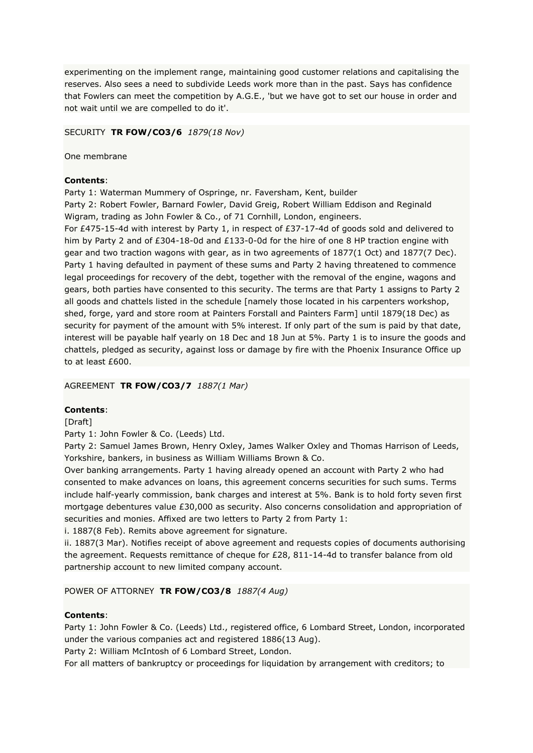experimenting on the implement range, maintaining good customer relations and capitalising the reserves. Also sees a need to subdivide Leeds work more than in the past. Says has confidence that Fowlers can meet the competition by A.G.E., 'but we have got to set our house in order and not wait until we are compelled to do it'.

SECURITY **TR FOW/CO3/6** *1879(18 Nov)*

One membrane

**Contents**:
Party 1: Waterman Mummery of Ospringe, nr. Faversham, Kent, builder
Party 2: Robert Fowler, Barnard Fowler, David Greig, Robert William Eddison and Reginald Wigram, trading as John Fowler & Co., of 71 Cornhill, London, engineers.
For £475-15-4d with interest by Party 1, in respect of £37-17-4d of goods sold and delivered to him by Party 2 and of £304-18-0d and £133-0-0d for the hire of one 8 HP traction engine with gear and two traction wagons with gear, as in two agreements of 1877(1 Oct) and 1877(7 Dec). Party 1 having defaulted in payment of these sums and Party 2 having threatened to commence legal proceedings for recovery of the debt, together with the removal of the engine, wagons and gears, both parties have consented to this security. The terms are that Party 1 assigns to Party 2 all goods and chattels listed in the schedule [namely those located in his carpenters workshop, shed, forge, yard and store room at Painters Forstall and Painters Farm] until 1879(18 Dec) as security for payment of the amount with 5% interest. If only part of the sum is paid by that date, interest will be payable half yearly on 18 Dec and 18 Jun at 5%. Party 1 is to insure the goods and chattels, pledged as security, against loss or damage by fire with the Phoenix Insurance Office up to at least £600.

AGREEMENT **TR FOW/CO3/7** *1887(1 Mar)*

**Contents**:
[Draft]
Party 1: John Fowler & Co. (Leeds) Ltd.
Party 2: Samuel James Brown, Henry Oxley, James Walker Oxley and Thomas Harrison of Leeds, Yorkshire, bankers, in business as William Williams Brown & Co.
Over banking arrangements. Party 1 having already opened an account with Party 2 who had consented to make advances on loans, this agreement concerns securities for such sums. Terms include half-yearly commission, bank charges and interest at 5%. Bank is to hold forty seven first mortgage debentures value £30,000 as security. Also concerns consolidation and appropriation of securities and monies. Affixed are two letters to Party 2 from Party 1:
i. 1887(8 Feb). Remits above agreement for signature.
ii. 1887(3 Mar). Notifies receipt of above agreement and requests copies of documents authorising the agreement. Requests remittance of cheque for £28, 811-14-4d to transfer balance from old partnership account to new limited company account.

POWER OF ATTORNEY **TR FOW/CO3/8** *1887(4 Aug)*

**Contents**:
Party 1: John Fowler & Co. (Leeds) Ltd., registered office, 6 Lombard Street, London, incorporated under the various companies act and registered 1886(13 Aug).
Party 2: William McIntosh of 6 Lombard Street, London.
For all matters of bankruptcy or proceedings for liquidation by arrangement with creditors; to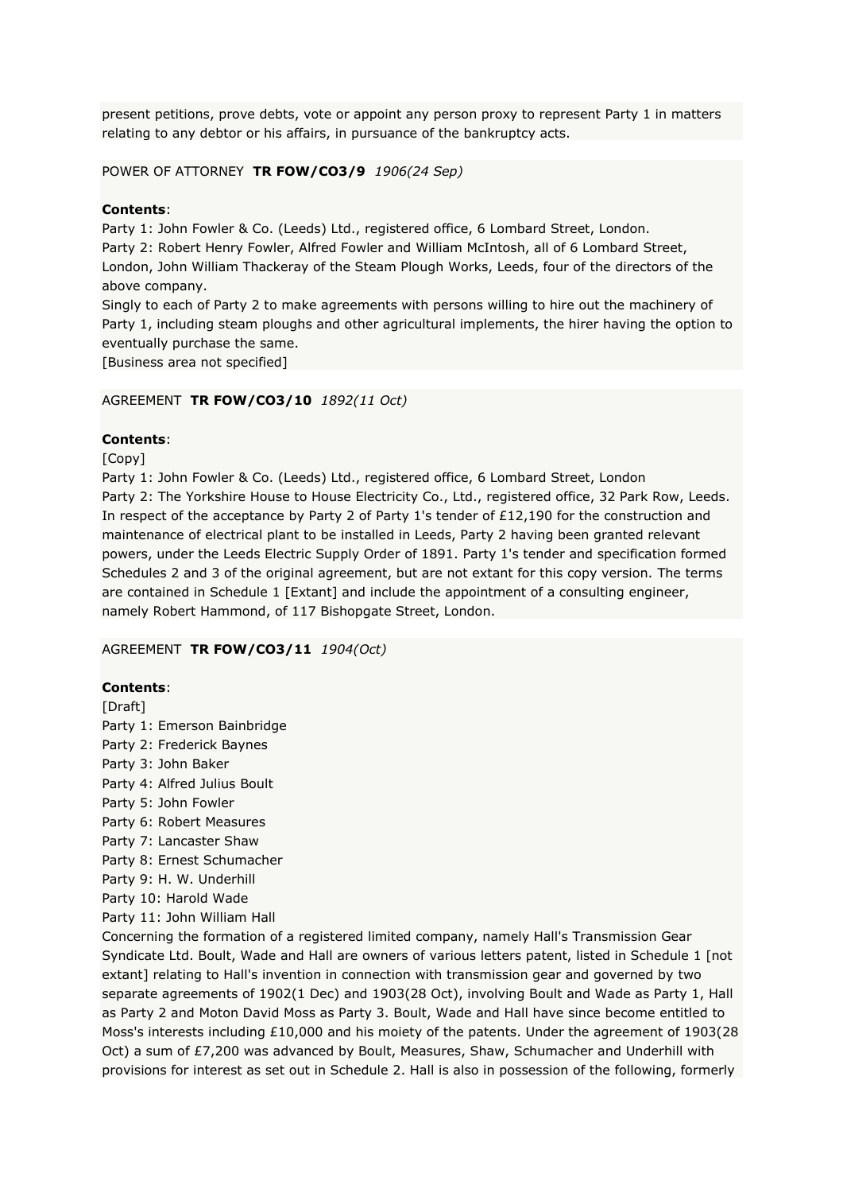present petitions, prove debts, vote or appoint any person proxy to represent Party 1 in matters relating to any debtor or his affairs, in pursuance of the bankruptcy acts.

POWER OF ATTORNEY **TR FOW/CO3/9** *1906(24 Sep)*

**Contents**:
Party 1: John Fowler & Co. (Leeds) Ltd., registered office, 6 Lombard Street, London.
Party 2: Robert Henry Fowler, Alfred Fowler and William McIntosh, all of 6 Lombard Street, London, John William Thackeray of the Steam Plough Works, Leeds, four of the directors of the above company.
Singly to each of Party 2 to make agreements with persons willing to hire out the machinery of Party 1, including steam ploughs and other agricultural implements, the hirer having the option to eventually purchase the same.
[Business area not specified]

AGREEMENT **TR FOW/CO3/10** *1892(11 Oct)*

**Contents**:
[Copy]
Party 1: John Fowler & Co. (Leeds) Ltd., registered office, 6 Lombard Street, London
Party 2: The Yorkshire House to House Electricity Co., Ltd., registered office, 32 Park Row, Leeds.
In respect of the acceptance by Party 2 of Party 1's tender of £12,190 for the construction and maintenance of electrical plant to be installed in Leeds, Party 2 having been granted relevant powers, under the Leeds Electric Supply Order of 1891. Party 1's tender and specification formed Schedules 2 and 3 of the original agreement, but are not extant for this copy version. The terms are contained in Schedule 1 [Extant] and include the appointment of a consulting engineer, namely Robert Hammond, of 117 Bishopgate Street, London.

AGREEMENT **TR FOW/CO3/11** *1904(Oct)*

**Contents**:
[Draft]
Party 1: Emerson Bainbridge
Party 2: Frederick Baynes
Party 3: John Baker
Party 4: Alfred Julius Boult
Party 5: John Fowler
Party 6: Robert Measures
Party 7: Lancaster Shaw
Party 8: Ernest Schumacher
Party 9: H. W. Underhill
Party 10: Harold Wade
Party 11: John William Hall
Concerning the formation of a registered limited company, namely Hall's Transmission Gear Syndicate Ltd. Boult, Wade and Hall are owners of various letters patent, listed in Schedule 1 [not extant] relating to Hall's invention in connection with transmission gear and governed by two separate agreements of 1902(1 Dec) and 1903(28 Oct), involving Boult and Wade as Party 1, Hall as Party 2 and Moton David Moss as Party 3. Boult, Wade and Hall have since become entitled to Moss's interests including £10,000 and his moiety of the patents. Under the agreement of 1903(28 Oct) a sum of £7,200 was advanced by Boult, Measures, Shaw, Schumacher and Underhill with provisions for interest as set out in Schedule 2. Hall is also in possession of the following, formerly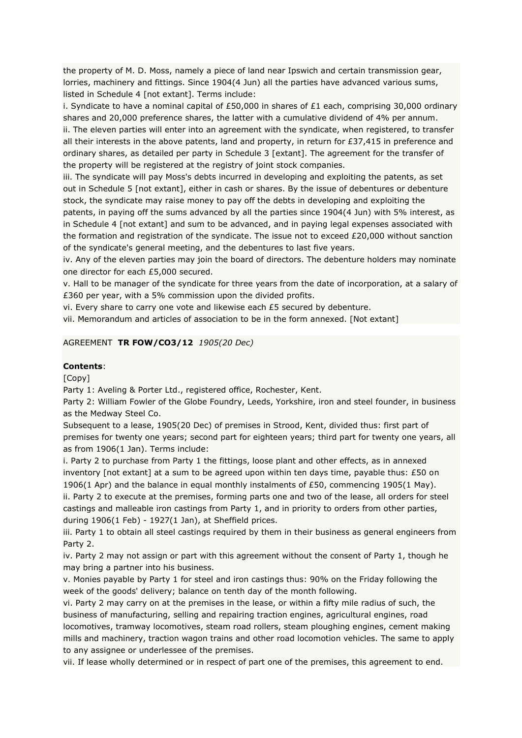the property of M. D. Moss, namely a piece of land near Ipswich and certain transmission gear, lorries, machinery and fittings. Since 1904(4 Jun) all the parties have advanced various sums, listed in Schedule 4 [not extant]. Terms include:

i. Syndicate to have a nominal capital of £50,000 in shares of £1 each, comprising 30,000 ordinary shares and 20,000 preference shares, the latter with a cumulative dividend of 4% per annum.

ii. The eleven parties will enter into an agreement with the syndicate, when registered, to transfer all their interests in the above patents, land and property, in return for £37,415 in preference and ordinary shares, as detailed per party in Schedule 3 [extant]. The agreement for the transfer of the property will be registered at the registry of joint stock companies.

iii. The syndicate will pay Moss's debts incurred in developing and exploiting the patents, as set out in Schedule 5 [not extant], either in cash or shares. By the issue of debentures or debenture stock, the syndicate may raise money to pay off the debts in developing and exploiting the patents, in paying off the sums advanced by all the parties since 1904(4 Jun) with 5% interest, as in Schedule 4 [not extant] and sum to be advanced, and in paying legal expenses associated with the formation and registration of the syndicate. The issue not to exceed £20,000 without sanction of the syndicate's general meeting, and the debentures to last five years.

iv. Any of the eleven parties may join the board of directors. The debenture holders may nominate one director for each £5,000 secured.

v. Hall to be manager of the syndicate for three years from the date of incorporation, at a salary of £360 per year, with a 5% commission upon the divided profits.

vi. Every share to carry one vote and likewise each £5 secured by debenture.

vii. Memorandum and articles of association to be in the form annexed. [Not extant]

AGREEMENT **TR FOW/CO3/12** *1905(20 Dec)*

**Contents**:

[Copy]

Party 1: Aveling & Porter Ltd., registered office, Rochester, Kent.

Party 2: William Fowler of the Globe Foundry, Leeds, Yorkshire, iron and steel founder, in business as the Medway Steel Co.

Subsequent to a lease, 1905(20 Dec) of premises in Strood, Kent, divided thus: first part of premises for twenty one years; second part for eighteen years; third part for twenty one years, all as from 1906(1 Jan). Terms include:

i. Party 2 to purchase from Party 1 the fittings, loose plant and other effects, as in annexed inventory [not extant] at a sum to be agreed upon within ten days time, payable thus: £50 on 1906(1 Apr) and the balance in equal monthly instalments of £50, commencing 1905(1 May).

ii. Party 2 to execute at the premises, forming parts one and two of the lease, all orders for steel castings and malleable iron castings from Party 1, and in priority to orders from other parties, during 1906(1 Feb) - 1927(1 Jan), at Sheffield prices.

iii. Party 1 to obtain all steel castings required by them in their business as general engineers from Party 2.

iv. Party 2 may not assign or part with this agreement without the consent of Party 1, though he may bring a partner into his business.

v. Monies payable by Party 1 for steel and iron castings thus: 90% on the Friday following the week of the goods' delivery; balance on tenth day of the month following.

vi. Party 2 may carry on at the premises in the lease, or within a fifty mile radius of such, the business of manufacturing, selling and repairing traction engines, agricultural engines, road locomotives, tramway locomotives, steam road rollers, steam ploughing engines, cement making mills and machinery, traction wagon trains and other road locomotion vehicles. The same to apply to any assignee or underlessee of the premises.

vii. If lease wholly determined or in respect of part one of the premises, this agreement to end.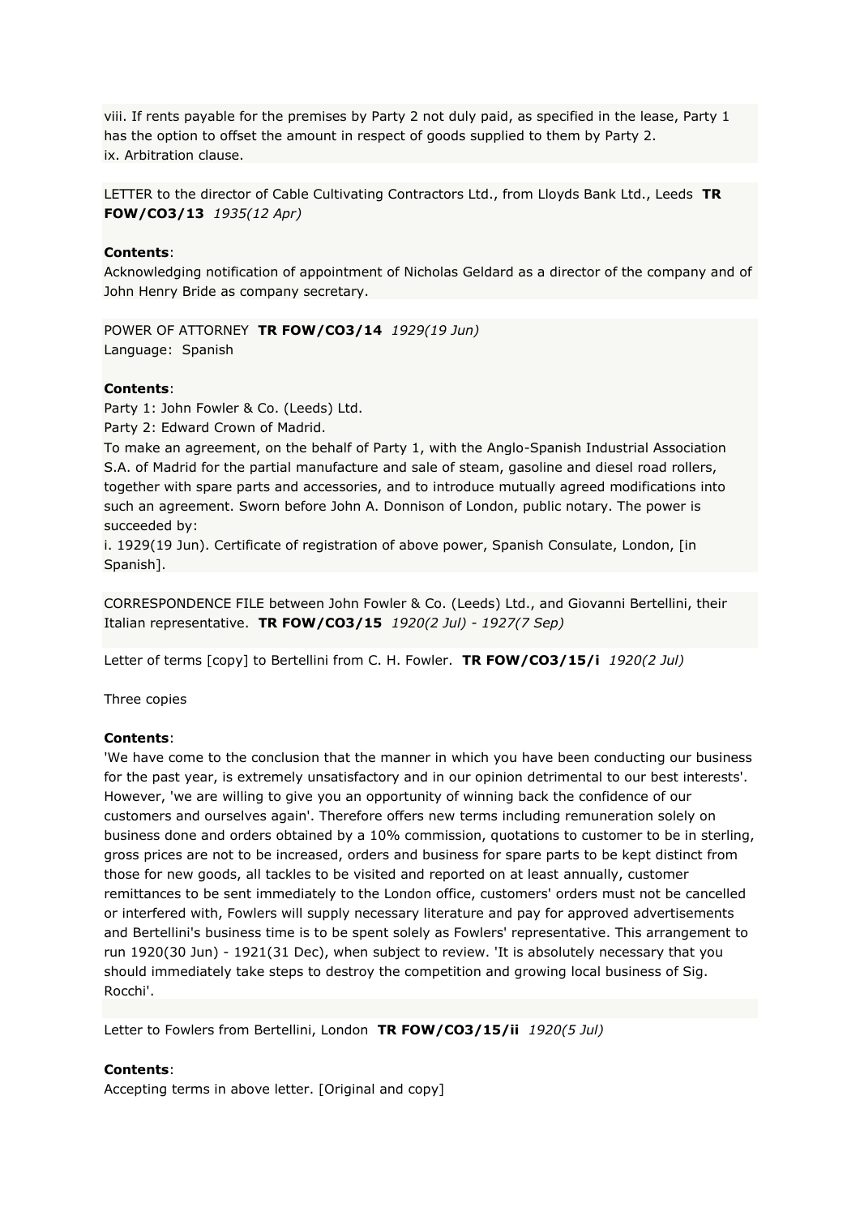viii. If rents payable for the premises by Party 2 not duly paid, as specified in the lease, Party 1 has the option to offset the amount in respect of goods supplied to them by Party 2.
ix. Arbitration clause.

LETTER to the director of Cable Cultivating Contractors Ltd., from Lloyds Bank Ltd., Leeds **TR FOW/CO3/13** *1935(12 Apr)*

**Contents**:
Acknowledging notification of appointment of Nicholas Geldard as a director of the company and of John Henry Bride as company secretary.

POWER OF ATTORNEY **TR FOW/CO3/14** *1929(19 Jun)*
Language: Spanish

**Contents**:
Party 1: John Fowler & Co. (Leeds) Ltd.
Party 2: Edward Crown of Madrid.
To make an agreement, on the behalf of Party 1, with the Anglo-Spanish Industrial Association S.A. of Madrid for the partial manufacture and sale of steam, gasoline and diesel road rollers, together with spare parts and accessories, and to introduce mutually agreed modifications into such an agreement. Sworn before John A. Donnison of London, public notary. The power is succeeded by:
i. 1929(19 Jun). Certificate of registration of above power, Spanish Consulate, London, [in Spanish].

CORRESPONDENCE FILE between John Fowler & Co. (Leeds) Ltd., and Giovanni Bertellini, their Italian representative. **TR FOW/CO3/15** *1920(2 Jul) - 1927(7 Sep)*

Letter of terms [copy] to Bertellini from C. H. Fowler. **TR FOW/CO3/15/i** *1920(2 Jul)*

Three copies

**Contents**:
'We have come to the conclusion that the manner in which you have been conducting our business for the past year, is extremely unsatisfactory and in our opinion detrimental to our best interests'. However, 'we are willing to give you an opportunity of winning back the confidence of our customers and ourselves again'. Therefore offers new terms including remuneration solely on business done and orders obtained by a 10% commission, quotations to customer to be in sterling, gross prices are not to be increased, orders and business for spare parts to be kept distinct from those for new goods, all tackles to be visited and reported on at least annually, customer remittances to be sent immediately to the London office, customers' orders must not be cancelled or interfered with, Fowlers will supply necessary literature and pay for approved advertisements and Bertellini's business time is to be spent solely as Fowlers' representative. This arrangement to run 1920(30 Jun) - 1921(31 Dec), when subject to review. 'It is absolutely necessary that you should immediately take steps to destroy the competition and growing local business of Sig. Rocchi'.

Letter to Fowlers from Bertellini, London **TR FOW/CO3/15/ii** *1920(5 Jul)*

**Contents**:
Accepting terms in above letter. [Original and copy]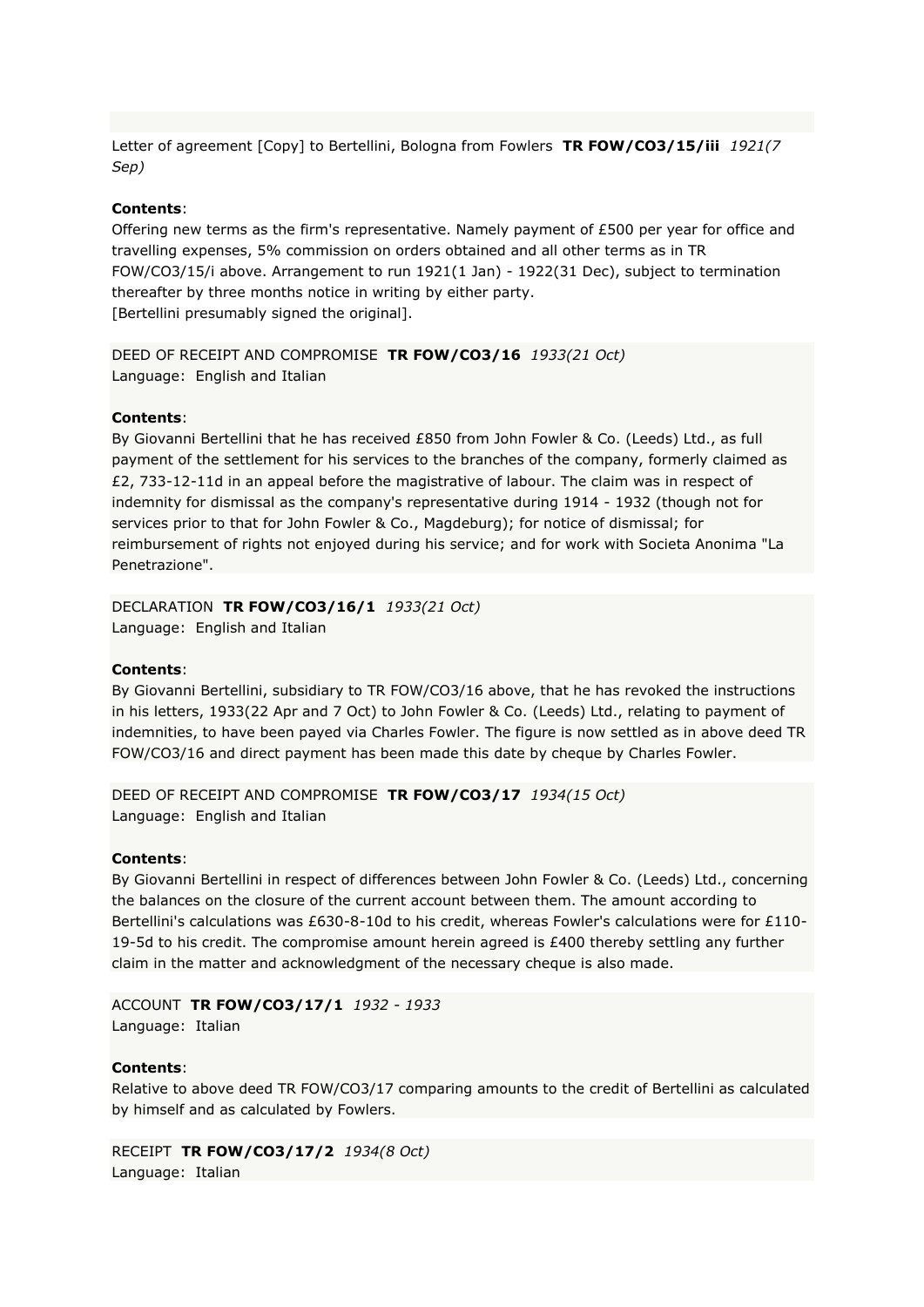Letter of agreement [Copy] to Bertellini, Bologna from Fowlers **TR FOW/CO3/15/iii** *1921(7 Sep)*

**Contents**:
Offering new terms as the firm's representative. Namely payment of £500 per year for office and travelling expenses, 5% commission on orders obtained and all other terms as in TR FOW/CO3/15/i above. Arrangement to run 1921(1 Jan) - 1922(31 Dec), subject to termination thereafter by three months notice in writing by either party.
[Bertellini presumably signed the original].

DEED OF RECEIPT AND COMPROMISE **TR FOW/CO3/16** *1933(21 Oct)*
Language: English and Italian

**Contents**:
By Giovanni Bertellini that he has received £850 from John Fowler & Co. (Leeds) Ltd., as full payment of the settlement for his services to the branches of the company, formerly claimed as £2, 733-12-11d in an appeal before the magistrative of labour. The claim was in respect of indemnity for dismissal as the company's representative during 1914 - 1932 (though not for services prior to that for John Fowler & Co., Magdeburg); for notice of dismissal; for reimbursement of rights not enjoyed during his service; and for work with Societa Anonima "La Penetrazione".

DECLARATION **TR FOW/CO3/16/1** *1933(21 Oct)*
Language: English and Italian

**Contents**:
By Giovanni Bertellini, subsidiary to TR FOW/CO3/16 above, that he has revoked the instructions in his letters, 1933(22 Apr and 7 Oct) to John Fowler & Co. (Leeds) Ltd., relating to payment of indemnities, to have been payed via Charles Fowler. The figure is now settled as in above deed TR FOW/CO3/16 and direct payment has been made this date by cheque by Charles Fowler.

DEED OF RECEIPT AND COMPROMISE **TR FOW/CO3/17** *1934(15 Oct)*
Language: English and Italian

**Contents**:
By Giovanni Bertellini in respect of differences between John Fowler & Co. (Leeds) Ltd., concerning the balances on the closure of the current account between them. The amount according to Bertellini's calculations was £630-8-10d to his credit, whereas Fowler's calculations were for £110-19-5d to his credit. The compromise amount herein agreed is £400 thereby settling any further claim in the matter and acknowledgment of the necessary cheque is also made.

ACCOUNT **TR FOW/CO3/17/1** *1932 - 1933*
Language: Italian

**Contents**:
Relative to above deed TR FOW/CO3/17 comparing amounts to the credit of Bertellini as calculated by himself and as calculated by Fowlers.

RECEIPT **TR FOW/CO3/17/2** *1934(8 Oct)*
Language: Italian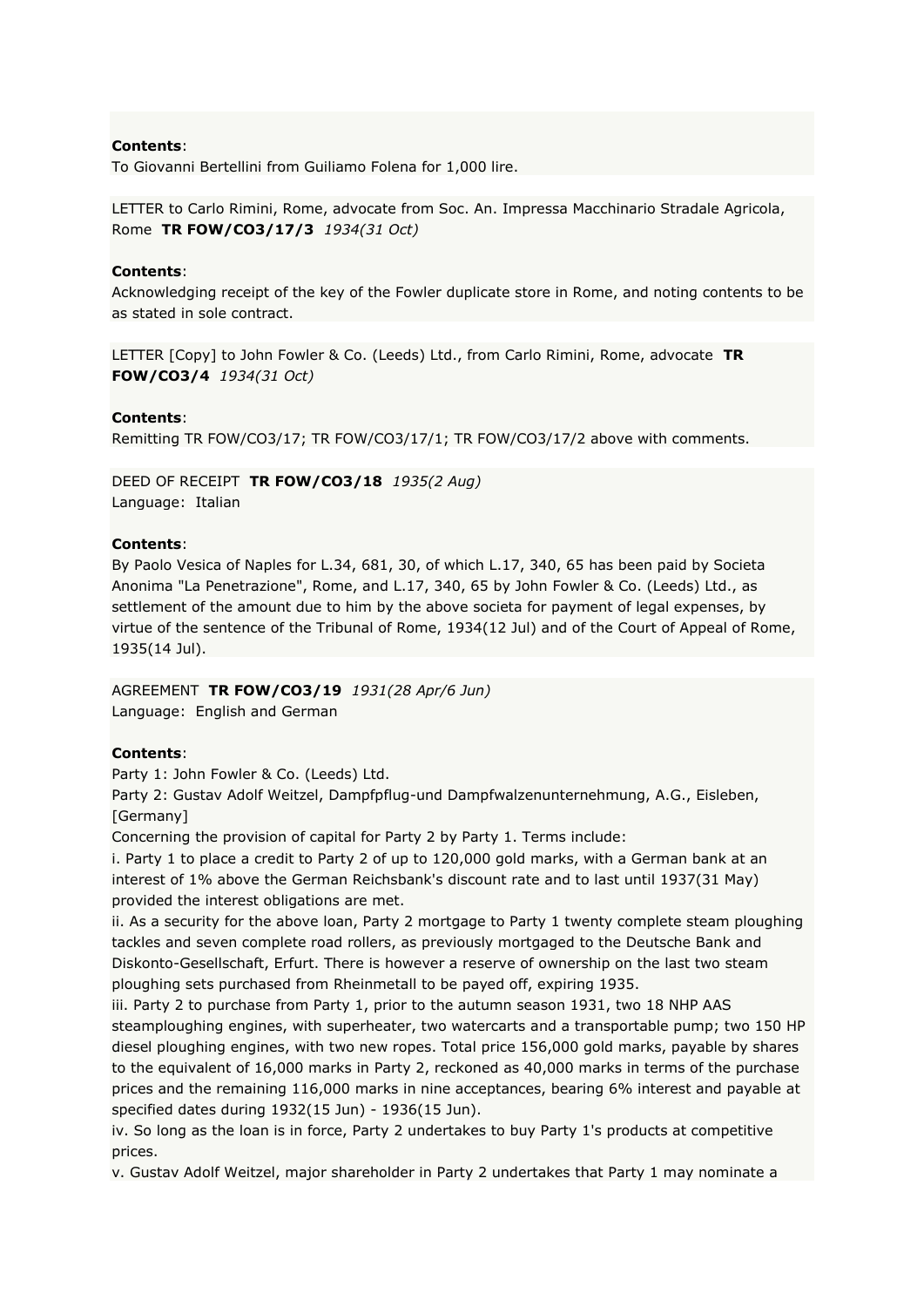**Contents**:
To Giovanni Bertellini from Guiliamo Folena for 1,000 lire.

LETTER to Carlo Rimini, Rome, advocate from Soc. An. Impressa Macchinario Stradale Agricola, Rome **TR FOW/CO3/17/3** *1934(31 Oct)*

**Contents**:
Acknowledging receipt of the key of the Fowler duplicate store in Rome, and noting contents to be as stated in sole contract.

LETTER [Copy] to John Fowler & Co. (Leeds) Ltd., from Carlo Rimini, Rome, advocate **TR FOW/CO3/4** *1934(31 Oct)*

**Contents**:
Remitting TR FOW/CO3/17; TR FOW/CO3/17/1; TR FOW/CO3/17/2 above with comments.

DEED OF RECEIPT **TR FOW/CO3/18** *1935(2 Aug)*
Language: Italian

**Contents**:
By Paolo Vesica of Naples for L.34, 681, 30, of which L.17, 340, 65 has been paid by Societa Anonima "La Penetrazione", Rome, and L.17, 340, 65 by John Fowler & Co. (Leeds) Ltd., as settlement of the amount due to him by the above societa for payment of legal expenses, by virtue of the sentence of the Tribunal of Rome, 1934(12 Jul) and of the Court of Appeal of Rome, 1935(14 Jul).

AGREEMENT **TR FOW/CO3/19** *1931(28 Apr/6 Jun)*
Language: English and German

**Contents**:
Party 1: John Fowler & Co. (Leeds) Ltd.
Party 2: Gustav Adolf Weitzel, Dampfpflug-und Dampfwalzenunternehmung, A.G., Eisleben, [Germany]
Concerning the provision of capital for Party 2 by Party 1. Terms include:
i. Party 1 to place a credit to Party 2 of up to 120,000 gold marks, with a German bank at an interest of 1% above the German Reichsbank's discount rate and to last until 1937(31 May) provided the interest obligations are met.
ii. As a security for the above loan, Party 2 mortgage to Party 1 twenty complete steam ploughing tackles and seven complete road rollers, as previously mortgaged to the Deutsche Bank and Diskonto-Gesellschaft, Erfurt. There is however a reserve of ownership on the last two steam ploughing sets purchased from Rheinmetall to be payed off, expiring 1935.
iii. Party 2 to purchase from Party 1, prior to the autumn season 1931, two 18 NHP AAS steamploughing engines, with superheater, two watercarts and a transportable pump; two 150 HP diesel ploughing engines, with two new ropes. Total price 156,000 gold marks, payable by shares to the equivalent of 16,000 marks in Party 2, reckoned as 40,000 marks in terms of the purchase prices and the remaining 116,000 marks in nine acceptances, bearing 6% interest and payable at specified dates during 1932(15 Jun) - 1936(15 Jun).
iv. So long as the loan is in force, Party 2 undertakes to buy Party 1's products at competitive prices.
v. Gustav Adolf Weitzel, major shareholder in Party 2 undertakes that Party 1 may nominate a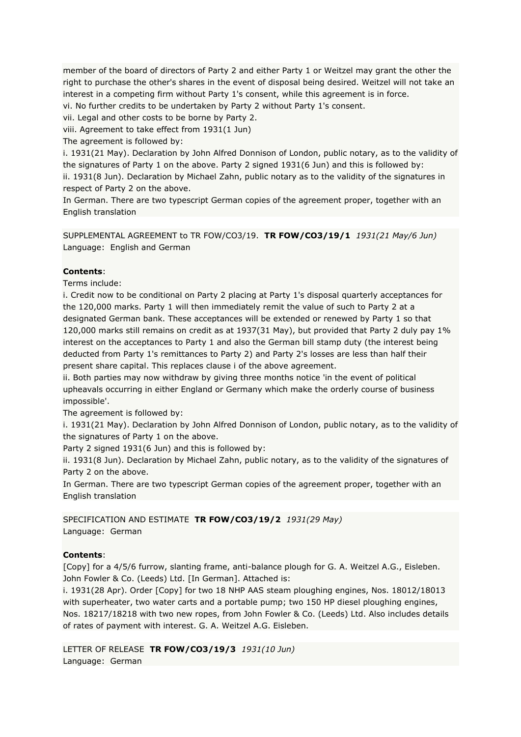member of the board of directors of Party 2 and either Party 1 or Weitzel may grant the other the right to purchase the other's shares in the event of disposal being desired. Weitzel will not take an interest in a competing firm without Party 1's consent, while this agreement is in force.
vi. No further credits to be undertaken by Party 2 without Party 1's consent.
vii. Legal and other costs to be borne by Party 2.
viii. Agreement to take effect from 1931(1 Jun)
The agreement is followed by:
i. 1931(21 May). Declaration by John Alfred Donnison of London, public notary, as to the validity of the signatures of Party 1 on the above. Party 2 signed 1931(6 Jun) and this is followed by:
ii. 1931(8 Jun). Declaration by Michael Zahn, public notary as to the validity of the signatures in respect of Party 2 on the above.
In German. There are two typescript German copies of the agreement proper, together with an English translation

SUPPLEMENTAL AGREEMENT to TR FOW/CO3/19. **TR FOW/CO3/19/1** *1931(21 May/6 Jun)*
Language: English and German

**Contents**:
Terms include:
i. Credit now to be conditional on Party 2 placing at Party 1's disposal quarterly acceptances for the 120,000 marks. Party 1 will then immediately remit the value of such to Party 2 at a designated German bank. These acceptances will be extended or renewed by Party 1 so that 120,000 marks still remains on credit as at 1937(31 May), but provided that Party 2 duly pay 1% interest on the acceptances to Party 1 and also the German bill stamp duty (the interest being deducted from Party 1's remittances to Party 2) and Party 2's losses are less than half their present share capital. This replaces clause i of the above agreement.
ii. Both parties may now withdraw by giving three months notice 'in the event of political upheavals occurring in either England or Germany which make the orderly course of business impossible'.
The agreement is followed by:
i. 1931(21 May). Declaration by John Alfred Donnison of London, public notary, as to the validity of the signatures of Party 1 on the above.
Party 2 signed 1931(6 Jun) and this is followed by:
ii. 1931(8 Jun). Declaration by Michael Zahn, public notary, as to the validity of the signatures of Party 2 on the above.
In German. There are two typescript German copies of the agreement proper, together with an English translation

SPECIFICATION AND ESTIMATE **TR FOW/CO3/19/2** *1931(29 May)*
Language: German

**Contents**:
[Copy] for a 4/5/6 furrow, slanting frame, anti-balance plough for G. A. Weitzel A.G., Eisleben. John Fowler & Co. (Leeds) Ltd. [In German]. Attached is:
i. 1931(28 Apr). Order [Copy] for two 18 NHP AAS steam ploughing engines, Nos. 18012/18013 with superheater, two water carts and a portable pump; two 150 HP diesel ploughing engines, Nos. 18217/18218 with two new ropes, from John Fowler & Co. (Leeds) Ltd. Also includes details of rates of payment with interest. G. A. Weitzel A.G. Eisleben.

LETTER OF RELEASE **TR FOW/CO3/19/3** *1931(10 Jun)*
Language: German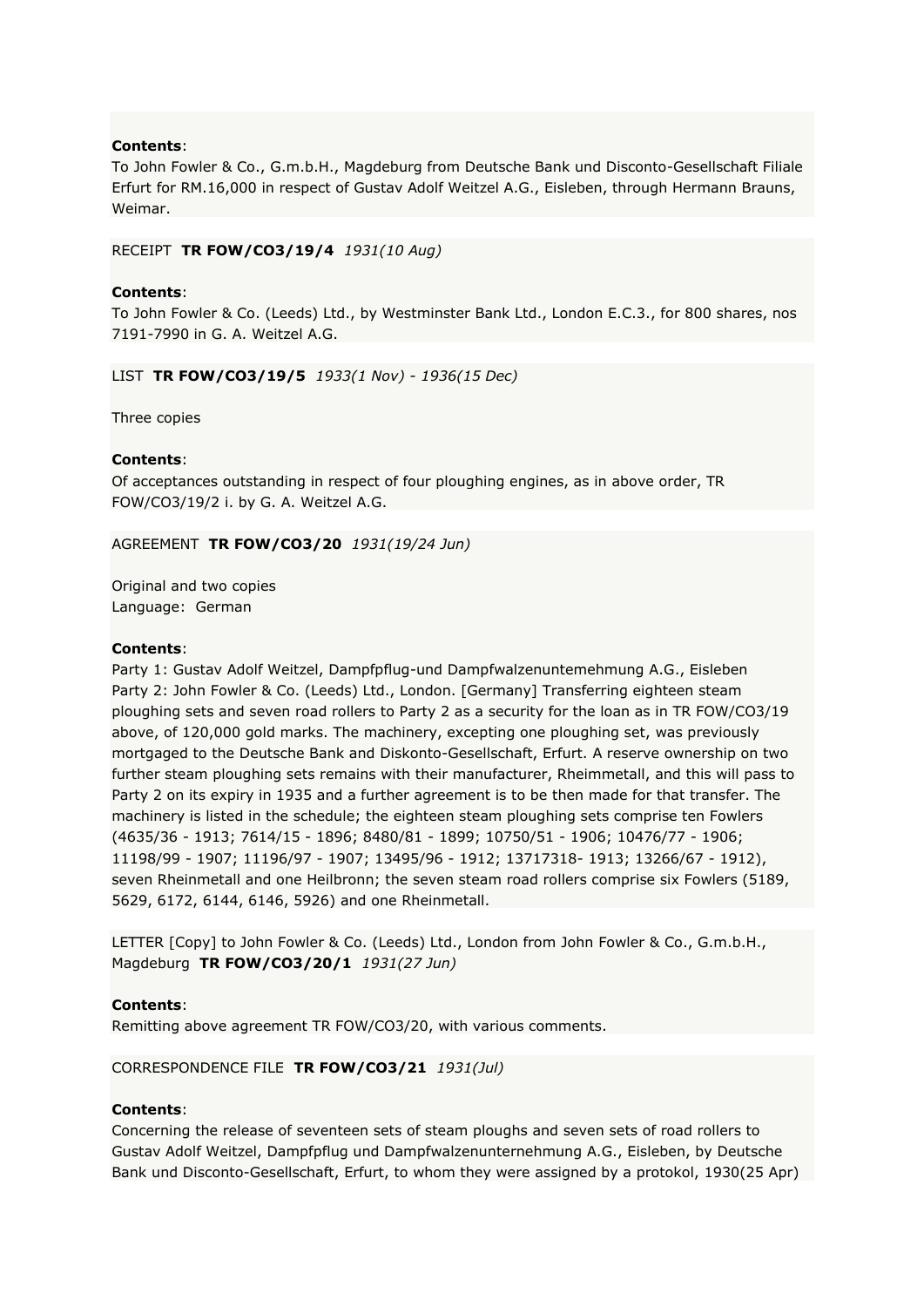**Contents**:
To John Fowler & Co., G.m.b.H., Magdeburg from Deutsche Bank und Disconto-Gesellschaft Filiale Erfurt for RM.16,000 in respect of Gustav Adolf Weitzel A.G., Eisleben, through Hermann Brauns, Weimar.

RECEIPT **TR FOW/CO3/19/4** *1931(10 Aug)*

**Contents**:
To John Fowler & Co. (Leeds) Ltd., by Westminster Bank Ltd., London E.C.3., for 800 shares, nos 7191-7990 in G. A. Weitzel A.G.

LIST **TR FOW/CO3/19/5** *1933(1 Nov) - 1936(15 Dec)*

Three copies

**Contents**:
Of acceptances outstanding in respect of four ploughing engines, as in above order, TR FOW/CO3/19/2 i. by G. A. Weitzel A.G.

AGREEMENT **TR FOW/CO3/20** *1931(19/24 Jun)*

Original and two copies
Language: German

**Contents**:
Party 1: Gustav Adolf Weitzel, Dampfpflug-und Dampfwalzenuntemehmung A.G., Eisleben
Party 2: John Fowler & Co. (Leeds) Ltd., London. [Germany] Transferring eighteen steam ploughing sets and seven road rollers to Party 2 as a security for the loan as in TR FOW/CO3/19 above, of 120,000 gold marks. The machinery, excepting one ploughing set, was previously mortgaged to the Deutsche Bank and Diskonto-Gesellschaft, Erfurt. A reserve ownership on two further steam ploughing sets remains with their manufacturer, Rheimmetall, and this will pass to Party 2 on its expiry in 1935 and a further agreement is to be then made for that transfer. The machinery is listed in the schedule; the eighteen steam ploughing sets comprise ten Fowlers (4635/36 - 1913; 7614/15 - 1896; 8480/81 - 1899; 10750/51 - 1906; 10476/77 - 1906; 11198/99 - 1907; 11196/97 - 1907; 13495/96 - 1912; 13717318- 1913; 13266/67 - 1912), seven Rheinmetall and one Heilbronn; the seven steam road rollers comprise six Fowlers (5189, 5629, 6172, 6144, 6146, 5926) and one Rheinmetall.

LETTER [Copy] to John Fowler & Co. (Leeds) Ltd., London from John Fowler & Co., G.m.b.H., Magdeburg **TR FOW/CO3/20/1** *1931(27 Jun)*

**Contents**:
Remitting above agreement TR FOW/CO3/20, with various comments.

CORRESPONDENCE FILE **TR FOW/CO3/21** *1931(Jul)*

**Contents**:
Concerning the release of seventeen sets of steam ploughs and seven sets of road rollers to Gustav Adolf Weitzel, Dampfpflug und Dampfwalzenunternehmung A.G., Eisleben, by Deutsche Bank und Disconto-Gesellschaft, Erfurt, to whom they were assigned by a protokol, 1930(25 Apr)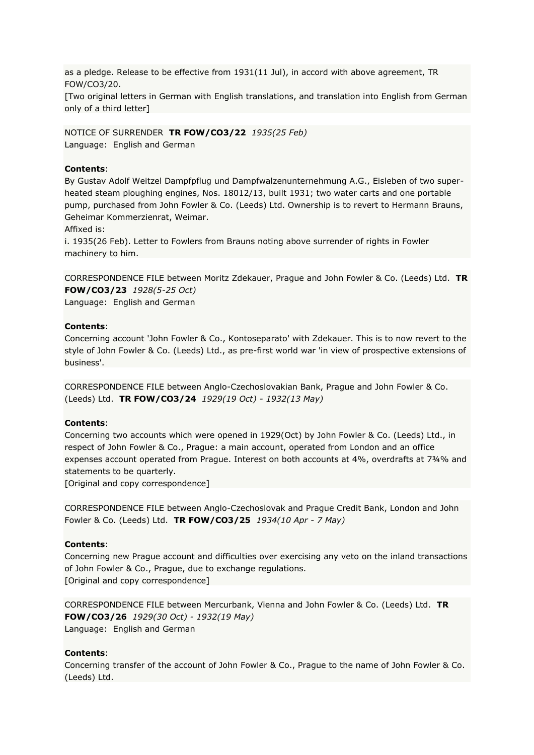as a pledge. Release to be effective from 1931(11 Jul), in accord with above agreement, TR FOW/CO3/20.
[Two original letters in German with English translations, and translation into English from German only of a third letter]

NOTICE OF SURRENDER **TR FOW/CO3/22** *1935(25 Feb)*
Language: English and German

**Contents**:
By Gustav Adolf Weitzel Dampfpflug und Dampfwalzenunternehmung A.G., Eisleben of two super-heated steam ploughing engines, Nos. 18012/13, built 1931; two water carts and one portable pump, purchased from John Fowler & Co. (Leeds) Ltd. Ownership is to revert to Hermann Brauns, Geheimar Kommerzienrat, Weimar.
Affixed is:
i. 1935(26 Feb). Letter to Fowlers from Brauns noting above surrender of rights in Fowler machinery to him.

CORRESPONDENCE FILE between Moritz Zdekauer, Prague and John Fowler & Co. (Leeds) Ltd. **TR FOW/CO3/23** *1928(5-25 Oct)*
Language: English and German

**Contents**:
Concerning account 'John Fowler & Co., Kontoseparato' with Zdekauer. This is to now revert to the style of John Fowler & Co. (Leeds) Ltd., as pre-first world war 'in view of prospective extensions of business'.

CORRESPONDENCE FILE between Anglo-Czechoslovakian Bank, Prague and John Fowler & Co. (Leeds) Ltd. **TR FOW/CO3/24** *1929(19 Oct) - 1932(13 May)*

**Contents**:
Concerning two accounts which were opened in 1929(Oct) by John Fowler & Co. (Leeds) Ltd., in respect of John Fowler & Co., Prague: a main account, operated from London and an office expenses account operated from Prague. Interest on both accounts at 4%, overdrafts at 7¾% and statements to be quarterly.
[Original and copy correspondence]

CORRESPONDENCE FILE between Anglo-Czechoslovak and Prague Credit Bank, London and John Fowler & Co. (Leeds) Ltd. **TR FOW/CO3/25** *1934(10 Apr - 7 May)*

**Contents**:
Concerning new Prague account and difficulties over exercising any veto on the inland transactions of John Fowler & Co., Prague, due to exchange regulations.
[Original and copy correspondence]

CORRESPONDENCE FILE between Mercurbank, Vienna and John Fowler & Co. (Leeds) Ltd. **TR FOW/CO3/26** *1929(30 Oct) - 1932(19 May)*
Language: English and German

**Contents**:
Concerning transfer of the account of John Fowler & Co., Prague to the name of John Fowler & Co. (Leeds) Ltd.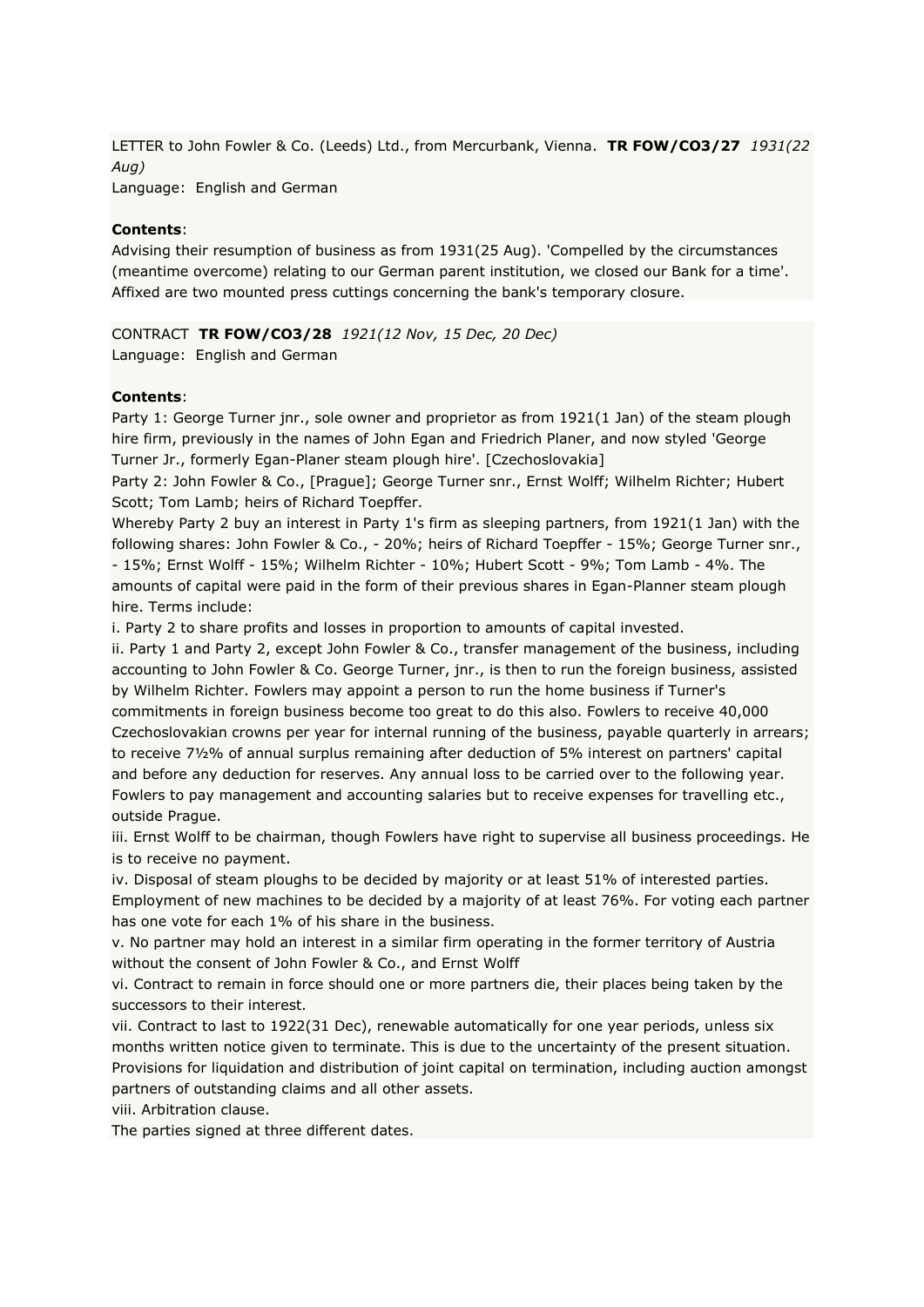LETTER to John Fowler & Co. (Leeds) Ltd., from Mercurbank, Vienna. **TR FOW/CO3/27** *1931(22 Aug)*
Language: English and German

**Contents**:
Advising their resumption of business as from 1931(25 Aug). 'Compelled by the circumstances (meantime overcome) relating to our German parent institution, we closed our Bank for a time'. Affixed are two mounted press cuttings concerning the bank's temporary closure.

CONTRACT **TR FOW/CO3/28** *1921(12 Nov, 15 Dec, 20 Dec)*
Language: English and German

**Contents**:
Party 1: George Turner jnr., sole owner and proprietor as from 1921(1 Jan) of the steam plough hire firm, previously in the names of John Egan and Friedrich Planer, and now styled 'George Turner Jr., formerly Egan-Planer steam plough hire'. [Czechoslovakia]
Party 2: John Fowler & Co., [Prague]; George Turner snr., Ernst Wolff; Wilhelm Richter; Hubert Scott; Tom Lamb; heirs of Richard Toepffer.
Whereby Party 2 buy an interest in Party 1's firm as sleeping partners, from 1921(1 Jan) with the following shares: John Fowler & Co., - 20%; heirs of Richard Toepffer - 15%; George Turner snr., - 15%; Ernst Wolff - 15%; Wilhelm Richter - 10%; Hubert Scott - 9%; Tom Lamb - 4%. The amounts of capital were paid in the form of their previous shares in Egan-Planner steam plough hire. Terms include:
i. Party 2 to share profits and losses in proportion to amounts of capital invested.
ii. Party 1 and Party 2, except John Fowler & Co., transfer management of the business, including accounting to John Fowler & Co. George Turner, jnr., is then to run the foreign business, assisted by Wilhelm Richter. Fowlers may appoint a person to run the home business if Turner's commitments in foreign business become too great to do this also. Fowlers to receive 40,000 Czechoslovakian crowns per year for internal running of the business, payable quarterly in arrears; to receive 7½% of annual surplus remaining after deduction of 5% interest on partners' capital and before any deduction for reserves. Any annual loss to be carried over to the following year. Fowlers to pay management and accounting salaries but to receive expenses for travelling etc., outside Prague.
iii. Ernst Wolff to be chairman, though Fowlers have right to supervise all business proceedings. He is to receive no payment.
iv. Disposal of steam ploughs to be decided by majority or at least 51% of interested parties. Employment of new machines to be decided by a majority of at least 76%. For voting each partner has one vote for each 1% of his share in the business.
v. No partner may hold an interest in a similar firm operating in the former territory of Austria without the consent of John Fowler & Co., and Ernst Wolff
vi. Contract to remain in force should one or more partners die, their places being taken by the successors to their interest.
vii. Contract to last to 1922(31 Dec), renewable automatically for one year periods, unless six months written notice given to terminate. This is due to the uncertainty of the present situation. Provisions for liquidation and distribution of joint capital on termination, including auction amongst partners of outstanding claims and all other assets.
viii. Arbitration clause.
The parties signed at three different dates.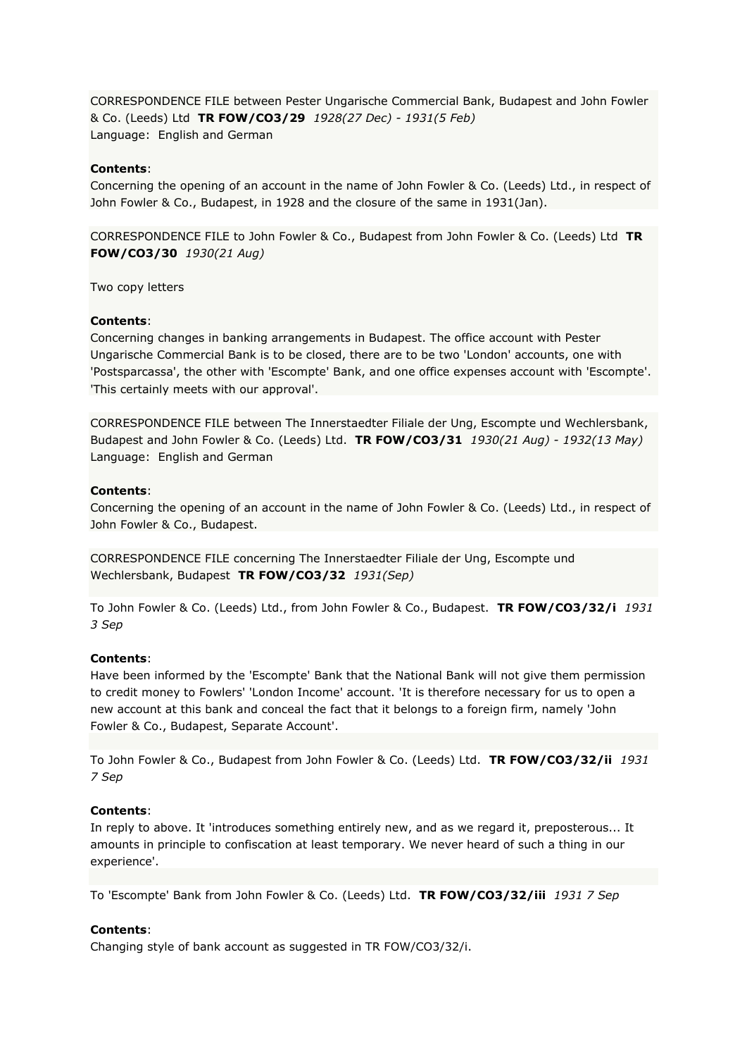CORRESPONDENCE FILE between Pester Ungarische Commercial Bank, Budapest and John Fowler & Co. (Leeds) Ltd **TR FOW/CO3/29** *1928(27 Dec) - 1931(5 Feb)*
Language: English and German

**Contents**:
Concerning the opening of an account in the name of John Fowler & Co. (Leeds) Ltd., in respect of John Fowler & Co., Budapest, in 1928 and the closure of the same in 1931(Jan).

CORRESPONDENCE FILE to John Fowler & Co., Budapest from John Fowler & Co. (Leeds) Ltd **TR FOW/CO3/30** *1930(21 Aug)*

Two copy letters

**Contents**:
Concerning changes in banking arrangements in Budapest. The office account with Pester Ungarische Commercial Bank is to be closed, there are to be two 'London' accounts, one with 'Postsparcassa', the other with 'Escompte' Bank, and one office expenses account with 'Escompte'. 'This certainly meets with our approval'.

CORRESPONDENCE FILE between The Innerstaedter Filiale der Ung, Escompte und Wechlersbank, Budapest and John Fowler & Co. (Leeds) Ltd. **TR FOW/CO3/31** *1930(21 Aug) - 1932(13 May)*
Language: English and German

**Contents**:
Concerning the opening of an account in the name of John Fowler & Co. (Leeds) Ltd., in respect of John Fowler & Co., Budapest.

CORRESPONDENCE FILE concerning The Innerstaedter Filiale der Ung, Escompte und Wechlersbank, Budapest **TR FOW/CO3/32** *1931(Sep)*

To John Fowler & Co. (Leeds) Ltd., from John Fowler & Co., Budapest. **TR FOW/CO3/32/i** *1931 3 Sep*

**Contents**:
Have been informed by the 'Escompte' Bank that the National Bank will not give them permission to credit money to Fowlers' 'London Income' account. 'It is therefore necessary for us to open a new account at this bank and conceal the fact that it belongs to a foreign firm, namely 'John Fowler & Co., Budapest, Separate Account'.

To John Fowler & Co., Budapest from John Fowler & Co. (Leeds) Ltd. **TR FOW/CO3/32/ii** *1931 7 Sep*

**Contents**:
In reply to above. It 'introduces something entirely new, and as we regard it, preposterous... It amounts in principle to confiscation at least temporary. We never heard of such a thing in our experience'.

To 'Escompte' Bank from John Fowler & Co. (Leeds) Ltd. **TR FOW/CO3/32/iii** *1931 7 Sep*

**Contents**:
Changing style of bank account as suggested in TR FOW/CO3/32/i.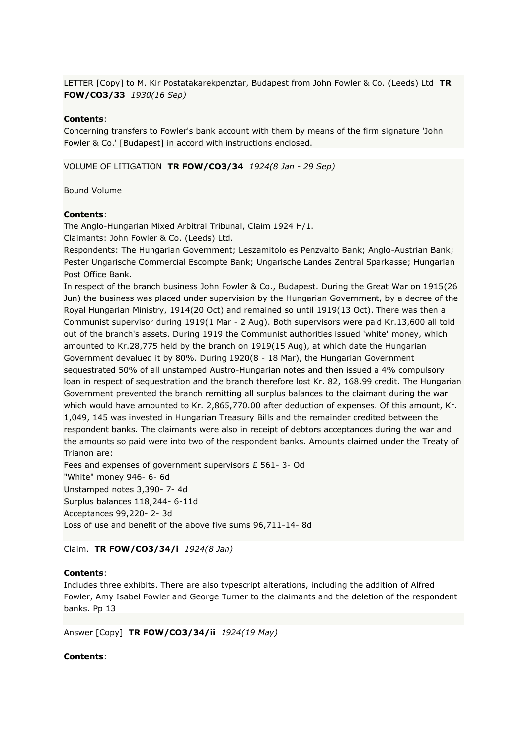LETTER [Copy] to M. Kir Postatakarekpenztar, Budapest from John Fowler & Co. (Leeds) Ltd **TR FOW/CO3/33** *1930(16 Sep)*

**Contents**:
Concerning transfers to Fowler's bank account with them by means of the firm signature 'John Fowler & Co.' [Budapest] in accord with instructions enclosed.

VOLUME OF LITIGATION **TR FOW/CO3/34** *1924(8 Jan - 29 Sep)*

Bound Volume

**Contents**:
The Anglo-Hungarian Mixed Arbitral Tribunal, Claim 1924 H/1.
Claimants: John Fowler & Co. (Leeds) Ltd.
Respondents: The Hungarian Government; Leszamitolo es Penzvalto Bank; Anglo-Austrian Bank; Pester Ungarische Commercial Escompte Bank; Ungarische Landes Zentral Sparkasse; Hungarian Post Office Bank.
In respect of the branch business John Fowler & Co., Budapest. During the Great War on 1915(26 Jun) the business was placed under supervision by the Hungarian Government, by a decree of the Royal Hungarian Ministry, 1914(20 Oct) and remained so until 1919(13 Oct). There was then a Communist supervisor during 1919(1 Mar - 2 Aug). Both supervisors were paid Kr.13,600 all told out of the branch's assets. During 1919 the Communist authorities issued 'white' money, which amounted to Kr.28,775 held by the branch on 1919(15 Aug), at which date the Hungarian Government devalued it by 80%. During 1920(8 - 18 Mar), the Hungarian Government sequestrated 50% of all unstamped Austro-Hungarian notes and then issued a 4% compulsory loan in respect of sequestration and the branch therefore lost Kr. 82, 168.99 credit. The Hungarian Government prevented the branch remitting all surplus balances to the claimant during the war which would have amounted to Kr. 2,865,770.00 after deduction of expenses. Of this amount, Kr. 1,049, 145 was invested in Hungarian Treasury Bills and the remainder credited between the respondent banks. The claimants were also in receipt of debtors acceptances during the war and the amounts so paid were into two of the respondent banks. Amounts claimed under the Treaty of Trianon are:
Fees and expenses of government supervisors £ 561- 3- Od
"White" money 946- 6- 6d
Unstamped notes 3,390- 7- 4d
Surplus balances 118,244- 6-11d
Acceptances 99,220- 2- 3d
Loss of use and benefit of the above five sums 96,711-14- 8d

Claim. **TR FOW/CO3/34/i** *1924(8 Jan)*

**Contents**:
Includes three exhibits. There are also typescript alterations, including the addition of Alfred Fowler, Amy Isabel Fowler and George Turner to the claimants and the deletion of the respondent banks. Pp 13

Answer [Copy] **TR FOW/CO3/34/ii** *1924(19 May)*

**Contents**: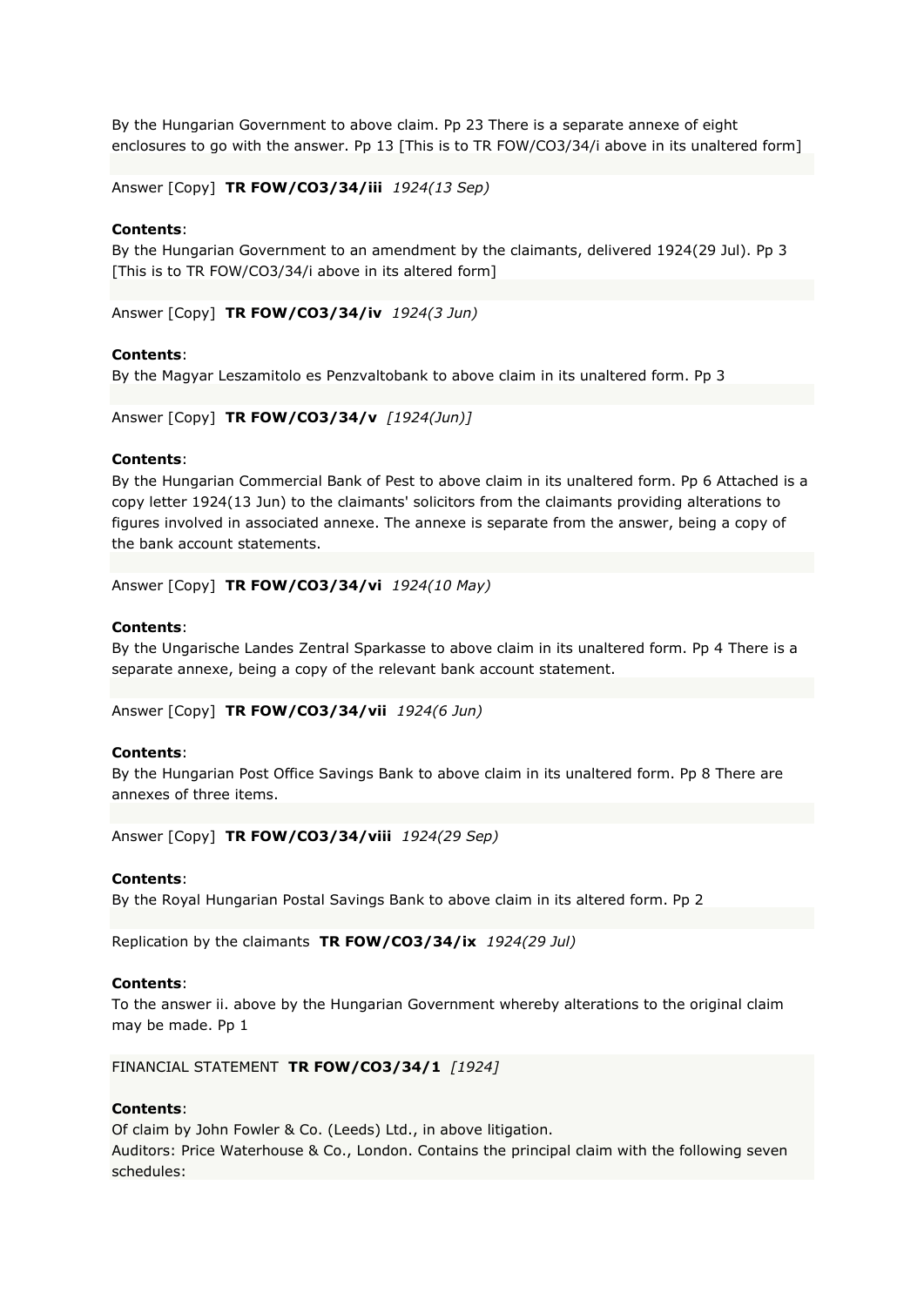By the Hungarian Government to above claim. Pp 23 There is a separate annexe of eight enclosures to go with the answer. Pp 13 [This is to TR FOW/CO3/34/i above in its unaltered form]

Answer [Copy] **TR FOW/CO3/34/iii** *1924(13 Sep)*

**Contents**:
By the Hungarian Government to an amendment by the claimants, delivered 1924(29 Jul). Pp 3 [This is to TR FOW/CO3/34/i above in its altered form]

Answer [Copy] **TR FOW/CO3/34/iv** *1924(3 Jun)*

**Contents**:
By the Magyar Leszamitolo es Penzvaltobank to above claim in its unaltered form. Pp 3

Answer [Copy] **TR FOW/CO3/34/v** *[1924(Jun)]*

**Contents**:
By the Hungarian Commercial Bank of Pest to above claim in its unaltered form. Pp 6 Attached is a copy letter 1924(13 Jun) to the claimants' solicitors from the claimants providing alterations to figures involved in associated annexe. The annexe is separate from the answer, being a copy of the bank account statements.

Answer [Copy] **TR FOW/CO3/34/vi** *1924(10 May)*

**Contents**:
By the Ungarische Landes Zentral Sparkasse to above claim in its unaltered form. Pp 4 There is a separate annexe, being a copy of the relevant bank account statement.

Answer [Copy] **TR FOW/CO3/34/vii** *1924(6 Jun)*

**Contents**:
By the Hungarian Post Office Savings Bank to above claim in its unaltered form. Pp 8 There are annexes of three items.

Answer [Copy] **TR FOW/CO3/34/viii** *1924(29 Sep)*

**Contents**:
By the Royal Hungarian Postal Savings Bank to above claim in its altered form. Pp 2

Replication by the claimants **TR FOW/CO3/34/ix** *1924(29 Jul)*

**Contents**:
To the answer ii. above by the Hungarian Government whereby alterations to the original claim may be made. Pp 1

FINANCIAL STATEMENT **TR FOW/CO3/34/1** *[1924]*

**Contents**:
Of claim by John Fowler & Co. (Leeds) Ltd., in above litigation.
Auditors: Price Waterhouse & Co., London. Contains the principal claim with the following seven schedules: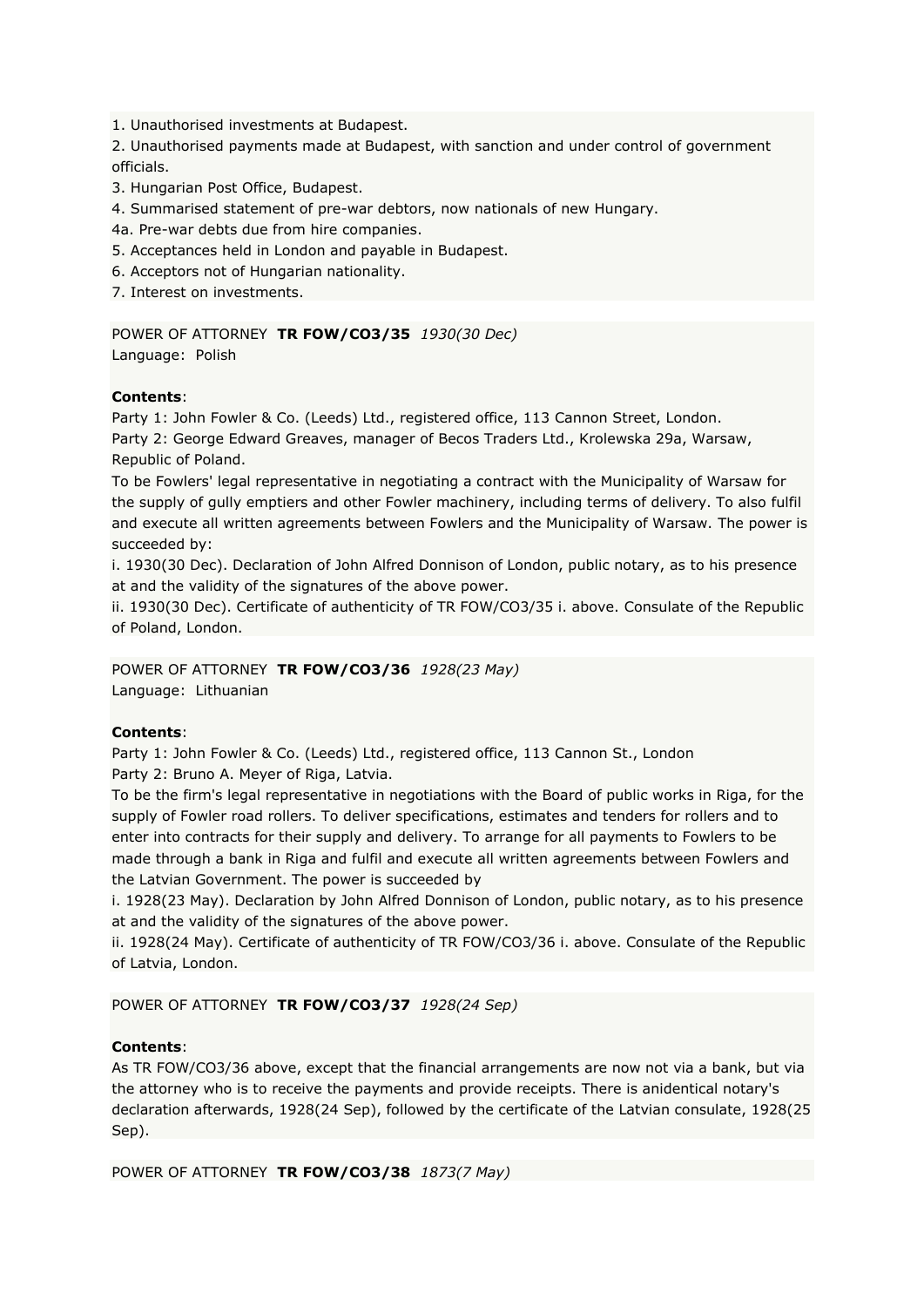1. Unauthorised investments at Budapest.
2. Unauthorised payments made at Budapest, with sanction and under control of government officials.
3. Hungarian Post Office, Budapest.
4. Summarised statement of pre-war debtors, now nationals of new Hungary.
4a. Pre-war debts due from hire companies.
5. Acceptances held in London and payable in Budapest.
6. Acceptors not of Hungarian nationality.
7. Interest on investments.

POWER OF ATTORNEY **TR FOW/CO3/35** *1930(30 Dec)*
Language: Polish

**Contents**:
Party 1: John Fowler & Co. (Leeds) Ltd., registered office, 113 Cannon Street, London.
Party 2: George Edward Greaves, manager of Becos Traders Ltd., Krolewska 29a, Warsaw, Republic of Poland.
To be Fowlers' legal representative in negotiating a contract with the Municipality of Warsaw for the supply of gully emptiers and other Fowler machinery, including terms of delivery. To also fulfil and execute all written agreements between Fowlers and the Municipality of Warsaw. The power is succeeded by:
i. 1930(30 Dec). Declaration of John Alfred Donnison of London, public notary, as to his presence at and the validity of the signatures of the above power.
ii. 1930(30 Dec). Certificate of authenticity of TR FOW/CO3/35 i. above. Consulate of the Republic of Poland, London.

POWER OF ATTORNEY **TR FOW/CO3/36** *1928(23 May)*
Language: Lithuanian

**Contents**:
Party 1: John Fowler & Co. (Leeds) Ltd., registered office, 113 Cannon St., London
Party 2: Bruno A. Meyer of Riga, Latvia.
To be the firm's legal representative in negotiations with the Board of public works in Riga, for the supply of Fowler road rollers. To deliver specifications, estimates and tenders for rollers and to enter into contracts for their supply and delivery. To arrange for all payments to Fowlers to be made through a bank in Riga and fulfil and execute all written agreements between Fowlers and the Latvian Government. The power is succeeded by
i. 1928(23 May). Declaration by John Alfred Donnison of London, public notary, as to his presence at and the validity of the signatures of the above power.
ii. 1928(24 May). Certificate of authenticity of TR FOW/CO3/36 i. above. Consulate of the Republic of Latvia, London.

POWER OF ATTORNEY **TR FOW/CO3/37** *1928(24 Sep)*

**Contents**:
As TR FOW/CO3/36 above, except that the financial arrangements are now not via a bank, but via the attorney who is to receive the payments and provide receipts. There is anidentical notary's declaration afterwards, 1928(24 Sep), followed by the certificate of the Latvian consulate, 1928(25 Sep).

POWER OF ATTORNEY **TR FOW/CO3/38** *1873(7 May)*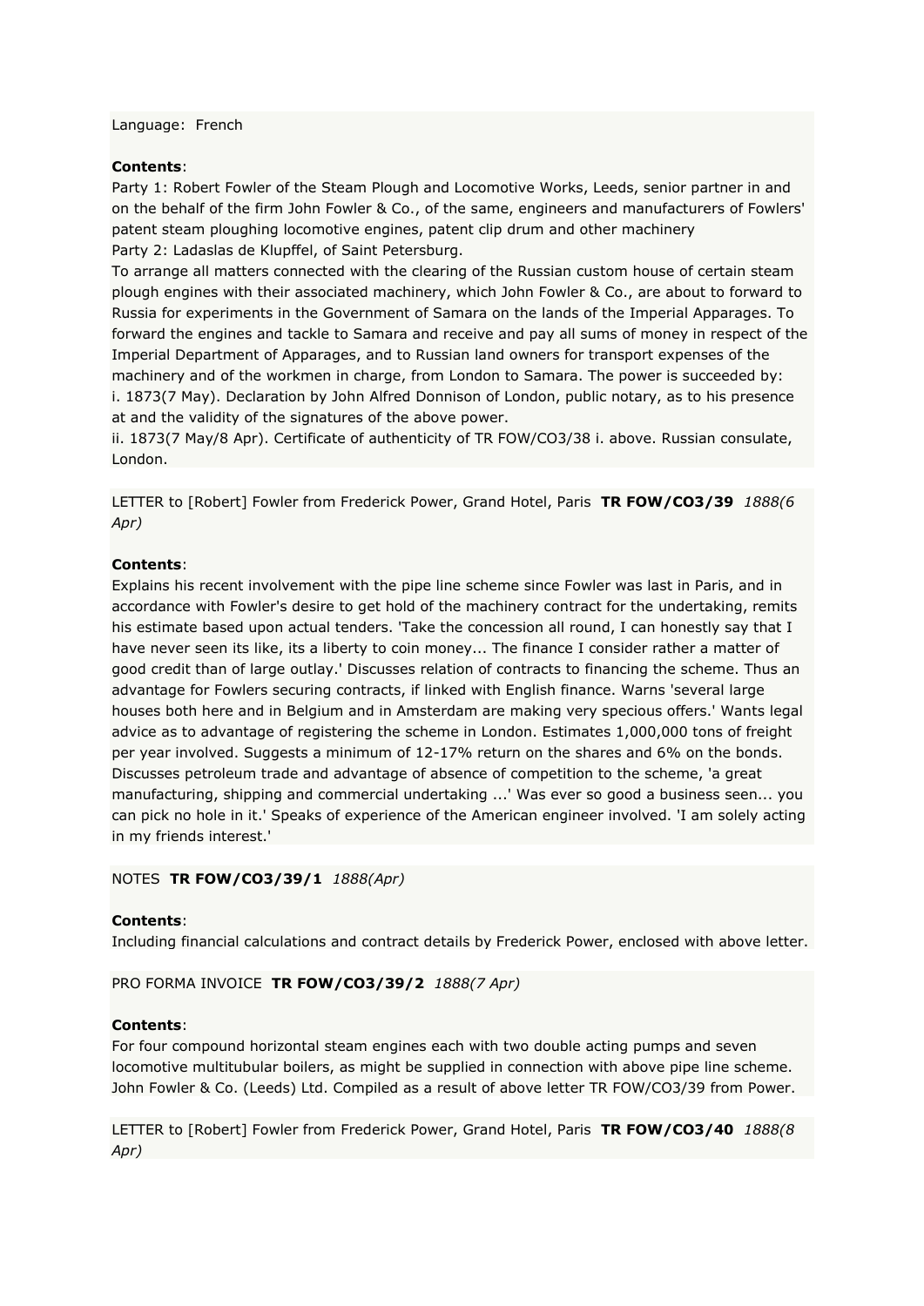Language: French

**Contents**:
Party 1: Robert Fowler of the Steam Plough and Locomotive Works, Leeds, senior partner in and on the behalf of the firm John Fowler & Co., of the same, engineers and manufacturers of Fowlers' patent steam ploughing locomotive engines, patent clip drum and other machinery
Party 2: Ladaslas de Klupffel, of Saint Petersburg.
To arrange all matters connected with the clearing of the Russian custom house of certain steam plough engines with their associated machinery, which John Fowler & Co., are about to forward to Russia for experiments in the Government of Samara on the lands of the Imperial Apparages. To forward the engines and tackle to Samara and receive and pay all sums of money in respect of the Imperial Department of Apparages, and to Russian land owners for transport expenses of the machinery and of the workmen in charge, from London to Samara. The power is succeeded by:
i. 1873(7 May). Declaration by John Alfred Donnison of London, public notary, as to his presence at and the validity of the signatures of the above power.
ii. 1873(7 May/8 Apr). Certificate of authenticity of TR FOW/CO3/38 i. above. Russian consulate, London.

LETTER to [Robert] Fowler from Frederick Power, Grand Hotel, Paris **TR FOW/CO3/39** *1888(6 Apr)*

**Contents**:
Explains his recent involvement with the pipe line scheme since Fowler was last in Paris, and in accordance with Fowler's desire to get hold of the machinery contract for the undertaking, remits his estimate based upon actual tenders. 'Take the concession all round, I can honestly say that I have never seen its like, its a liberty to coin money... The finance I consider rather a matter of good credit than of large outlay.' Discusses relation of contracts to financing the scheme. Thus an advantage for Fowlers securing contracts, if linked with English finance. Warns 'several large houses both here and in Belgium and in Amsterdam are making very specious offers.' Wants legal advice as to advantage of registering the scheme in London. Estimates 1,000,000 tons of freight per year involved. Suggests a minimum of 12-17% return on the shares and 6% on the bonds. Discusses petroleum trade and advantage of absence of competition to the scheme, 'a great manufacturing, shipping and commercial undertaking ...' Was ever so good a business seen... you can pick no hole in it.' Speaks of experience of the American engineer involved. 'I am solely acting in my friends interest.'

NOTES **TR FOW/CO3/39/1** *1888(Apr)*

**Contents**:
Including financial calculations and contract details by Frederick Power, enclosed with above letter.

PRO FORMA INVOICE **TR FOW/CO3/39/2** *1888(7 Apr)*

**Contents**:
For four compound horizontal steam engines each with two double acting pumps and seven locomotive multitubular boilers, as might be supplied in connection with above pipe line scheme. John Fowler & Co. (Leeds) Ltd. Compiled as a result of above letter TR FOW/CO3/39 from Power.

LETTER to [Robert] Fowler from Frederick Power, Grand Hotel, Paris **TR FOW/CO3/40** *1888(8 Apr)*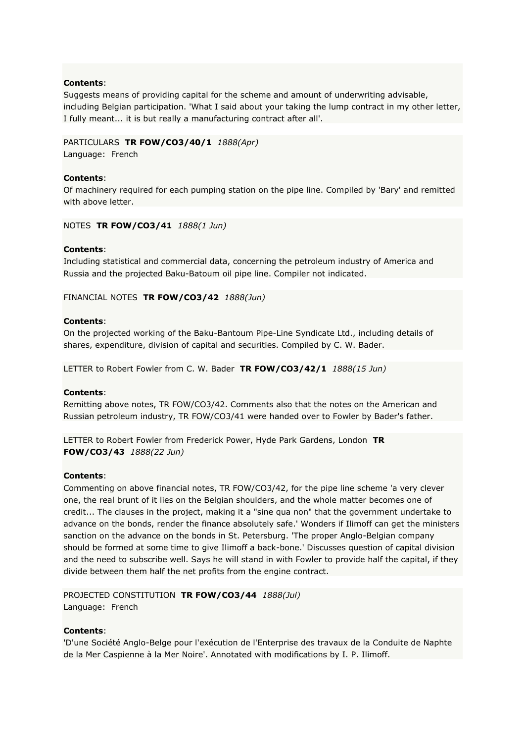**Contents**:
Suggests means of providing capital for the scheme and amount of underwriting advisable, including Belgian participation. 'What I said about your taking the lump contract in my other letter, I fully meant... it is but really a manufacturing contract after all'.

PARTICULARS **TR FOW/CO3/40/1** *1888(Apr)*
Language: French

**Contents**:
Of machinery required for each pumping station on the pipe line. Compiled by 'Bary' and remitted with above letter.

NOTES **TR FOW/CO3/41** *1888(1 Jun)*

**Contents**:
Including statistical and commercial data, concerning the petroleum industry of America and Russia and the projected Baku-Batoum oil pipe line. Compiler not indicated.

FINANCIAL NOTES **TR FOW/CO3/42** *1888(Jun)*

**Contents**:
On the projected working of the Baku-Bantoum Pipe-Line Syndicate Ltd., including details of shares, expenditure, division of capital and securities. Compiled by C. W. Bader.

LETTER to Robert Fowler from C. W. Bader **TR FOW/CO3/42/1** *1888(15 Jun)*

**Contents**:
Remitting above notes, TR FOW/CO3/42. Comments also that the notes on the American and Russian petroleum industry, TR FOW/CO3/41 were handed over to Fowler by Bader's father.

LETTER to Robert Fowler from Frederick Power, Hyde Park Gardens, London **TR FOW/CO3/43** *1888(22 Jun)*

**Contents**:
Commenting on above financial notes, TR FOW/CO3/42, for the pipe line scheme 'a very clever one, the real brunt of it lies on the Belgian shoulders, and the whole matter becomes one of credit... The clauses in the project, making it a "sine qua non" that the government undertake to advance on the bonds, render the finance absolutely safe.' Wonders if Ilimoff can get the ministers sanction on the advance on the bonds in St. Petersburg. 'The proper Anglo-Belgian company should be formed at some time to give Ilimoff a back-bone.' Discusses question of capital division and the need to subscribe well. Says he will stand in with Fowler to provide half the capital, if they divide between them half the net profits from the engine contract.

PROJECTED CONSTITUTION **TR FOW/CO3/44** *1888(Jul)*
Language: French

**Contents**:
'D'une Société Anglo-Belge pour l'exécution de l'Enterprise des travaux de la Conduite de Naphte de la Mer Caspienne à la Mer Noire'. Annotated with modifications by I. P. Ilimoff.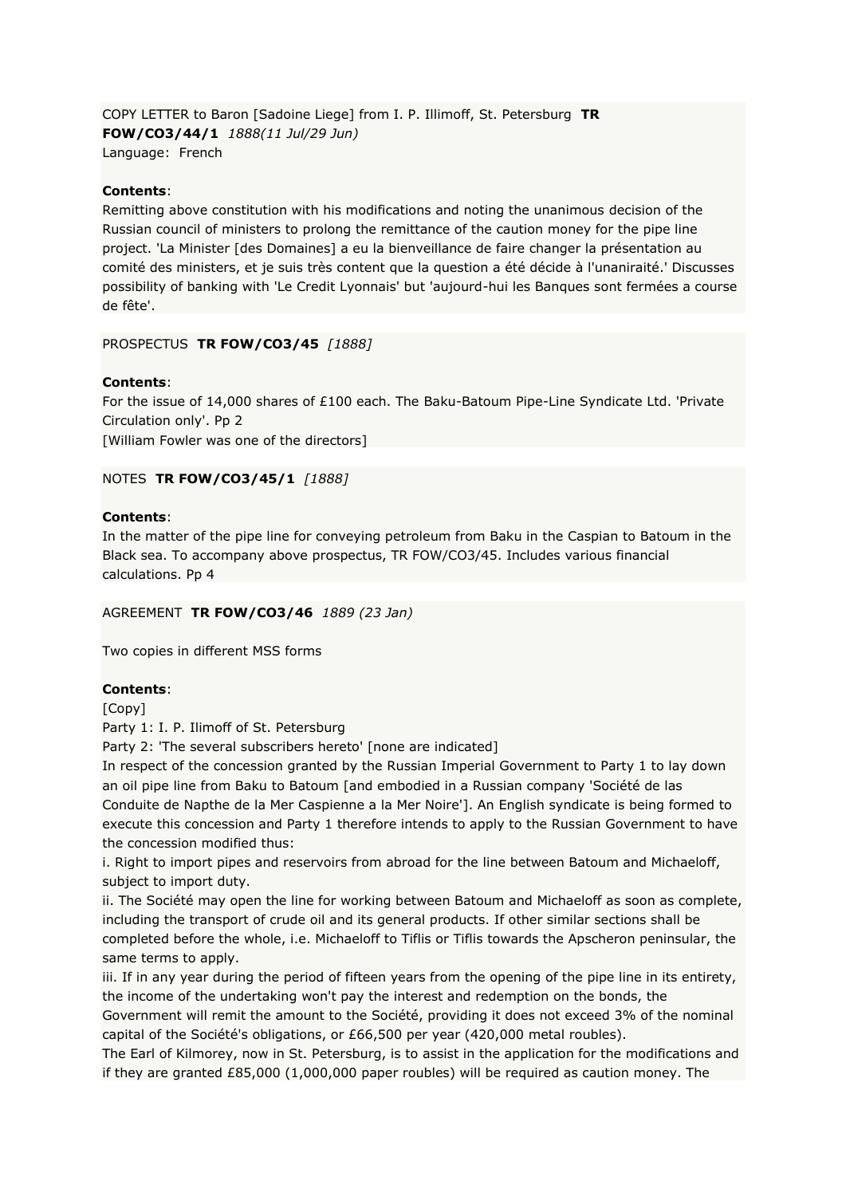COPY LETTER to Baron [Sadoine Liege] from I. P. Illimoff, St. Petersburg **TR FOW/CO3/44/1** *1888(11 Jul/29 Jun)*
Language: French

**Contents**:
Remitting above constitution with his modifications and noting the unanimous decision of the Russian council of ministers to prolong the remittance of the caution money for the pipe line project. 'La Minister [des Domaines] a eu la bienveillance de faire changer la présentation au comité des ministers, et je suis très content que la question a été décide à l'unaniraité.' Discusses possibility of banking with 'Le Credit Lyonnais' but 'aujourd-hui les Banques sont fermées a course de fête'.

PROSPECTUS **TR FOW/CO3/45** *[1888]*

**Contents**:
For the issue of 14,000 shares of £100 each. The Baku-Batoum Pipe-Line Syndicate Ltd. 'Private Circulation only'. Pp 2
[William Fowler was one of the directors]

NOTES **TR FOW/CO3/45/1** *[1888]*

**Contents**:
In the matter of the pipe line for conveying petroleum from Baku in the Caspian to Batoum in the Black sea. To accompany above prospectus, TR FOW/CO3/45. Includes various financial calculations. Pp 4

AGREEMENT **TR FOW/CO3/46** *1889 (23 Jan)*

Two copies in different MSS forms

**Contents**:
[Copy]
Party 1: I. P. Ilimoff of St. Petersburg
Party 2: 'The several subscribers hereto' [none are indicated]
In respect of the concession granted by the Russian Imperial Government to Party 1 to lay down an oil pipe line from Baku to Batoum [and embodied in a Russian company 'Société de las Conduite de Napthe de la Mer Caspienne a la Mer Noire']. An English syndicate is being formed to execute this concession and Party 1 therefore intends to apply to the Russian Government to have the concession modified thus:
i. Right to import pipes and reservoirs from abroad for the line between Batoum and Michaeloff, subject to import duty.
ii. The Société may open the line for working between Batoum and Michaeloff as soon as complete, including the transport of crude oil and its general products. If other similar sections shall be completed before the whole, i.e. Michaeloff to Tiflis or Tiflis towards the Apscheron peninsular, the same terms to apply.
iii. If in any year during the period of fifteen years from the opening of the pipe line in its entirety, the income of the undertaking won't pay the interest and redemption on the bonds, the Government will remit the amount to the Société, providing it does not exceed 3% of the nominal capital of the Société's obligations, or £66,500 per year (420,000 metal roubles).
The Earl of Kilmorey, now in St. Petersburg, is to assist in the application for the modifications and if they are granted £85,000 (1,000,000 paper roubles) will be required as caution money. The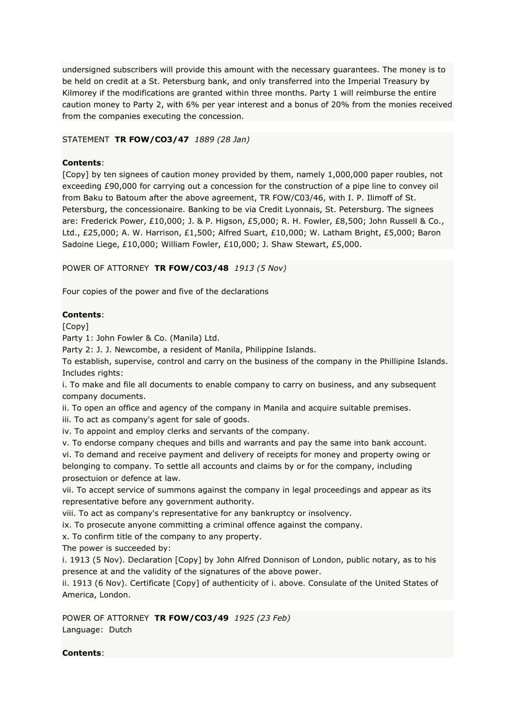undersigned subscribers will provide this amount with the necessary guarantees. The money is to be held on credit at a St. Petersburg bank, and only transferred into the Imperial Treasury by Kilmorey if the modifications are granted within three months. Party 1 will reimburse the entire caution money to Party 2, with 6% per year interest and a bonus of 20% from the monies received from the companies executing the concession.

STATEMENT **TR FOW/CO3/47** *1889 (28 Jan)*

**Contents**:
[Copy] by ten signees of caution money provided by them, namely 1,000,000 paper roubles, not exceeding £90,000 for carrying out a concession for the construction of a pipe line to convey oil from Baku to Batoum after the above agreement, TR FOW/C03/46, with I. P. Ilimoff of St. Petersburg, the concessionaire. Banking to be via Credit Lyonnais, St. Petersburg. The signees are: Frederick Power, £10,000; J. & P. Higson, £5,000; R. H. Fowler, £8,500; John Russell & Co., Ltd., £25,000; A. W. Harrison, £1,500; Alfred Suart, £10,000; W. Latham Bright, £5,000; Baron Sadoine Liege, £10,000; William Fowler, £10,000; J. Shaw Stewart, £5,000.

POWER OF ATTORNEY **TR FOW/CO3/48** *1913 (5 Nov)*

Four copies of the power and five of the declarations

**Contents**:
[Copy]
Party 1: John Fowler & Co. (Manila) Ltd.
Party 2: J. J. Newcombe, a resident of Manila, Philippine Islands.
To establish, supervise, control and carry on the business of the company in the Phillipine Islands. Includes rights:
i. To make and file all documents to enable company to carry on business, and any subsequent company documents.
ii. To open an office and agency of the company in Manila and acquire suitable premises.
iii. To act as company's agent for sale of goods.
iv. To appoint and employ clerks and servants of the company.
v. To endorse company cheques and bills and warrants and pay the same into bank account.
vi. To demand and receive payment and delivery of receipts for money and property owing or belonging to company. To settle all accounts and claims by or for the company, including prosectuion or defence at law.
vii. To accept service of summons against the company in legal proceedings and appear as its representative before any government authority.
viii. To act as company's representative for any bankruptcy or insolvency.
ix. To prosecute anyone committing a criminal offence against the company.
x. To confirm title of the company to any property.
The power is succeeded by:
i. 1913 (5 Nov). Declaration [Copy] by John Alfred Donnison of London, public notary, as to his presence at and the validity of the signatures of the above power.
ii. 1913 (6 Nov). Certificate [Copy] of authenticity of i. above. Consulate of the United States of America, London.

POWER OF ATTORNEY **TR FOW/CO3/49** *1925 (23 Feb)*
Language: Dutch

**Contents**: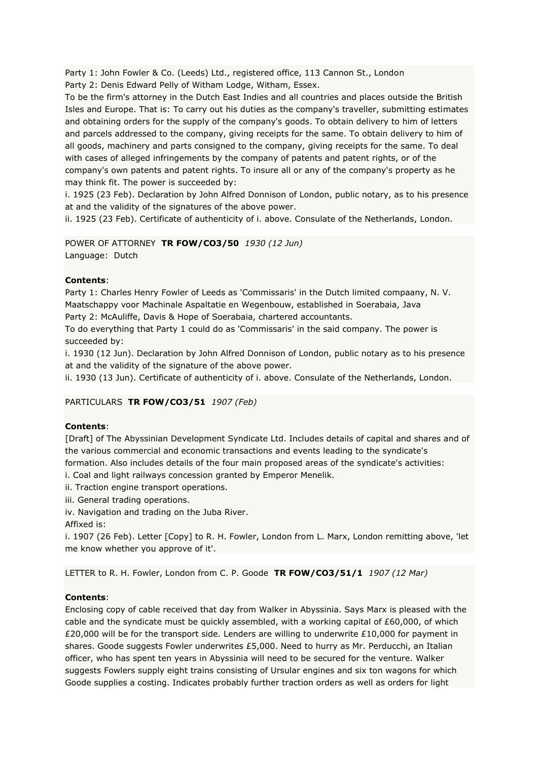Party 1: John Fowler & Co. (Leeds) Ltd., registered office, 113 Cannon St., London
Party 2: Denis Edward Pelly of Witham Lodge, Witham, Essex.
To be the firm's attorney in the Dutch East Indies and all countries and places outside the British Isles and Europe. That is: To carry out his duties as the company's traveller, submitting estimates and obtaining orders for the supply of the company's goods. To obtain delivery to him of letters and parcels addressed to the company, giving receipts for the same. To obtain delivery to him of all goods, machinery and parts consigned to the company, giving receipts for the same. To deal with cases of alleged infringements by the company of patents and patent rights, or of the company's own patents and patent rights. To insure all or any of the company's property as he may think fit. The power is succeeded by:
i. 1925 (23 Feb). Declaration by John Alfred Donnison of London, public notary, as to his presence at and the validity of the signatures of the above power.
ii. 1925 (23 Feb). Certificate of authenticity of i. above. Consulate of the Netherlands, London.

POWER OF ATTORNEY **TR FOW/CO3/50** *1930 (12 Jun)*
Language: Dutch

**Contents**:
Party 1: Charles Henry Fowler of Leeds as 'Commissaris' in the Dutch limited compaany, N. V. Maatschappy voor Machinale Aspaltatie en Wegenbouw, established in Soerabaia, Java
Party 2: McAuliffe, Davis & Hope of Soerabaia, chartered accountants.
To do everything that Party 1 could do as 'Commissaris' in the said company. The power is succeeded by:
i. 1930 (12 Jun). Declaration by John Alfred Donnison of London, public notary as to his presence at and the validity of the signature of the above power.
ii. 1930 (13 Jun). Certificate of authenticity of i. above. Consulate of the Netherlands, London.

PARTICULARS **TR FOW/CO3/51** *1907 (Feb)*

**Contents**:
[Draft] of The Abyssinian Development Syndicate Ltd. Includes details of capital and shares and of the various commercial and economic transactions and events leading to the syndicate's formation. Also includes details of the four main proposed areas of the syndicate's activities:
i. Coal and light railways concession granted by Emperor Menelik.
ii. Traction engine transport operations.
iii. General trading operations.
iv. Navigation and trading on the Juba River.
Affixed is:
i. 1907 (26 Feb). Letter [Copy] to R. H. Fowler, London from L. Marx, London remitting above, 'let me know whether you approve of it'.

LETTER to R. H. Fowler, London from C. P. Goode **TR FOW/CO3/51/1** *1907 (12 Mar)*

**Contents**:
Enclosing copy of cable received that day from Walker in Abyssinia. Says Marx is pleased with the cable and the syndicate must be quickly assembled, with a working capital of £60,000, of which £20,000 will be for the transport side. Lenders are willing to underwrite £10,000 for payment in shares. Goode suggests Fowler underwrites £5,000. Need to hurry as Mr. Perducchi, an Italian officer, who has spent ten years in Abyssinia will need to be secured for the venture. Walker suggests Fowlers supply eight trains consisting of Ursular engines and six ton wagons for which Goode supplies a costing. Indicates probably further traction orders as well as orders for light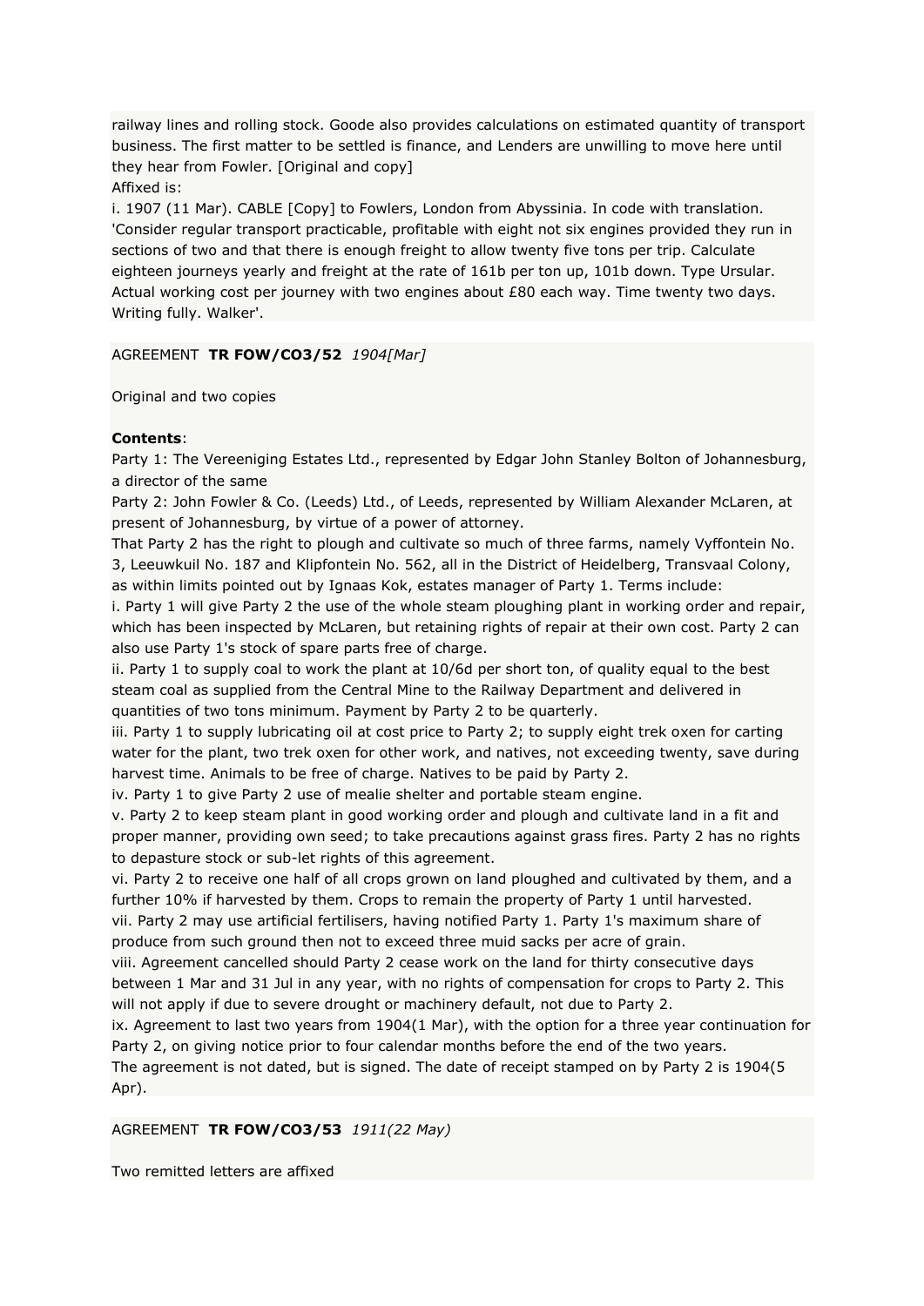railway lines and rolling stock. Goode also provides calculations on estimated quantity of transport business. The first matter to be settled is finance, and Lenders are unwilling to move here until they hear from Fowler. [Original and copy]

Affixed is:

i. 1907 (11 Mar). CABLE [Copy] to Fowlers, London from Abyssinia. In code with translation. 'Consider regular transport practicable, profitable with eight not six engines provided they run in sections of two and that there is enough freight to allow twenty five tons per trip. Calculate eighteen journeys yearly and freight at the rate of 161b per ton up, 101b down. Type Ursular. Actual working cost per journey with two engines about £80 each way. Time twenty two days. Writing fully. Walker'.

AGREEMENT **TR FOW/CO3/52** *1904[Mar]*

Original and two copies

**Contents**:

Party 1: The Vereeniging Estates Ltd., represented by Edgar John Stanley Bolton of Johannesburg, a director of the same

Party 2: John Fowler & Co. (Leeds) Ltd., of Leeds, represented by William Alexander McLaren, at present of Johannesburg, by virtue of a power of attorney.

That Party 2 has the right to plough and cultivate so much of three farms, namely Vyffontein No. 3, Leeuwkuil No. 187 and Klipfontein No. 562, all in the District of Heidelberg, Transvaal Colony, as within limits pointed out by Ignaas Kok, estates manager of Party 1. Terms include:

i. Party 1 will give Party 2 the use of the whole steam ploughing plant in working order and repair, which has been inspected by McLaren, but retaining rights of repair at their own cost. Party 2 can also use Party 1's stock of spare parts free of charge.

ii. Party 1 to supply coal to work the plant at 10/6d per short ton, of quality equal to the best steam coal as supplied from the Central Mine to the Railway Department and delivered in quantities of two tons minimum. Payment by Party 2 to be quarterly.

iii. Party 1 to supply lubricating oil at cost price to Party 2; to supply eight trek oxen for carting water for the plant, two trek oxen for other work, and natives, not exceeding twenty, save during harvest time. Animals to be free of charge. Natives to be paid by Party 2.

iv. Party 1 to give Party 2 use of mealie shelter and portable steam engine.

v. Party 2 to keep steam plant in good working order and plough and cultivate land in a fit and proper manner, providing own seed; to take precautions against grass fires. Party 2 has no rights to depasture stock or sub-let rights of this agreement.

vi. Party 2 to receive one half of all crops grown on land ploughed and cultivated by them, and a further 10% if harvested by them. Crops to remain the property of Party 1 until harvested.

vii. Party 2 may use artificial fertilisers, having notified Party 1. Party 1's maximum share of produce from such ground then not to exceed three muid sacks per acre of grain.

viii. Agreement cancelled should Party 2 cease work on the land for thirty consecutive days between 1 Mar and 31 Jul in any year, with no rights of compensation for crops to Party 2. This will not apply if due to severe drought or machinery default, not due to Party 2.

ix. Agreement to last two years from 1904(1 Mar), with the option for a three year continuation for Party 2, on giving notice prior to four calendar months before the end of the two years.

The agreement is not dated, but is signed. The date of receipt stamped on by Party 2 is 1904(5 Apr).

AGREEMENT **TR FOW/CO3/53** *1911(22 May)*

Two remitted letters are affixed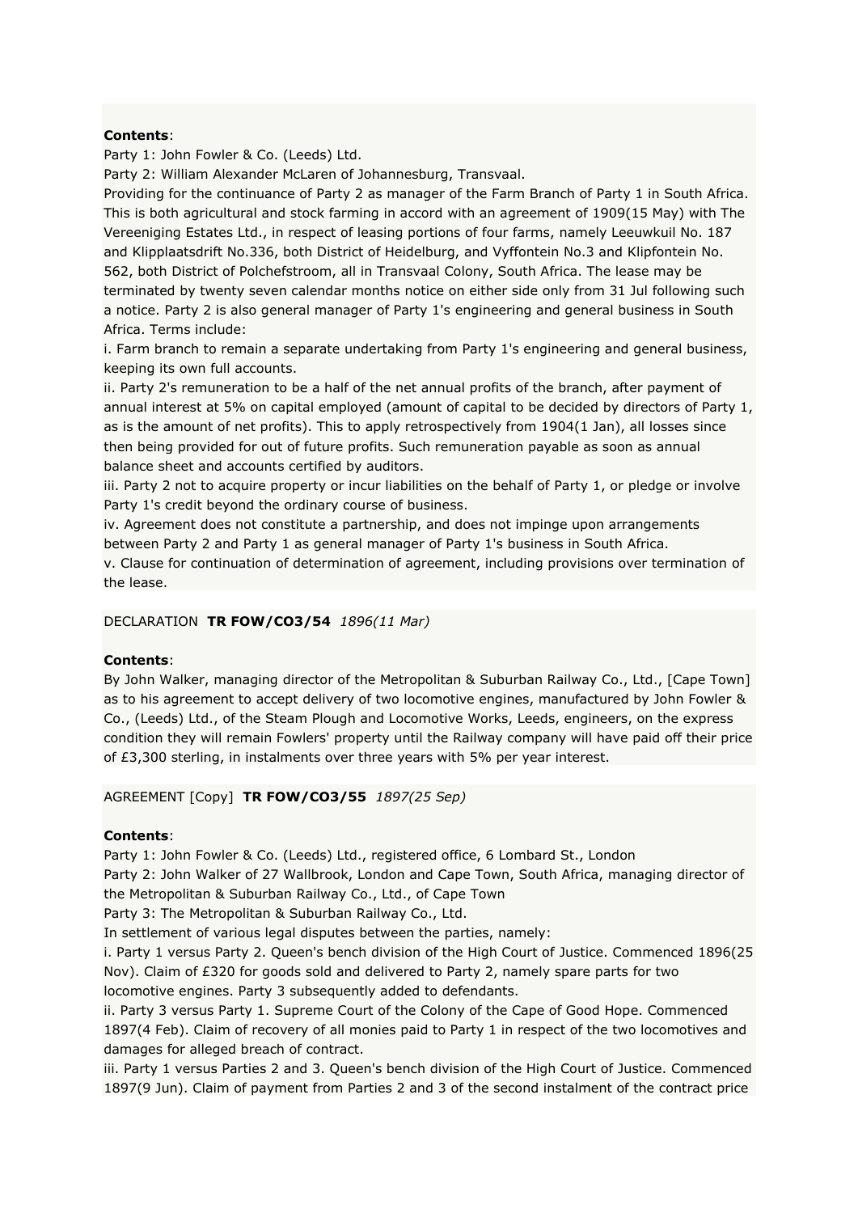**Contents**:

Party 1: John Fowler & Co. (Leeds) Ltd.

Party 2: William Alexander McLaren of Johannesburg, Transvaal.

Providing for the continuance of Party 2 as manager of the Farm Branch of Party 1 in South Africa. This is both agricultural and stock farming in accord with an agreement of 1909(15 May) with The Vereeniging Estates Ltd., in respect of leasing portions of four farms, namely Leeuwkuil No. 187 and Klipplaatsdrift No.336, both District of Heidelburg, and Vyffontein No.3 and Klipfontein No. 562, both District of Polchefstroom, all in Transvaal Colony, South Africa. The lease may be terminated by twenty seven calendar months notice on either side only from 31 Jul following such a notice. Party 2 is also general manager of Party 1's engineering and general business in South Africa. Terms include:

i. Farm branch to remain a separate undertaking from Party 1's engineering and general business, keeping its own full accounts.

ii. Party 2's remuneration to be a half of the net annual profits of the branch, after payment of annual interest at 5% on capital employed (amount of capital to be decided by directors of Party 1, as is the amount of net profits). This to apply retrospectively from 1904(1 Jan), all losses since then being provided for out of future profits. Such remuneration payable as soon as annual balance sheet and accounts certified by auditors.

iii. Party 2 not to acquire property or incur liabilities on the behalf of Party 1, or pledge or involve Party 1's credit beyond the ordinary course of business.

iv. Agreement does not constitute a partnership, and does not impinge upon arrangements between Party 2 and Party 1 as general manager of Party 1's business in South Africa.

v. Clause for continuation of determination of agreement, including provisions over termination of the lease.

DECLARATION **TR FOW/CO3/54** *1896(11 Mar)*

**Contents**:

By John Walker, managing director of the Metropolitan & Suburban Railway Co., Ltd., [Cape Town] as to his agreement to accept delivery of two locomotive engines, manufactured by John Fowler & Co., (Leeds) Ltd., of the Steam Plough and Locomotive Works, Leeds, engineers, on the express condition they will remain Fowlers' property until the Railway company will have paid off their price of £3,300 sterling, in instalments over three years with 5% per year interest.

AGREEMENT [Copy] **TR FOW/CO3/55** *1897(25 Sep)*

**Contents**:

Party 1: John Fowler & Co. (Leeds) Ltd., registered office, 6 Lombard St., London

Party 2: John Walker of 27 Wallbrook, London and Cape Town, South Africa, managing director of the Metropolitan & Suburban Railway Co., Ltd., of Cape Town

Party 3: The Metropolitan & Suburban Railway Co., Ltd.

In settlement of various legal disputes between the parties, namely:

i. Party 1 versus Party 2. Queen's bench division of the High Court of Justice. Commenced 1896(25 Nov). Claim of £320 for goods sold and delivered to Party 2, namely spare parts for two locomotive engines. Party 3 subsequently added to defendants.

ii. Party 3 versus Party 1. Supreme Court of the Colony of the Cape of Good Hope. Commenced 1897(4 Feb). Claim of recovery of all monies paid to Party 1 in respect of the two locomotives and damages for alleged breach of contract.

iii. Party 1 versus Parties 2 and 3. Queen's bench division of the High Court of Justice. Commenced 1897(9 Jun). Claim of payment from Parties 2 and 3 of the second instalment of the contract price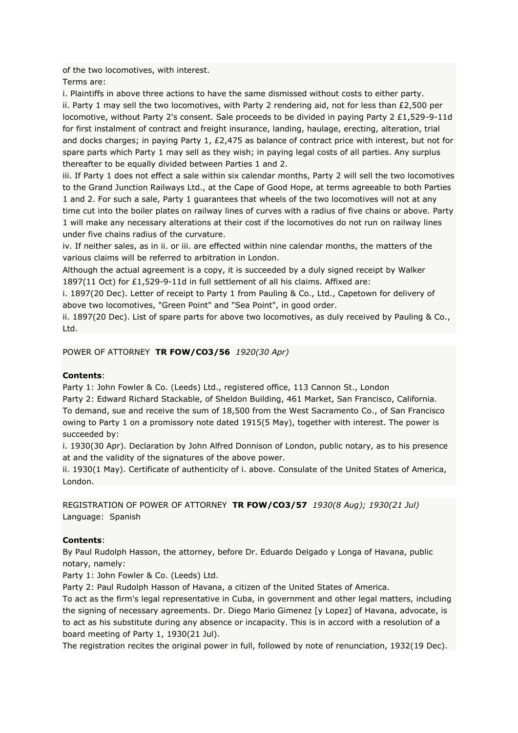of the two locomotives, with interest.
Terms are:
i. Plaintiffs in above three actions to have the same dismissed without costs to either party.
ii. Party 1 may sell the two locomotives, with Party 2 rendering aid, not for less than £2,500 per locomotive, without Party 2's consent. Sale proceeds to be divided in paying Party 2 £1,529-9-11d for first instalment of contract and freight insurance, landing, haulage, erecting, alteration, trial and docks charges; in paying Party 1, £2,475 as balance of contract price with interest, but not for spare parts which Party 1 may sell as they wish; in paying legal costs of all parties. Any surplus thereafter to be equally divided between Parties 1 and 2.
iii. If Party 1 does not effect a sale within six calendar months, Party 2 will sell the two locomotives to the Grand Junction Railways Ltd., at the Cape of Good Hope, at terms agreeable to both Parties 1 and 2. For such a sale, Party 1 guarantees that wheels of the two locomotives will not at any time cut into the boiler plates on railway lines of curves with a radius of five chains or above. Party 1 will make any necessary alterations at their cost if the locomotives do not run on railway lines under five chains radius of the curvature.
iv. If neither sales, as in ii. or iii. are effected within nine calendar months, the matters of the various claims will be referred to arbitration in London.
Although the actual agreement is a copy, it is succeeded by a duly signed receipt by Walker 1897(11 Oct) for £1,529-9-11d in full settlement of all his claims. Affixed are:
i. 1897(20 Dec). Letter of receipt to Party 1 from Pauling & Co., Ltd., Capetown for delivery of above two locomotives, "Green Point" and "Sea Point", in good order.
ii. 1897(20 Dec). List of spare parts for above two locomotives, as duly received by Pauling & Co., Ltd.

POWER OF ATTORNEY **TR FOW/CO3/56** *1920(30 Apr)*

**Contents**:
Party 1: John Fowler & Co. (Leeds) Ltd., registered office, 113 Cannon St., London
Party 2: Edward Richard Stackable, of Sheldon Building, 461 Market, San Francisco, California.
To demand, sue and receive the sum of 18,500 from the West Sacramento Co., of San Francisco owing to Party 1 on a promissory note dated 1915(5 May), together with interest. The power is succeeded by:
i. 1930(30 Apr). Declaration by John Alfred Donnison of London, public notary, as to his presence at and the validity of the signatures of the above power.
ii. 1930(1 May). Certificate of authenticity of i. above. Consulate of the United States of America, London.

REGISTRATION OF POWER OF ATTORNEY **TR FOW/CO3/57** *1930(8 Aug); 1930(21 Jul)*
Language: Spanish

**Contents**:
By Paul Rudolph Hasson, the attorney, before Dr. Eduardo Delgado y Longa of Havana, public notary, namely:
Party 1: John Fowler & Co. (Leeds) Ltd.
Party 2: Paul Rudolph Hasson of Havana, a citizen of the United States of America.
To act as the firm's legal representative in Cuba, in government and other legal matters, including the signing of necessary agreements. Dr. Diego Mario Gimenez [y Lopez] of Havana, advocate, is to act as his substitute during any absence or incapacity. This is in accord with a resolution of a board meeting of Party 1, 1930(21 Jul).
The registration recites the original power in full, followed by note of renunciation, 1932(19 Dec).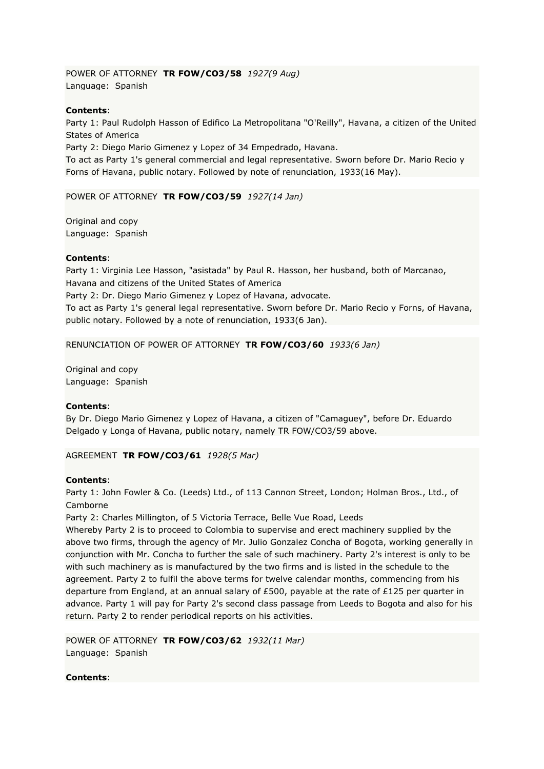POWER OF ATTORNEY **TR FOW/CO3/58** *1927(9 Aug)*
Language: Spanish

**Contents**:
Party 1: Paul Rudolph Hasson of Edifico La Metropolitana "O'Reilly", Havana, a citizen of the United States of America
Party 2: Diego Mario Gimenez y Lopez of 34 Empedrado, Havana.
To act as Party 1's general commercial and legal representative. Sworn before Dr. Mario Recio y Forns of Havana, public notary. Followed by note of renunciation, 1933(16 May).

POWER OF ATTORNEY **TR FOW/CO3/59** *1927(14 Jan)*

Original and copy
Language: Spanish

**Contents**:
Party 1: Virginia Lee Hasson, "asistada" by Paul R. Hasson, her husband, both of Marcanao, Havana and citizens of the United States of America
Party 2: Dr. Diego Mario Gimenez y Lopez of Havana, advocate.
To act as Party 1's general legal representative. Sworn before Dr. Mario Recio y Forns, of Havana, public notary. Followed by a note of renunciation, 1933(6 Jan).

RENUNCIATION OF POWER OF ATTORNEY **TR FOW/CO3/60** *1933(6 Jan)*

Original and copy
Language: Spanish

**Contents**:
By Dr. Diego Mario Gimenez y Lopez of Havana, a citizen of "Camaguey", before Dr. Eduardo Delgado y Longa of Havana, public notary, namely TR FOW/CO3/59 above.

AGREEMENT **TR FOW/CO3/61** *1928(5 Mar)*

**Contents**:
Party 1: John Fowler & Co. (Leeds) Ltd., of 113 Cannon Street, London; Holman Bros., Ltd., of Camborne
Party 2: Charles Millington, of 5 Victoria Terrace, Belle Vue Road, Leeds
Whereby Party 2 is to proceed to Colombia to supervise and erect machinery supplied by the above two firms, through the agency of Mr. Julio Gonzalez Concha of Bogota, working generally in conjunction with Mr. Concha to further the sale of such machinery. Party 2's interest is only to be with such machinery as is manufactured by the two firms and is listed in the schedule to the agreement. Party 2 to fulfil the above terms for twelve calendar months, commencing from his departure from England, at an annual salary of £500, payable at the rate of £125 per quarter in advance. Party 1 will pay for Party 2's second class passage from Leeds to Bogota and also for his return. Party 2 to render periodical reports on his activities.

POWER OF ATTORNEY **TR FOW/CO3/62** *1932(11 Mar)*
Language: Spanish

**Contents**: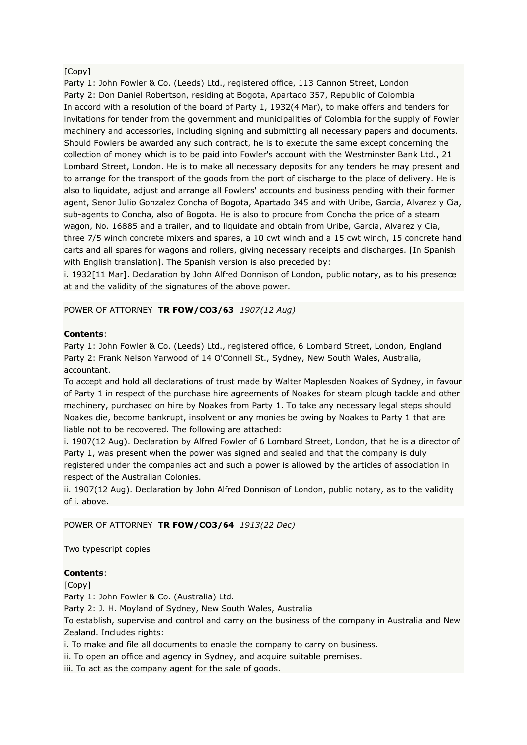[Copy]
Party 1: John Fowler & Co. (Leeds) Ltd., registered office, 113 Cannon Street, London
Party 2: Don Daniel Robertson, residing at Bogota, Apartado 357, Republic of Colombia
In accord with a resolution of the board of Party 1, 1932(4 Mar), to make offers and tenders for invitations for tender from the government and municipalities of Colombia for the supply of Fowler machinery and accessories, including signing and submitting all necessary papers and documents. Should Fowlers be awarded any such contract, he is to execute the same except concerning the collection of money which is to be paid into Fowler's account with the Westminster Bank Ltd., 21 Lombard Street, London. He is to make all necessary deposits for any tenders he may present and to arrange for the transport of the goods from the port of discharge to the place of delivery. He is also to liquidate, adjust and arrange all Fowlers' accounts and business pending with their former agent, Senor Julio Gonzalez Concha of Bogota, Apartado 345 and with Uribe, Garcia, Alvarez y Cia, sub-agents to Concha, also of Bogota. He is also to procure from Concha the price of a steam wagon, No. 16885 and a trailer, and to liquidate and obtain from Uribe, Garcia, Alvarez y Cia, three 7/5 winch concrete mixers and spares, a 10 cwt winch and a 15 cwt winch, 15 concrete hand carts and all spares for wagons and rollers, giving necessary receipts and discharges. [In Spanish with English translation]. The Spanish version is also preceded by:
i. 1932[11 Mar]. Declaration by John Alfred Donnison of London, public notary, as to his presence at and the validity of the signatures of the above power.

POWER OF ATTORNEY **TR FOW/CO3/63** *1907(12 Aug)*

**Contents**:
Party 1: John Fowler & Co. (Leeds) Ltd., registered office, 6 Lombard Street, London, England
Party 2: Frank Nelson Yarwood of 14 O'Connell St., Sydney, New South Wales, Australia, accountant.
To accept and hold all declarations of trust made by Walter Maplesden Noakes of Sydney, in favour of Party 1 in respect of the purchase hire agreements of Noakes for steam plough tackle and other machinery, purchased on hire by Noakes from Party 1. To take any necessary legal steps should Noakes die, become bankrupt, insolvent or any monies be owing by Noakes to Party 1 that are liable not to be recovered. The following are attached:
i. 1907(12 Aug). Declaration by Alfred Fowler of 6 Lombard Street, London, that he is a director of Party 1, was present when the power was signed and sealed and that the company is duly registered under the companies act and such a power is allowed by the articles of association in respect of the Australian Colonies.
ii. 1907(12 Aug). Declaration by John Alfred Donnison of London, public notary, as to the validity of i. above.

POWER OF ATTORNEY **TR FOW/CO3/64** *1913(22 Dec)*

Two typescript copies

**Contents**:
[Copy]
Party 1: John Fowler & Co. (Australia) Ltd.
Party 2: J. H. Moyland of Sydney, New South Wales, Australia
To establish, supervise and control and carry on the business of the company in Australia and New Zealand. Includes rights:
i. To make and file all documents to enable the company to carry on business.
ii. To open an office and agency in Sydney, and acquire suitable premises.
iii. To act as the company agent for the sale of goods.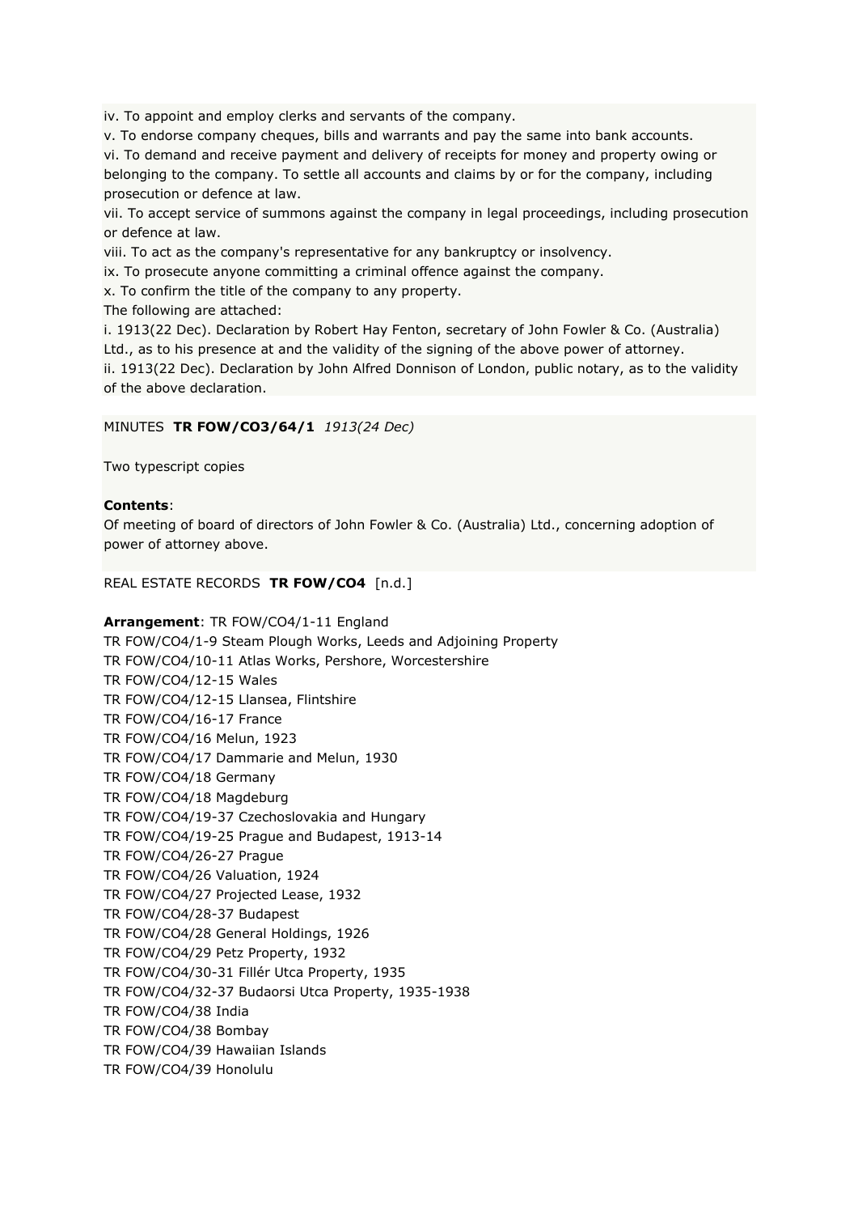iv. To appoint and employ clerks and servants of the company.
v. To endorse company cheques, bills and warrants and pay the same into bank accounts.
vi. To demand and receive payment and delivery of receipts for money and property owing or belonging to the company. To settle all accounts and claims by or for the company, including prosecution or defence at law.
vii. To accept service of summons against the company in legal proceedings, including prosecution or defence at law.
viii. To act as the company's representative for any bankruptcy or insolvency.
ix. To prosecute anyone committing a criminal offence against the company.
x. To confirm the title of the company to any property.
The following are attached:
i. 1913(22 Dec). Declaration by Robert Hay Fenton, secretary of John Fowler & Co. (Australia) Ltd., as to his presence at and the validity of the signing of the above power of attorney.
ii. 1913(22 Dec). Declaration by John Alfred Donnison of London, public notary, as to the validity of the above declaration.

MINUTES **TR FOW/CO3/64/1** *1913(24 Dec)*

Two typescript copies

**Contents**:
Of meeting of board of directors of John Fowler & Co. (Australia) Ltd., concerning adoption of power of attorney above.

REAL ESTATE RECORDS **TR FOW/CO4** [n.d.]

**Arrangement**: TR FOW/CO4/1-11 England
TR FOW/CO4/1-9 Steam Plough Works, Leeds and Adjoining Property
TR FOW/CO4/10-11 Atlas Works, Pershore, Worcestershire
TR FOW/CO4/12-15 Wales
TR FOW/CO4/12-15 Llansea, Flintshire
TR FOW/CO4/16-17 France
TR FOW/CO4/16 Melun, 1923
TR FOW/CO4/17 Dammarie and Melun, 1930
TR FOW/CO4/18 Germany
TR FOW/CO4/18 Magdeburg
TR FOW/CO4/19-37 Czechoslovakia and Hungary
TR FOW/CO4/19-25 Prague and Budapest, 1913-14
TR FOW/CO4/26-27 Prague
TR FOW/CO4/26 Valuation, 1924
TR FOW/CO4/27 Projected Lease, 1932
TR FOW/CO4/28-37 Budapest
TR FOW/CO4/28 General Holdings, 1926
TR FOW/CO4/29 Petz Property, 1932
TR FOW/CO4/30-31 Fillér Utca Property, 1935
TR FOW/CO4/32-37 Budaorsi Utca Property, 1935-1938
TR FOW/CO4/38 India
TR FOW/CO4/38 Bombay
TR FOW/CO4/39 Hawaiian Islands
TR FOW/CO4/39 Honolulu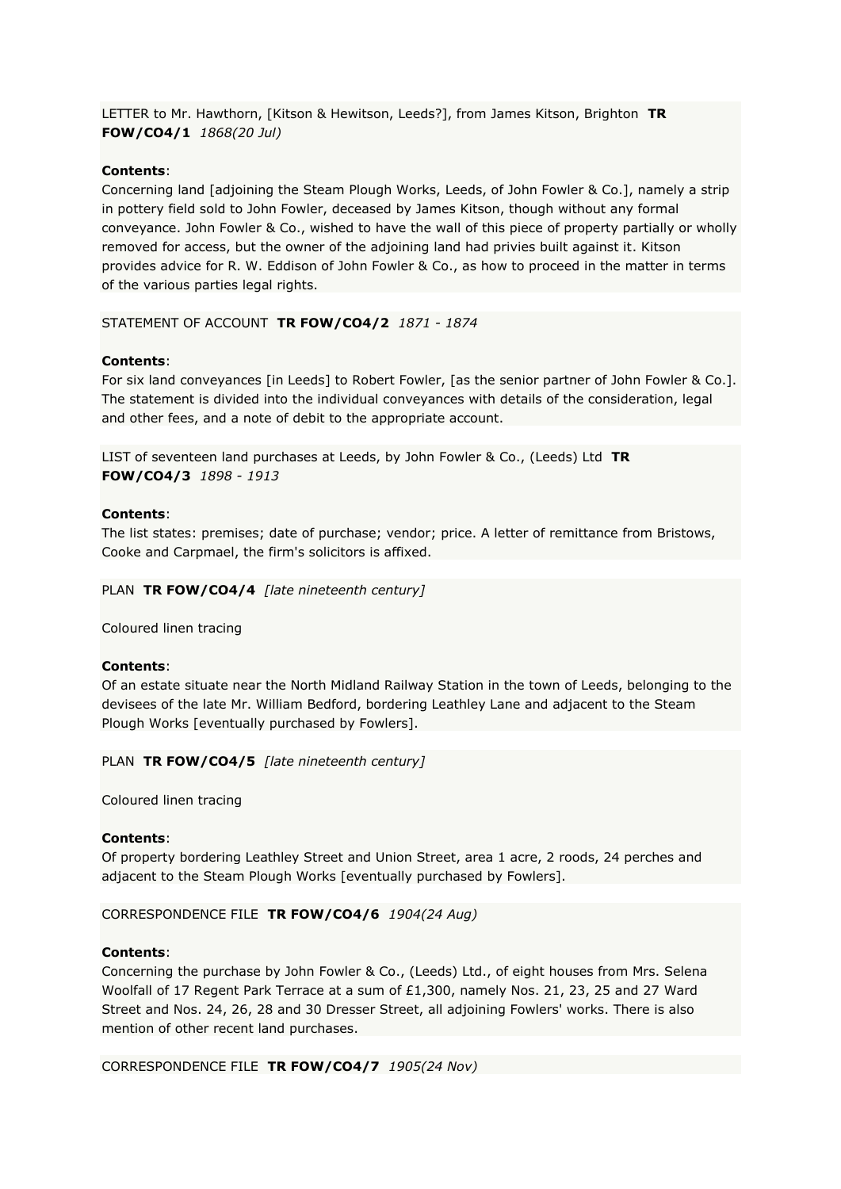LETTER to Mr. Hawthorn, [Kitson & Hewitson, Leeds?], from James Kitson, Brighton **TR FOW/CO4/1** *1868(20 Jul)*

**Contents**:
Concerning land [adjoining the Steam Plough Works, Leeds, of John Fowler & Co.], namely a strip in pottery field sold to John Fowler, deceased by James Kitson, though without any formal conveyance. John Fowler & Co., wished to have the wall of this piece of property partially or wholly removed for access, but the owner of the adjoining land had privies built against it. Kitson provides advice for R. W. Eddison of John Fowler & Co., as how to proceed in the matter in terms of the various parties legal rights.

STATEMENT OF ACCOUNT **TR FOW/CO4/2** *1871 - 1874*

**Contents**:
For six land conveyances [in Leeds] to Robert Fowler, [as the senior partner of John Fowler & Co.]. The statement is divided into the individual conveyances with details of the consideration, legal and other fees, and a note of debit to the appropriate account.

LIST of seventeen land purchases at Leeds, by John Fowler & Co., (Leeds) Ltd **TR FOW/CO4/3** *1898 - 1913*

**Contents**:
The list states: premises; date of purchase; vendor; price. A letter of remittance from Bristows, Cooke and Carpmael, the firm's solicitors is affixed.

PLAN **TR FOW/CO4/4** *[late nineteenth century]*

Coloured linen tracing

**Contents**:
Of an estate situate near the North Midland Railway Station in the town of Leeds, belonging to the devisees of the late Mr. William Bedford, bordering Leathley Lane and adjacent to the Steam Plough Works [eventually purchased by Fowlers].

PLAN **TR FOW/CO4/5** *[late nineteenth century]*

Coloured linen tracing

**Contents**:
Of property bordering Leathley Street and Union Street, area 1 acre, 2 roods, 24 perches and adjacent to the Steam Plough Works [eventually purchased by Fowlers].

CORRESPONDENCE FILE **TR FOW/CO4/6** *1904(24 Aug)*

**Contents**:
Concerning the purchase by John Fowler & Co., (Leeds) Ltd., of eight houses from Mrs. Selena Woolfall of 17 Regent Park Terrace at a sum of £1,300, namely Nos. 21, 23, 25 and 27 Ward Street and Nos. 24, 26, 28 and 30 Dresser Street, all adjoining Fowlers' works. There is also mention of other recent land purchases.

CORRESPONDENCE FILE **TR FOW/CO4/7** *1905(24 Nov)*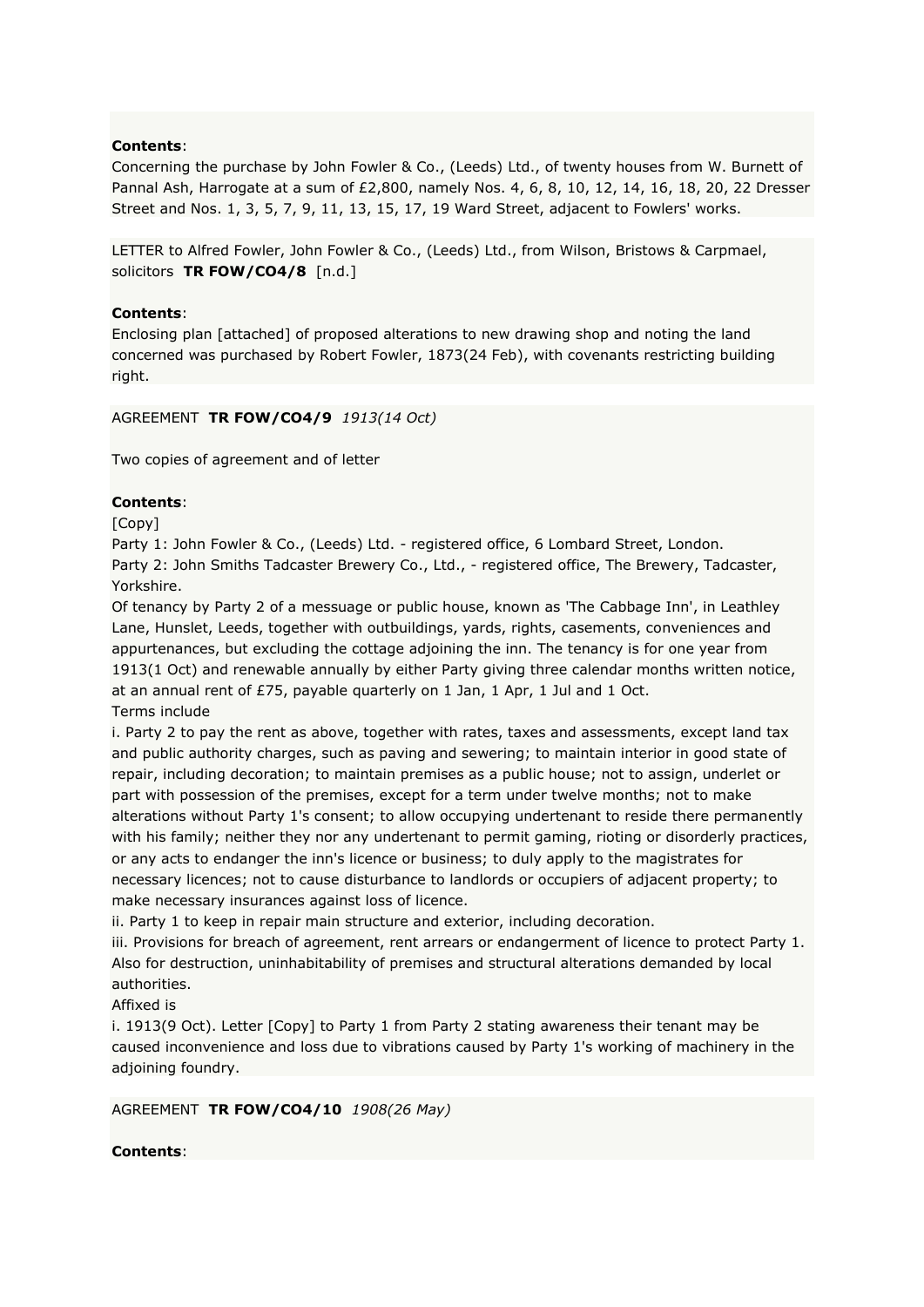**Contents**:
Concerning the purchase by John Fowler & Co., (Leeds) Ltd., of twenty houses from W. Burnett of Pannal Ash, Harrogate at a sum of £2,800, namely Nos. 4, 6, 8, 10, 12, 14, 16, 18, 20, 22 Dresser Street and Nos. 1, 3, 5, 7, 9, 11, 13, 15, 17, 19 Ward Street, adjacent to Fowlers' works.

LETTER to Alfred Fowler, John Fowler & Co., (Leeds) Ltd., from Wilson, Bristows & Carpmael, solicitors **TR FOW/CO4/8** [n.d.]

**Contents**:
Enclosing plan [attached] of proposed alterations to new drawing shop and noting the land concerned was purchased by Robert Fowler, 1873(24 Feb), with covenants restricting building right.

AGREEMENT **TR FOW/CO4/9** *1913(14 Oct)*

Two copies of agreement and of letter

**Contents**:
[Copy]
Party 1: John Fowler & Co., (Leeds) Ltd. - registered office, 6 Lombard Street, London.
Party 2: John Smiths Tadcaster Brewery Co., Ltd., - registered office, The Brewery, Tadcaster, Yorkshire.
Of tenancy by Party 2 of a messuage or public house, known as 'The Cabbage Inn', in Leathley Lane, Hunslet, Leeds, together with outbuildings, yards, rights, casements, conveniences and appurtenances, but excluding the cottage adjoining the inn. The tenancy is for one year from 1913(1 Oct) and renewable annually by either Party giving three calendar months written notice, at an annual rent of £75, payable quarterly on 1 Jan, 1 Apr, 1 Jul and 1 Oct.
Terms include
i. Party 2 to pay the rent as above, together with rates, taxes and assessments, except land tax and public authority charges, such as paving and sewering; to maintain interior in good state of repair, including decoration; to maintain premises as a public house; not to assign, underlet or part with possession of the premises, except for a term under twelve months; not to make alterations without Party 1's consent; to allow occupying undertenant to reside there permanently with his family; neither they nor any undertenant to permit gaming, rioting or disorderly practices, or any acts to endanger the inn's licence or business; to duly apply to the magistrates for necessary licences; not to cause disturbance to landlords or occupiers of adjacent property; to make necessary insurances against loss of licence.
ii. Party 1 to keep in repair main structure and exterior, including decoration.
iii. Provisions for breach of agreement, rent arrears or endangerment of licence to protect Party 1. Also for destruction, uninhabitability of premises and structural alterations demanded by local authorities.
Affixed is
i. 1913(9 Oct). Letter [Copy] to Party 1 from Party 2 stating awareness their tenant may be caused inconvenience and loss due to vibrations caused by Party 1's working of machinery in the adjoining foundry.

AGREEMENT **TR FOW/CO4/10** *1908(26 May)*

**Contents**: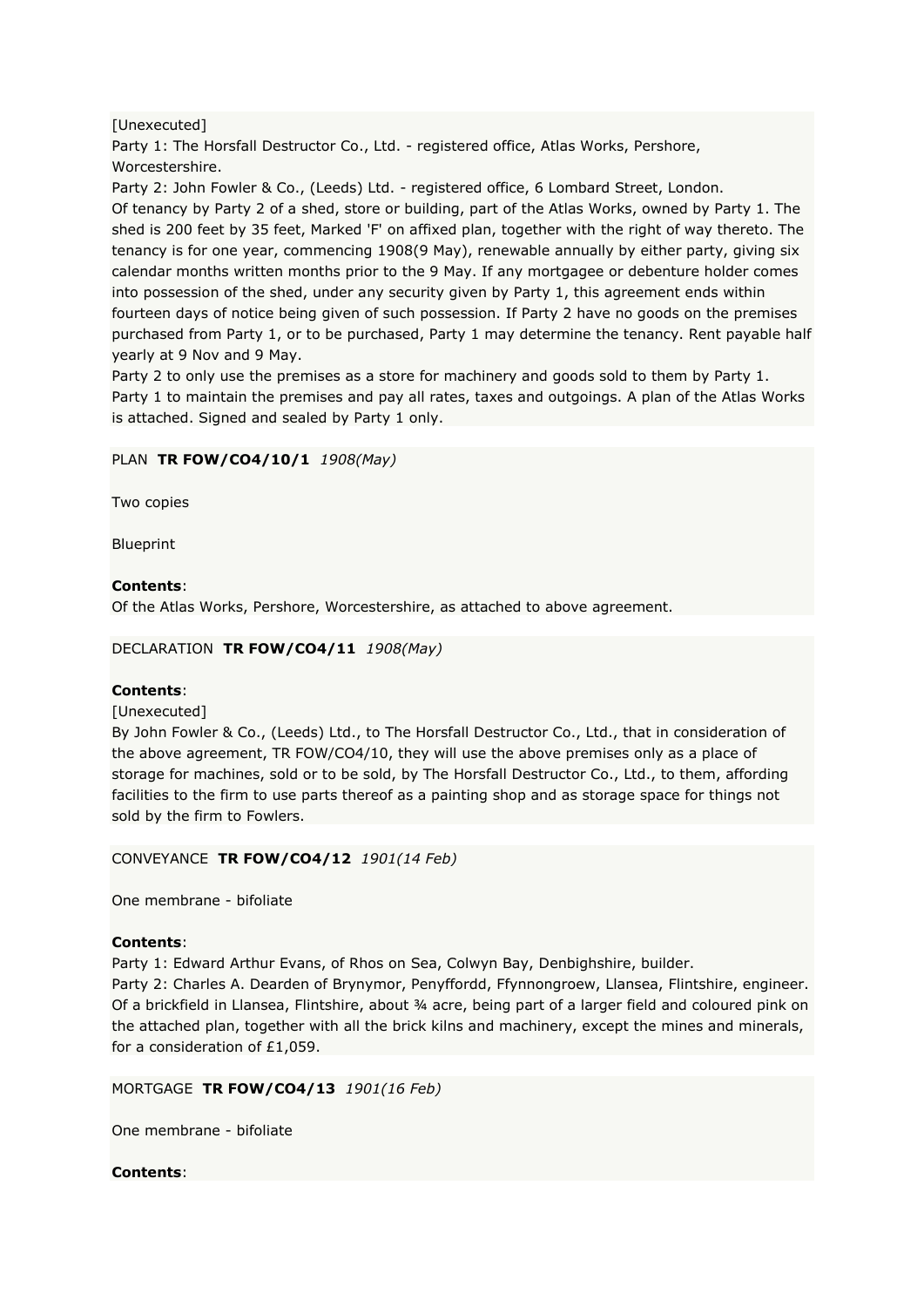[Unexecuted]
Party 1: The Horsfall Destructor Co., Ltd. - registered office, Atlas Works, Pershore, Worcestershire.
Party 2: John Fowler & Co., (Leeds) Ltd. - registered office, 6 Lombard Street, London.
Of tenancy by Party 2 of a shed, store or building, part of the Atlas Works, owned by Party 1. The shed is 200 feet by 35 feet, Marked 'F' on affixed plan, together with the right of way thereto. The tenancy is for one year, commencing 1908(9 May), renewable annually by either party, giving six calendar months written months prior to the 9 May. If any mortgagee or debenture holder comes into possession of the shed, under any security given by Party 1, this agreement ends within fourteen days of notice being given of such possession. If Party 2 have no goods on the premises purchased from Party 1, or to be purchased, Party 1 may determine the tenancy. Rent payable half yearly at 9 Nov and 9 May.
Party 2 to only use the premises as a store for machinery and goods sold to them by Party 1. Party 1 to maintain the premises and pay all rates, taxes and outgoings. A plan of the Atlas Works is attached. Signed and sealed by Party 1 only.

PLAN **TR FOW/CO4/10/1** *1908(May)*

Two copies

Blueprint

**Contents**:
Of the Atlas Works, Pershore, Worcestershire, as attached to above agreement.

DECLARATION **TR FOW/CO4/11** *1908(May)*

**Contents**:
[Unexecuted]
By John Fowler & Co., (Leeds) Ltd., to The Horsfall Destructor Co., Ltd., that in consideration of the above agreement, TR FOW/CO4/10, they will use the above premises only as a place of storage for machines, sold or to be sold, by The Horsfall Destructor Co., Ltd., to them, affording facilities to the firm to use parts thereof as a painting shop and as storage space for things not sold by the firm to Fowlers.

CONVEYANCE **TR FOW/CO4/12** *1901(14 Feb)*

One membrane - bifoliate

**Contents**:
Party 1: Edward Arthur Evans, of Rhos on Sea, Colwyn Bay, Denbighshire, builder.
Party 2: Charles A. Dearden of Brynymor, Penyffordd, Ffynnongroew, Llansea, Flintshire, engineer.
Of a brickfield in Llansea, Flintshire, about ¾ acre, being part of a larger field and coloured pink on the attached plan, together with all the brick kilns and machinery, except the mines and minerals, for a consideration of £1,059.

MORTGAGE **TR FOW/CO4/13** *1901(16 Feb)*

One membrane - bifoliate

**Contents**: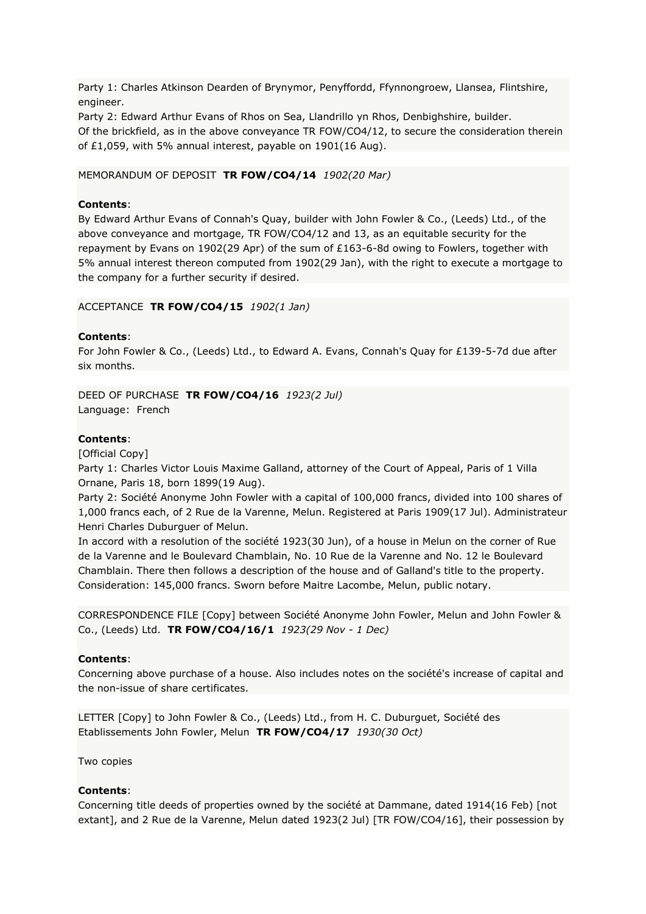Party 1: Charles Atkinson Dearden of Brynymor, Penyffordd, Ffynnongroew, Llansea, Flintshire, engineer.
Party 2: Edward Arthur Evans of Rhos on Sea, Llandrillo yn Rhos, Denbighshire, builder.
Of the brickfield, as in the above conveyance TR FOW/CO4/12, to secure the consideration therein of £1,059, with 5% annual interest, payable on 1901(16 Aug).

MEMORANDUM OF DEPOSIT **TR FOW/CO4/14** *1902(20 Mar)*

**Contents**:
By Edward Arthur Evans of Connah's Quay, builder with John Fowler & Co., (Leeds) Ltd., of the above conveyance and mortgage, TR FOW/CO4/12 and 13, as an equitable security for the repayment by Evans on 1902(29 Apr) of the sum of £163-6-8d owing to Fowlers, together with 5% annual interest thereon computed from 1902(29 Jan), with the right to execute a mortgage to the company for a further security if desired.

ACCEPTANCE **TR FOW/CO4/15** *1902(1 Jan)*

**Contents**:
For John Fowler & Co., (Leeds) Ltd., to Edward A. Evans, Connah's Quay for £139-5-7d due after six months.

DEED OF PURCHASE **TR FOW/CO4/16** *1923(2 Jul)*
Language: French

**Contents**:
[Official Copy]
Party 1: Charles Victor Louis Maxime Galland, attorney of the Court of Appeal, Paris of 1 Villa Ornane, Paris 18, born 1899(19 Aug).
Party 2: Société Anonyme John Fowler with a capital of 100,000 francs, divided into 100 shares of 1,000 francs each, of 2 Rue de la Varenne, Melun. Registered at Paris 1909(17 Jul). Administrateur Henri Charles Duburguer of Melun.
In accord with a resolution of the société 1923(30 Jun), of a house in Melun on the corner of Rue de la Varenne and le Boulevard Chamblain, No. 10 Rue de la Varenne and No. 12 le Boulevard Chamblain. There then follows a description of the house and of Galland's title to the property. Consideration: 145,000 francs. Sworn before Maitre Lacombe, Melun, public notary.

CORRESPONDENCE FILE [Copy] between Société Anonyme John Fowler, Melun and John Fowler & Co., (Leeds) Ltd. **TR FOW/CO4/16/1** *1923(29 Nov - 1 Dec)*

**Contents**:
Concerning above purchase of a house. Also includes notes on the société's increase of capital and the non-issue of share certificates.

LETTER [Copy] to John Fowler & Co., (Leeds) Ltd., from H. C. Duburguet, Société des Etablissements John Fowler, Melun **TR FOW/CO4/17** *1930(30 Oct)*

Two copies

**Contents**:
Concerning title deeds of properties owned by the société at Dammane, dated 1914(16 Feb) [not extant], and 2 Rue de la Varenne, Melun dated 1923(2 Jul) [TR FOW/CO4/16], their possession by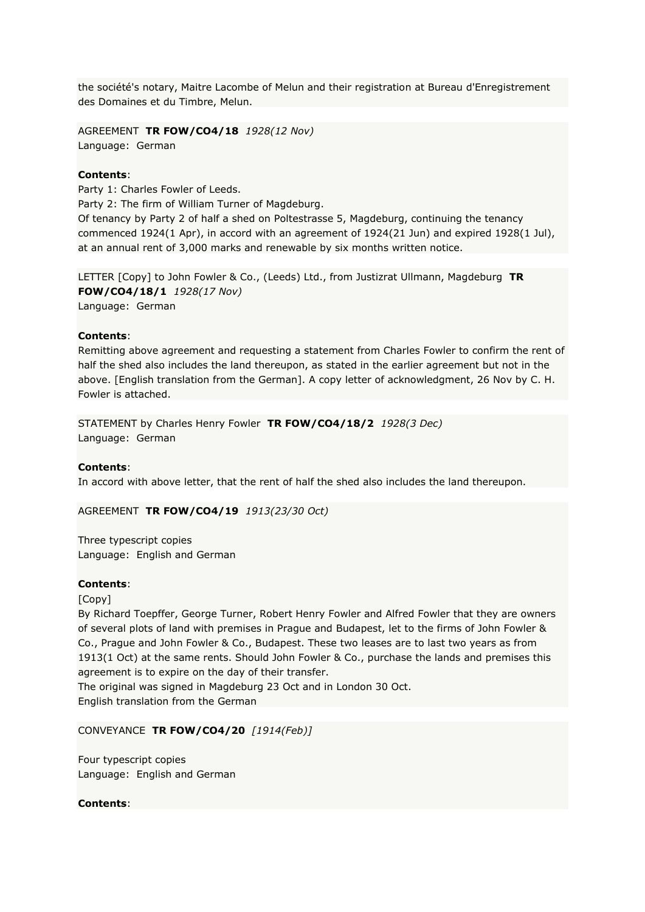the société's notary, Maitre Lacombe of Melun and their registration at Bureau d'Enregistrement des Domaines et du Timbre, Melun.

AGREEMENT **TR FOW/CO4/18** *1928(12 Nov)*
Language: German

**Contents**:
Party 1: Charles Fowler of Leeds.
Party 2: The firm of William Turner of Magdeburg.
Of tenancy by Party 2 of half a shed on Poltestrasse 5, Magdeburg, continuing the tenancy commenced 1924(1 Apr), in accord with an agreement of 1924(21 Jun) and expired 1928(1 Jul), at an annual rent of 3,000 marks and renewable by six months written notice.

LETTER [Copy] to John Fowler & Co., (Leeds) Ltd., from Justizrat Ullmann, Magdeburg **TR FOW/CO4/18/1** *1928(17 Nov)*
Language: German

**Contents**:
Remitting above agreement and requesting a statement from Charles Fowler to confirm the rent of half the shed also includes the land thereupon, as stated in the earlier agreement but not in the above. [English translation from the German]. A copy letter of acknowledgment, 26 Nov by C. H. Fowler is attached.

STATEMENT by Charles Henry Fowler **TR FOW/CO4/18/2** *1928(3 Dec)*
Language: German

**Contents**:
In accord with above letter, that the rent of half the shed also includes the land thereupon.

AGREEMENT **TR FOW/CO4/19** *1913(23/30 Oct)*

Three typescript copies
Language: English and German

**Contents**:
[Copy]
By Richard Toepffer, George Turner, Robert Henry Fowler and Alfred Fowler that they are owners of several plots of land with premises in Prague and Budapest, let to the firms of John Fowler & Co., Prague and John Fowler & Co., Budapest. These two leases are to last two years as from 1913(1 Oct) at the same rents. Should John Fowler & Co., purchase the lands and premises this agreement is to expire on the day of their transfer.
The original was signed in Magdeburg 23 Oct and in London 30 Oct.
English translation from the German

CONVEYANCE **TR FOW/CO4/20** *[1914(Feb)]*

Four typescript copies
Language: English and German

**Contents**: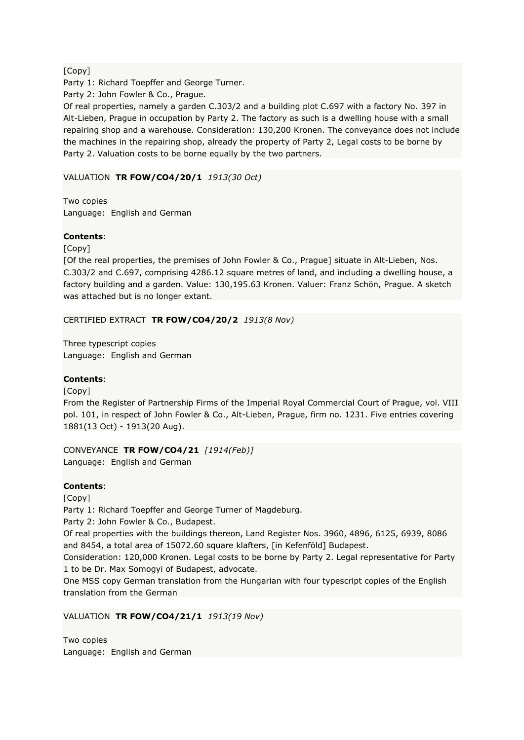[Copy]
Party 1: Richard Toepffer and George Turner.
Party 2: John Fowler & Co., Prague.
Of real properties, namely a garden C.303/2 and a building plot C.697 with a factory No. 397 in Alt-Lieben, Prague in occupation by Party 2. The factory as such is a dwelling house with a small repairing shop and a warehouse. Consideration: 130,200 Kronen. The conveyance does not include the machines in the repairing shop, already the property of Party 2, Legal costs to be borne by Party 2. Valuation costs to be borne equally by the two partners.

VALUATION **TR FOW/CO4/20/1** *1913(30 Oct)*

Two copies
Language: English and German

**Contents**:
[Copy]
[Of the real properties, the premises of John Fowler & Co., Prague] situate in Alt-Lieben, Nos. C.303/2 and C.697, comprising 4286.12 square metres of land, and including a dwelling house, a factory building and a garden. Value: 130,195.63 Kronen. Valuer: Franz Schön, Prague. A sketch was attached but is no longer extant.

CERTIFIED EXTRACT **TR FOW/CO4/20/2** *1913(8 Nov)*

Three typescript copies
Language: English and German

**Contents**:
[Copy]
From the Register of Partnership Firms of the Imperial Royal Commercial Court of Prague, vol. VIII pol. 101, in respect of John Fowler & Co., Alt-Lieben, Prague, firm no. 1231. Five entries covering 1881(13 Oct) - 1913(20 Aug).

CONVEYANCE **TR FOW/CO4/21** *[1914(Feb)]*
Language: English and German

**Contents**:
[Copy]
Party 1: Richard Toepffer and George Turner of Magdeburg.
Party 2: John Fowler & Co., Budapest.
Of real properties with the buildings thereon, Land Register Nos. 3960, 4896, 6125, 6939, 8086 and 8454, a total area of 15072.60 square klafters, [in Kefenföld] Budapest.
Consideration: 120,000 Kronen. Legal costs to be borne by Party 2. Legal representative for Party 1 to be Dr. Max Somogyi of Budapest, advocate.
One MSS copy German translation from the Hungarian with four typescript copies of the English translation from the German

VALUATION **TR FOW/CO4/21/1** *1913(19 Nov)*

Two copies
Language: English and German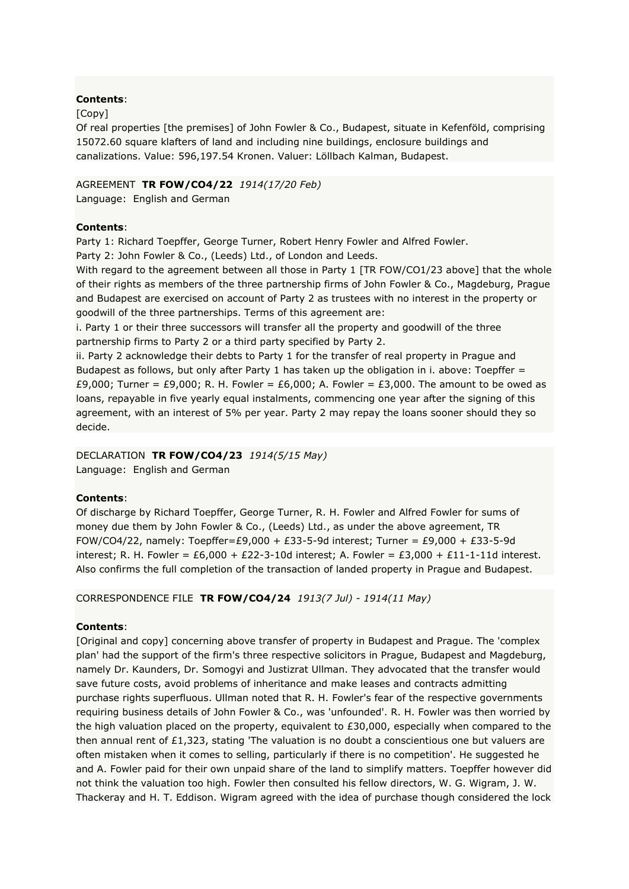**Contents**:

[Copy]

Of real properties [the premises] of John Fowler & Co., Budapest, situate in Kefenföld, comprising 15072.60 square klafters of land and including nine buildings, enclosure buildings and canalizations. Value: 596,197.54 Kronen. Valuer: Löllbach Kalman, Budapest.

AGREEMENT **TR FOW/CO4/22** *1914(17/20 Feb)*

Language: English and German

**Contents**:

Party 1: Richard Toepffer, George Turner, Robert Henry Fowler and Alfred Fowler.

Party 2: John Fowler & Co., (Leeds) Ltd., of London and Leeds.

With regard to the agreement between all those in Party 1 [TR FOW/CO1/23 above] that the whole of their rights as members of the three partnership firms of John Fowler & Co., Magdeburg, Prague and Budapest are exercised on account of Party 2 as trustees with no interest in the property or goodwill of the three partnerships. Terms of this agreement are:

i. Party 1 or their three successors will transfer all the property and goodwill of the three partnership firms to Party 2 or a third party specified by Party 2.

ii. Party 2 acknowledge their debts to Party 1 for the transfer of real property in Prague and Budapest as follows, but only after Party 1 has taken up the obligation in i. above: Toepffer = £9,000; Turner = £9,000; R. H. Fowler = £6,000; A. Fowler = £3,000. The amount to be owed as loans, repayable in five yearly equal instalments, commencing one year after the signing of this agreement, with an interest of 5% per year. Party 2 may repay the loans sooner should they so decide.

DECLARATION **TR FOW/CO4/23** *1914(5/15 May)*

Language: English and German

**Contents**:

Of discharge by Richard Toepffer, George Turner, R. H. Fowler and Alfred Fowler for sums of money due them by John Fowler & Co., (Leeds) Ltd., as under the above agreement, TR FOW/CO4/22, namely: Toepffer=£9,000 + £33-5-9d interest; Turner = £9,000 + £33-5-9d interest; R. H. Fowler = £6,000 + £22-3-10d interest; A. Fowler = £3,000 + £11-1-11d interest. Also confirms the full completion of the transaction of landed property in Prague and Budapest.

CORRESPONDENCE FILE **TR FOW/CO4/24** *1913(7 Jul) - 1914(11 May)*

**Contents**:

[Original and copy] concerning above transfer of property in Budapest and Prague. The 'complex plan' had the support of the firm's three respective solicitors in Prague, Budapest and Magdeburg, namely Dr. Kaunders, Dr. Somogyi and Justizrat Ullman. They advocated that the transfer would save future costs, avoid problems of inheritance and make leases and contracts admitting purchase rights superfluous. Ullman noted that R. H. Fowler's fear of the respective governments requiring business details of John Fowler & Co., was 'unfounded'. R. H. Fowler was then worried by the high valuation placed on the property, equivalent to £30,000, especially when compared to the then annual rent of £1,323, stating 'The valuation is no doubt a conscientious one but valuers are often mistaken when it comes to selling, particularly if there is no competition'. He suggested he and A. Fowler paid for their own unpaid share of the land to simplify matters. Toepffer however did not think the valuation too high. Fowler then consulted his fellow directors, W. G. Wigram, J. W. Thackeray and H. T. Eddison. Wigram agreed with the idea of purchase though considered the lock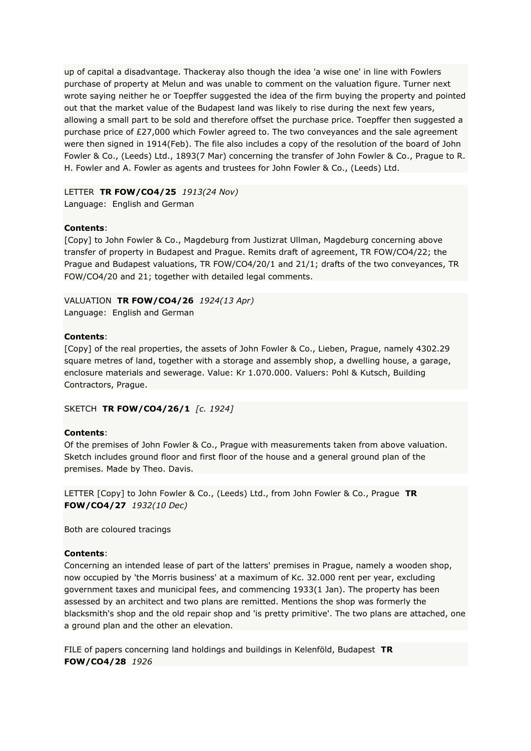up of capital a disadvantage. Thackeray also though the idea 'a wise one' in line with Fowlers purchase of property at Melun and was unable to comment on the valuation figure. Turner next wrote saying neither he or Toepffer suggested the idea of the firm buying the property and pointed out that the market value of the Budapest land was likely to rise during the next few years, allowing a small part to be sold and therefore offset the purchase price. Toepffer then suggested a purchase price of £27,000 which Fowler agreed to. The two conveyances and the sale agreement were then signed in 1914(Feb). The file also includes a copy of the resolution of the board of John Fowler & Co., (Leeds) Ltd., 1893(7 Mar) concerning the transfer of John Fowler & Co., Prague to R. H. Fowler and A. Fowler as agents and trustees for John Fowler & Co., (Leeds) Ltd.

LETTER **TR FOW/CO4/25** *1913(24 Nov)*
Language: English and German

**Contents**:
[Copy] to John Fowler & Co., Magdeburg from Justizrat Ullman, Magdeburg concerning above transfer of property in Budapest and Prague. Remits draft of agreement, TR FOW/CO4/22; the Prague and Budapest valuations, TR FOW/CO4/20/1 and 21/1; drafts of the two conveyances, TR FOW/CO4/20 and 21; together with detailed legal comments.

VALUATION **TR FOW/CO4/26** *1924(13 Apr)*
Language: English and German

**Contents**:
[Copy] of the real properties, the assets of John Fowler & Co., Lieben, Prague, namely 4302.29 square metres of land, together with a storage and assembly shop, a dwelling house, a garage, enclosure materials and sewerage. Value: Kr 1.070.000. Valuers: Pohl & Kutsch, Building Contractors, Prague.

SKETCH **TR FOW/CO4/26/1** *[c. 1924]*

**Contents**:
Of the premises of John Fowler & Co., Prague with measurements taken from above valuation. Sketch includes ground floor and first floor of the house and a general ground plan of the premises. Made by Theo. Davis.

LETTER [Copy] to John Fowler & Co., (Leeds) Ltd., from John Fowler & Co., Prague **TR FOW/CO4/27** *1932(10 Dec)*

Both are coloured tracings

**Contents**:
Concerning an intended lease of part of the latters' premises in Prague, namely a wooden shop, now occupied by 'the Morris business' at a maximum of Kc. 32.000 rent per year, excluding government taxes and municipal fees, and commencing 1933(1 Jan). The property has been assessed by an architect and two plans are remitted. Mentions the shop was formerly the blacksmith's shop and the old repair shop and 'is pretty primitive'. The two plans are attached, one a ground plan and the other an elevation.

FILE of papers concerning land holdings and buildings in Kelenföld, Budapest **TR FOW/CO4/28** *1926*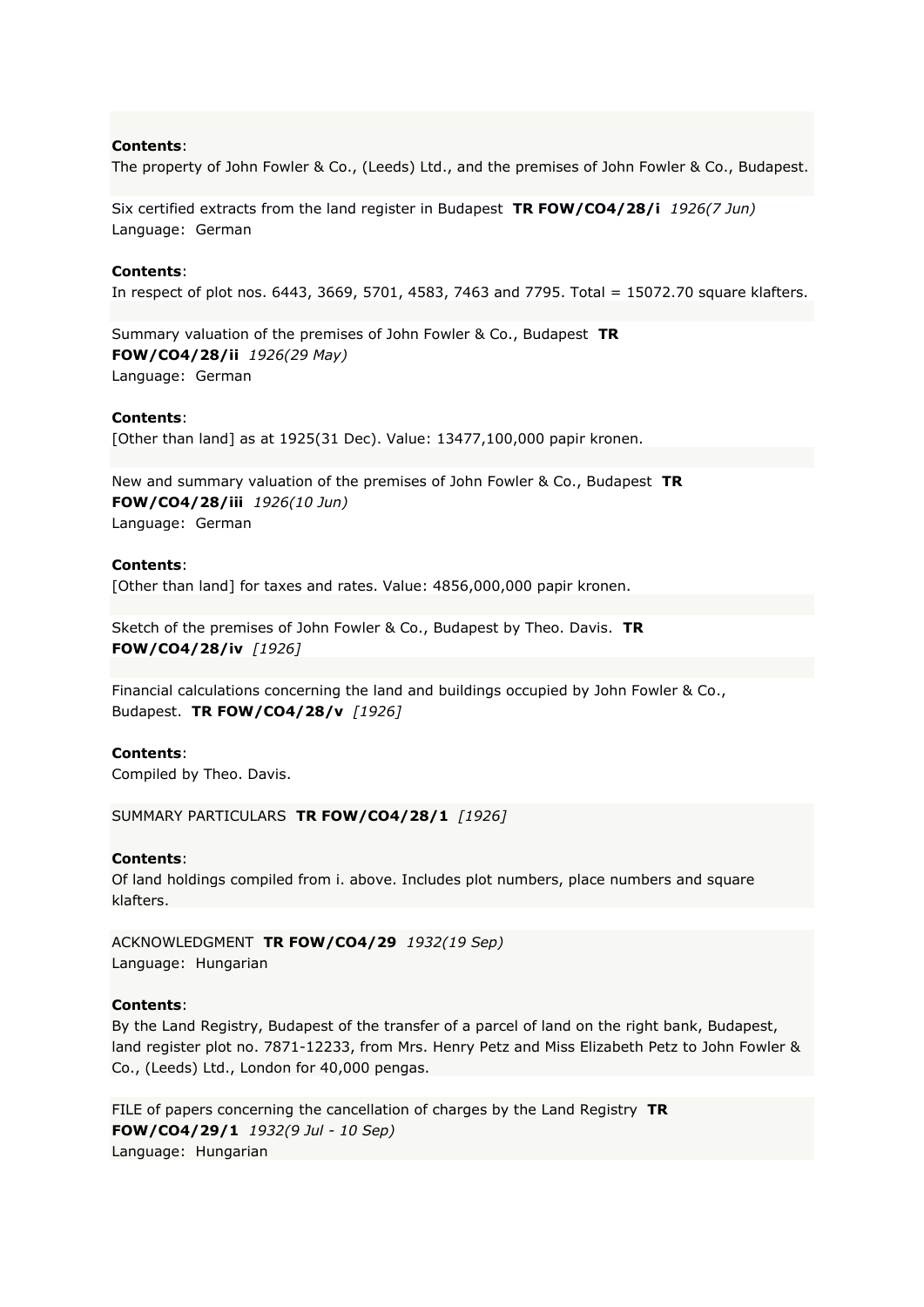**Contents**:
The property of John Fowler & Co., (Leeds) Ltd., and the premises of John Fowler & Co., Budapest.

Six certified extracts from the land register in Budapest **TR FOW/CO4/28/i** *1926(7 Jun)*
Language: German

**Contents**:
In respect of plot nos. 6443, 3669, 5701, 4583, 7463 and 7795. Total = 15072.70 square klafters.

Summary valuation of the premises of John Fowler & Co., Budapest **TR FOW/CO4/28/ii** *1926(29 May)*
Language: German

**Contents**:
[Other than land] as at 1925(31 Dec). Value: 13477,100,000 papir kronen.

New and summary valuation of the premises of John Fowler & Co., Budapest **TR FOW/CO4/28/iii** *1926(10 Jun)*
Language: German

**Contents**:
[Other than land] for taxes and rates. Value: 4856,000,000 papir kronen.

Sketch of the premises of John Fowler & Co., Budapest by Theo. Davis. **TR FOW/CO4/28/iv** *[1926]*

Financial calculations concerning the land and buildings occupied by John Fowler & Co., Budapest. **TR FOW/CO4/28/v** *[1926]*

**Contents**:
Compiled by Theo. Davis.

SUMMARY PARTICULARS **TR FOW/CO4/28/1** *[1926]*

**Contents**:
Of land holdings compiled from i. above. Includes plot numbers, place numbers and square klafters.

ACKNOWLEDGMENT **TR FOW/CO4/29** *1932(19 Sep)*
Language: Hungarian

**Contents**:
By the Land Registry, Budapest of the transfer of a parcel of land on the right bank, Budapest, land register plot no. 7871-12233, from Mrs. Henry Petz and Miss Elizabeth Petz to John Fowler & Co., (Leeds) Ltd., London for 40,000 pengas.

FILE of papers concerning the cancellation of charges by the Land Registry **TR FOW/CO4/29/1** *1932(9 Jul - 10 Sep)*
Language: Hungarian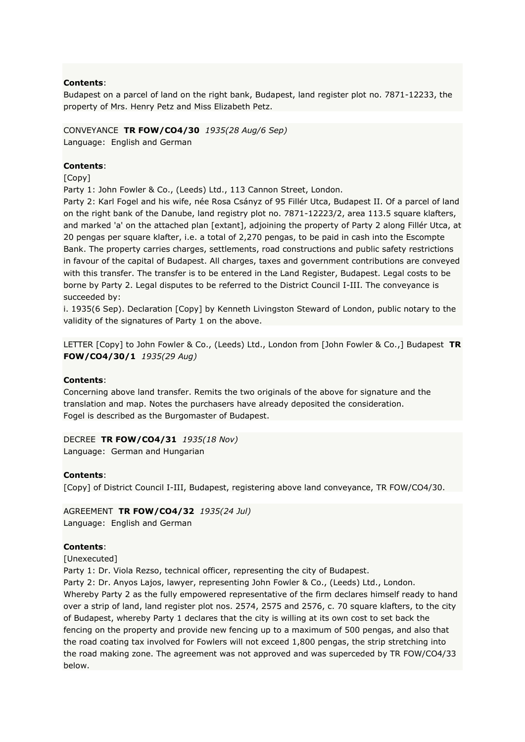**Contents**:
Budapest on a parcel of land on the right bank, Budapest, land register plot no. 7871-12233, the property of Mrs. Henry Petz and Miss Elizabeth Petz.

CONVEYANCE **TR FOW/CO4/30** *1935(28 Aug/6 Sep)*
Language: English and German

**Contents**:
[Copy]
Party 1: John Fowler & Co., (Leeds) Ltd., 113 Cannon Street, London.
Party 2: Karl Fogel and his wife, née Rosa Csányz of 95 Fillér Utca, Budapest II. Of a parcel of land on the right bank of the Danube, land registry plot no. 7871-12223/2, area 113.5 square klafters, and marked 'a' on the attached plan [extant], adjoining the property of Party 2 along Fillér Utca, at 20 pengas per square klafter, i.e. a total of 2,270 pengas, to be paid in cash into the Escompte Bank. The property carries charges, settlements, road constructions and public safety restrictions in favour of the capital of Budapest. All charges, taxes and government contributions are conveyed with this transfer. The transfer is to be entered in the Land Register, Budapest. Legal costs to be borne by Party 2. Legal disputes to be referred to the District Council I-III. The conveyance is succeeded by:
i. 1935(6 Sep). Declaration [Copy] by Kenneth Livingston Steward of London, public notary to the validity of the signatures of Party 1 on the above.

LETTER [Copy] to John Fowler & Co., (Leeds) Ltd., London from [John Fowler & Co.,] Budapest **TR FOW/CO4/30/1** *1935(29 Aug)*

**Contents**:
Concerning above land transfer. Remits the two originals of the above for signature and the translation and map. Notes the purchasers have already deposited the consideration.
Fogel is described as the Burgomaster of Budapest.

DECREE **TR FOW/CO4/31** *1935(18 Nov)*
Language: German and Hungarian

**Contents**:
[Copy] of District Council I-III, Budapest, registering above land conveyance, TR FOW/CO4/30.

AGREEMENT **TR FOW/CO4/32** *1935(24 Jul)*
Language: English and German

**Contents**:
[Unexecuted]
Party 1: Dr. Viola Rezso, technical officer, representing the city of Budapest.
Party 2: Dr. Anyos Lajos, lawyer, representing John Fowler & Co., (Leeds) Ltd., London.
Whereby Party 2 as the fully empowered representative of the firm declares himself ready to hand over a strip of land, land register plot nos. 2574, 2575 and 2576, c. 70 square klafters, to the city of Budapest, whereby Party 1 declares that the city is willing at its own cost to set back the fencing on the property and provide new fencing up to a maximum of 500 pengas, and also that the road coating tax involved for Fowlers will not exceed 1,800 pengas, the strip stretching into the road making zone. The agreement was not approved and was superceded by TR FOW/CO4/33 below.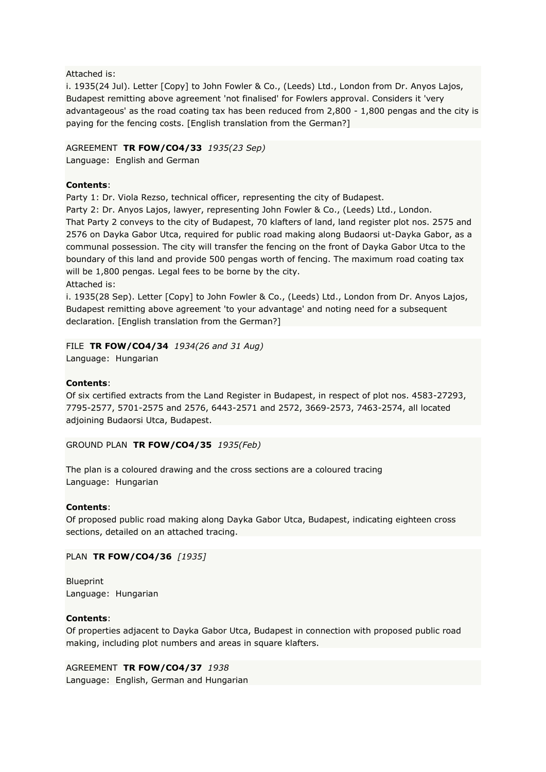Attached is:
i. 1935(24 Jul). Letter [Copy] to John Fowler & Co., (Leeds) Ltd., London from Dr. Anyos Lajos, Budapest remitting above agreement 'not finalised' for Fowlers approval. Considers it 'very advantageous' as the road coating tax has been reduced from 2,800 - 1,800 pengas and the city is paying for the fencing costs. [English translation from the German?]

AGREEMENT **TR FOW/CO4/33** *1935(23 Sep)*
Language: English and German

**Contents**:
Party 1: Dr. Viola Rezso, technical officer, representing the city of Budapest.
Party 2: Dr. Anyos Lajos, lawyer, representing John Fowler & Co., (Leeds) Ltd., London.
That Party 2 conveys to the city of Budapest, 70 klafters of land, land register plot nos. 2575 and 2576 on Dayka Gabor Utca, required for public road making along Budaorsi ut-Dayka Gabor, as a communal possession. The city will transfer the fencing on the front of Dayka Gabor Utca to the boundary of this land and provide 500 pengas worth of fencing. The maximum road coating tax will be 1,800 pengas. Legal fees to be borne by the city.
Attached is:
i. 1935(28 Sep). Letter [Copy] to John Fowler & Co., (Leeds) Ltd., London from Dr. Anyos Lajos, Budapest remitting above agreement 'to your advantage' and noting need for a subsequent declaration. [English translation from the German?]

FILE **TR FOW/CO4/34** *1934(26 and 31 Aug)*
Language: Hungarian

**Contents**:
Of six certified extracts from the Land Register in Budapest, in respect of plot nos. 4583-27293, 7795-2577, 5701-2575 and 2576, 6443-2571 and 2572, 3669-2573, 7463-2574, all located adjoining Budaorsi Utca, Budapest.

GROUND PLAN **TR FOW/CO4/35** *1935(Feb)*

The plan is a coloured drawing and the cross sections are a coloured tracing
Language: Hungarian

**Contents**:
Of proposed public road making along Dayka Gabor Utca, Budapest, indicating eighteen cross sections, detailed on an attached tracing.

PLAN **TR FOW/CO4/36** *[1935]*

Blueprint
Language: Hungarian

**Contents**:
Of properties adjacent to Dayka Gabor Utca, Budapest in connection with proposed public road making, including plot numbers and areas in square klafters.

AGREEMENT **TR FOW/CO4/37** *1938*
Language: English, German and Hungarian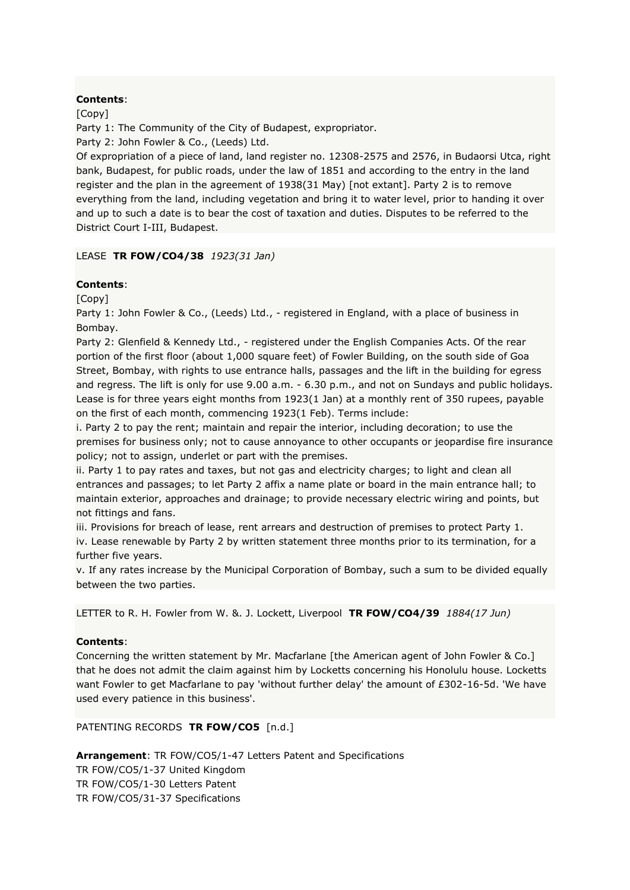**Contents**:

[Copy]

Party 1: The Community of the City of Budapest, expropriator.

Party 2: John Fowler & Co., (Leeds) Ltd.

Of expropriation of a piece of land, land register no. 12308-2575 and 2576, in Budaorsi Utca, right bank, Budapest, for public roads, under the law of 1851 and according to the entry in the land register and the plan in the agreement of 1938(31 May) [not extant]. Party 2 is to remove everything from the land, including vegetation and bring it to water level, prior to handing it over and up to such a date is to bear the cost of taxation and duties. Disputes to be referred to the District Court I-III, Budapest.

LEASE **TR FOW/CO4/38** *1923(31 Jan)*

**Contents**:

[Copy]

Party 1: John Fowler & Co., (Leeds) Ltd., - registered in England, with a place of business in Bombay.

Party 2: Glenfield & Kennedy Ltd., - registered under the English Companies Acts. Of the rear portion of the first floor (about 1,000 square feet) of Fowler Building, on the south side of Goa Street, Bombay, with rights to use entrance halls, passages and the lift in the building for egress and regress. The lift is only for use 9.00 a.m. - 6.30 p.m., and not on Sundays and public holidays. Lease is for three years eight months from 1923(1 Jan) at a monthly rent of 350 rupees, payable on the first of each month, commencing 1923(1 Feb). Terms include:

i. Party 2 to pay the rent; maintain and repair the interior, including decoration; to use the premises for business only; not to cause annoyance to other occupants or jeopardise fire insurance policy; not to assign, underlet or part with the premises.

ii. Party 1 to pay rates and taxes, but not gas and electricity charges; to light and clean all entrances and passages; to let Party 2 affix a name plate or board in the main entrance hall; to maintain exterior, approaches and drainage; to provide necessary electric wiring and points, but not fittings and fans.

iii. Provisions for breach of lease, rent arrears and destruction of premises to protect Party 1.

iv. Lease renewable by Party 2 by written statement three months prior to its termination, for a further five years.

v. If any rates increase by the Municipal Corporation of Bombay, such a sum to be divided equally between the two parties.

LETTER to R. H. Fowler from W. &. J. Lockett, Liverpool **TR FOW/CO4/39** *1884(17 Jun)*

**Contents**:

Concerning the written statement by Mr. Macfarlane [the American agent of John Fowler & Co.] that he does not admit the claim against him by Locketts concerning his Honolulu house. Locketts want Fowler to get Macfarlane to pay 'without further delay' the amount of £302-16-5d. 'We have used every patience in this business'.

PATENTING RECORDS **TR FOW/CO5** [n.d.]

**Arrangement**: TR FOW/CO5/1-47 Letters Patent and Specifications

TR FOW/CO5/1-37 United Kingdom

TR FOW/CO5/1-30 Letters Patent

TR FOW/CO5/31-37 Specifications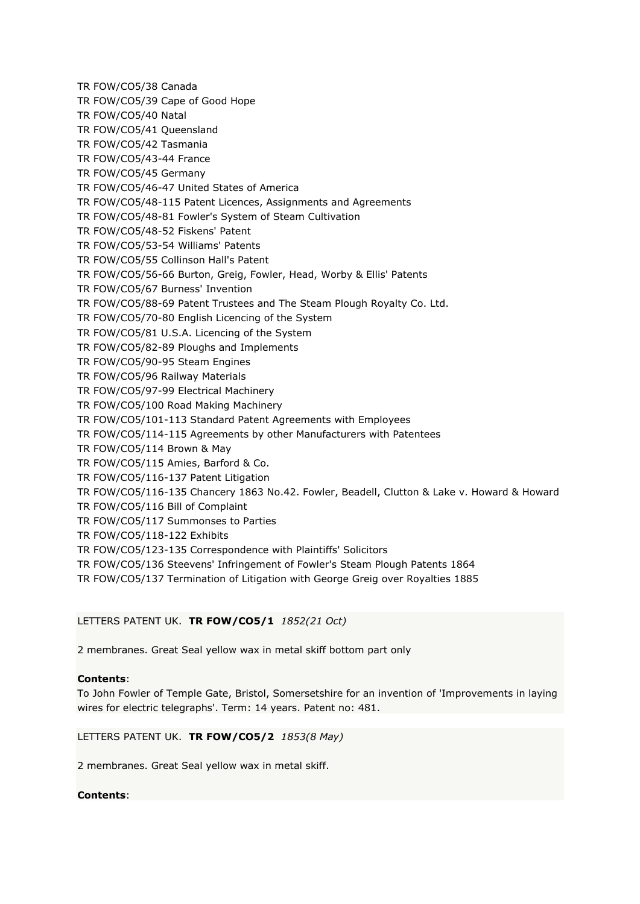TR FOW/CO5/38 Canada
TR FOW/CO5/39 Cape of Good Hope
TR FOW/CO5/40 Natal
TR FOW/CO5/41 Queensland
TR FOW/CO5/42 Tasmania
TR FOW/CO5/43-44 France
TR FOW/CO5/45 Germany
TR FOW/CO5/46-47 United States of America
TR FOW/CO5/48-115 Patent Licences, Assignments and Agreements
TR FOW/CO5/48-81 Fowler's System of Steam Cultivation
TR FOW/CO5/48-52 Fiskens' Patent
TR FOW/CO5/53-54 Williams' Patents
TR FOW/CO5/55 Collinson Hall's Patent
TR FOW/CO5/56-66 Burton, Greig, Fowler, Head, Worby & Ellis' Patents
TR FOW/CO5/67 Burness' Invention
TR FOW/CO5/88-69 Patent Trustees and The Steam Plough Royalty Co. Ltd.
TR FOW/CO5/70-80 English Licencing of the System
TR FOW/CO5/81 U.S.A. Licencing of the System
TR FOW/CO5/82-89 Ploughs and Implements
TR FOW/CO5/90-95 Steam Engines
TR FOW/CO5/96 Railway Materials
TR FOW/CO5/97-99 Electrical Machinery
TR FOW/CO5/100 Road Making Machinery
TR FOW/CO5/101-113 Standard Patent Agreements with Employees
TR FOW/CO5/114-115 Agreements by other Manufacturers with Patentees
TR FOW/CO5/114 Brown & May
TR FOW/CO5/115 Amies, Barford & Co.
TR FOW/CO5/116-137 Patent Litigation
TR FOW/CO5/116-135 Chancery 1863 No.42. Fowler, Beadell, Clutton & Lake v. Howard & Howard
TR FOW/CO5/116 Bill of Complaint
TR FOW/CO5/117 Summonses to Parties
TR FOW/CO5/118-122 Exhibits
TR FOW/CO5/123-135 Correspondence with Plaintiffs' Solicitors
TR FOW/CO5/136 Steevens' Infringement of Fowler's Steam Plough Patents 1864
TR FOW/CO5/137 Termination of Litigation with George Greig over Royalties 1885

LETTERS PATENT UK. **TR FOW/CO5/1** *1852(21 Oct)*

2 membranes. Great Seal yellow wax in metal skiff bottom part only

**Contents**:
To John Fowler of Temple Gate, Bristol, Somersetshire for an invention of 'Improvements in laying wires for electric telegraphs'. Term: 14 years. Patent no: 481.

LETTERS PATENT UK. **TR FOW/CO5/2** *1853(8 May)*

2 membranes. Great Seal yellow wax in metal skiff.

**Contents**: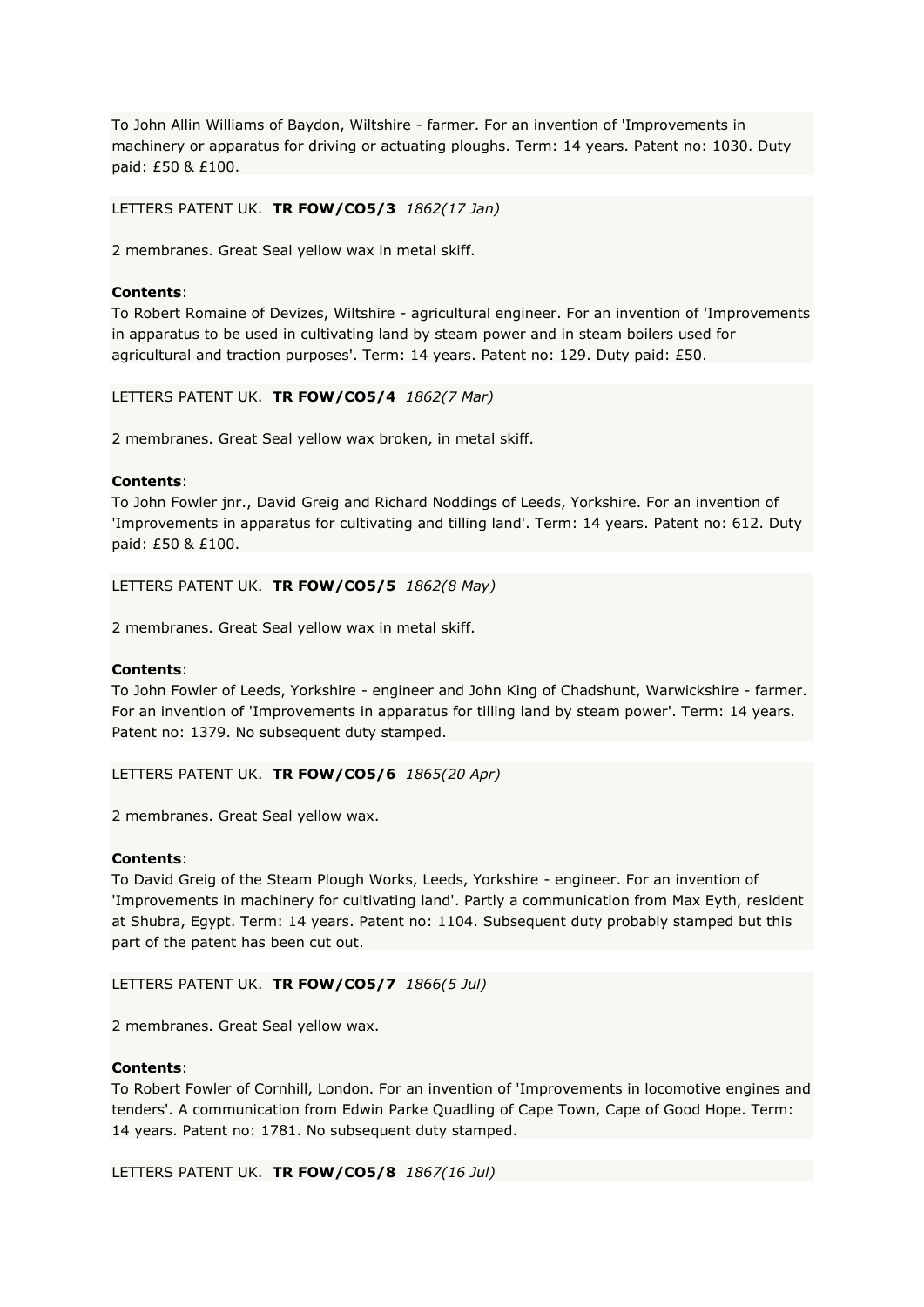To John Allin Williams of Baydon, Wiltshire - farmer. For an invention of 'Improvements in machinery or apparatus for driving or actuating ploughs. Term: 14 years. Patent no: 1030. Duty paid: £50 & £100.

LETTERS PATENT UK. **TR FOW/CO5/3** *1862(17 Jan)*

2 membranes. Great Seal yellow wax in metal skiff.

**Contents**:
To Robert Romaine of Devizes, Wiltshire - agricultural engineer. For an invention of 'Improvements in apparatus to be used in cultivating land by steam power and in steam boilers used for agricultural and traction purposes'. Term: 14 years. Patent no: 129. Duty paid: £50.

LETTERS PATENT UK. **TR FOW/CO5/4** *1862(7 Mar)*

2 membranes. Great Seal yellow wax broken, in metal skiff.

**Contents**:
To John Fowler jnr., David Greig and Richard Noddings of Leeds, Yorkshire. For an invention of 'Improvements in apparatus for cultivating and tilling land'. Term: 14 years. Patent no: 612. Duty paid: £50 & £100.

LETTERS PATENT UK. **TR FOW/CO5/5** *1862(8 May)*

2 membranes. Great Seal yellow wax in metal skiff.

**Contents**:
To John Fowler of Leeds, Yorkshire - engineer and John King of Chadshunt, Warwickshire - farmer. For an invention of 'Improvements in apparatus for tilling land by steam power'. Term: 14 years. Patent no: 1379. No subsequent duty stamped.

LETTERS PATENT UK. **TR FOW/CO5/6** *1865(20 Apr)*

2 membranes. Great Seal yellow wax.

**Contents**:
To David Greig of the Steam Plough Works, Leeds, Yorkshire - engineer. For an invention of 'Improvements in machinery for cultivating land'. Partly a communication from Max Eyth, resident at Shubra, Egypt. Term: 14 years. Patent no: 1104. Subsequent duty probably stamped but this part of the patent has been cut out.

LETTERS PATENT UK. **TR FOW/CO5/7** *1866(5 Jul)*

2 membranes. Great Seal yellow wax.

**Contents**:
To Robert Fowler of Cornhill, London. For an invention of 'Improvements in locomotive engines and tenders'. A communication from Edwin Parke Quadling of Cape Town, Cape of Good Hope. Term: 14 years. Patent no: 1781. No subsequent duty stamped.

LETTERS PATENT UK. **TR FOW/CO5/8** *1867(16 Jul)*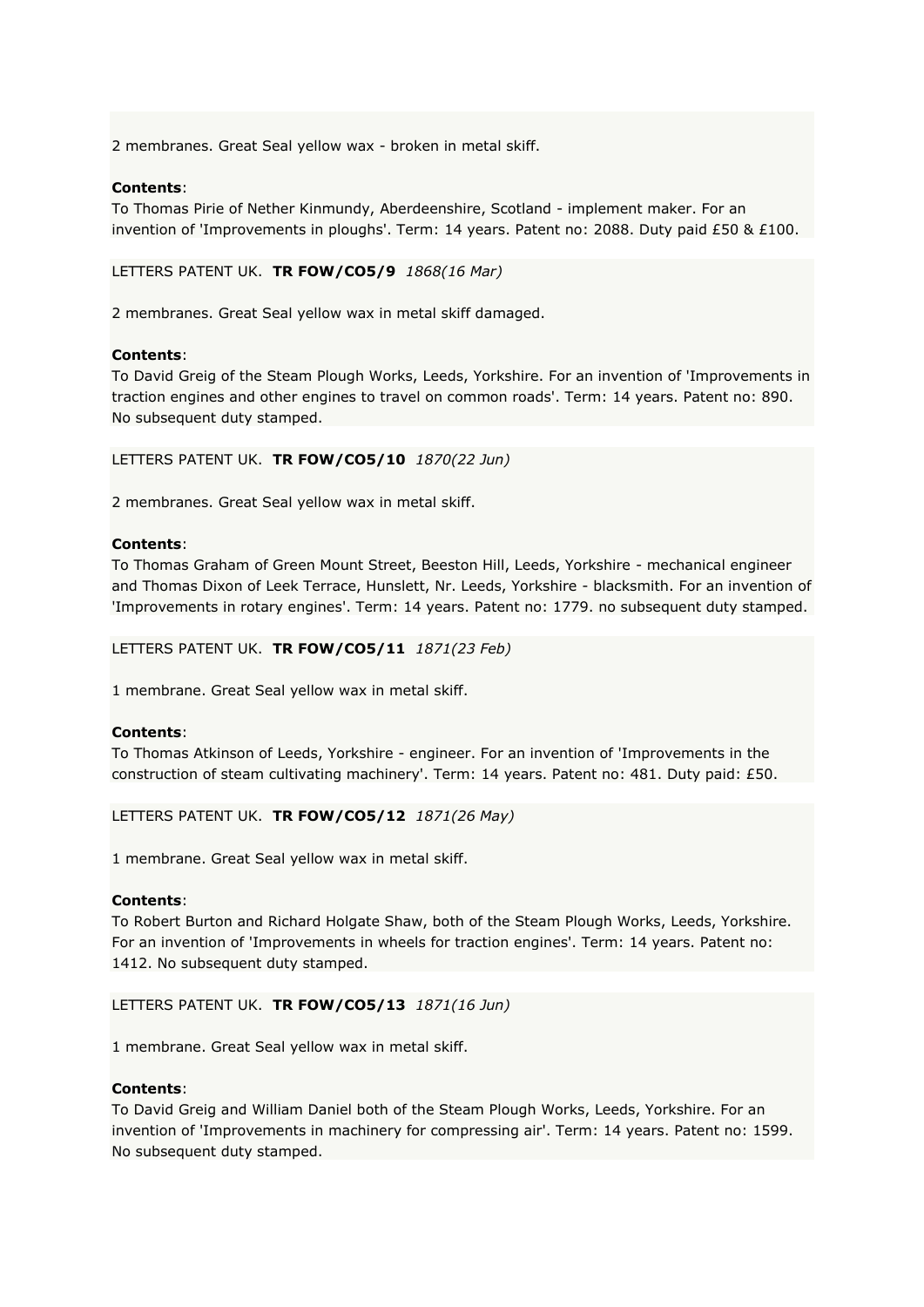2 membranes. Great Seal yellow wax - broken in metal skiff.

**Contents**:
To Thomas Pirie of Nether Kinmundy, Aberdeenshire, Scotland - implement maker. For an invention of 'Improvements in ploughs'. Term: 14 years. Patent no: 2088. Duty paid £50 & £100.

LETTERS PATENT UK. **TR FOW/CO5/9** *1868(16 Mar)*

2 membranes. Great Seal yellow wax in metal skiff damaged.

**Contents**:
To David Greig of the Steam Plough Works, Leeds, Yorkshire. For an invention of 'Improvements in traction engines and other engines to travel on common roads'. Term: 14 years. Patent no: 890. No subsequent duty stamped.

LETTERS PATENT UK. **TR FOW/CO5/10** *1870(22 Jun)*

2 membranes. Great Seal yellow wax in metal skiff.

**Contents**:
To Thomas Graham of Green Mount Street, Beeston Hill, Leeds, Yorkshire - mechanical engineer and Thomas Dixon of Leek Terrace, Hunslett, Nr. Leeds, Yorkshire - blacksmith. For an invention of 'Improvements in rotary engines'. Term: 14 years. Patent no: 1779. no subsequent duty stamped.

LETTERS PATENT UK. **TR FOW/CO5/11** *1871(23 Feb)*

1 membrane. Great Seal yellow wax in metal skiff.

**Contents**:
To Thomas Atkinson of Leeds, Yorkshire - engineer. For an invention of 'Improvements in the construction of steam cultivating machinery'. Term: 14 years. Patent no: 481. Duty paid: £50.

LETTERS PATENT UK. **TR FOW/CO5/12** *1871(26 May)*

1 membrane. Great Seal yellow wax in metal skiff.

**Contents**:
To Robert Burton and Richard Holgate Shaw, both of the Steam Plough Works, Leeds, Yorkshire. For an invention of 'Improvements in wheels for traction engines'. Term: 14 years. Patent no: 1412. No subsequent duty stamped.

LETTERS PATENT UK. **TR FOW/CO5/13** *1871(16 Jun)*

1 membrane. Great Seal yellow wax in metal skiff.

**Contents**:
To David Greig and William Daniel both of the Steam Plough Works, Leeds, Yorkshire. For an invention of 'Improvements in machinery for compressing air'. Term: 14 years. Patent no: 1599. No subsequent duty stamped.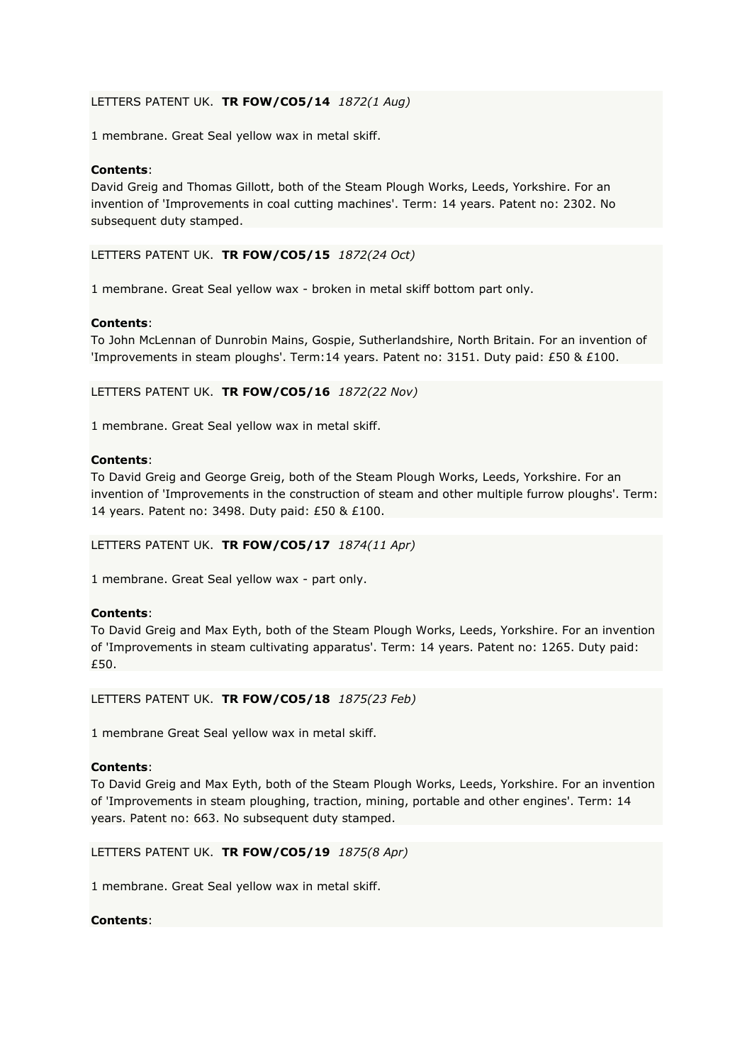LETTERS PATENT UK. **TR FOW/CO5/14** *1872(1 Aug)*

1 membrane. Great Seal yellow wax in metal skiff.

**Contents**:
David Greig and Thomas Gillott, both of the Steam Plough Works, Leeds, Yorkshire. For an invention of 'Improvements in coal cutting machines'. Term: 14 years. Patent no: 2302. No subsequent duty stamped.

LETTERS PATENT UK. **TR FOW/CO5/15** *1872(24 Oct)*

1 membrane. Great Seal yellow wax - broken in metal skiff bottom part only.

**Contents**:
To John McLennan of Dunrobin Mains, Gospie, Sutherlandshire, North Britain. For an invention of 'Improvements in steam ploughs'. Term:14 years. Patent no: 3151. Duty paid: £50 & £100.

LETTERS PATENT UK. **TR FOW/CO5/16** *1872(22 Nov)*

1 membrane. Great Seal yellow wax in metal skiff.

**Contents**:
To David Greig and George Greig, both of the Steam Plough Works, Leeds, Yorkshire. For an invention of 'Improvements in the construction of steam and other multiple furrow ploughs'. Term: 14 years. Patent no: 3498. Duty paid: £50 & £100.

LETTERS PATENT UK. **TR FOW/CO5/17** *1874(11 Apr)*

1 membrane. Great Seal yellow wax - part only.

**Contents**:
To David Greig and Max Eyth, both of the Steam Plough Works, Leeds, Yorkshire. For an invention of 'Improvements in steam cultivating apparatus'. Term: 14 years. Patent no: 1265. Duty paid: £50.

LETTERS PATENT UK. **TR FOW/CO5/18** *1875(23 Feb)*

1 membrane Great Seal yellow wax in metal skiff.

**Contents**:
To David Greig and Max Eyth, both of the Steam Plough Works, Leeds, Yorkshire. For an invention of 'Improvements in steam ploughing, traction, mining, portable and other engines'. Term: 14 years. Patent no: 663. No subsequent duty stamped.

LETTERS PATENT UK. **TR FOW/CO5/19** *1875(8 Apr)*

1 membrane. Great Seal yellow wax in metal skiff.

**Contents**: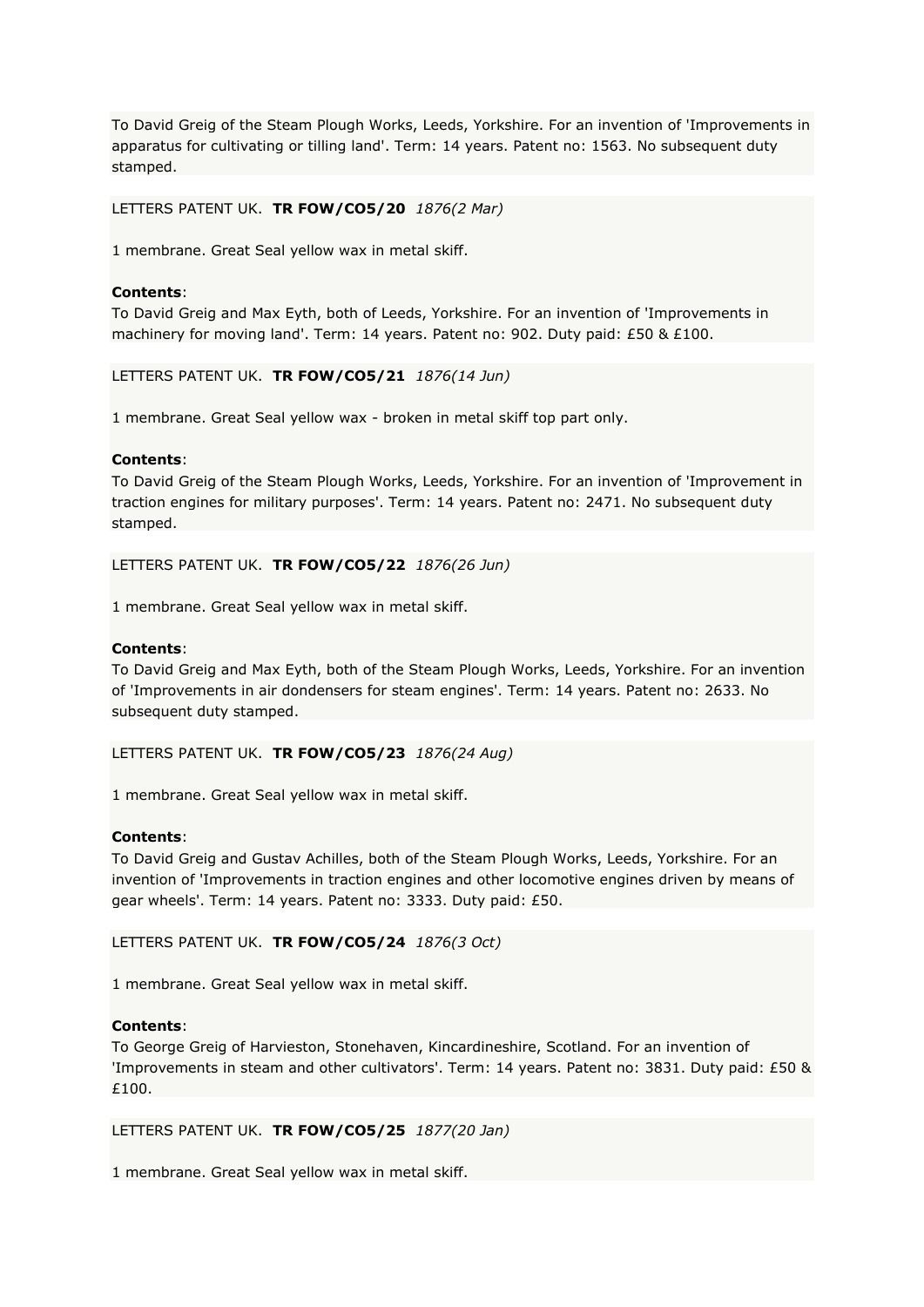To David Greig of the Steam Plough Works, Leeds, Yorkshire. For an invention of 'Improvements in apparatus for cultivating or tilling land'. Term: 14 years. Patent no: 1563. No subsequent duty stamped.

LETTERS PATENT UK. **TR FOW/CO5/20** *1876(2 Mar)*

1 membrane. Great Seal yellow wax in metal skiff.

**Contents**:
To David Greig and Max Eyth, both of Leeds, Yorkshire. For an invention of 'Improvements in machinery for moving land'. Term: 14 years. Patent no: 902. Duty paid: £50 & £100.

LETTERS PATENT UK. **TR FOW/CO5/21** *1876(14 Jun)*

1 membrane. Great Seal yellow wax - broken in metal skiff top part only.

**Contents**:
To David Greig of the Steam Plough Works, Leeds, Yorkshire. For an invention of 'Improvement in traction engines for military purposes'. Term: 14 years. Patent no: 2471. No subsequent duty stamped.

LETTERS PATENT UK. **TR FOW/CO5/22** *1876(26 Jun)*

1 membrane. Great Seal yellow wax in metal skiff.

**Contents**:
To David Greig and Max Eyth, both of the Steam Plough Works, Leeds, Yorkshire. For an invention of 'Improvements in air dondensers for steam engines'. Term: 14 years. Patent no: 2633. No subsequent duty stamped.

LETTERS PATENT UK. **TR FOW/CO5/23** *1876(24 Aug)*

1 membrane. Great Seal yellow wax in metal skiff.

**Contents**:
To David Greig and Gustav Achilles, both of the Steam Plough Works, Leeds, Yorkshire. For an invention of 'Improvements in traction engines and other locomotive engines driven by means of gear wheels'. Term: 14 years. Patent no: 3333. Duty paid: £50.

LETTERS PATENT UK. **TR FOW/CO5/24** *1876(3 Oct)*

1 membrane. Great Seal yellow wax in metal skiff.

**Contents**:
To George Greig of Harvieston, Stonehaven, Kincardineshire, Scotland. For an invention of 'Improvements in steam and other cultivators'. Term: 14 years. Patent no: 3831. Duty paid: £50 & £100.

LETTERS PATENT UK. **TR FOW/CO5/25** *1877(20 Jan)*

1 membrane. Great Seal yellow wax in metal skiff.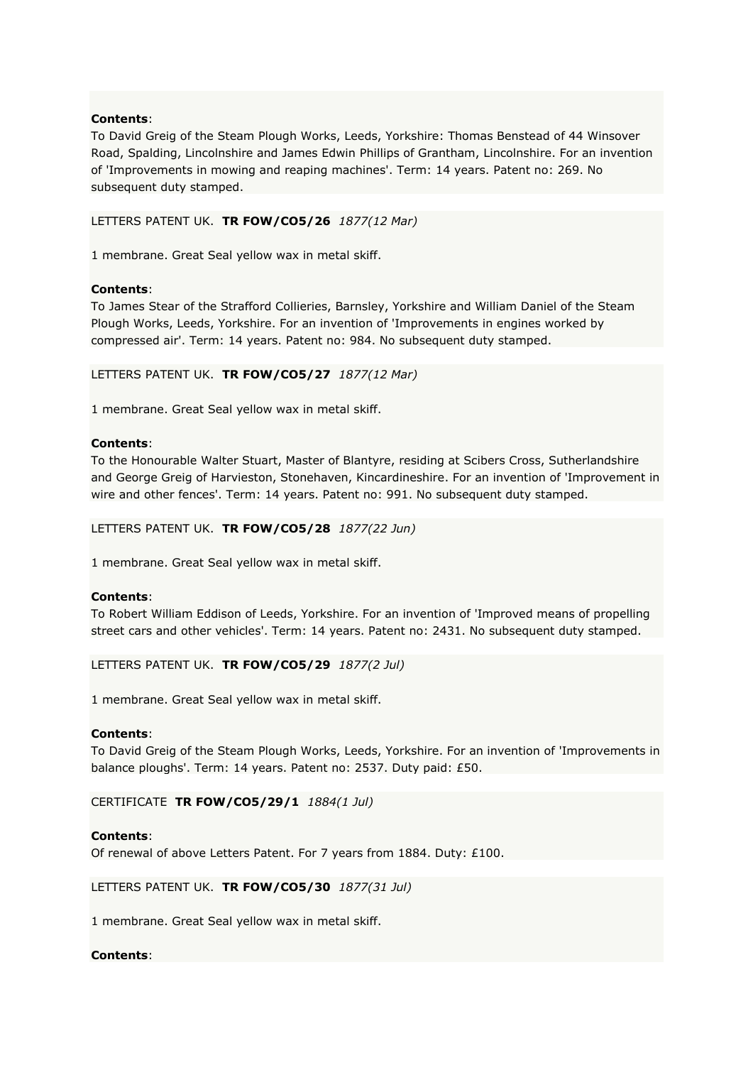**Contents**:
To David Greig of the Steam Plough Works, Leeds, Yorkshire: Thomas Benstead of 44 Winsover Road, Spalding, Lincolnshire and James Edwin Phillips of Grantham, Lincolnshire. For an invention of 'Improvements in mowing and reaping machines'. Term: 14 years. Patent no: 269. No subsequent duty stamped.

LETTERS PATENT UK. **TR FOW/CO5/26** *1877(12 Mar)*

1 membrane. Great Seal yellow wax in metal skiff.

**Contents**:
To James Stear of the Strafford Collieries, Barnsley, Yorkshire and William Daniel of the Steam Plough Works, Leeds, Yorkshire. For an invention of 'Improvements in engines worked by compressed air'. Term: 14 years. Patent no: 984. No subsequent duty stamped.

LETTERS PATENT UK. **TR FOW/CO5/27** *1877(12 Mar)*

1 membrane. Great Seal yellow wax in metal skiff.

**Contents**:
To the Honourable Walter Stuart, Master of Blantyre, residing at Scibers Cross, Sutherlandshire and George Greig of Harvieston, Stonehaven, Kincardineshire. For an invention of 'Improvement in wire and other fences'. Term: 14 years. Patent no: 991. No subsequent duty stamped.

LETTERS PATENT UK. **TR FOW/CO5/28** *1877(22 Jun)*

1 membrane. Great Seal yellow wax in metal skiff.

**Contents**:
To Robert William Eddison of Leeds, Yorkshire. For an invention of 'Improved means of propelling street cars and other vehicles'. Term: 14 years. Patent no: 2431. No subsequent duty stamped.

LETTERS PATENT UK. **TR FOW/CO5/29** *1877(2 Jul)*

1 membrane. Great Seal yellow wax in metal skiff.

**Contents**:
To David Greig of the Steam Plough Works, Leeds, Yorkshire. For an invention of 'Improvements in balance ploughs'. Term: 14 years. Patent no: 2537. Duty paid: £50.

CERTIFICATE **TR FOW/CO5/29/1** *1884(1 Jul)*

**Contents**:
Of renewal of above Letters Patent. For 7 years from 1884. Duty: £100.

LETTERS PATENT UK. **TR FOW/CO5/30** *1877(31 Jul)*

1 membrane. Great Seal yellow wax in metal skiff.

**Contents**: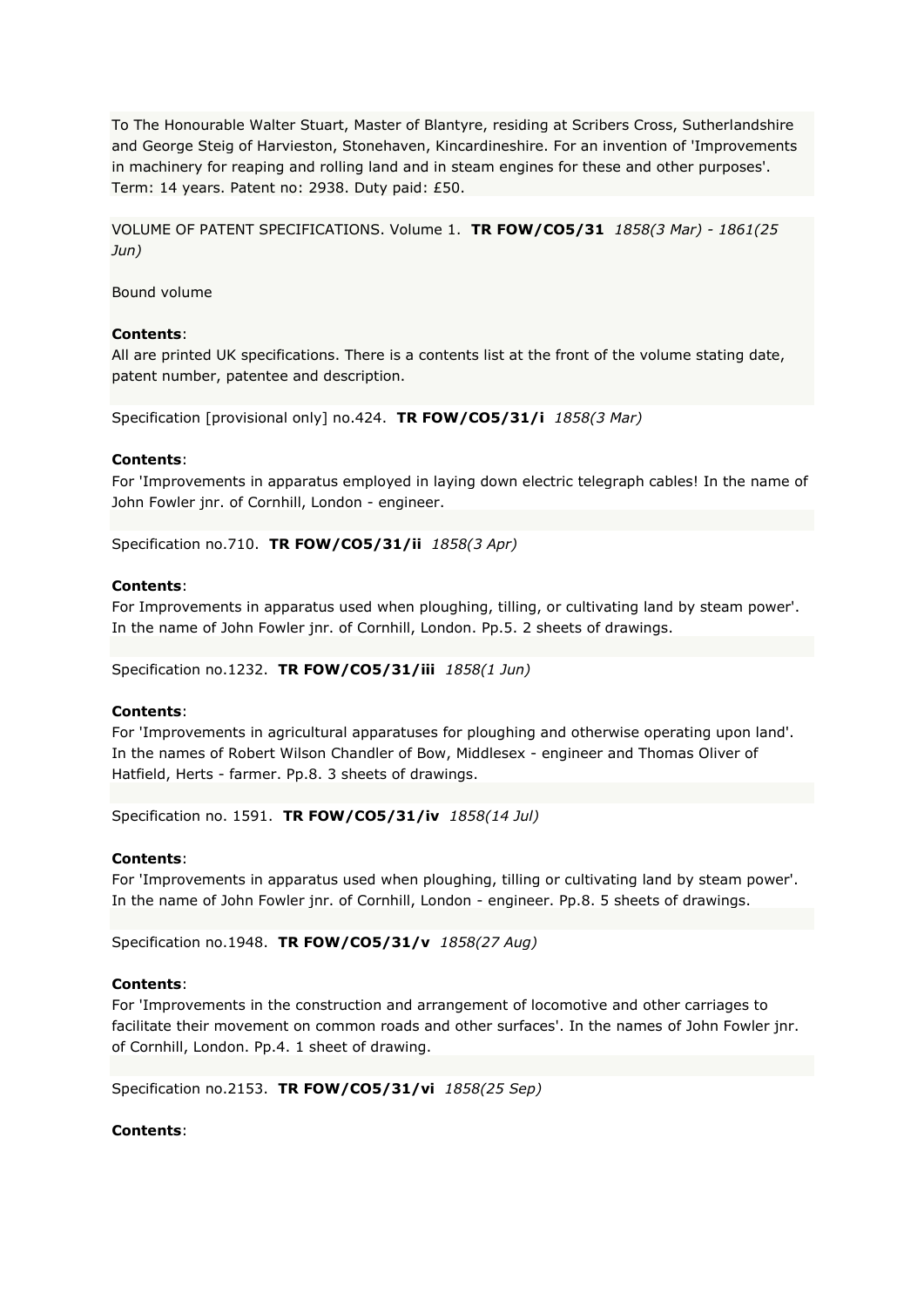To The Honourable Walter Stuart, Master of Blantyre, residing at Scribers Cross, Sutherlandshire and George Steig of Harvieston, Stonehaven, Kincardineshire. For an invention of 'Improvements in machinery for reaping and rolling land and in steam engines for these and other purposes'. Term: 14 years. Patent no: 2938. Duty paid: £50.

VOLUME OF PATENT SPECIFICATIONS. Volume 1. **TR FOW/CO5/31** *1858(3 Mar) - 1861(25 Jun)*

Bound volume

**Contents**:
All are printed UK specifications. There is a contents list at the front of the volume stating date, patent number, patentee and description.

Specification [provisional only] no.424. **TR FOW/CO5/31/i** *1858(3 Mar)*

**Contents**:
For 'Improvements in apparatus employed in laying down electric telegraph cables! In the name of John Fowler jnr. of Cornhill, London - engineer.

Specification no.710. **TR FOW/CO5/31/ii** *1858(3 Apr)*

**Contents**:
For Improvements in apparatus used when ploughing, tilling, or cultivating land by steam power'. In the name of John Fowler jnr. of Cornhill, London. Pp.5. 2 sheets of drawings.

Specification no.1232. **TR FOW/CO5/31/iii** *1858(1 Jun)*

**Contents**:
For 'Improvements in agricultural apparatuses for ploughing and otherwise operating upon land'. In the names of Robert Wilson Chandler of Bow, Middlesex - engineer and Thomas Oliver of Hatfield, Herts - farmer. Pp.8. 3 sheets of drawings.

Specification no. 1591. **TR FOW/CO5/31/iv** *1858(14 Jul)*

**Contents**:
For 'Improvements in apparatus used when ploughing, tilling or cultivating land by steam power'. In the name of John Fowler jnr. of Cornhill, London - engineer. Pp.8. 5 sheets of drawings.

Specification no.1948. **TR FOW/CO5/31/v** *1858(27 Aug)*

**Contents**:
For 'Improvements in the construction and arrangement of locomotive and other carriages to facilitate their movement on common roads and other surfaces'. In the names of John Fowler jnr. of Cornhill, London. Pp.4. 1 sheet of drawing.

Specification no.2153. **TR FOW/CO5/31/vi** *1858(25 Sep)*

**Contents**: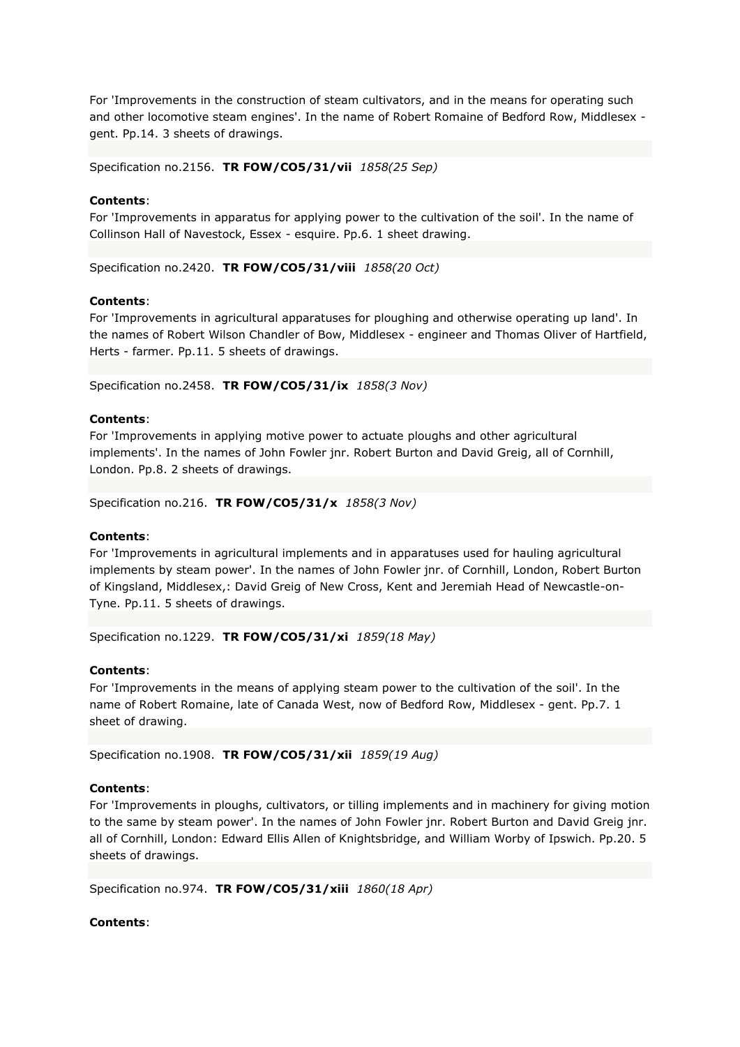For 'Improvements in the construction of steam cultivators, and in the means for operating such and other locomotive steam engines'. In the name of Robert Romaine of Bedford Row, Middlesex - gent. Pp.14. 3 sheets of drawings.

Specification no.2156. **TR FOW/CO5/31/vii** *1858(25 Sep)*

**Contents**:
For 'Improvements in apparatus for applying power to the cultivation of the soil'. In the name of Collinson Hall of Navestock, Essex - esquire. Pp.6. 1 sheet drawing.

Specification no.2420. **TR FOW/CO5/31/viii** *1858(20 Oct)*

**Contents**:
For 'Improvements in agricultural apparatuses for ploughing and otherwise operating up land'. In the names of Robert Wilson Chandler of Bow, Middlesex - engineer and Thomas Oliver of Hartfield, Herts - farmer. Pp.11. 5 sheets of drawings.

Specification no.2458. **TR FOW/CO5/31/ix** *1858(3 Nov)*

**Contents**:
For 'Improvements in applying motive power to actuate ploughs and other agricultural implements'. In the names of John Fowler jnr. Robert Burton and David Greig, all of Cornhill, London. Pp.8. 2 sheets of drawings.

Specification no.216. **TR FOW/CO5/31/x** *1858(3 Nov)*

**Contents**:
For 'Improvements in agricultural implements and in apparatuses used for hauling agricultural implements by steam power'. In the names of John Fowler jnr. of Cornhill, London, Robert Burton of Kingsland, Middlesex,: David Greig of New Cross, Kent and Jeremiah Head of Newcastle-on-Tyne. Pp.11. 5 sheets of drawings.

Specification no.1229. **TR FOW/CO5/31/xi** *1859(18 May)*

**Contents**:
For 'Improvements in the means of applying steam power to the cultivation of the soil'. In the name of Robert Romaine, late of Canada West, now of Bedford Row, Middlesex - gent. Pp.7. 1 sheet of drawing.

Specification no.1908. **TR FOW/CO5/31/xii** *1859(19 Aug)*

**Contents**:
For 'Improvements in ploughs, cultivators, or tilling implements and in machinery for giving motion to the same by steam power'. In the names of John Fowler jnr. Robert Burton and David Greig jnr. all of Cornhill, London: Edward Ellis Allen of Knightsbridge, and William Worby of Ipswich. Pp.20. 5 sheets of drawings.

Specification no.974. **TR FOW/CO5/31/xiii** *1860(18 Apr)*

**Contents**: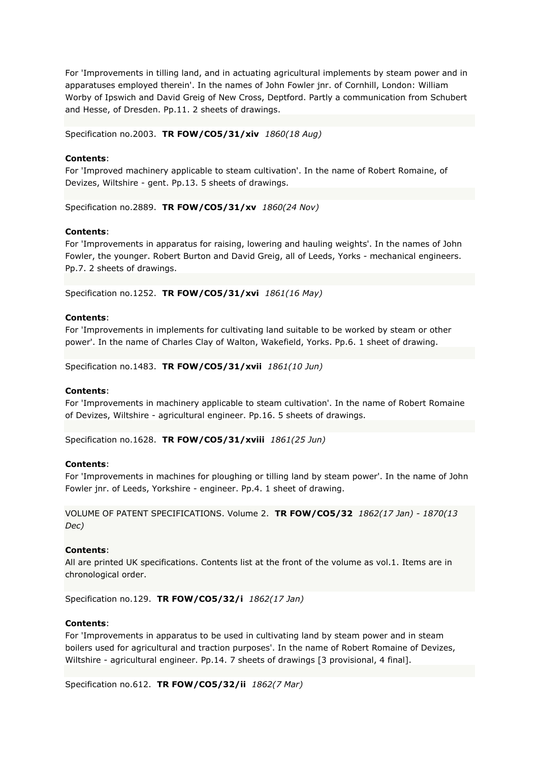For 'Improvements in tilling land, and in actuating agricultural implements by steam power and in apparatuses employed therein'. In the names of John Fowler jnr. of Cornhill, London: William Worby of Ipswich and David Greig of New Cross, Deptford. Partly a communication from Schubert and Hesse, of Dresden. Pp.11. 2 sheets of drawings.

Specification no.2003. **TR FOW/CO5/31/xiv** *1860(18 Aug)*

**Contents**:
For 'Improved machinery applicable to steam cultivation'. In the name of Robert Romaine, of Devizes, Wiltshire - gent. Pp.13. 5 sheets of drawings.

Specification no.2889. **TR FOW/CO5/31/xv** *1860(24 Nov)*

**Contents**:
For 'Improvements in apparatus for raising, lowering and hauling weights'. In the names of John Fowler, the younger. Robert Burton and David Greig, all of Leeds, Yorks - mechanical engineers. Pp.7. 2 sheets of drawings.

Specification no.1252. **TR FOW/CO5/31/xvi** *1861(16 May)*

**Contents**:
For 'Improvements in implements for cultivating land suitable to be worked by steam or other power'. In the name of Charles Clay of Walton, Wakefield, Yorks. Pp.6. 1 sheet of drawing.

Specification no.1483. **TR FOW/CO5/31/xvii** *1861(10 Jun)*

**Contents**:
For 'Improvements in machinery applicable to steam cultivation'. In the name of Robert Romaine of Devizes, Wiltshire - agricultural engineer. Pp.16. 5 sheets of drawings.

Specification no.1628. **TR FOW/CO5/31/xviii** *1861(25 Jun)*

**Contents**:
For 'Improvements in machines for ploughing or tilling land by steam power'. In the name of John Fowler jnr. of Leeds, Yorkshire - engineer. Pp.4. 1 sheet of drawing.

VOLUME OF PATENT SPECIFICATIONS. Volume 2. **TR FOW/CO5/32** *1862(17 Jan) - 1870(13 Dec)*

**Contents**:
All are printed UK specifications. Contents list at the front of the volume as vol.1. Items are in chronological order.

Specification no.129. **TR FOW/CO5/32/i** *1862(17 Jan)*

**Contents**:
For 'Improvements in apparatus to be used in cultivating land by steam power and in steam boilers used for agricultural and traction purposes'. In the name of Robert Romaine of Devizes, Wiltshire - agricultural engineer. Pp.14. 7 sheets of drawings [3 provisional, 4 final].

Specification no.612. **TR FOW/CO5/32/ii** *1862(7 Mar)*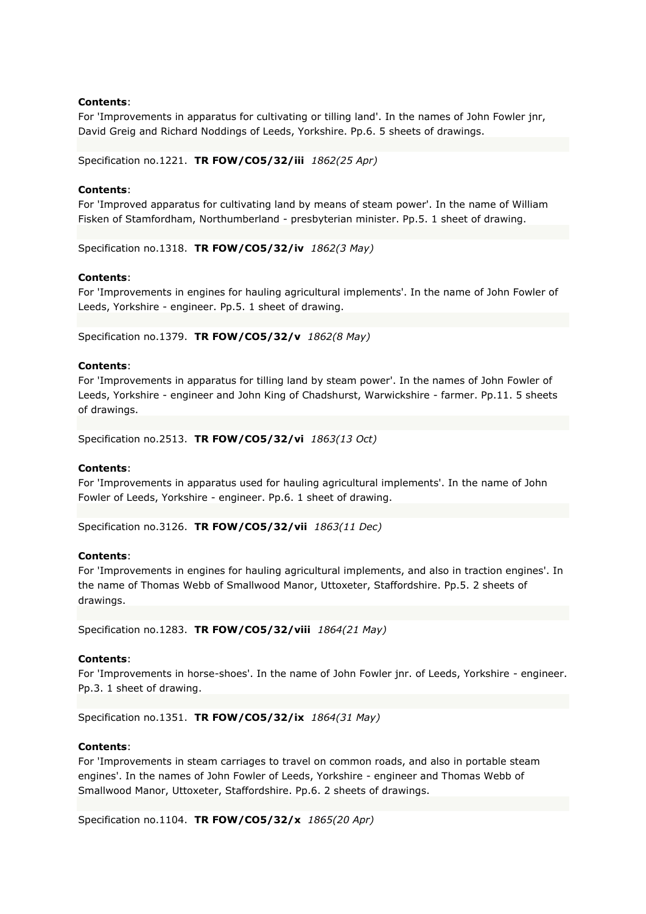**Contents**:
For 'Improvements in apparatus for cultivating or tilling land'. In the names of John Fowler jnr, David Greig and Richard Noddings of Leeds, Yorkshire. Pp.6. 5 sheets of drawings.

Specification no.1221. **TR FOW/CO5/32/iii** *1862(25 Apr)*

**Contents**:
For 'Improved apparatus for cultivating land by means of steam power'. In the name of William Fisken of Stamfordham, Northumberland - presbyterian minister. Pp.5. 1 sheet of drawing.

Specification no.1318. **TR FOW/CO5/32/iv** *1862(3 May)*

**Contents**:
For 'Improvements in engines for hauling agricultural implements'. In the name of John Fowler of Leeds, Yorkshire - engineer. Pp.5. 1 sheet of drawing.

Specification no.1379. **TR FOW/CO5/32/v** *1862(8 May)*

**Contents**:
For 'Improvements in apparatus for tilling land by steam power'. In the names of John Fowler of Leeds, Yorkshire - engineer and John King of Chadshurst, Warwickshire - farmer. Pp.11. 5 sheets of drawings.

Specification no.2513. **TR FOW/CO5/32/vi** *1863(13 Oct)*

**Contents**:
For 'Improvements in apparatus used for hauling agricultural implements'. In the name of John Fowler of Leeds, Yorkshire - engineer. Pp.6. 1 sheet of drawing.

Specification no.3126. **TR FOW/CO5/32/vii** *1863(11 Dec)*

**Contents**:
For 'Improvements in engines for hauling agricultural implements, and also in traction engines'. In the name of Thomas Webb of Smallwood Manor, Uttoxeter, Staffordshire. Pp.5. 2 sheets of drawings.

Specification no.1283. **TR FOW/CO5/32/viii** *1864(21 May)*

**Contents**:
For 'Improvements in horse-shoes'. In the name of John Fowler jnr. of Leeds, Yorkshire - engineer. Pp.3. 1 sheet of drawing.

Specification no.1351. **TR FOW/CO5/32/ix** *1864(31 May)*

**Contents**:
For 'Improvements in steam carriages to travel on common roads, and also in portable steam engines'. In the names of John Fowler of Leeds, Yorkshire - engineer and Thomas Webb of Smallwood Manor, Uttoxeter, Staffordshire. Pp.6. 2 sheets of drawings.

Specification no.1104. **TR FOW/CO5/32/x** *1865(20 Apr)*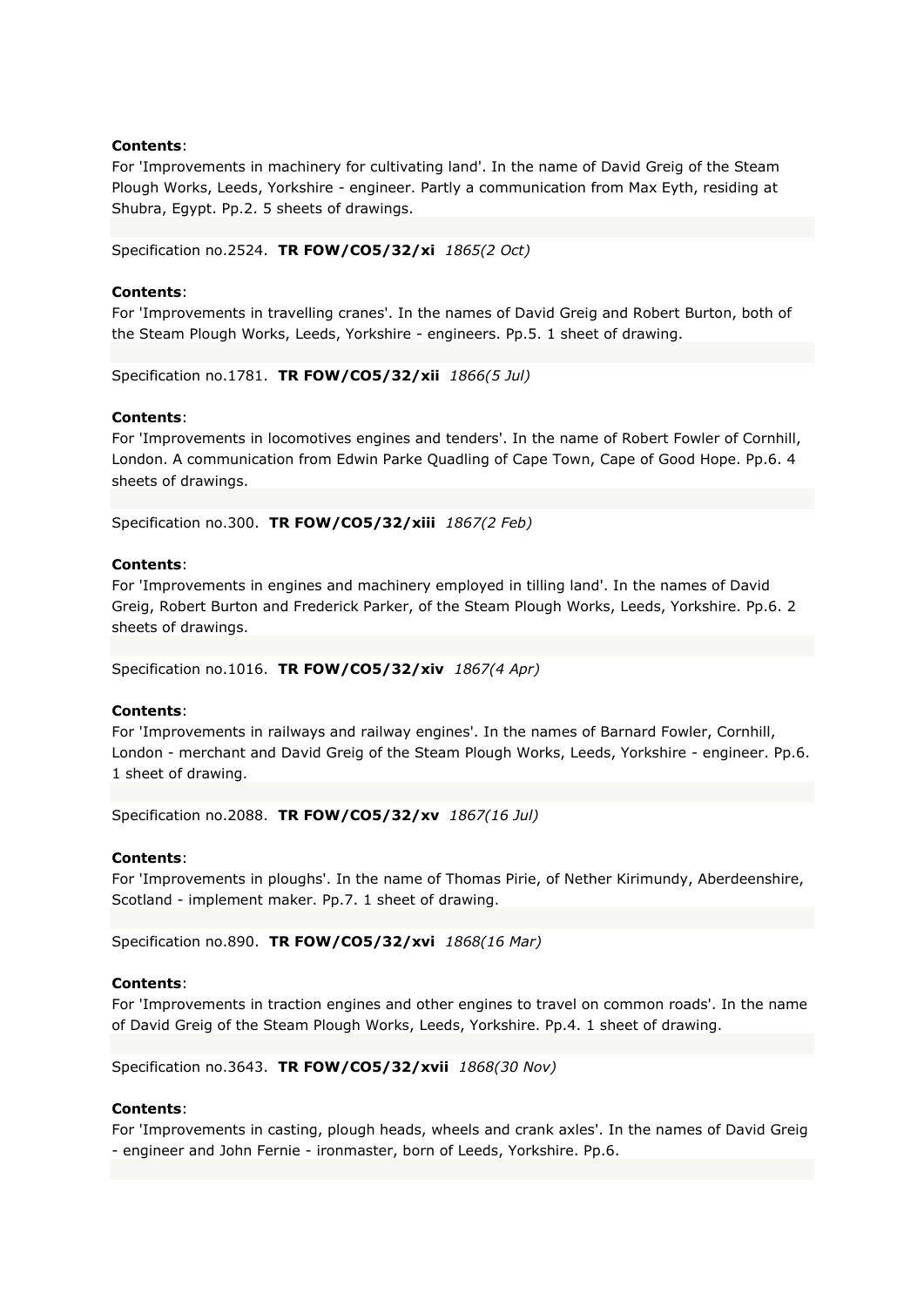**Contents**:
For 'Improvements in machinery for cultivating land'. In the name of David Greig of the Steam Plough Works, Leeds, Yorkshire - engineer. Partly a communication from Max Eyth, residing at Shubra, Egypt. Pp.2. 5 sheets of drawings.

Specification no.2524. **TR FOW/CO5/32/xi** *1865(2 Oct)*

**Contents**:
For 'Improvements in travelling cranes'. In the names of David Greig and Robert Burton, both of the Steam Plough Works, Leeds, Yorkshire - engineers. Pp.5. 1 sheet of drawing.

Specification no.1781. **TR FOW/CO5/32/xii** *1866(5 Jul)*

**Contents**:
For 'Improvements in locomotives engines and tenders'. In the name of Robert Fowler of Cornhill, London. A communication from Edwin Parke Quadling of Cape Town, Cape of Good Hope. Pp.6. 4 sheets of drawings.

Specification no.300. **TR FOW/CO5/32/xiii** *1867(2 Feb)*

**Contents**:
For 'Improvements in engines and machinery employed in tilling land'. In the names of David Greig, Robert Burton and Frederick Parker, of the Steam Plough Works, Leeds, Yorkshire. Pp.6. 2 sheets of drawings.

Specification no.1016. **TR FOW/CO5/32/xiv** *1867(4 Apr)*

**Contents**:
For 'Improvements in railways and railway engines'. In the names of Barnard Fowler, Cornhill, London - merchant and David Greig of the Steam Plough Works, Leeds, Yorkshire - engineer. Pp.6. 1 sheet of drawing.

Specification no.2088. **TR FOW/CO5/32/xv** *1867(16 Jul)*

**Contents**:
For 'Improvements in ploughs'. In the name of Thomas Pirie, of Nether Kirimundy, Aberdeenshire, Scotland - implement maker. Pp.7. 1 sheet of drawing.

Specification no.890. **TR FOW/CO5/32/xvi** *1868(16 Mar)*

**Contents**:
For 'Improvements in traction engines and other engines to travel on common roads'. In the name of David Greig of the Steam Plough Works, Leeds, Yorkshire. Pp.4. 1 sheet of drawing.

Specification no.3643. **TR FOW/CO5/32/xvii** *1868(30 Nov)*

**Contents**:
For 'Improvements in casting, plough heads, wheels and crank axles'. In the names of David Greig - engineer and John Fernie - ironmaster, born of Leeds, Yorkshire. Pp.6.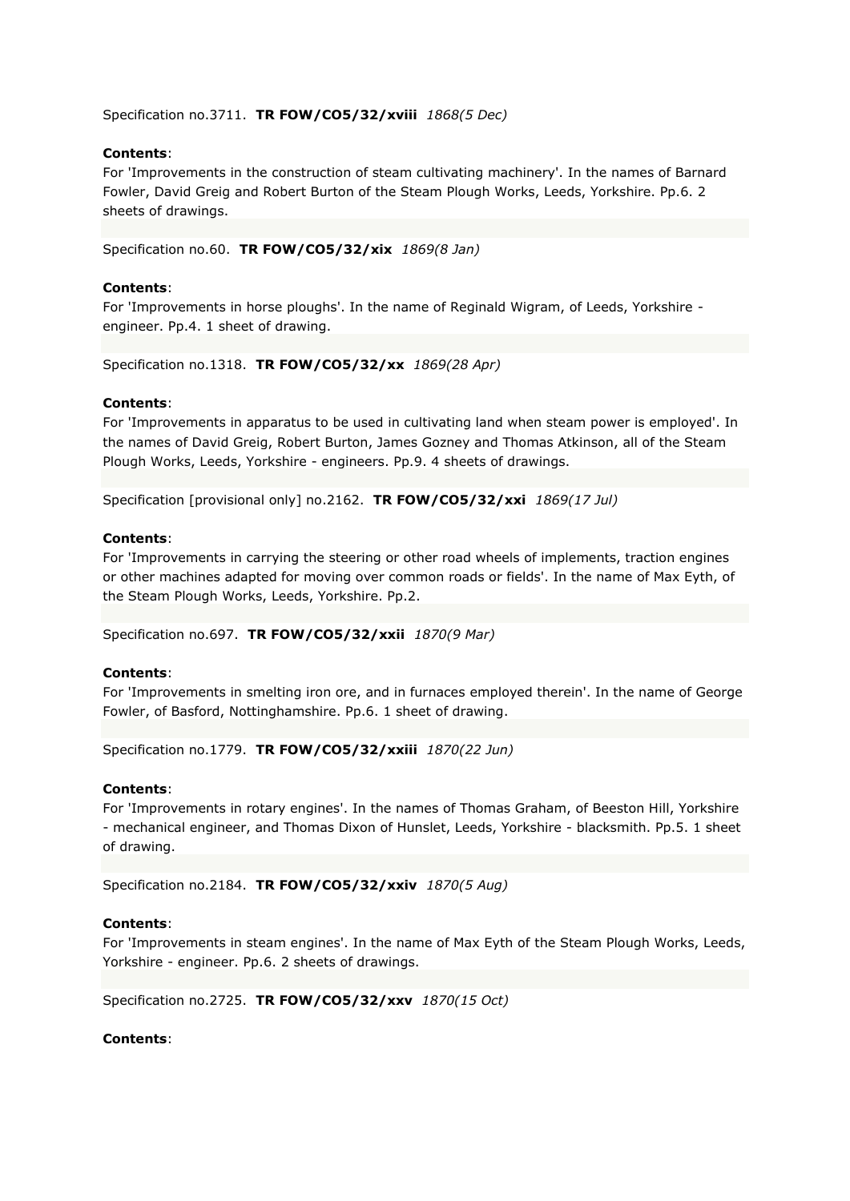Specification no.3711. **TR FOW/CO5/32/xviii** *1868(5 Dec)*

**Contents**:
For 'Improvements in the construction of steam cultivating machinery'. In the names of Barnard Fowler, David Greig and Robert Burton of the Steam Plough Works, Leeds, Yorkshire. Pp.6. 2 sheets of drawings.

Specification no.60. **TR FOW/CO5/32/xix** *1869(8 Jan)*

**Contents**:
For 'Improvements in horse ploughs'. In the name of Reginald Wigram, of Leeds, Yorkshire - engineer. Pp.4. 1 sheet of drawing.

Specification no.1318. **TR FOW/CO5/32/xx** *1869(28 Apr)*

**Contents**:
For 'Improvements in apparatus to be used in cultivating land when steam power is employed'. In the names of David Greig, Robert Burton, James Gozney and Thomas Atkinson, all of the Steam Plough Works, Leeds, Yorkshire - engineers. Pp.9. 4 sheets of drawings.

Specification [provisional only] no.2162. **TR FOW/CO5/32/xxi** *1869(17 Jul)*

**Contents**:
For 'Improvements in carrying the steering or other road wheels of implements, traction engines or other machines adapted for moving over common roads or fields'. In the name of Max Eyth, of the Steam Plough Works, Leeds, Yorkshire. Pp.2.

Specification no.697. **TR FOW/CO5/32/xxii** *1870(9 Mar)*

**Contents**:
For 'Improvements in smelting iron ore, and in furnaces employed therein'. In the name of George Fowler, of Basford, Nottinghamshire. Pp.6. 1 sheet of drawing.

Specification no.1779. **TR FOW/CO5/32/xxiii** *1870(22 Jun)*

**Contents**:
For 'Improvements in rotary engines'. In the names of Thomas Graham, of Beeston Hill, Yorkshire - mechanical engineer, and Thomas Dixon of Hunslet, Leeds, Yorkshire - blacksmith. Pp.5. 1 sheet of drawing.

Specification no.2184. **TR FOW/CO5/32/xxiv** *1870(5 Aug)*

**Contents**:
For 'Improvements in steam engines'. In the name of Max Eyth of the Steam Plough Works, Leeds, Yorkshire - engineer. Pp.6. 2 sheets of drawings.

Specification no.2725. **TR FOW/CO5/32/xxv** *1870(15 Oct)*

**Contents**: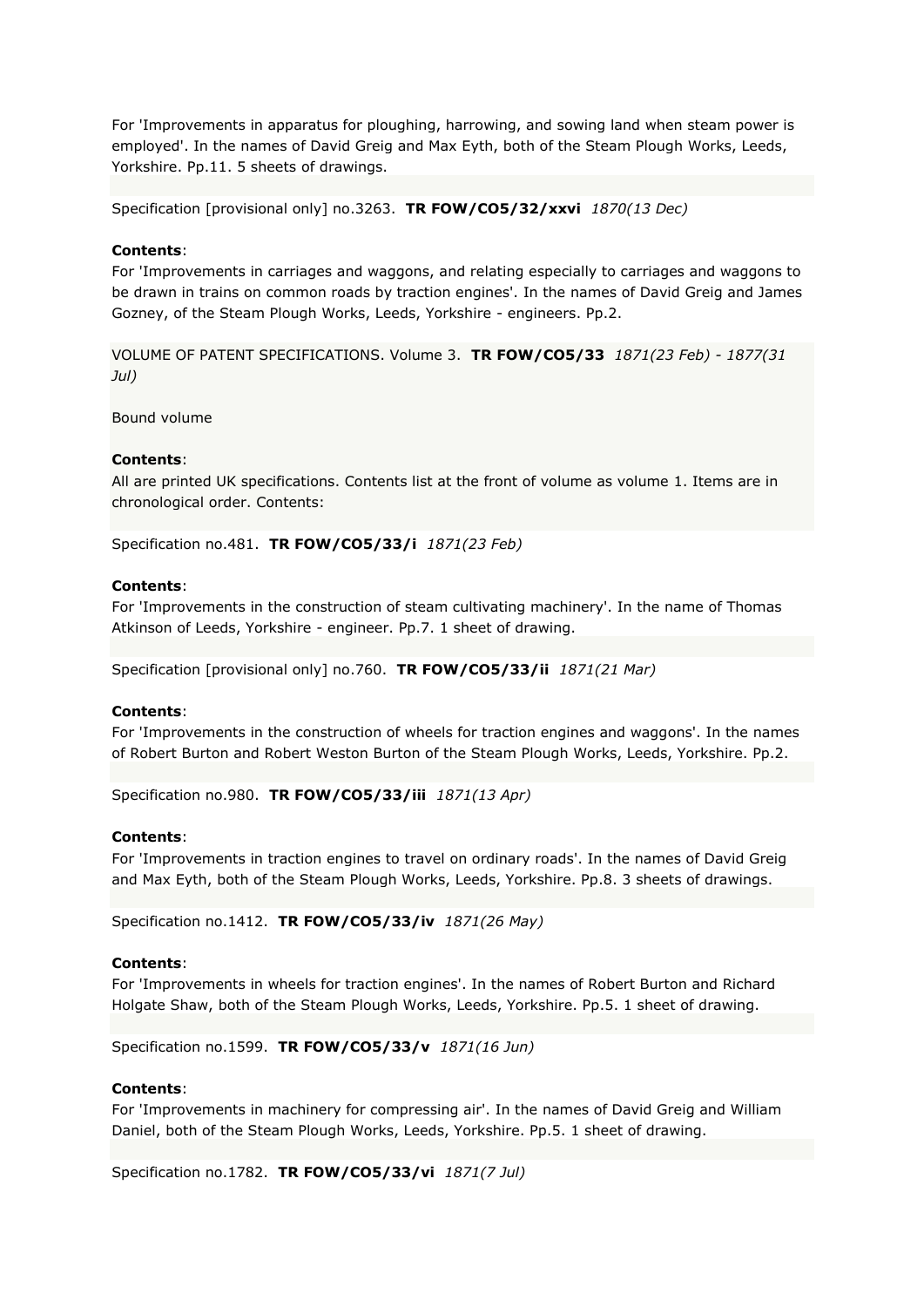For 'Improvements in apparatus for ploughing, harrowing, and sowing land when steam power is employed'. In the names of David Greig and Max Eyth, both of the Steam Plough Works, Leeds, Yorkshire. Pp.11. 5 sheets of drawings.

Specification [provisional only] no.3263. **TR FOW/CO5/32/xxvi** *1870(13 Dec)*

**Contents**:
For 'Improvements in carriages and waggons, and relating especially to carriages and waggons to be drawn in trains on common roads by traction engines'. In the names of David Greig and James Gozney, of the Steam Plough Works, Leeds, Yorkshire - engineers. Pp.2.

VOLUME OF PATENT SPECIFICATIONS. Volume 3. **TR FOW/CO5/33** *1871(23 Feb) - 1877(31 Jul)*

Bound volume

**Contents**:
All are printed UK specifications. Contents list at the front of volume as volume 1. Items are in chronological order. Contents:

Specification no.481. **TR FOW/CO5/33/i** *1871(23 Feb)*

**Contents**:
For 'Improvements in the construction of steam cultivating machinery'. In the name of Thomas Atkinson of Leeds, Yorkshire - engineer. Pp.7. 1 sheet of drawing.

Specification [provisional only] no.760. **TR FOW/CO5/33/ii** *1871(21 Mar)*

**Contents**:
For 'Improvements in the construction of wheels for traction engines and waggons'. In the names of Robert Burton and Robert Weston Burton of the Steam Plough Works, Leeds, Yorkshire. Pp.2.

Specification no.980. **TR FOW/CO5/33/iii** *1871(13 Apr)*

**Contents**:
For 'Improvements in traction engines to travel on ordinary roads'. In the names of David Greig and Max Eyth, both of the Steam Plough Works, Leeds, Yorkshire. Pp.8. 3 sheets of drawings.

Specification no.1412. **TR FOW/CO5/33/iv** *1871(26 May)*

**Contents**:
For 'Improvements in wheels for traction engines'. In the names of Robert Burton and Richard Holgate Shaw, both of the Steam Plough Works, Leeds, Yorkshire. Pp.5. 1 sheet of drawing.

Specification no.1599. **TR FOW/CO5/33/v** *1871(16 Jun)*

**Contents**:
For 'Improvements in machinery for compressing air'. In the names of David Greig and William Daniel, both of the Steam Plough Works, Leeds, Yorkshire. Pp.5. 1 sheet of drawing.

Specification no.1782. **TR FOW/CO5/33/vi** *1871(7 Jul)*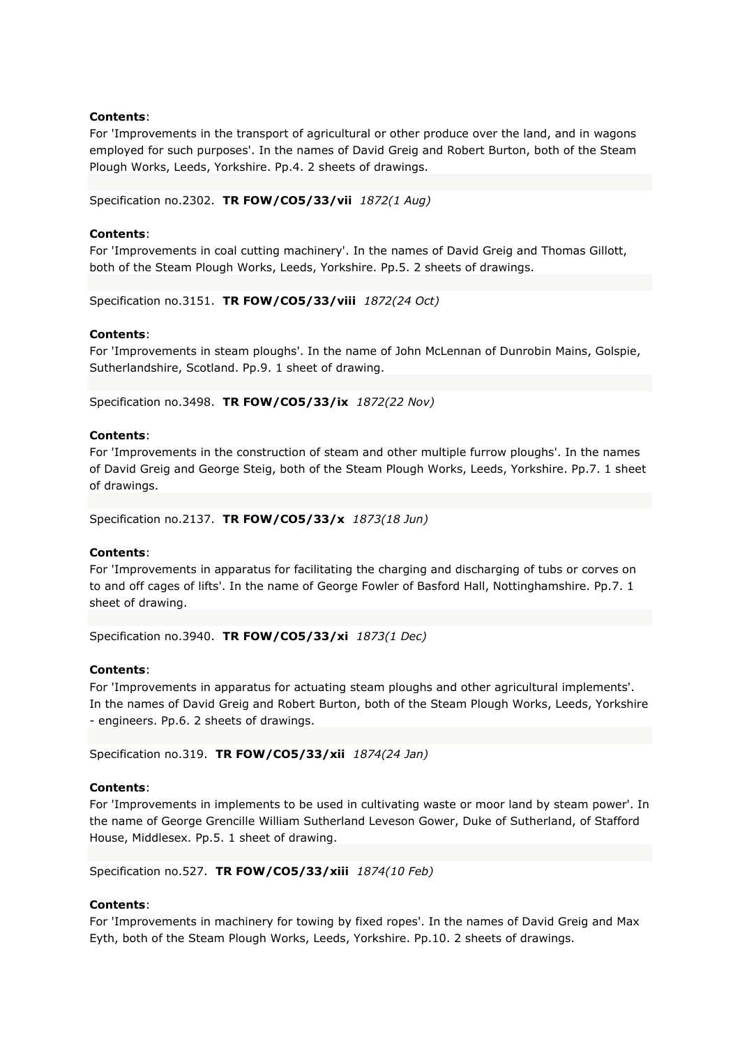**Contents**:
For 'Improvements in the transport of agricultural or other produce over the land, and in wagons employed for such purposes'. In the names of David Greig and Robert Burton, both of the Steam Plough Works, Leeds, Yorkshire. Pp.4. 2 sheets of drawings.

Specification no.2302. **TR FOW/CO5/33/vii** *1872(1 Aug)*

**Contents**:
For 'Improvements in coal cutting machinery'. In the names of David Greig and Thomas Gillott, both of the Steam Plough Works, Leeds, Yorkshire. Pp.5. 2 sheets of drawings.

Specification no.3151. **TR FOW/CO5/33/viii** *1872(24 Oct)*

**Contents**:
For 'Improvements in steam ploughs'. In the name of John McLennan of Dunrobin Mains, Golspie, Sutherlandshire, Scotland. Pp.9. 1 sheet of drawing.

Specification no.3498. **TR FOW/CO5/33/ix** *1872(22 Nov)*

**Contents**:
For 'Improvements in the construction of steam and other multiple furrow ploughs'. In the names of David Greig and George Steig, both of the Steam Plough Works, Leeds, Yorkshire. Pp.7. 1 sheet of drawings.

Specification no.2137. **TR FOW/CO5/33/x** *1873(18 Jun)*

**Contents**:
For 'Improvements in apparatus for facilitating the charging and discharging of tubs or corves on to and off cages of lifts'. In the name of George Fowler of Basford Hall, Nottinghamshire. Pp.7. 1 sheet of drawing.

Specification no.3940. **TR FOW/CO5/33/xi** *1873(1 Dec)*

**Contents**:
For 'Improvements in apparatus for actuating steam ploughs and other agricultural implements'. In the names of David Greig and Robert Burton, both of the Steam Plough Works, Leeds, Yorkshire - engineers. Pp.6. 2 sheets of drawings.

Specification no.319. **TR FOW/CO5/33/xii** *1874(24 Jan)*

**Contents**:
For 'Improvements in implements to be used in cultivating waste or moor land by steam power'. In the name of George Grencille William Sutherland Leveson Gower, Duke of Sutherland, of Stafford House, Middlesex. Pp.5. 1 sheet of drawing.

Specification no.527. **TR FOW/CO5/33/xiii** *1874(10 Feb)*

**Contents**:
For 'Improvements in machinery for towing by fixed ropes'. In the names of David Greig and Max Eyth, both of the Steam Plough Works, Leeds, Yorkshire. Pp.10. 2 sheets of drawings.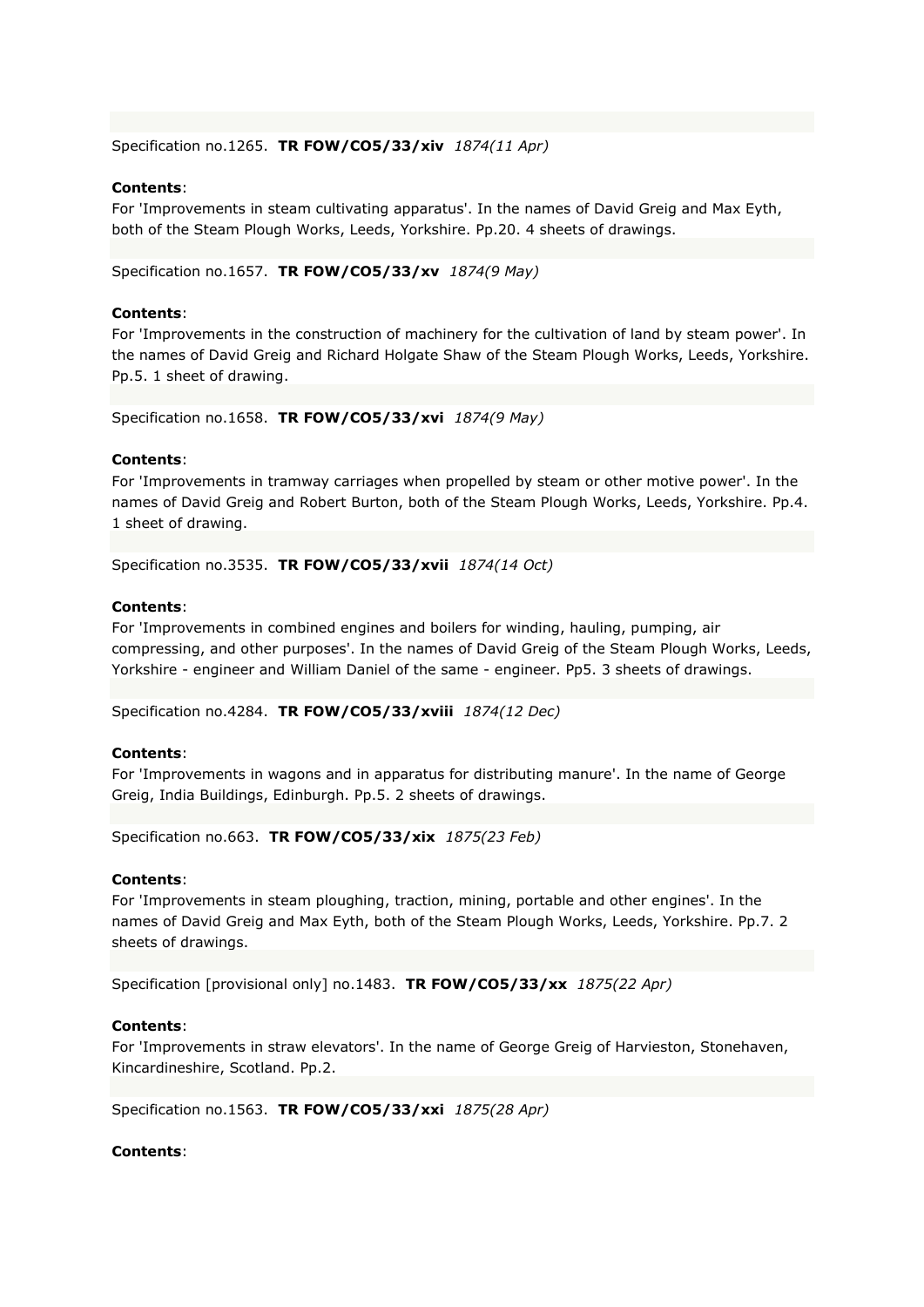Specification no.1265. **TR FOW/CO5/33/xiv** *1874(11 Apr)*

**Contents**:
For 'Improvements in steam cultivating apparatus'. In the names of David Greig and Max Eyth, both of the Steam Plough Works, Leeds, Yorkshire. Pp.20. 4 sheets of drawings.

Specification no.1657. **TR FOW/CO5/33/xv** *1874(9 May)*

**Contents**:
For 'Improvements in the construction of machinery for the cultivation of land by steam power'. In the names of David Greig and Richard Holgate Shaw of the Steam Plough Works, Leeds, Yorkshire. Pp.5. 1 sheet of drawing.

Specification no.1658. **TR FOW/CO5/33/xvi** *1874(9 May)*

**Contents**:
For 'Improvements in tramway carriages when propelled by steam or other motive power'. In the names of David Greig and Robert Burton, both of the Steam Plough Works, Leeds, Yorkshire. Pp.4. 1 sheet of drawing.

Specification no.3535. **TR FOW/CO5/33/xvii** *1874(14 Oct)*

**Contents**:
For 'Improvements in combined engines and boilers for winding, hauling, pumping, air compressing, and other purposes'. In the names of David Greig of the Steam Plough Works, Leeds, Yorkshire - engineer and William Daniel of the same - engineer. Pp5. 3 sheets of drawings.

Specification no.4284. **TR FOW/CO5/33/xviii** *1874(12 Dec)*

**Contents**:
For 'Improvements in wagons and in apparatus for distributing manure'. In the name of George Greig, India Buildings, Edinburgh. Pp.5. 2 sheets of drawings.

Specification no.663. **TR FOW/CO5/33/xix** *1875(23 Feb)*

**Contents**:
For 'Improvements in steam ploughing, traction, mining, portable and other engines'. In the names of David Greig and Max Eyth, both of the Steam Plough Works, Leeds, Yorkshire. Pp.7. 2 sheets of drawings.

Specification [provisional only] no.1483. **TR FOW/CO5/33/xx** *1875(22 Apr)*

**Contents**:
For 'Improvements in straw elevators'. In the name of George Greig of Harvieston, Stonehaven, Kincardineshire, Scotland. Pp.2.

Specification no.1563. **TR FOW/CO5/33/xxi** *1875(28 Apr)*

**Contents**: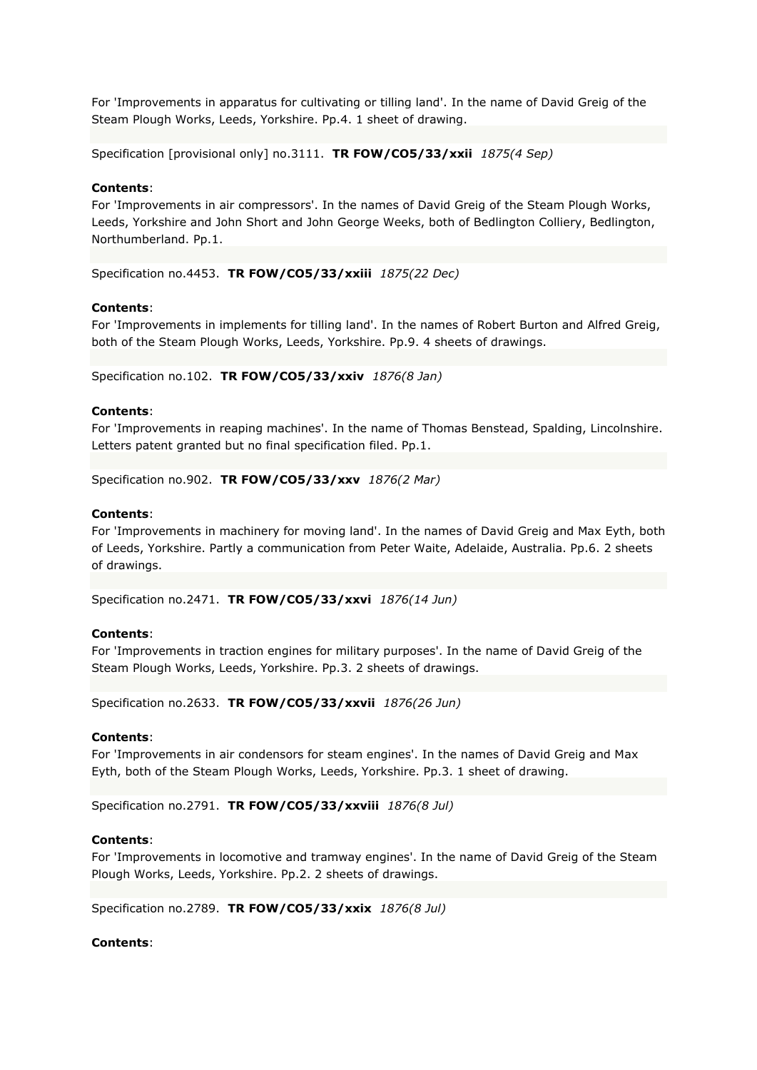For 'Improvements in apparatus for cultivating or tilling land'. In the name of David Greig of the Steam Plough Works, Leeds, Yorkshire. Pp.4. 1 sheet of drawing.

Specification [provisional only] no.3111. **TR FOW/CO5/33/xxii** *1875(4 Sep)*

**Contents**:
For 'Improvements in air compressors'. In the names of David Greig of the Steam Plough Works, Leeds, Yorkshire and John Short and John George Weeks, both of Bedlington Colliery, Bedlington, Northumberland. Pp.1.

Specification no.4453. **TR FOW/CO5/33/xxiii** *1875(22 Dec)*

**Contents**:
For 'Improvements in implements for tilling land'. In the names of Robert Burton and Alfred Greig, both of the Steam Plough Works, Leeds, Yorkshire. Pp.9. 4 sheets of drawings.

Specification no.102. **TR FOW/CO5/33/xxiv** *1876(8 Jan)*

**Contents**:
For 'Improvements in reaping machines'. In the name of Thomas Benstead, Spalding, Lincolnshire. Letters patent granted but no final specification filed. Pp.1.

Specification no.902. **TR FOW/CO5/33/xxv** *1876(2 Mar)*

**Contents**:
For 'Improvements in machinery for moving land'. In the names of David Greig and Max Eyth, both of Leeds, Yorkshire. Partly a communication from Peter Waite, Adelaide, Australia. Pp.6. 2 sheets of drawings.

Specification no.2471. **TR FOW/CO5/33/xxvi** *1876(14 Jun)*

**Contents**:
For 'Improvements in traction engines for military purposes'. In the name of David Greig of the Steam Plough Works, Leeds, Yorkshire. Pp.3. 2 sheets of drawings.

Specification no.2633. **TR FOW/CO5/33/xxvii** *1876(26 Jun)*

**Contents**:
For 'Improvements in air condensors for steam engines'. In the names of David Greig and Max Eyth, both of the Steam Plough Works, Leeds, Yorkshire. Pp.3. 1 sheet of drawing.

Specification no.2791. **TR FOW/CO5/33/xxviii** *1876(8 Jul)*

**Contents**:
For 'Improvements in locomotive and tramway engines'. In the name of David Greig of the Steam Plough Works, Leeds, Yorkshire. Pp.2. 2 sheets of drawings.

Specification no.2789. **TR FOW/CO5/33/xxix** *1876(8 Jul)*

**Contents**: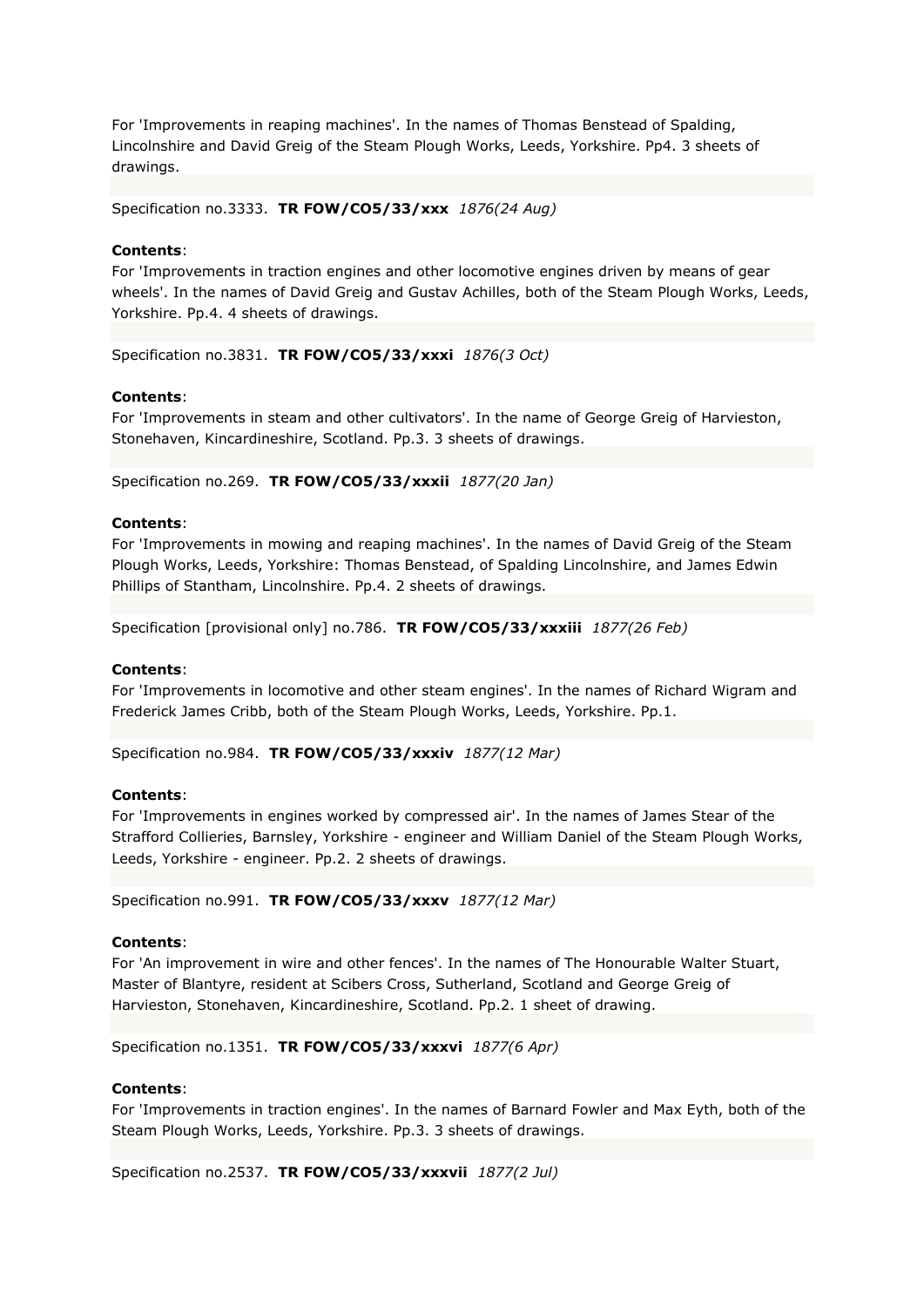For 'Improvements in reaping machines'. In the names of Thomas Benstead of Spalding, Lincolnshire and David Greig of the Steam Plough Works, Leeds, Yorkshire. Pp4. 3 sheets of drawings.

Specification no.3333. **TR FOW/CO5/33/xxx** *1876(24 Aug)*

**Contents**:

For 'Improvements in traction engines and other locomotive engines driven by means of gear wheels'. In the names of David Greig and Gustav Achilles, both of the Steam Plough Works, Leeds, Yorkshire. Pp.4. 4 sheets of drawings.

Specification no.3831. **TR FOW/CO5/33/xxxi** *1876(3 Oct)*

**Contents**:

For 'Improvements in steam and other cultivators'. In the name of George Greig of Harvieston, Stonehaven, Kincardineshire, Scotland. Pp.3. 3 sheets of drawings.

Specification no.269. **TR FOW/CO5/33/xxxii** *1877(20 Jan)*

**Contents**:

For 'Improvements in mowing and reaping machines'. In the names of David Greig of the Steam Plough Works, Leeds, Yorkshire: Thomas Benstead, of Spalding Lincolnshire, and James Edwin Phillips of Stantham, Lincolnshire. Pp.4. 2 sheets of drawings.

Specification [provisional only] no.786. **TR FOW/CO5/33/xxxiii** *1877(26 Feb)*

**Contents**:

For 'Improvements in locomotive and other steam engines'. In the names of Richard Wigram and Frederick James Cribb, both of the Steam Plough Works, Leeds, Yorkshire. Pp.1.

Specification no.984. **TR FOW/CO5/33/xxxiv** *1877(12 Mar)*

**Contents**:

For 'Improvements in engines worked by compressed air'. In the names of James Stear of the Strafford Collieries, Barnsley, Yorkshire - engineer and William Daniel of the Steam Plough Works, Leeds, Yorkshire - engineer. Pp.2. 2 sheets of drawings.

Specification no.991. **TR FOW/CO5/33/xxxv** *1877(12 Mar)*

**Contents**:

For 'An improvement in wire and other fences'. In the names of The Honourable Walter Stuart, Master of Blantyre, resident at Scibers Cross, Sutherland, Scotland and George Greig of Harvieston, Stonehaven, Kincardineshire, Scotland. Pp.2. 1 sheet of drawing.

Specification no.1351. **TR FOW/CO5/33/xxxvi** *1877(6 Apr)*

**Contents**:

For 'Improvements in traction engines'. In the names of Barnard Fowler and Max Eyth, both of the Steam Plough Works, Leeds, Yorkshire. Pp.3. 3 sheets of drawings.

Specification no.2537. **TR FOW/CO5/33/xxxvii** *1877(2 Jul)*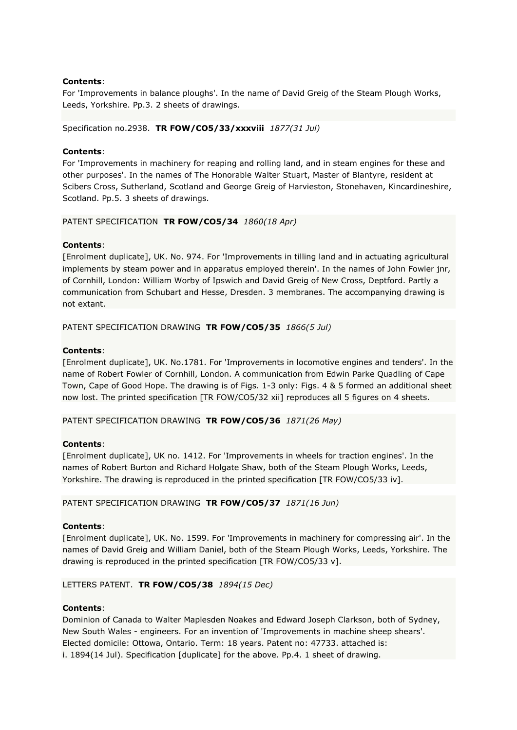**Contents**:
For 'Improvements in balance ploughs'. In the name of David Greig of the Steam Plough Works, Leeds, Yorkshire. Pp.3. 2 sheets of drawings.

Specification no.2938. **TR FOW/CO5/33/xxxviii** *1877(31 Jul)*

**Contents**:
For 'Improvements in machinery for reaping and rolling land, and in steam engines for these and other purposes'. In the names of The Honorable Walter Stuart, Master of Blantyre, resident at Scibers Cross, Sutherland, Scotland and George Greig of Harvieston, Stonehaven, Kincardineshire, Scotland. Pp.5. 3 sheets of drawings.

PATENT SPECIFICATION **TR FOW/CO5/34** *1860(18 Apr)*

**Contents**:
[Enrolment duplicate], UK. No. 974. For 'Improvements in tilling land and in actuating agricultural implements by steam power and in apparatus employed therein'. In the names of John Fowler jnr, of Cornhill, London: William Worby of Ipswich and David Greig of New Cross, Deptford. Partly a communication from Schubart and Hesse, Dresden. 3 membranes. The accompanying drawing is not extant.

PATENT SPECIFICATION DRAWING **TR FOW/CO5/35** *1866(5 Jul)*

**Contents**:
[Enrolment duplicate], UK. No.1781. For 'Improvements in locomotive engines and tenders'. In the name of Robert Fowler of Cornhill, London. A communication from Edwin Parke Quadling of Cape Town, Cape of Good Hope. The drawing is of Figs. 1-3 only: Figs. 4 & 5 formed an additional sheet now lost. The printed specification [TR FOW/CO5/32 xii] reproduces all 5 figures on 4 sheets.

PATENT SPECIFICATION DRAWING **TR FOW/CO5/36** *1871(26 May)*

**Contents**:
[Enrolment duplicate], UK no. 1412. For 'Improvements in wheels for traction engines'. In the names of Robert Burton and Richard Holgate Shaw, both of the Steam Plough Works, Leeds, Yorkshire. The drawing is reproduced in the printed specification [TR FOW/CO5/33 iv].

PATENT SPECIFICATION DRAWING **TR FOW/CO5/37** *1871(16 Jun)*

**Contents**:
[Enrolment duplicate], UK. No. 1599. For 'Improvements in machinery for compressing air'. In the names of David Greig and William Daniel, both of the Steam Plough Works, Leeds, Yorkshire. The drawing is reproduced in the printed specification [TR FOW/CO5/33 v].

LETTERS PATENT. **TR FOW/CO5/38** *1894(15 Dec)*

**Contents**:
Dominion of Canada to Walter Maplesden Noakes and Edward Joseph Clarkson, both of Sydney, New South Wales - engineers. For an invention of 'Improvements in machine sheep shears'. Elected domicile: Ottowa, Ontario. Term: 18 years. Patent no: 47733. attached is:
i. 1894(14 Jul). Specification [duplicate] for the above. Pp.4. 1 sheet of drawing.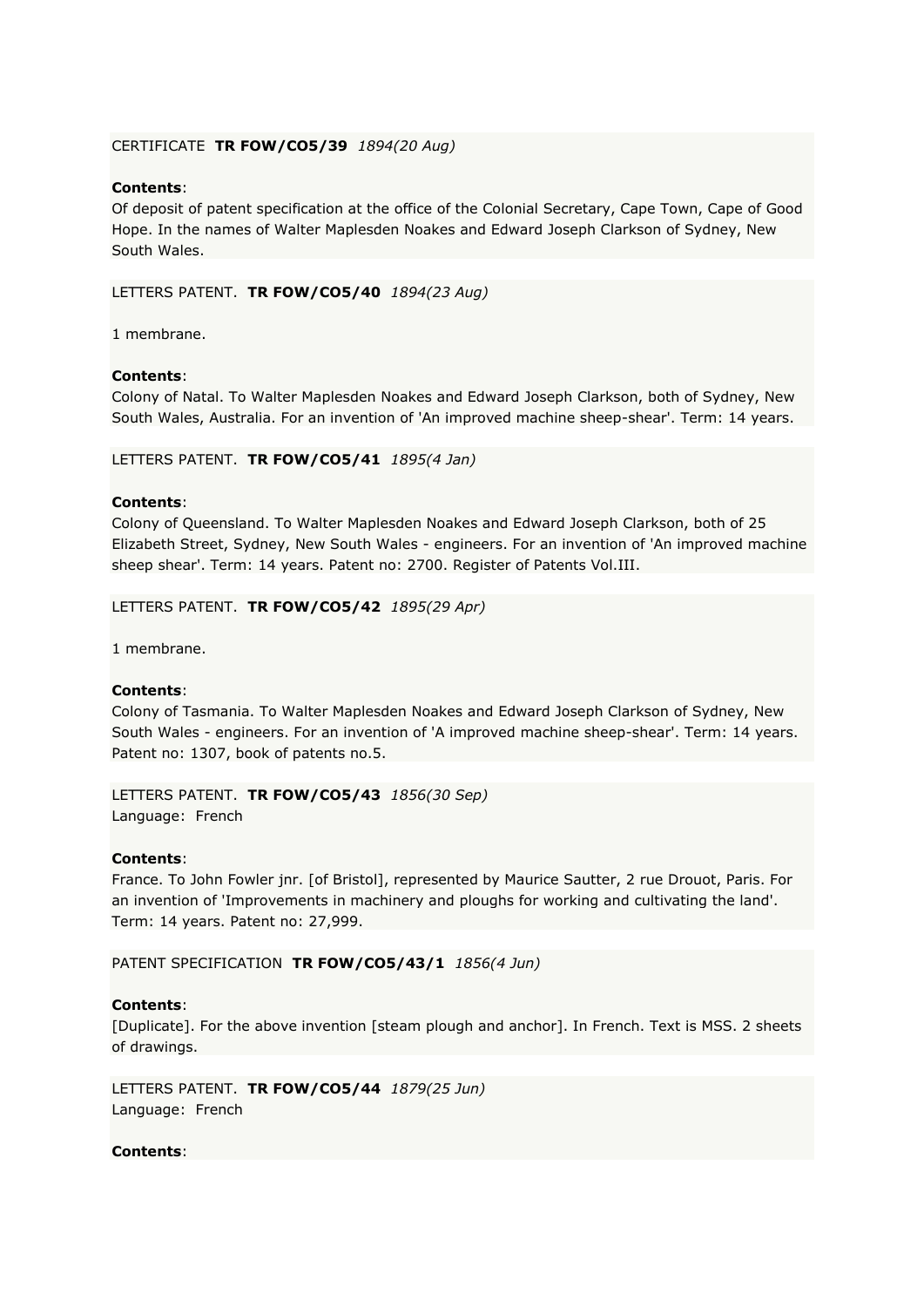CERTIFICATE **TR FOW/CO5/39** *1894(20 Aug)*

**Contents**:
Of deposit of patent specification at the office of the Colonial Secretary, Cape Town, Cape of Good Hope. In the names of Walter Maplesden Noakes and Edward Joseph Clarkson of Sydney, New South Wales.

LETTERS PATENT. **TR FOW/CO5/40** *1894(23 Aug)*

1 membrane.

**Contents**:
Colony of Natal. To Walter Maplesden Noakes and Edward Joseph Clarkson, both of Sydney, New South Wales, Australia. For an invention of 'An improved machine sheep-shear'. Term: 14 years.

LETTERS PATENT. **TR FOW/CO5/41** *1895(4 Jan)*

**Contents**:
Colony of Queensland. To Walter Maplesden Noakes and Edward Joseph Clarkson, both of 25 Elizabeth Street, Sydney, New South Wales - engineers. For an invention of 'An improved machine sheep shear'. Term: 14 years. Patent no: 2700. Register of Patents Vol.III.

LETTERS PATENT. **TR FOW/CO5/42** *1895(29 Apr)*

1 membrane.

**Contents**:
Colony of Tasmania. To Walter Maplesden Noakes and Edward Joseph Clarkson of Sydney, New South Wales - engineers. For an invention of 'A improved machine sheep-shear'. Term: 14 years. Patent no: 1307, book of patents no.5.

LETTERS PATENT. **TR FOW/CO5/43** *1856(30 Sep)*
Language: French

**Contents**:
France. To John Fowler jnr. [of Bristol], represented by Maurice Sautter, 2 rue Drouot, Paris. For an invention of 'Improvements in machinery and ploughs for working and cultivating the land'. Term: 14 years. Patent no: 27,999.

PATENT SPECIFICATION **TR FOW/CO5/43/1** *1856(4 Jun)*

**Contents**:
[Duplicate]. For the above invention [steam plough and anchor]. In French. Text is MSS. 2 sheets of drawings.

LETTERS PATENT. **TR FOW/CO5/44** *1879(25 Jun)*
Language: French

**Contents**: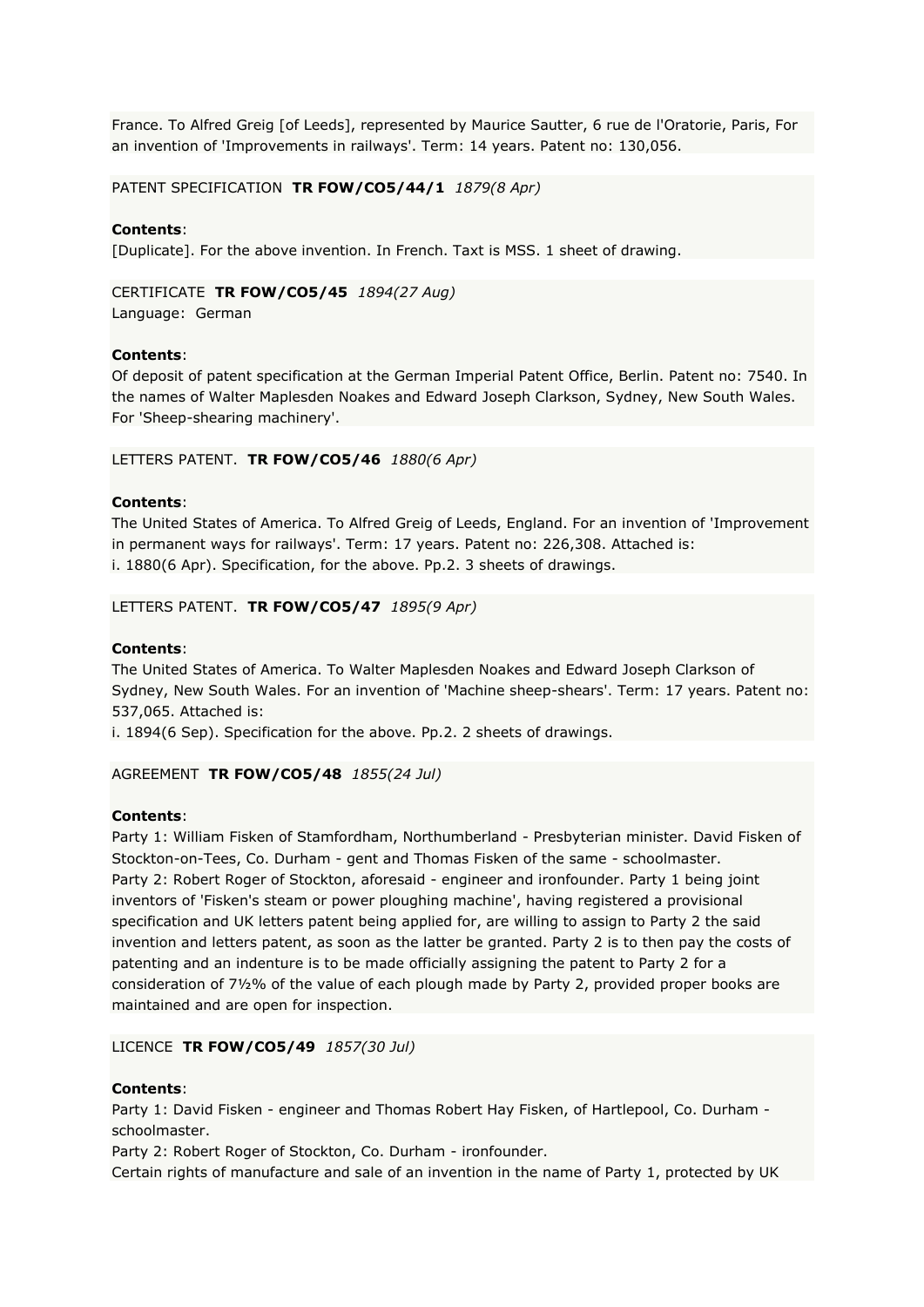France. To Alfred Greig [of Leeds], represented by Maurice Sautter, 6 rue de l'Oratorie, Paris, For an invention of 'Improvements in railways'. Term: 14 years. Patent no: 130,056.

PATENT SPECIFICATION **TR FOW/CO5/44/1** *1879(8 Apr)*

**Contents**:
[Duplicate]. For the above invention. In French. Taxt is MSS. 1 sheet of drawing.

CERTIFICATE **TR FOW/CO5/45** *1894(27 Aug)*
Language: German

**Contents**:
Of deposit of patent specification at the German Imperial Patent Office, Berlin. Patent no: 7540. In the names of Walter Maplesden Noakes and Edward Joseph Clarkson, Sydney, New South Wales. For 'Sheep-shearing machinery'.

LETTERS PATENT. **TR FOW/CO5/46** *1880(6 Apr)*

**Contents**:
The United States of America. To Alfred Greig of Leeds, England. For an invention of 'Improvement in permanent ways for railways'. Term: 17 years. Patent no: 226,308. Attached is:
i. 1880(6 Apr). Specification, for the above. Pp.2. 3 sheets of drawings.

LETTERS PATENT. **TR FOW/CO5/47** *1895(9 Apr)*

**Contents**:
The United States of America. To Walter Maplesden Noakes and Edward Joseph Clarkson of Sydney, New South Wales. For an invention of 'Machine sheep-shears'. Term: 17 years. Patent no: 537,065. Attached is:
i. 1894(6 Sep). Specification for the above. Pp.2. 2 sheets of drawings.

AGREEMENT **TR FOW/CO5/48** *1855(24 Jul)*

**Contents**:
Party 1: William Fisken of Stamfordham, Northumberland - Presbyterian minister. David Fisken of Stockton-on-Tees, Co. Durham - gent and Thomas Fisken of the same - schoolmaster.
Party 2: Robert Roger of Stockton, aforesaid - engineer and ironfounder. Party 1 being joint inventors of 'Fisken's steam or power ploughing machine', having registered a provisional specification and UK letters patent being applied for, are willing to assign to Party 2 the said invention and letters patent, as soon as the latter be granted. Party 2 is to then pay the costs of patenting and an indenture is to be made officially assigning the patent to Party 2 for a consideration of 7½% of the value of each plough made by Party 2, provided proper books are maintained and are open for inspection.

LICENCE **TR FOW/CO5/49** *1857(30 Jul)*

**Contents**:
Party 1: David Fisken - engineer and Thomas Robert Hay Fisken, of Hartlepool, Co. Durham - schoolmaster.
Party 2: Robert Roger of Stockton, Co. Durham - ironfounder.
Certain rights of manufacture and sale of an invention in the name of Party 1, protected by UK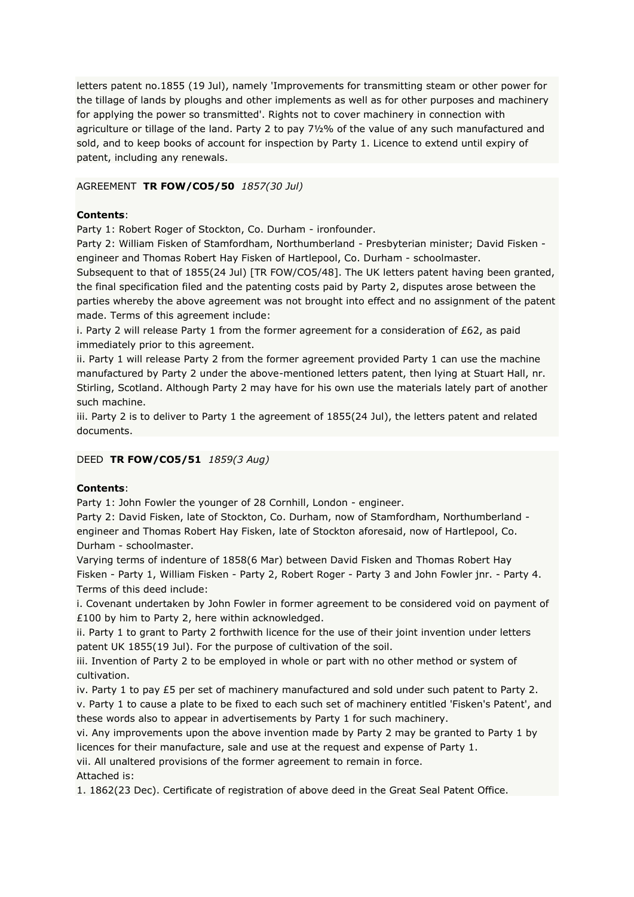letters patent no.1855 (19 Jul), namely 'Improvements for transmitting steam or other power for the tillage of lands by ploughs and other implements as well as for other purposes and machinery for applying the power so transmitted'. Rights not to cover machinery in connection with agriculture or tillage of the land. Party 2 to pay 7½% of the value of any such manufactured and sold, and to keep books of account for inspection by Party 1. Licence to extend until expiry of patent, including any renewals.

AGREEMENT **TR FOW/CO5/50** *1857(30 Jul)*

**Contents**:

Party 1: Robert Roger of Stockton, Co. Durham - ironfounder.

Party 2: William Fisken of Stamfordham, Northumberland - Presbyterian minister; David Fisken - engineer and Thomas Robert Hay Fisken of Hartlepool, Co. Durham - schoolmaster.

Subsequent to that of 1855(24 Jul) [TR FOW/CO5/48]. The UK letters patent having been granted, the final specification filed and the patenting costs paid by Party 2, disputes arose between the parties whereby the above agreement was not brought into effect and no assignment of the patent made. Terms of this agreement include:

i. Party 2 will release Party 1 from the former agreement for a consideration of £62, as paid immediately prior to this agreement.

ii. Party 1 will release Party 2 from the former agreement provided Party 1 can use the machine manufactured by Party 2 under the above-mentioned letters patent, then lying at Stuart Hall, nr. Stirling, Scotland. Although Party 2 may have for his own use the materials lately part of another such machine.

iii. Party 2 is to deliver to Party 1 the agreement of 1855(24 Jul), the letters patent and related documents.

DEED **TR FOW/CO5/51** *1859(3 Aug)*

**Contents**:

Party 1: John Fowler the younger of 28 Cornhill, London - engineer.

Party 2: David Fisken, late of Stockton, Co. Durham, now of Stamfordham, Northumberland - engineer and Thomas Robert Hay Fisken, late of Stockton aforesaid, now of Hartlepool, Co. Durham - schoolmaster.

Varying terms of indenture of 1858(6 Mar) between David Fisken and Thomas Robert Hay Fisken - Party 1, William Fisken - Party 2, Robert Roger - Party 3 and John Fowler jnr. - Party 4. Terms of this deed include:

i. Covenant undertaken by John Fowler in former agreement to be considered void on payment of £100 by him to Party 2, here within acknowledged.

ii. Party 1 to grant to Party 2 forthwith licence for the use of their joint invention under letters patent UK 1855(19 Jul). For the purpose of cultivation of the soil.

iii. Invention of Party 2 to be employed in whole or part with no other method or system of cultivation.

iv. Party 1 to pay £5 per set of machinery manufactured and sold under such patent to Party 2.

v. Party 1 to cause a plate to be fixed to each such set of machinery entitled 'Fisken's Patent', and these words also to appear in advertisements by Party 1 for such machinery.

vi. Any improvements upon the above invention made by Party 2 may be granted to Party 1 by licences for their manufacture, sale and use at the request and expense of Party 1.

vii. All unaltered provisions of the former agreement to remain in force.

Attached is:

1. 1862(23 Dec). Certificate of registration of above deed in the Great Seal Patent Office.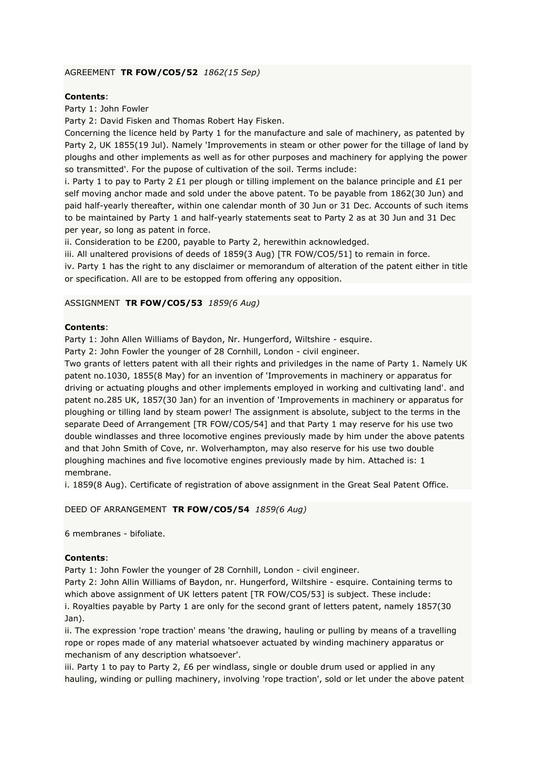AGREEMENT **TR FOW/CO5/52** *1862(15 Sep)*

**Contents**:

Party 1: John Fowler

Party 2: David Fisken and Thomas Robert Hay Fisken.

Concerning the licence held by Party 1 for the manufacture and sale of machinery, as patented by Party 2, UK 1855(19 Jul). Namely 'Improvements in steam or other power for the tillage of land by ploughs and other implements as well as for other purposes and machinery for applying the power so transmitted'. For the pupose of cultivation of the soil. Terms include:

i. Party 1 to pay to Party 2 £1 per plough or tilling implement on the balance principle and £1 per self moving anchor made and sold under the above patent. To be payable from 1862(30 Jun) and paid half-yearly thereafter, within one calendar month of 30 Jun or 31 Dec. Accounts of such items to be maintained by Party 1 and half-yearly statements seat to Party 2 as at 30 Jun and 31 Dec per year, so long as patent in force.

ii. Consideration to be £200, payable to Party 2, herewithin acknowledged.

iii. All unaltered provisions of deeds of 1859(3 Aug) [TR FOW/CO5/51] to remain in force.

iv. Party 1 has the right to any disclaimer or memorandum of alteration of the patent either in title or specification. All are to be estopped from offering any opposition.

ASSIGNMENT **TR FOW/CO5/53** *1859(6 Aug)*

**Contents**:

Party 1: John Allen Williams of Baydon, Nr. Hungerford, Wiltshire - esquire.

Party 2: John Fowler the younger of 28 Cornhill, London - civil engineer.

Two grants of letters patent with all their rights and priviledges in the name of Party 1. Namely UK patent no.1030, 1855(8 May) for an invention of 'Improvements in machinery or apparatus for driving or actuating ploughs and other implements employed in working and cultivating land'. and patent no.285 UK, 1857(30 Jan) for an invention of 'Improvements in machinery or apparatus for ploughing or tilling land by steam power! The assignment is absolute, subject to the terms in the separate Deed of Arrangement [TR FOW/CO5/54] and that Party 1 may reserve for his use two double windlasses and three locomotive engines previously made by him under the above patents and that John Smith of Cove, nr. Wolverhampton, may also reserve for his use two double ploughing machines and five locomotive engines previously made by him. Attached is: 1 membrane.

i. 1859(8 Aug). Certificate of registration of above assignment in the Great Seal Patent Office.

DEED OF ARRANGEMENT **TR FOW/CO5/54** *1859(6 Aug)*

6 membranes - bifoliate.

**Contents**:

Party 1: John Fowler the younger of 28 Cornhill, London - civil engineer.

Party 2: John Allin Williams of Baydon, nr. Hungerford, Wiltshire - esquire. Containing terms to which above assignment of UK letters patent [TR FOW/CO5/53] is subject. These include:

i. Royalties payable by Party 1 are only for the second grant of letters patent, namely 1857(30 Jan).

ii. The expression 'rope traction' means 'the drawing, hauling or pulling by means of a travelling rope or ropes made of any material whatsoever actuated by winding machinery apparatus or mechanism of any description whatsoever'.

iii. Party 1 to pay to Party 2, £6 per windlass, single or double drum used or applied in any hauling, winding or pulling machinery, involving 'rope traction', sold or let under the above patent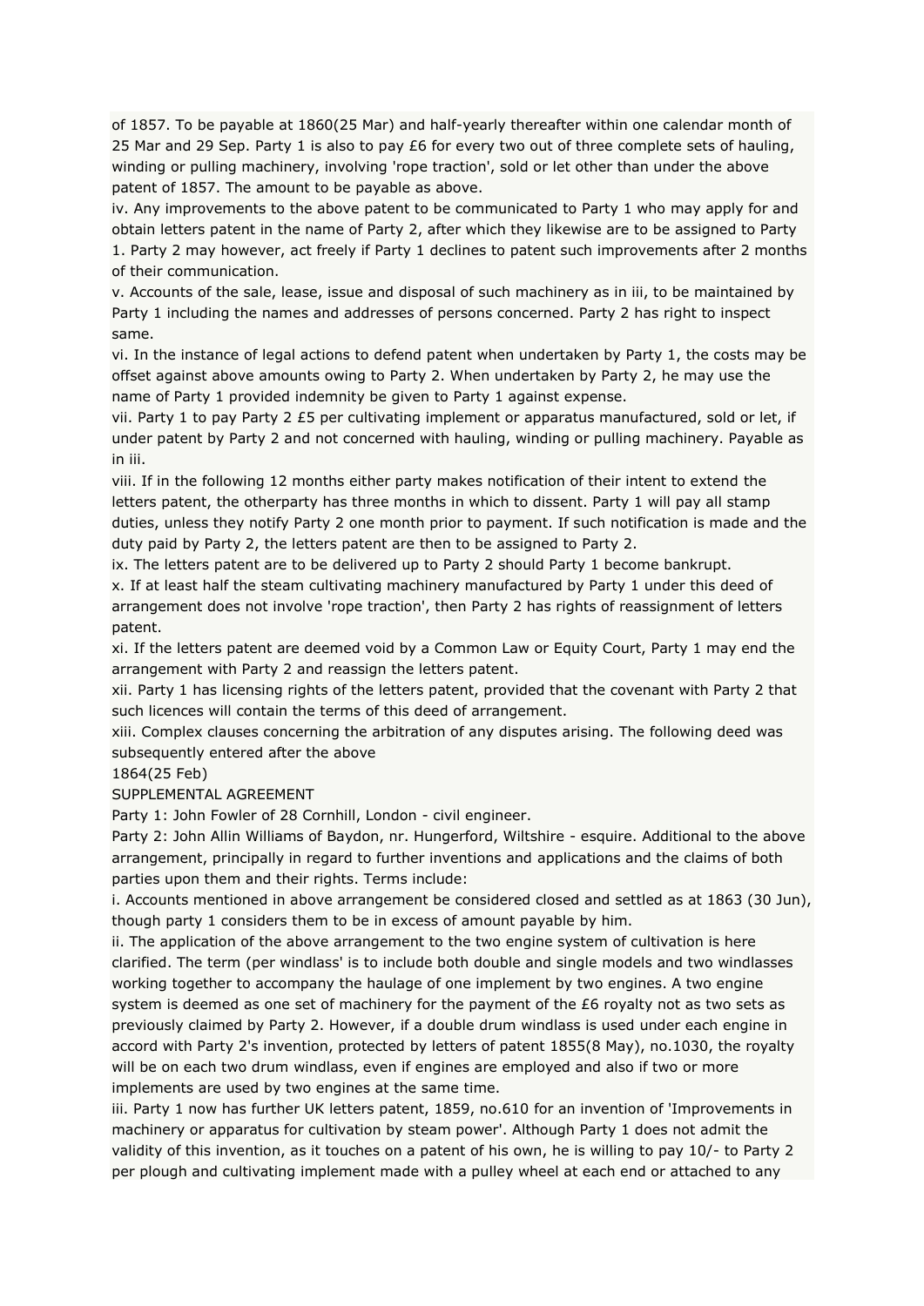of 1857. To be payable at 1860(25 Mar) and half-yearly thereafter within one calendar month of 25 Mar and 29 Sep. Party 1 is also to pay £6 for every two out of three complete sets of hauling, winding or pulling machinery, involving 'rope traction', sold or let other than under the above patent of 1857. The amount to be payable as above.

iv. Any improvements to the above patent to be communicated to Party 1 who may apply for and obtain letters patent in the name of Party 2, after which they likewise are to be assigned to Party 1. Party 2 may however, act freely if Party 1 declines to patent such improvements after 2 months of their communication.

v. Accounts of the sale, lease, issue and disposal of such machinery as in iii, to be maintained by Party 1 including the names and addresses of persons concerned. Party 2 has right to inspect same.

vi. In the instance of legal actions to defend patent when undertaken by Party 1, the costs may be offset against above amounts owing to Party 2. When undertaken by Party 2, he may use the name of Party 1 provided indemnity be given to Party 1 against expense.

vii. Party 1 to pay Party 2 £5 per cultivating implement or apparatus manufactured, sold or let, if under patent by Party 2 and not concerned with hauling, winding or pulling machinery. Payable as in iii.

viii. If in the following 12 months either party makes notification of their intent to extend the letters patent, the otherparty has three months in which to dissent. Party 1 will pay all stamp duties, unless they notify Party 2 one month prior to payment. If such notification is made and the duty paid by Party 2, the letters patent are then to be assigned to Party 2.

ix. The letters patent are to be delivered up to Party 2 should Party 1 become bankrupt.

x. If at least half the steam cultivating machinery manufactured by Party 1 under this deed of arrangement does not involve 'rope traction', then Party 2 has rights of reassignment of letters patent.

xi. If the letters patent are deemed void by a Common Law or Equity Court, Party 1 may end the arrangement with Party 2 and reassign the letters patent.

xii. Party 1 has licensing rights of the letters patent, provided that the covenant with Party 2 that such licences will contain the terms of this deed of arrangement.

xiii. Complex clauses concerning the arbitration of any disputes arising. The following deed was subsequently entered after the above

1864(25 Feb)

SUPPLEMENTAL AGREEMENT

Party 1: John Fowler of 28 Cornhill, London - civil engineer.

Party 2: John Allin Williams of Baydon, nr. Hungerford, Wiltshire - esquire. Additional to the above arrangement, principally in regard to further inventions and applications and the claims of both parties upon them and their rights. Terms include:

i. Accounts mentioned in above arrangement be considered closed and settled as at 1863 (30 Jun), though party 1 considers them to be in excess of amount payable by him.

ii. The application of the above arrangement to the two engine system of cultivation is here clarified. The term (per windlass' is to include both double and single models and two windlasses working together to accompany the haulage of one implement by two engines. A two engine system is deemed as one set of machinery for the payment of the £6 royalty not as two sets as previously claimed by Party 2. However, if a double drum windlass is used under each engine in accord with Party 2's invention, protected by letters of patent 1855(8 May), no.1030, the royalty will be on each two drum windlass, even if engines are employed and also if two or more implements are used by two engines at the same time.

iii. Party 1 now has further UK letters patent, 1859, no.610 for an invention of 'Improvements in machinery or apparatus for cultivation by steam power'. Although Party 1 does not admit the validity of this invention, as it touches on a patent of his own, he is willing to pay 10/- to Party 2 per plough and cultivating implement made with a pulley wheel at each end or attached to any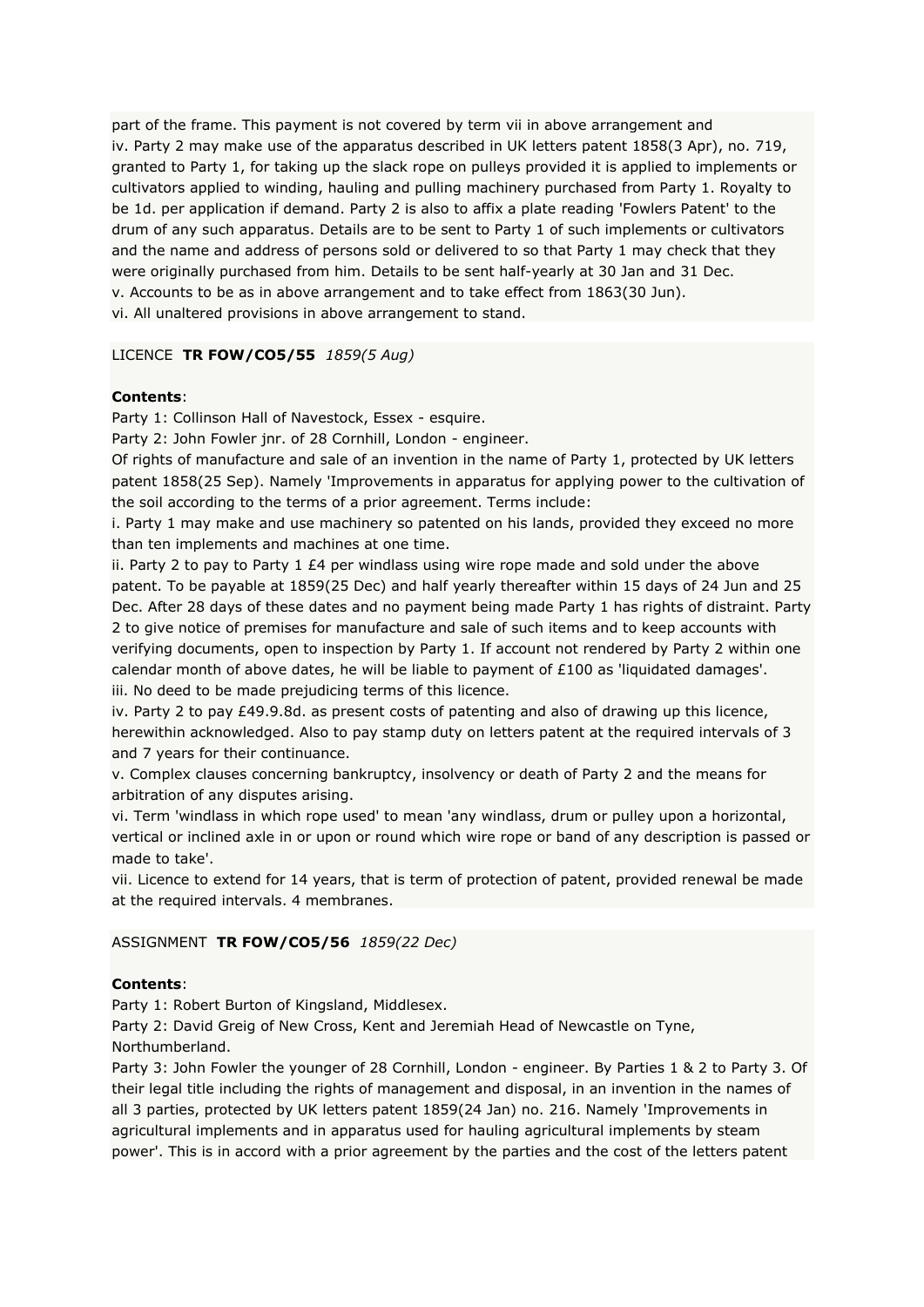part of the frame. This payment is not covered by term vii in above arrangement and
iv. Party 2 may make use of the apparatus described in UK letters patent 1858(3 Apr), no. 719, granted to Party 1, for taking up the slack rope on pulleys provided it is applied to implements or cultivators applied to winding, hauling and pulling machinery purchased from Party 1. Royalty to be 1d. per application if demand. Party 2 is also to affix a plate reading 'Fowlers Patent' to the drum of any such apparatus. Details are to be sent to Party 1 of such implements or cultivators and the name and address of persons sold or delivered to so that Party 1 may check that they were originally purchased from him. Details to be sent half-yearly at 30 Jan and 31 Dec.
v. Accounts to be as in above arrangement and to take effect from 1863(30 Jun).
vi. All unaltered provisions in above arrangement to stand.

LICENCE **TR FOW/CO5/55** *1859(5 Aug)*

**Contents**:
Party 1: Collinson Hall of Navestock, Essex - esquire.
Party 2: John Fowler jnr. of 28 Cornhill, London - engineer.
Of rights of manufacture and sale of an invention in the name of Party 1, protected by UK letters patent 1858(25 Sep). Namely 'Improvements in apparatus for applying power to the cultivation of the soil according to the terms of a prior agreement. Terms include:
i. Party 1 may make and use machinery so patented on his lands, provided they exceed no more than ten implements and machines at one time.
ii. Party 2 to pay to Party 1 £4 per windlass using wire rope made and sold under the above patent. To be payable at 1859(25 Dec) and half yearly thereafter within 15 days of 24 Jun and 25 Dec. After 28 days of these dates and no payment being made Party 1 has rights of distraint. Party 2 to give notice of premises for manufacture and sale of such items and to keep accounts with verifying documents, open to inspection by Party 1. If account not rendered by Party 2 within one calendar month of above dates, he will be liable to payment of £100 as 'liquidated damages'.
iii. No deed to be made prejudicing terms of this licence.
iv. Party 2 to pay £49.9.8d. as present costs of patenting and also of drawing up this licence, herewithin acknowledged. Also to pay stamp duty on letters patent at the required intervals of 3 and 7 years for their continuance.
v. Complex clauses concerning bankruptcy, insolvency or death of Party 2 and the means for arbitration of any disputes arising.
vi. Term 'windlass in which rope used' to mean 'any windlass, drum or pulley upon a horizontal, vertical or inclined axle in or upon or round which wire rope or band of any description is passed or made to take'.
vii. Licence to extend for 14 years, that is term of protection of patent, provided renewal be made at the required intervals. 4 membranes.

ASSIGNMENT **TR FOW/CO5/56** *1859(22 Dec)*

**Contents**:
Party 1: Robert Burton of Kingsland, Middlesex.
Party 2: David Greig of New Cross, Kent and Jeremiah Head of Newcastle on Tyne, Northumberland.
Party 3: John Fowler the younger of 28 Cornhill, London - engineer. By Parties 1 & 2 to Party 3. Of their legal title including the rights of management and disposal, in an invention in the names of all 3 parties, protected by UK letters patent 1859(24 Jan) no. 216. Namely 'Improvements in agricultural implements and in apparatus used for hauling agricultural implements by steam power'. This is in accord with a prior agreement by the parties and the cost of the letters patent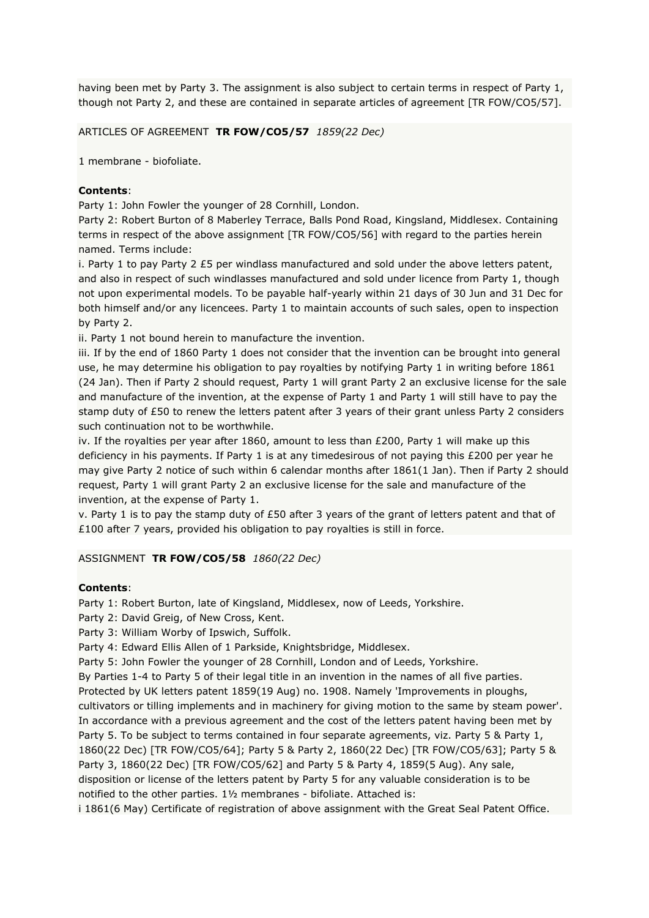having been met by Party 3. The assignment is also subject to certain terms in respect of Party 1, though not Party 2, and these are contained in separate articles of agreement [TR FOW/CO5/57].

ARTICLES OF AGREEMENT **TR FOW/CO5/57** *1859(22 Dec)*

1 membrane - biofoliate.

**Contents**:
Party 1: John Fowler the younger of 28 Cornhill, London.
Party 2: Robert Burton of 8 Maberley Terrace, Balls Pond Road, Kingsland, Middlesex. Containing terms in respect of the above assignment [TR FOW/CO5/56] with regard to the parties herein named. Terms include:
i. Party 1 to pay Party 2 £5 per windlass manufactured and sold under the above letters patent, and also in respect of such windlasses manufactured and sold under licence from Party 1, though not upon experimental models. To be payable half-yearly within 21 days of 30 Jun and 31 Dec for both himself and/or any licencees. Party 1 to maintain accounts of such sales, open to inspection by Party 2.
ii. Party 1 not bound herein to manufacture the invention.
iii. If by the end of 1860 Party 1 does not consider that the invention can be brought into general use, he may determine his obligation to pay royalties by notifying Party 1 in writing before 1861 (24 Jan). Then if Party 2 should request, Party 1 will grant Party 2 an exclusive license for the sale and manufacture of the invention, at the expense of Party 1 and Party 1 will still have to pay the stamp duty of £50 to renew the letters patent after 3 years of their grant unless Party 2 considers such continuation not to be worthwhile.
iv. If the royalties per year after 1860, amount to less than £200, Party 1 will make up this deficiency in his payments. If Party 1 is at any timedesirous of not paying this £200 per year he may give Party 2 notice of such within 6 calendar months after 1861(1 Jan). Then if Party 2 should request, Party 1 will grant Party 2 an exclusive license for the sale and manufacture of the invention, at the expense of Party 1.
v. Party 1 is to pay the stamp duty of £50 after 3 years of the grant of letters patent and that of £100 after 7 years, provided his obligation to pay royalties is still in force.

ASSIGNMENT **TR FOW/CO5/58** *1860(22 Dec)*

**Contents**:
Party 1: Robert Burton, late of Kingsland, Middlesex, now of Leeds, Yorkshire.
Party 2: David Greig, of New Cross, Kent.
Party 3: William Worby of Ipswich, Suffolk.
Party 4: Edward Ellis Allen of 1 Parkside, Knightsbridge, Middlesex.
Party 5: John Fowler the younger of 28 Cornhill, London and of Leeds, Yorkshire.
By Parties 1-4 to Party 5 of their legal title in an invention in the names of all five parties. Protected by UK letters patent 1859(19 Aug) no. 1908. Namely 'Improvements in ploughs, cultivators or tilling implements and in machinery for giving motion to the same by steam power'. In accordance with a previous agreement and the cost of the letters patent having been met by Party 5. To be subject to terms contained in four separate agreements, viz. Party 5 & Party 1, 1860(22 Dec) [TR FOW/CO5/64]; Party 5 & Party 2, 1860(22 Dec) [TR FOW/CO5/63]; Party 5 & Party 3, 1860(22 Dec) [TR FOW/CO5/62] and Party 5 & Party 4, 1859(5 Aug). Any sale, disposition or license of the letters patent by Party 5 for any valuable consideration is to be notified to the other parties. 1½ membranes - bifoliate. Attached is:
i 1861(6 May) Certificate of registration of above assignment with the Great Seal Patent Office.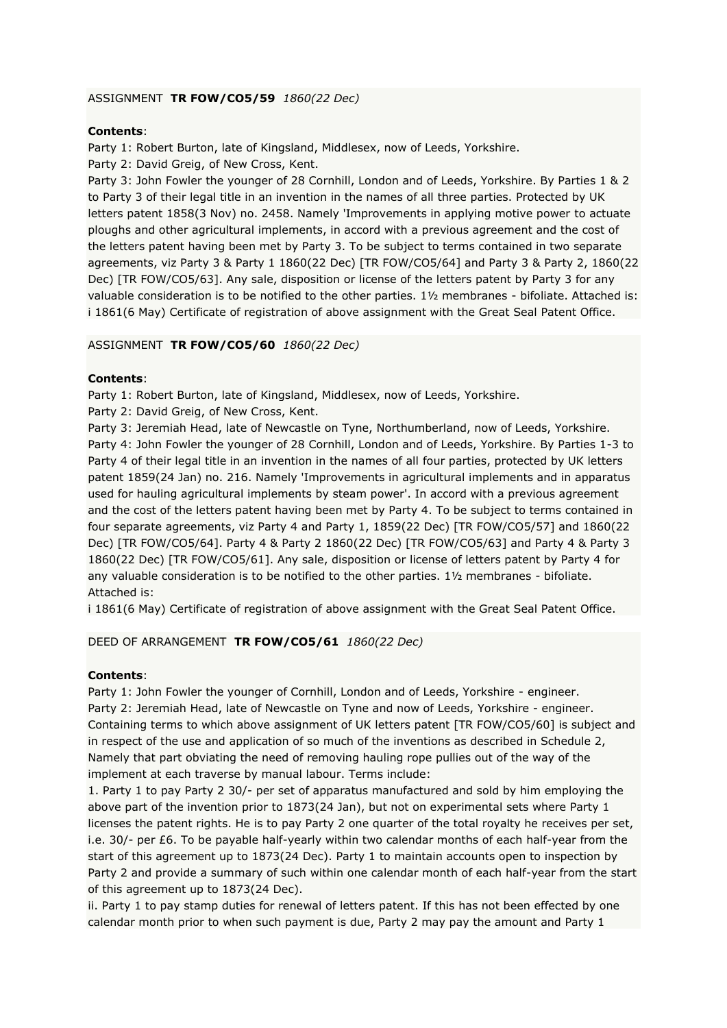ASSIGNMENT **TR FOW/CO5/59** *1860(22 Dec)*

**Contents**:

Party 1: Robert Burton, late of Kingsland, Middlesex, now of Leeds, Yorkshire.
Party 2: David Greig, of New Cross, Kent.
Party 3: John Fowler the younger of 28 Cornhill, London and of Leeds, Yorkshire. By Parties 1 & 2 to Party 3 of their legal title in an invention in the names of all three parties. Protected by UK letters patent 1858(3 Nov) no. 2458. Namely 'Improvements in applying motive power to actuate ploughs and other agricultural implements, in accord with a previous agreement and the cost of the letters patent having been met by Party 3. To be subject to terms contained in two separate agreements, viz Party 3 & Party 1 1860(22 Dec) [TR FOW/CO5/64] and Party 3 & Party 2, 1860(22 Dec) [TR FOW/CO5/63]. Any sale, disposition or license of the letters patent by Party 3 for any valuable consideration is to be notified to the other parties. 1½ membranes - bifoliate. Attached is:
i 1861(6 May) Certificate of registration of above assignment with the Great Seal Patent Office.

ASSIGNMENT **TR FOW/CO5/60** *1860(22 Dec)*

**Contents**:

Party 1: Robert Burton, late of Kingsland, Middlesex, now of Leeds, Yorkshire.
Party 2: David Greig, of New Cross, Kent.
Party 3: Jeremiah Head, late of Newcastle on Tyne, Northumberland, now of Leeds, Yorkshire.
Party 4: John Fowler the younger of 28 Cornhill, London and of Leeds, Yorkshire. By Parties 1-3 to Party 4 of their legal title in an invention in the names of all four parties, protected by UK letters patent 1859(24 Jan) no. 216. Namely 'Improvements in agricultural implements and in apparatus used for hauling agricultural implements by steam power'. In accord with a previous agreement and the cost of the letters patent having been met by Party 4. To be subject to terms contained in four separate agreements, viz Party 4 and Party 1, 1859(22 Dec) [TR FOW/CO5/57] and 1860(22 Dec) [TR FOW/CO5/64]. Party 4 & Party 2 1860(22 Dec) [TR FOW/CO5/63] and Party 4 & Party 3 1860(22 Dec) [TR FOW/CO5/61]. Any sale, disposition or license of letters patent by Party 4 for any valuable consideration is to be notified to the other parties. 1½ membranes - bifoliate. Attached is:
i 1861(6 May) Certificate of registration of above assignment with the Great Seal Patent Office.

DEED OF ARRANGEMENT **TR FOW/CO5/61** *1860(22 Dec)*

**Contents**:

Party 1: John Fowler the younger of Cornhill, London and of Leeds, Yorkshire - engineer.
Party 2: Jeremiah Head, late of Newcastle on Tyne and now of Leeds, Yorkshire - engineer. Containing terms to which above assignment of UK letters patent [TR FOW/CO5/60] is subject and in respect of the use and application of so much of the inventions as described in Schedule 2, Namely that part obviating the need of removing hauling rope pullies out of the way of the implement at each traverse by manual labour. Terms include:
1. Party 1 to pay Party 2 30/- per set of apparatus manufactured and sold by him employing the above part of the invention prior to 1873(24 Jan), but not on experimental sets where Party 1 licenses the patent rights. He is to pay Party 2 one quarter of the total royalty he receives per set, i.e. 30/- per £6. To be payable half-yearly within two calendar months of each half-year from the start of this agreement up to 1873(24 Dec). Party 1 to maintain accounts open to inspection by Party 2 and provide a summary of such within one calendar month of each half-year from the start of this agreement up to 1873(24 Dec).
ii. Party 1 to pay stamp duties for renewal of letters patent. If this has not been effected by one calendar month prior to when such payment is due, Party 2 may pay the amount and Party 1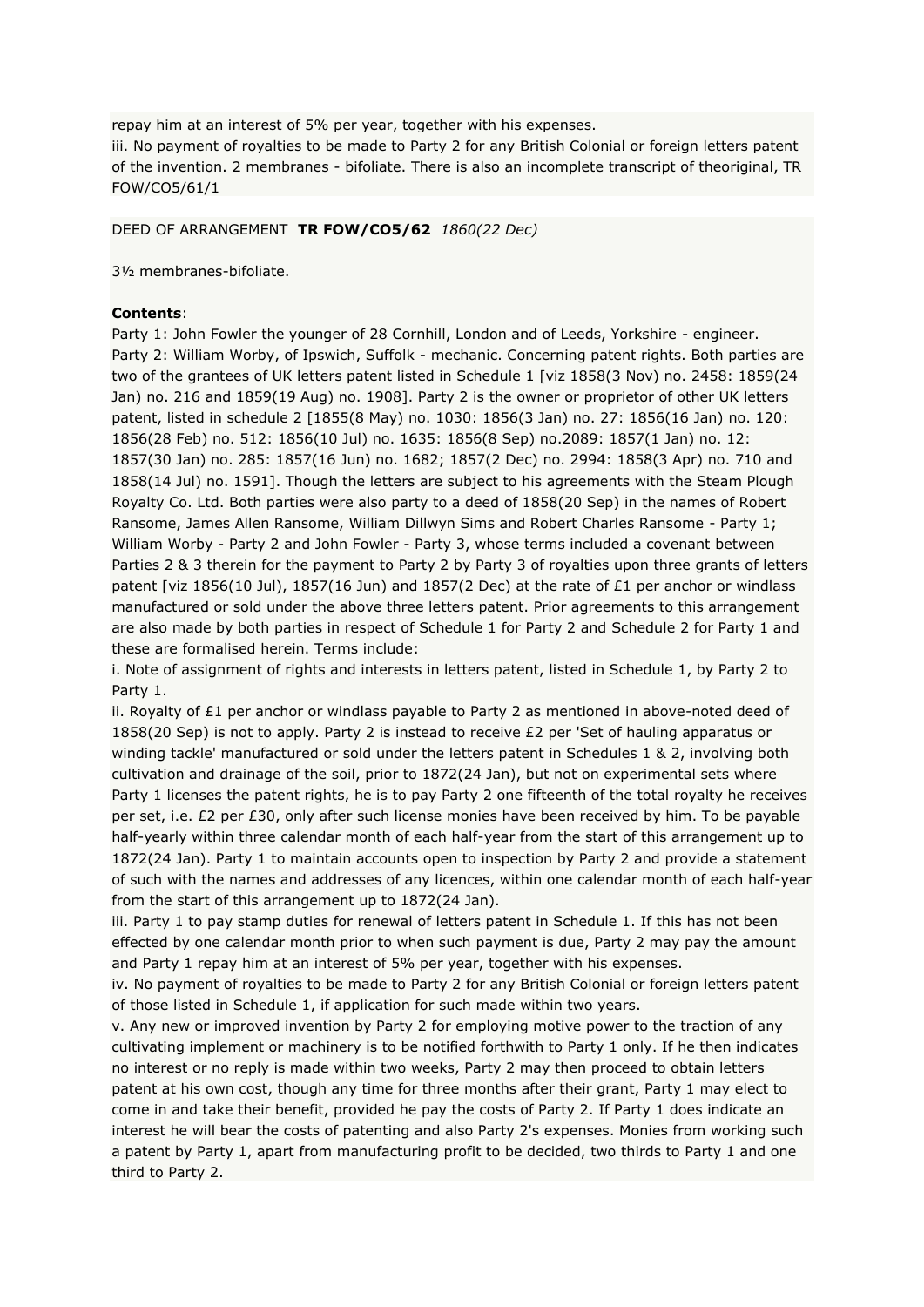repay him at an interest of 5% per year, together with his expenses.
iii. No payment of royalties to be made to Party 2 for any British Colonial or foreign letters patent of the invention. 2 membranes - bifoliate. There is also an incomplete transcript of theoriginal, TR FOW/CO5/61/1

DEED OF ARRANGEMENT **TR FOW/CO5/62** *1860(22 Dec)*

3½ membranes-bifoliate.

**Contents**:
Party 1: John Fowler the younger of 28 Cornhill, London and of Leeds, Yorkshire - engineer.
Party 2: William Worby, of Ipswich, Suffolk - mechanic. Concerning patent rights. Both parties are two of the grantees of UK letters patent listed in Schedule 1 [viz 1858(3 Nov) no. 2458: 1859(24 Jan) no. 216 and 1859(19 Aug) no. 1908]. Party 2 is the owner or proprietor of other UK letters patent, listed in schedule 2 [1855(8 May) no. 1030: 1856(3 Jan) no. 27: 1856(16 Jan) no. 120: 1856(28 Feb) no. 512: 1856(10 Jul) no. 1635: 1856(8 Sep) no.2089: 1857(1 Jan) no. 12: 1857(30 Jan) no. 285: 1857(16 Jun) no. 1682; 1857(2 Dec) no. 2994: 1858(3 Apr) no. 710 and 1858(14 Jul) no. 1591]. Though the letters are subject to his agreements with the Steam Plough Royalty Co. Ltd. Both parties were also party to a deed of 1858(20 Sep) in the names of Robert Ransome, James Allen Ransome, William Dillwyn Sims and Robert Charles Ransome - Party 1; William Worby - Party 2 and John Fowler - Party 3, whose terms included a covenant between Parties 2 & 3 therein for the payment to Party 2 by Party 3 of royalties upon three grants of letters patent [viz 1856(10 Jul), 1857(16 Jun) and 1857(2 Dec) at the rate of £1 per anchor or windlass manufactured or sold under the above three letters patent. Prior agreements to this arrangement are also made by both parties in respect of Schedule 1 for Party 2 and Schedule 2 for Party 1 and these are formalised herein. Terms include:
i. Note of assignment of rights and interests in letters patent, listed in Schedule 1, by Party 2 to Party 1.
ii. Royalty of £1 per anchor or windlass payable to Party 2 as mentioned in above-noted deed of 1858(20 Sep) is not to apply. Party 2 is instead to receive £2 per 'Set of hauling apparatus or winding tackle' manufactured or sold under the letters patent in Schedules 1 & 2, involving both cultivation and drainage of the soil, prior to 1872(24 Jan), but not on experimental sets where Party 1 licenses the patent rights, he is to pay Party 2 one fifteenth of the total royalty he receives per set, i.e. £2 per £30, only after such license monies have been received by him. To be payable half-yearly within three calendar month of each half-year from the start of this arrangement up to 1872(24 Jan). Party 1 to maintain accounts open to inspection by Party 2 and provide a statement of such with the names and addresses of any licences, within one calendar month of each half-year from the start of this arrangement up to 1872(24 Jan).
iii. Party 1 to pay stamp duties for renewal of letters patent in Schedule 1. If this has not been effected by one calendar month prior to when such payment is due, Party 2 may pay the amount and Party 1 repay him at an interest of 5% per year, together with his expenses.
iv. No payment of royalties to be made to Party 2 for any British Colonial or foreign letters patent of those listed in Schedule 1, if application for such made within two years.
v. Any new or improved invention by Party 2 for employing motive power to the traction of any cultivating implement or machinery is to be notified forthwith to Party 1 only. If he then indicates no interest or no reply is made within two weeks, Party 2 may then proceed to obtain letters patent at his own cost, though any time for three months after their grant, Party 1 may elect to come in and take their benefit, provided he pay the costs of Party 2. If Party 1 does indicate an interest he will bear the costs of patenting and also Party 2's expenses. Monies from working such a patent by Party 1, apart from manufacturing profit to be decided, two thirds to Party 1 and one third to Party 2.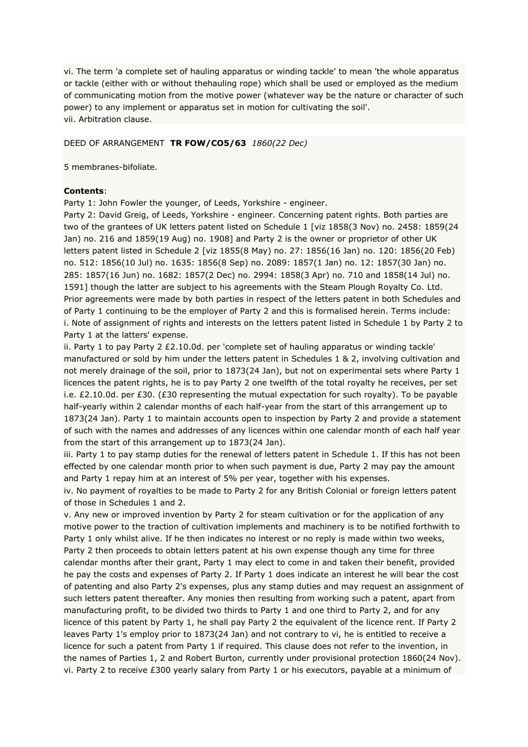vi. The term 'a complete set of hauling apparatus or winding tackle' to mean 'the whole apparatus or tackle (either with or without thehauling rope) which shall be used or employed as the medium of communicating motion from the motive power (whatever way be the nature or character of such power) to any implement or apparatus set in motion for cultivating the soil'.
vii. Arbitration clause.

DEED OF ARRANGEMENT **TR FOW/CO5/63** *1860(22 Dec)*

5 membranes-bifoliate.

**Contents**:
Party 1: John Fowler the younger, of Leeds, Yorkshire - engineer.
Party 2: David Greig, of Leeds, Yorkshire - engineer. Concerning patent rights. Both parties are two of the grantees of UK letters patent listed on Schedule 1 [viz 1858(3 Nov) no. 2458: 1859(24 Jan) no. 216 and 1859(19 Aug) no. 1908] and Party 2 is the owner or proprietor of other UK letters patent listed in Schedule 2 [viz 1855(8 May) no. 27: 1856(16 Jan) no. 120: 1856(20 Feb) no. 512: 1856(10 Jul) no. 1635: 1856(8 Sep) no. 2089: 1857(1 Jan) no. 12: 1857(30 Jan) no. 285: 1857(16 Jun) no. 1682: 1857(2 Dec) no. 2994: 1858(3 Apr) no. 710 and 1858(14 Jul) no. 1591] though the latter are subject to his agreements with the Steam Plough Royalty Co. Ltd. Prior agreements were made by both parties in respect of the letters patent in both Schedules and of Party 1 continuing to be the employer of Party 2 and this is formalised herein. Terms include:
i. Note of assignment of rights and interests on the letters patent listed in Schedule 1 by Party 2 to Party 1 at the latters' expense.
ii. Party 1 to pay Party 2 £2.10.0d. per 'complete set of hauling apparatus or winding tackle' manufactured or sold by him under the letters patent in Schedules 1 & 2, involving cultivation and not merely drainage of the soil, prior to 1873(24 Jan), but not on experimental sets where Party 1 licences the patent rights, he is to pay Party 2 one twelfth of the total royalty he receives, per set i.e. £2.10.0d. per £30. (£30 representing the mutual expectation for such royalty). To be payable half-yearly within 2 calendar months of each half-year from the start of this arrangement up to 1873(24 Jan). Party 1 to maintain accounts open to inspection by Party 2 and provide a statement of such with the names and addresses of any licences within one calendar month of each half year from the start of this arrangement up to 1873(24 Jan).
iii. Party 1 to pay stamp duties for the renewal of letters patent in Schedule 1. If this has not been effected by one calendar month prior to when such payment is due, Party 2 may pay the amount and Party 1 repay him at an interest of 5% per year, together with his expenses.
iv. No payment of royalties to be made to Party 2 for any British Colonial or foreign letters patent of those in Schedules 1 and 2.
v. Any new or improved invention by Party 2 for steam cultivation or for the application of any motive power to the traction of cultivation implements and machinery is to be notified forthwith to Party 1 only whilst alive. If he then indicates no interest or no reply is made within two weeks, Party 2 then proceeds to obtain letters patent at his own expense though any time for three calendar months after their grant, Party 1 may elect to come in and taken their benefit, provided he pay the costs and expenses of Party 2. If Party 1 does indicate an interest he will bear the cost of patenting and also Party 2's expenses, plus any stamp duties and may request an assignment of such letters patent thereafter. Any monies then resulting from working such a patent, apart from manufacturing profit, to be divided two thirds to Party 1 and one third to Party 2, and for any licence of this patent by Party 1, he shall pay Party 2 the equivalent of the licence rent. If Party 2 leaves Party 1's employ prior to 1873(24 Jan) and not contrary to vi, he is entitled to receive a licence for such a patent from Party 1 if required. This clause does not refer to the invention, in the names of Parties 1, 2 and Robert Burton, currently under provisional protection 1860(24 Nov).
vi. Party 2 to receive £300 yearly salary from Party 1 or his executors, payable at a minimum of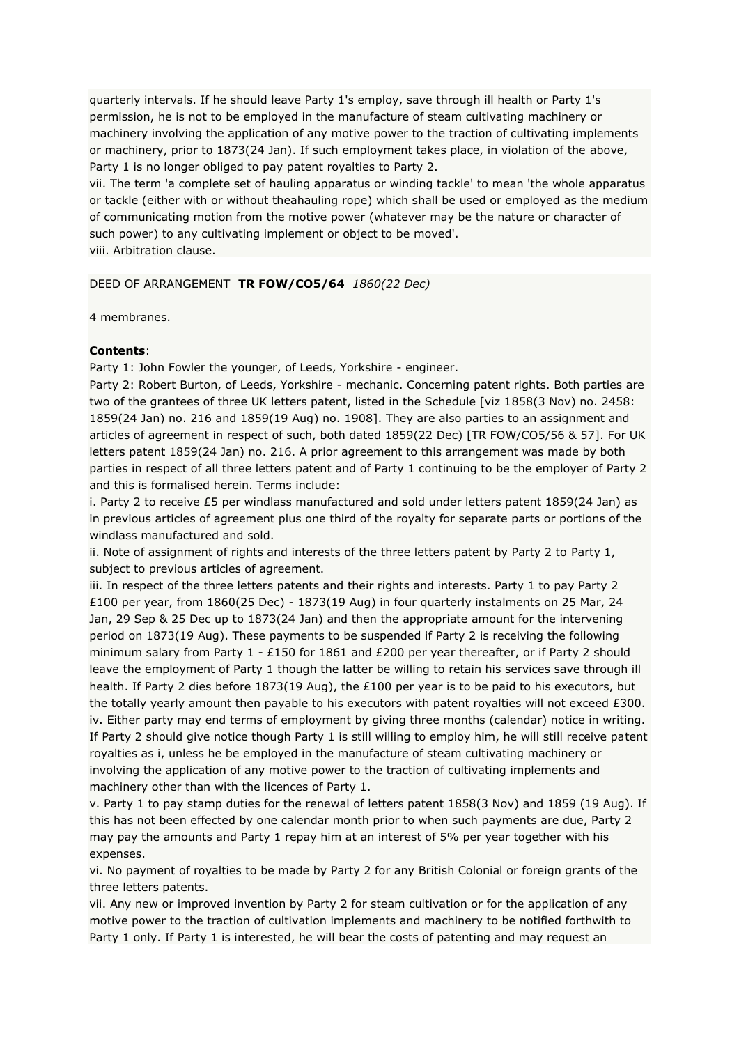quarterly intervals. If he should leave Party 1's employ, save through ill health or Party 1's permission, he is not to be employed in the manufacture of steam cultivating machinery or machinery involving the application of any motive power to the traction of cultivating implements or machinery, prior to 1873(24 Jan). If such employment takes place, in violation of the above, Party 1 is no longer obliged to pay patent royalties to Party 2.
vii. The term 'a complete set of hauling apparatus or winding tackle' to mean 'the whole apparatus or tackle (either with or without theahauling rope) which shall be used or employed as the medium of communicating motion from the motive power (whatever may be the nature or character of such power) to any cultivating implement or object to be moved'.
viii. Arbitration clause.

DEED OF ARRANGEMENT **TR FOW/CO5/64** *1860(22 Dec)*

4 membranes.

**Contents**:
Party 1: John Fowler the younger, of Leeds, Yorkshire - engineer.
Party 2: Robert Burton, of Leeds, Yorkshire - mechanic. Concerning patent rights. Both parties are two of the grantees of three UK letters patent, listed in the Schedule [viz 1858(3 Nov) no. 2458: 1859(24 Jan) no. 216 and 1859(19 Aug) no. 1908]. They are also parties to an assignment and articles of agreement in respect of such, both dated 1859(22 Dec) [TR FOW/CO5/56 & 57]. For UK letters patent 1859(24 Jan) no. 216. A prior agreement to this arrangement was made by both parties in respect of all three letters patent and of Party 1 continuing to be the employer of Party 2 and this is formalised herein. Terms include:
i. Party 2 to receive £5 per windlass manufactured and sold under letters patent 1859(24 Jan) as in previous articles of agreement plus one third of the royalty for separate parts or portions of the windlass manufactured and sold.
ii. Note of assignment of rights and interests of the three letters patent by Party 2 to Party 1, subject to previous articles of agreement.
iii. In respect of the three letters patents and their rights and interests. Party 1 to pay Party 2 £100 per year, from 1860(25 Dec) - 1873(19 Aug) in four quarterly instalments on 25 Mar, 24 Jan, 29 Sep & 25 Dec up to 1873(24 Jan) and then the appropriate amount for the intervening period on 1873(19 Aug). These payments to be suspended if Party 2 is receiving the following minimum salary from Party 1 - £150 for 1861 and £200 per year thereafter, or if Party 2 should leave the employment of Party 1 though the latter be willing to retain his services save through ill health. If Party 2 dies before 1873(19 Aug), the £100 per year is to be paid to his executors, but the totally yearly amount then payable to his executors with patent royalties will not exceed £300.
iv. Either party may end terms of employment by giving three months (calendar) notice in writing. If Party 2 should give notice though Party 1 is still willing to employ him, he will still receive patent royalties as i, unless he be employed in the manufacture of steam cultivating machinery or involving the application of any motive power to the traction of cultivating implements and machinery other than with the licences of Party 1.
v. Party 1 to pay stamp duties for the renewal of letters patent 1858(3 Nov) and 1859 (19 Aug). If this has not been effected by one calendar month prior to when such payments are due, Party 2 may pay the amounts and Party 1 repay him at an interest of 5% per year together with his expenses.
vi. No payment of royalties to be made by Party 2 for any British Colonial or foreign grants of the three letters patents.
vii. Any new or improved invention by Party 2 for steam cultivation or for the application of any motive power to the traction of cultivation implements and machinery to be notified forthwith to Party 1 only. If Party 1 is interested, he will bear the costs of patenting and may request an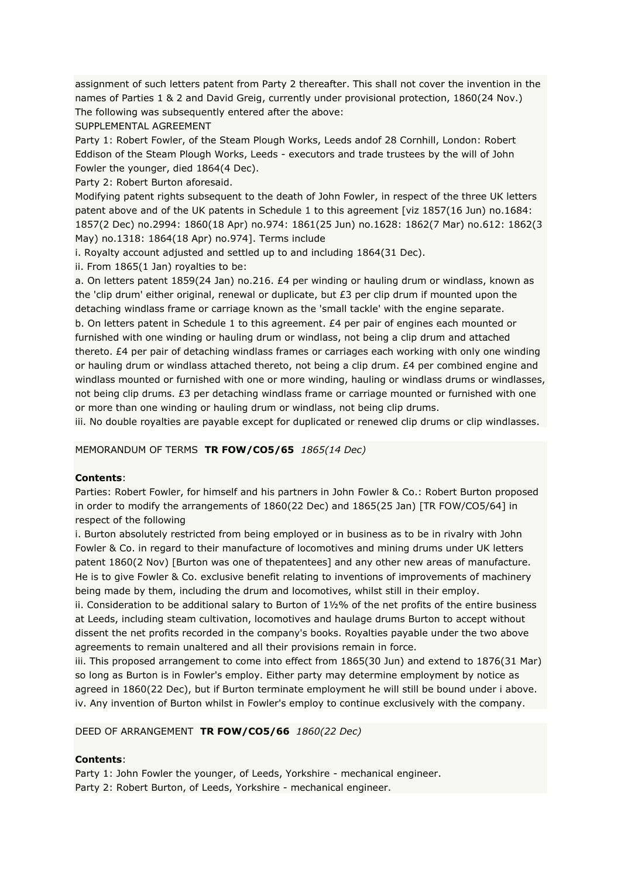assignment of such letters patent from Party 2 thereafter. This shall not cover the invention in the names of Parties 1 & 2 and David Greig, currently under provisional protection, 1860(24 Nov.)
The following was subsequently entered after the above:
SUPPLEMENTAL AGREEMENT
Party 1: Robert Fowler, of the Steam Plough Works, Leeds andof 28 Cornhill, London: Robert Eddison of the Steam Plough Works, Leeds - executors and trade trustees by the will of John Fowler the younger, died 1864(4 Dec).
Party 2: Robert Burton aforesaid.
Modifying patent rights subsequent to the death of John Fowler, in respect of the three UK letters patent above and of the UK patents in Schedule 1 to this agreement [viz 1857(16 Jun) no.1684: 1857(2 Dec) no.2994: 1860(18 Apr) no.974: 1861(25 Jun) no.1628: 1862(7 Mar) no.612: 1862(3 May) no.1318: 1864(18 Apr) no.974]. Terms include
i. Royalty account adjusted and settled up to and including 1864(31 Dec).
ii. From 1865(1 Jan) royalties to be:
a. On letters patent 1859(24 Jan) no.216. £4 per winding or hauling drum or windlass, known as the 'clip drum' either original, renewal or duplicate, but £3 per clip drum if mounted upon the detaching windlass frame or carriage known as the 'small tackle' with the engine separate.
b. On letters patent in Schedule 1 to this agreement. £4 per pair of engines each mounted or furnished with one winding or hauling drum or windlass, not being a clip drum and attached thereto. £4 per pair of detaching windlass frames or carriages each working with only one winding or hauling drum or windlass attached thereto, not being a clip drum. £4 per combined engine and windlass mounted or furnished with one or more winding, hauling or windlass drums or windlasses, not being clip drums. £3 per detaching windlass frame or carriage mounted or furnished with one or more than one winding or hauling drum or windlass, not being clip drums.
iii. No double royalties are payable except for duplicated or renewed clip drums or clip windlasses.

MEMORANDUM OF TERMS **TR FOW/CO5/65** *1865(14 Dec)*

**Contents**:
Parties: Robert Fowler, for himself and his partners in John Fowler & Co.: Robert Burton proposed in order to modify the arrangements of 1860(22 Dec) and 1865(25 Jan) [TR FOW/CO5/64] in respect of the following
i. Burton absolutely restricted from being employed or in business as to be in rivalry with John Fowler & Co. in regard to their manufacture of locomotives and mining drums under UK letters patent 1860(2 Nov) [Burton was one of thepatentees] and any other new areas of manufacture. He is to give Fowler & Co. exclusive benefit relating to inventions of improvements of machinery being made by them, including the drum and locomotives, whilst still in their employ.
ii. Consideration to be additional salary to Burton of 1½% of the net profits of the entire business at Leeds, including steam cultivation, locomotives and haulage drums Burton to accept without dissent the net profits recorded in the company's books. Royalties payable under the two above agreements to remain unaltered and all their provisions remain in force.
iii. This proposed arrangement to come into effect from 1865(30 Jun) and extend to 1876(31 Mar) so long as Burton is in Fowler's employ. Either party may determine employment by notice as agreed in 1860(22 Dec), but if Burton terminate employment he will still be bound under i above.
iv. Any invention of Burton whilst in Fowler's employ to continue exclusively with the company.

DEED OF ARRANGEMENT **TR FOW/CO5/66** *1860(22 Dec)*

**Contents**:
Party 1: John Fowler the younger, of Leeds, Yorkshire - mechanical engineer.
Party 2: Robert Burton, of Leeds, Yorkshire - mechanical engineer.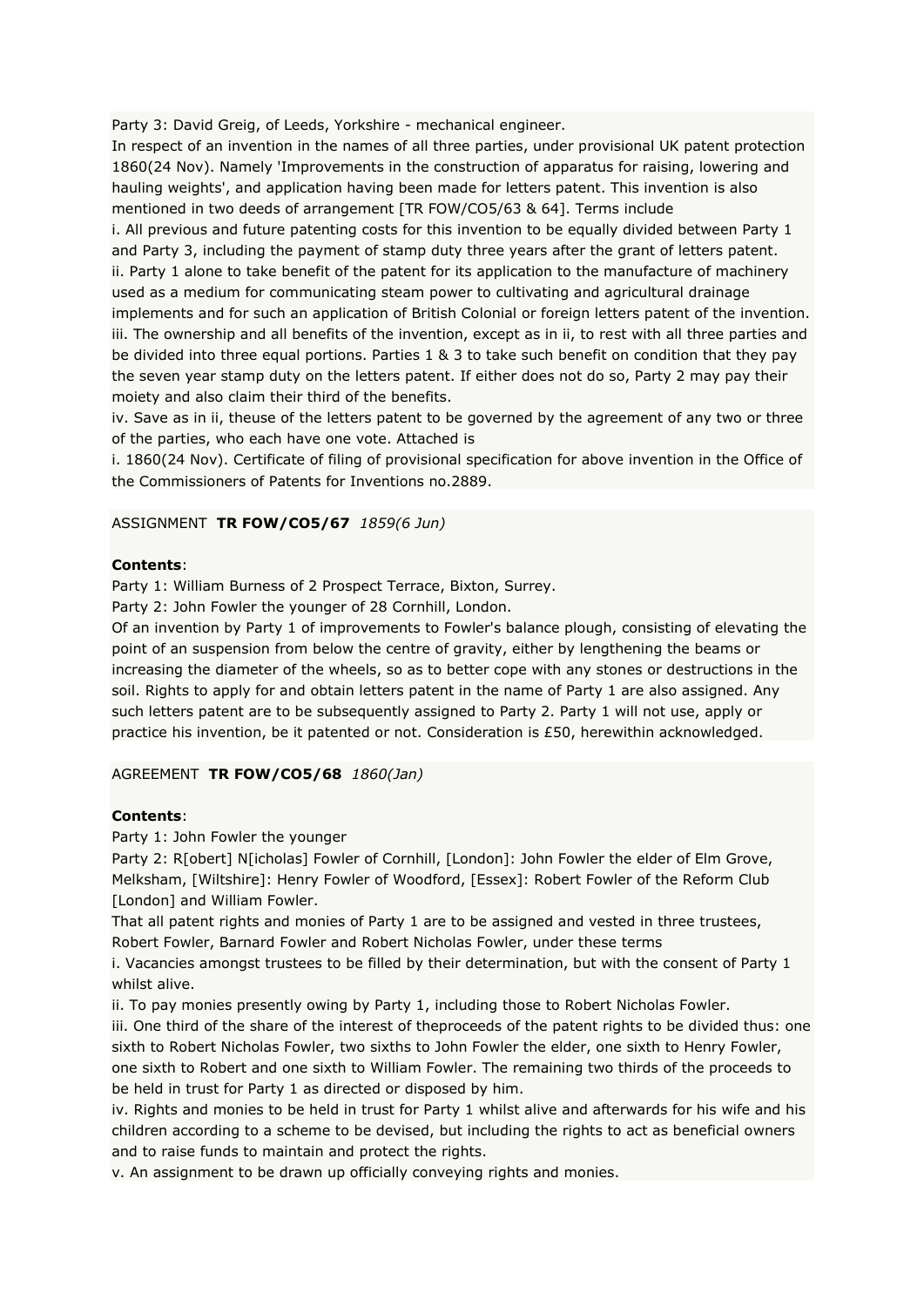Party 3: David Greig, of Leeds, Yorkshire - mechanical engineer.
In respect of an invention in the names of all three parties, under provisional UK patent protection 1860(24 Nov). Namely 'Improvements in the construction of apparatus for raising, lowering and hauling weights', and application having been made for letters patent. This invention is also mentioned in two deeds of arrangement [TR FOW/CO5/63 & 64]. Terms include
i. All previous and future patenting costs for this invention to be equally divided between Party 1 and Party 3, including the payment of stamp duty three years after the grant of letters patent.
ii. Party 1 alone to take benefit of the patent for its application to the manufacture of machinery used as a medium for communicating steam power to cultivating and agricultural drainage implements and for such an application of British Colonial or foreign letters patent of the invention.
iii. The ownership and all benefits of the invention, except as in ii, to rest with all three parties and be divided into three equal portions. Parties 1 & 3 to take such benefit on condition that they pay the seven year stamp duty on the letters patent. If either does not do so, Party 2 may pay their moiety and also claim their third of the benefits.
iv. Save as in ii, theuse of the letters patent to be governed by the agreement of any two or three of the parties, who each have one vote. Attached is
i. 1860(24 Nov). Certificate of filing of provisional specification for above invention in the Office of the Commissioners of Patents for Inventions no.2889.

ASSIGNMENT **TR FOW/CO5/67** *1859(6 Jun)*

**Contents**:
Party 1: William Burness of 2 Prospect Terrace, Bixton, Surrey.
Party 2: John Fowler the younger of 28 Cornhill, London.
Of an invention by Party 1 of improvements to Fowler's balance plough, consisting of elevating the point of an suspension from below the centre of gravity, either by lengthening the beams or increasing the diameter of the wheels, so as to better cope with any stones or destructions in the soil. Rights to apply for and obtain letters patent in the name of Party 1 are also assigned. Any such letters patent are to be subsequently assigned to Party 2. Party 1 will not use, apply or practice his invention, be it patented or not. Consideration is £50, herewithin acknowledged.

AGREEMENT **TR FOW/CO5/68** *1860(Jan)*

**Contents**:
Party 1: John Fowler the younger
Party 2: R[obert] N[icholas] Fowler of Cornhill, [London]: John Fowler the elder of Elm Grove, Melksham, [Wiltshire]: Henry Fowler of Woodford, [Essex]: Robert Fowler of the Reform Club [London] and William Fowler.
That all patent rights and monies of Party 1 are to be assigned and vested in three trustees, Robert Fowler, Barnard Fowler and Robert Nicholas Fowler, under these terms
i. Vacancies amongst trustees to be filled by their determination, but with the consent of Party 1 whilst alive.
ii. To pay monies presently owing by Party 1, including those to Robert Nicholas Fowler.
iii. One third of the share of the interest of theproceeds of the patent rights to be divided thus: one sixth to Robert Nicholas Fowler, two sixths to John Fowler the elder, one sixth to Henry Fowler, one sixth to Robert and one sixth to William Fowler. The remaining two thirds of the proceeds to be held in trust for Party 1 as directed or disposed by him.
iv. Rights and monies to be held in trust for Party 1 whilst alive and afterwards for his wife and his children according to a scheme to be devised, but including the rights to act as beneficial owners and to raise funds to maintain and protect the rights.
v. An assignment to be drawn up officially conveying rights and monies.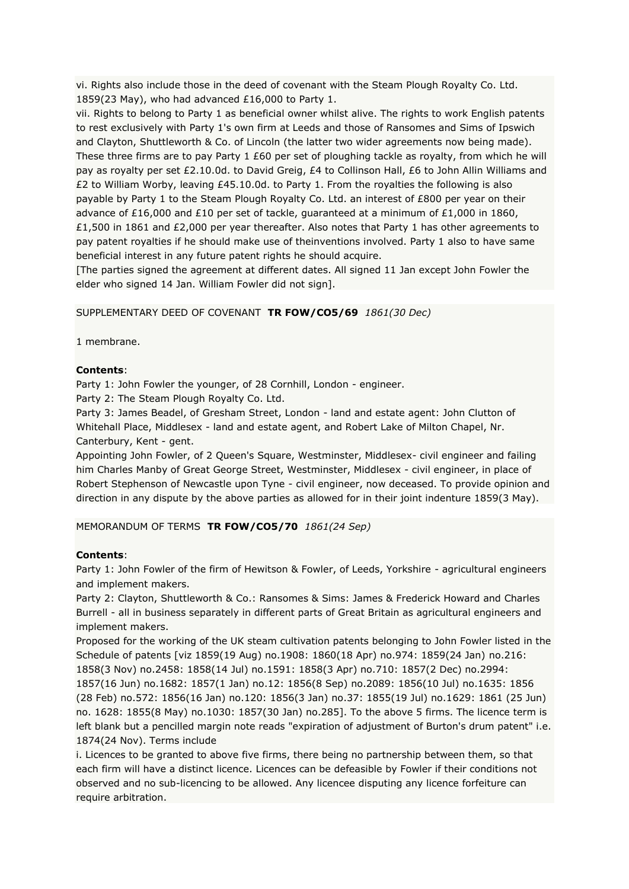vi. Rights also include those in the deed of covenant with the Steam Plough Royalty Co. Ltd. 1859(23 May), who had advanced £16,000 to Party 1.
vii. Rights to belong to Party 1 as beneficial owner whilst alive. The rights to work English patents to rest exclusively with Party 1's own firm at Leeds and those of Ransomes and Sims of Ipswich and Clayton, Shuttleworth & Co. of Lincoln (the latter two wider agreements now being made). These three firms are to pay Party 1 £60 per set of ploughing tackle as royalty, from which he will pay as royalty per set £2.10.0d. to David Greig, £4 to Collinson Hall, £6 to John Allin Williams and £2 to William Worby, leaving £45.10.0d. to Party 1. From the royalties the following is also payable by Party 1 to the Steam Plough Royalty Co. Ltd. an interest of £800 per year on their advance of £16,000 and £10 per set of tackle, guaranteed at a minimum of £1,000 in 1860, £1,500 in 1861 and £2,000 per year thereafter. Also notes that Party 1 has other agreements to pay patent royalties if he should make use of theinventions involved. Party 1 also to have same beneficial interest in any future patent rights he should acquire.
[The parties signed the agreement at different dates. All signed 11 Jan except John Fowler the elder who signed 14 Jan. William Fowler did not sign].

SUPPLEMENTARY DEED OF COVENANT **TR FOW/CO5/69** *1861(30 Dec)*

1 membrane.

**Contents**:
Party 1: John Fowler the younger, of 28 Cornhill, London - engineer.
Party 2: The Steam Plough Royalty Co. Ltd.
Party 3: James Beadel, of Gresham Street, London - land and estate agent: John Clutton of Whitehall Place, Middlesex - land and estate agent, and Robert Lake of Milton Chapel, Nr. Canterbury, Kent - gent.
Appointing John Fowler, of 2 Queen's Square, Westminster, Middlesex- civil engineer and failing him Charles Manby of Great George Street, Westminster, Middlesex - civil engineer, in place of Robert Stephenson of Newcastle upon Tyne - civil engineer, now deceased. To provide opinion and direction in any dispute by the above parties as allowed for in their joint indenture 1859(3 May).

MEMORANDUM OF TERMS **TR FOW/CO5/70** *1861(24 Sep)*

**Contents**:
Party 1: John Fowler of the firm of Hewitson & Fowler, of Leeds, Yorkshire - agricultural engineers and implement makers.
Party 2: Clayton, Shuttleworth & Co.: Ransomes & Sims: James & Frederick Howard and Charles Burrell - all in business separately in different parts of Great Britain as agricultural engineers and implement makers.
Proposed for the working of the UK steam cultivation patents belonging to John Fowler listed in the Schedule of patents [viz 1859(19 Aug) no.1908: 1860(18 Apr) no.974: 1859(24 Jan) no.216: 1858(3 Nov) no.2458: 1858(14 Jul) no.1591: 1858(3 Apr) no.710: 1857(2 Dec) no.2994: 1857(16 Jun) no.1682: 1857(1 Jan) no.12: 1856(8 Sep) no.2089: 1856(10 Jul) no.1635: 1856 (28 Feb) no.572: 1856(16 Jan) no.120: 1856(3 Jan) no.37: 1855(19 Jul) no.1629: 1861 (25 Jun) no. 1628: 1855(8 May) no.1030: 1857(30 Jan) no.285]. To the above 5 firms. The licence term is left blank but a pencilled margin note reads "expiration of adjustment of Burton's drum patent" i.e. 1874(24 Nov). Terms include
i. Licences to be granted to above five firms, there being no partnership between them, so that each firm will have a distinct licence. Licences can be defeasible by Fowler if their conditions not observed and no sub-licencing to be allowed. Any licencee disputing any licence forfeiture can require arbitration.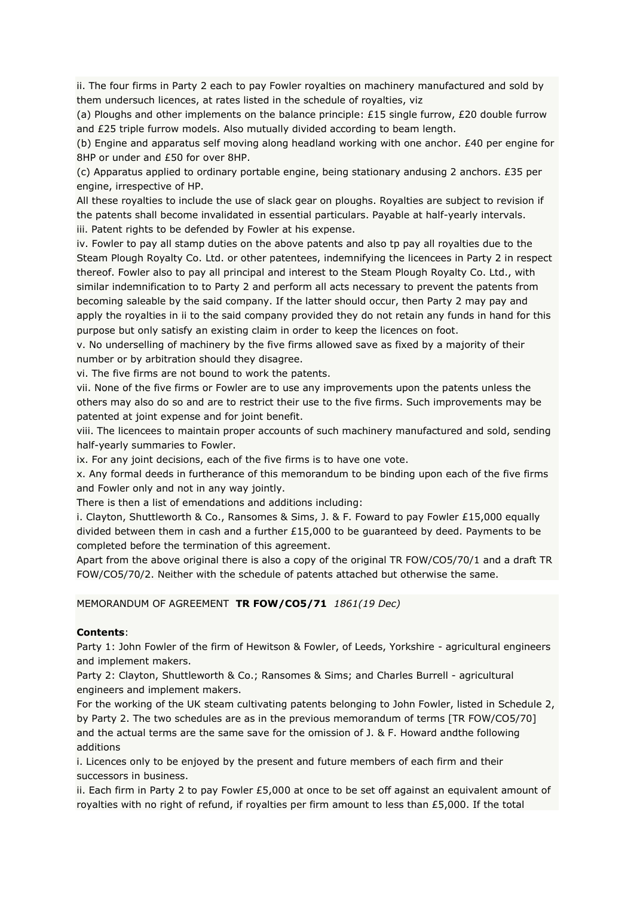ii. The four firms in Party 2 each to pay Fowler royalties on machinery manufactured and sold by them undersuch licences, at rates listed in the schedule of royalties, viz

(a) Ploughs and other implements on the balance principle: £15 single furrow, £20 double furrow and £25 triple furrow models. Also mutually divided according to beam length.

(b) Engine and apparatus self moving along headland working with one anchor. £40 per engine for 8HP or under and £50 for over 8HP.

(c) Apparatus applied to ordinary portable engine, being stationary andusing 2 anchors. £35 per engine, irrespective of HP.

All these royalties to include the use of slack gear on ploughs. Royalties are subject to revision if the patents shall become invalidated in essential particulars. Payable at half-yearly intervals.

iii. Patent rights to be defended by Fowler at his expense.

iv. Fowler to pay all stamp duties on the above patents and also tp pay all royalties due to the Steam Plough Royalty Co. Ltd. or other patentees, indemnifying the licencees in Party 2 in respect thereof. Fowler also to pay all principal and interest to the Steam Plough Royalty Co. Ltd., with similar indemnification to to Party 2 and perform all acts necessary to prevent the patents from becoming saleable by the said company. If the latter should occur, then Party 2 may pay and apply the royalties in ii to the said company provided they do not retain any funds in hand for this purpose but only satisfy an existing claim in order to keep the licences on foot.

v. No underselling of machinery by the five firms allowed save as fixed by a majority of their number or by arbitration should they disagree.

vi. The five firms are not bound to work the patents.

vii. None of the five firms or Fowler are to use any improvements upon the patents unless the others may also do so and are to restrict their use to the five firms. Such improvements may be patented at joint expense and for joint benefit.

viii. The licencees to maintain proper accounts of such machinery manufactured and sold, sending half-yearly summaries to Fowler.

ix. For any joint decisions, each of the five firms is to have one vote.

x. Any formal deeds in furtherance of this memorandum to be binding upon each of the five firms and Fowler only and not in any way jointly.

There is then a list of emendations and additions including:

i. Clayton, Shuttleworth & Co., Ransomes & Sims, J. & F. Foward to pay Fowler £15,000 equally divided between them in cash and a further £15,000 to be guaranteed by deed. Payments to be completed before the termination of this agreement.

Apart from the above original there is also a copy of the original TR FOW/CO5/70/1 and a draft TR FOW/CO5/70/2. Neither with the schedule of patents attached but otherwise the same.

MEMORANDUM OF AGREEMENT **TR FOW/CO5/71** *1861(19 Dec)*

**Contents**:

Party 1: John Fowler of the firm of Hewitson & Fowler, of Leeds, Yorkshire - agricultural engineers and implement makers.

Party 2: Clayton, Shuttleworth & Co.; Ransomes & Sims; and Charles Burrell - agricultural engineers and implement makers.

For the working of the UK steam cultivating patents belonging to John Fowler, listed in Schedule 2, by Party 2. The two schedules are as in the previous memorandum of terms [TR FOW/CO5/70] and the actual terms are the same save for the omission of J. & F. Howard andthe following additions

i. Licences only to be enjoyed by the present and future members of each firm and their successors in business.

ii. Each firm in Party 2 to pay Fowler £5,000 at once to be set off against an equivalent amount of royalties with no right of refund, if royalties per firm amount to less than £5,000. If the total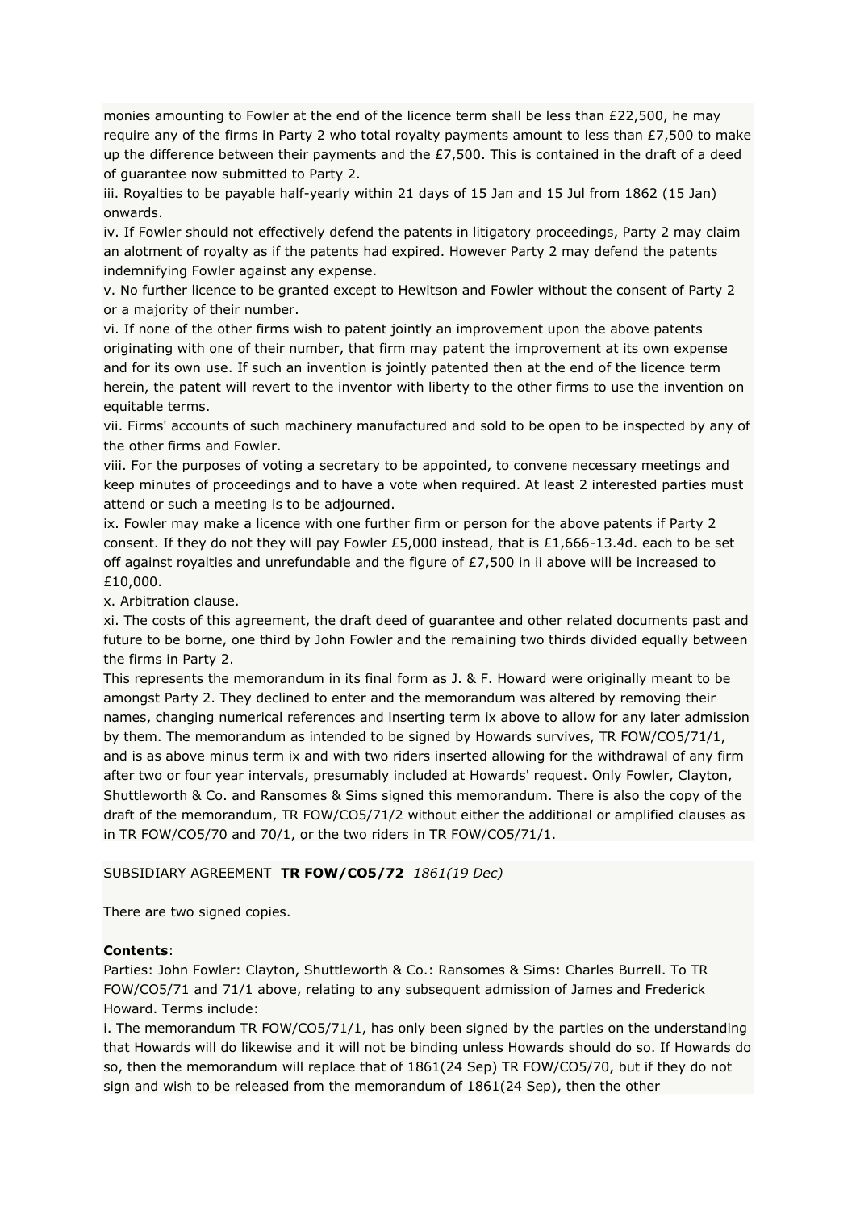monies amounting to Fowler at the end of the licence term shall be less than £22,500, he may require any of the firms in Party 2 who total royalty payments amount to less than £7,500 to make up the difference between their payments and the £7,500. This is contained in the draft of a deed of guarantee now submitted to Party 2.
iii. Royalties to be payable half-yearly within 21 days of 15 Jan and 15 Jul from 1862 (15 Jan) onwards.
iv. If Fowler should not effectively defend the patents in litigatory proceedings, Party 2 may claim an alotment of royalty as if the patents had expired. However Party 2 may defend the patents indemnifying Fowler against any expense.
v. No further licence to be granted except to Hewitson and Fowler without the consent of Party 2 or a majority of their number.
vi. If none of the other firms wish to patent jointly an improvement upon the above patents originating with one of their number, that firm may patent the improvement at its own expense and for its own use. If such an invention is jointly patented then at the end of the licence term herein, the patent will revert to the inventor with liberty to the other firms to use the invention on equitable terms.
vii. Firms' accounts of such machinery manufactured and sold to be open to be inspected by any of the other firms and Fowler.
viii. For the purposes of voting a secretary to be appointed, to convene necessary meetings and keep minutes of proceedings and to have a vote when required. At least 2 interested parties must attend or such a meeting is to be adjourned.
ix. Fowler may make a licence with one further firm or person for the above patents if Party 2 consent. If they do not they will pay Fowler £5,000 instead, that is £1,666-13.4d. each to be set off against royalties and unrefundable and the figure of £7,500 in ii above will be increased to £10,000.
x. Arbitration clause.
xi. The costs of this agreement, the draft deed of guarantee and other related documents past and future to be borne, one third by John Fowler and the remaining two thirds divided equally between the firms in Party 2.
This represents the memorandum in its final form as J. & F. Howard were originally meant to be amongst Party 2. They declined to enter and the memorandum was altered by removing their names, changing numerical references and inserting term ix above to allow for any later admission by them. The memorandum as intended to be signed by Howards survives, TR FOW/CO5/71/1, and is as above minus term ix and with two riders inserted allowing for the withdrawal of any firm after two or four year intervals, presumably included at Howards' request. Only Fowler, Clayton, Shuttleworth & Co. and Ransomes & Sims signed this memorandum. There is also the copy of the draft of the memorandum, TR FOW/CO5/71/2 without either the additional or amplified clauses as in TR FOW/CO5/70 and 70/1, or the two riders in TR FOW/CO5/71/1.

SUBSIDIARY AGREEMENT **TR FOW/CO5/72** *1861(19 Dec)*

There are two signed copies.

**Contents**:
Parties: John Fowler: Clayton, Shuttleworth & Co.: Ransomes & Sims: Charles Burrell. To TR FOW/CO5/71 and 71/1 above, relating to any subsequent admission of James and Frederick Howard. Terms include:
i. The memorandum TR FOW/CO5/71/1, has only been signed by the parties on the understanding that Howards will do likewise and it will not be binding unless Howards should do so. If Howards do so, then the memorandum will replace that of 1861(24 Sep) TR FOW/CO5/70, but if they do not sign and wish to be released from the memorandum of 1861(24 Sep), then the other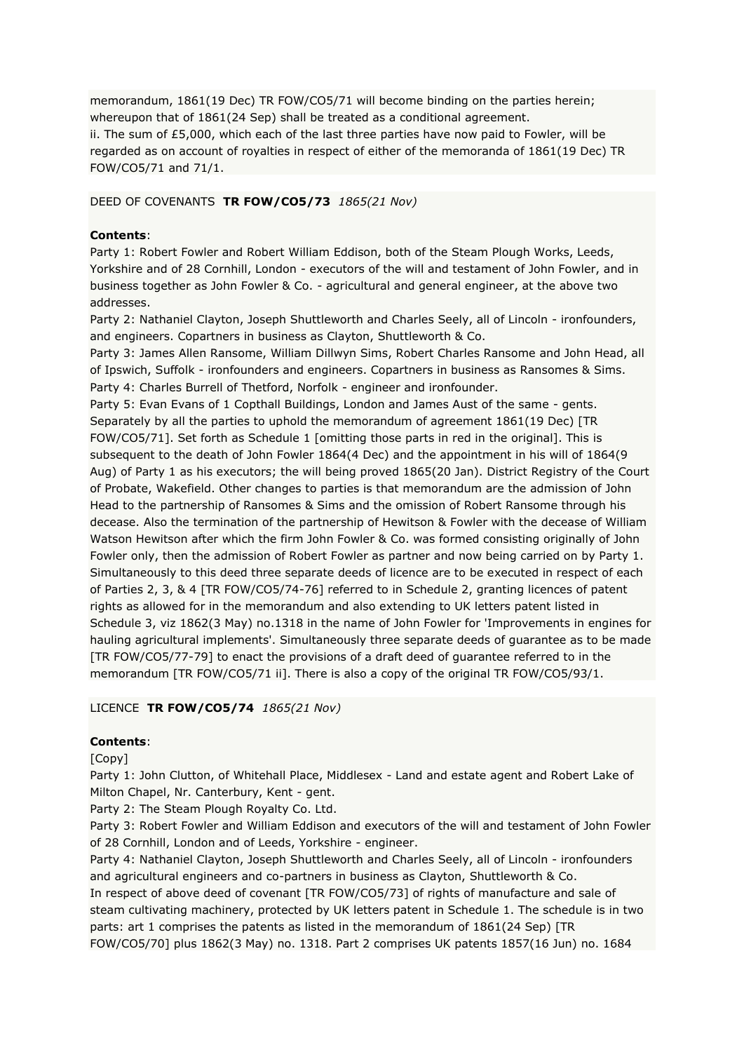memorandum, 1861(19 Dec) TR FOW/CO5/71 will become binding on the parties herein; whereupon that of 1861(24 Sep) shall be treated as a conditional agreement.
ii. The sum of £5,000, which each of the last three parties have now paid to Fowler, will be regarded as on account of royalties in respect of either of the memoranda of 1861(19 Dec) TR FOW/CO5/71 and 71/1.

DEED OF COVENANTS **TR FOW/CO5/73** *1865(21 Nov)*

**Contents**:
Party 1: Robert Fowler and Robert William Eddison, both of the Steam Plough Works, Leeds, Yorkshire and of 28 Cornhill, London - executors of the will and testament of John Fowler, and in business together as John Fowler & Co. - agricultural and general engineer, at the above two addresses.
Party 2: Nathaniel Clayton, Joseph Shuttleworth and Charles Seely, all of Lincoln - ironfounders, and engineers. Copartners in business as Clayton, Shuttleworth & Co.
Party 3: James Allen Ransome, William Dillwyn Sims, Robert Charles Ransome and John Head, all of Ipswich, Suffolk - ironfounders and engineers. Copartners in business as Ransomes & Sims.
Party 4: Charles Burrell of Thetford, Norfolk - engineer and ironfounder.
Party 5: Evan Evans of 1 Copthall Buildings, London and James Aust of the same - gents.
Separately by all the parties to uphold the memorandum of agreement 1861(19 Dec) [TR FOW/CO5/71]. Set forth as Schedule 1 [omitting those parts in red in the original]. This is subsequent to the death of John Fowler 1864(4 Dec) and the appointment in his will of 1864(9 Aug) of Party 1 as his executors; the will being proved 1865(20 Jan). District Registry of the Court of Probate, Wakefield. Other changes to parties is that memorandum are the admission of John Head to the partnership of Ransomes & Sims and the omission of Robert Ransome through his decease. Also the termination of the partnership of Hewitson & Fowler with the decease of William Watson Hewitson after which the firm John Fowler & Co. was formed consisting originally of John Fowler only, then the admission of Robert Fowler as partner and now being carried on by Party 1. Simultaneously to this deed three separate deeds of licence are to be executed in respect of each of Parties 2, 3, & 4 [TR FOW/CO5/74-76] referred to in Schedule 2, granting licences of patent rights as allowed for in the memorandum and also extending to UK letters patent listed in Schedule 3, viz 1862(3 May) no.1318 in the name of John Fowler for 'Improvements in engines for hauling agricultural implements'. Simultaneously three separate deeds of guarantee as to be made [TR FOW/CO5/77-79] to enact the provisions of a draft deed of guarantee referred to in the memorandum [TR FOW/CO5/71 ii]. There is also a copy of the original TR FOW/CO5/93/1.

LICENCE **TR FOW/CO5/74** *1865(21 Nov)*

**Contents**:
[Copy]
Party 1: John Clutton, of Whitehall Place, Middlesex - Land and estate agent and Robert Lake of Milton Chapel, Nr. Canterbury, Kent - gent.
Party 2: The Steam Plough Royalty Co. Ltd.
Party 3: Robert Fowler and William Eddison and executors of the will and testament of John Fowler of 28 Cornhill, London and of Leeds, Yorkshire - engineer.
Party 4: Nathaniel Clayton, Joseph Shuttleworth and Charles Seely, all of Lincoln - ironfounders and agricultural engineers and co-partners in business as Clayton, Shuttleworth & Co.
In respect of above deed of covenant [TR FOW/CO5/73] of rights of manufacture and sale of steam cultivating machinery, protected by UK letters patent in Schedule 1. The schedule is in two parts: art 1 comprises the patents as listed in the memorandum of 1861(24 Sep) [TR FOW/CO5/70] plus 1862(3 May) no. 1318. Part 2 comprises UK patents 1857(16 Jun) no. 1684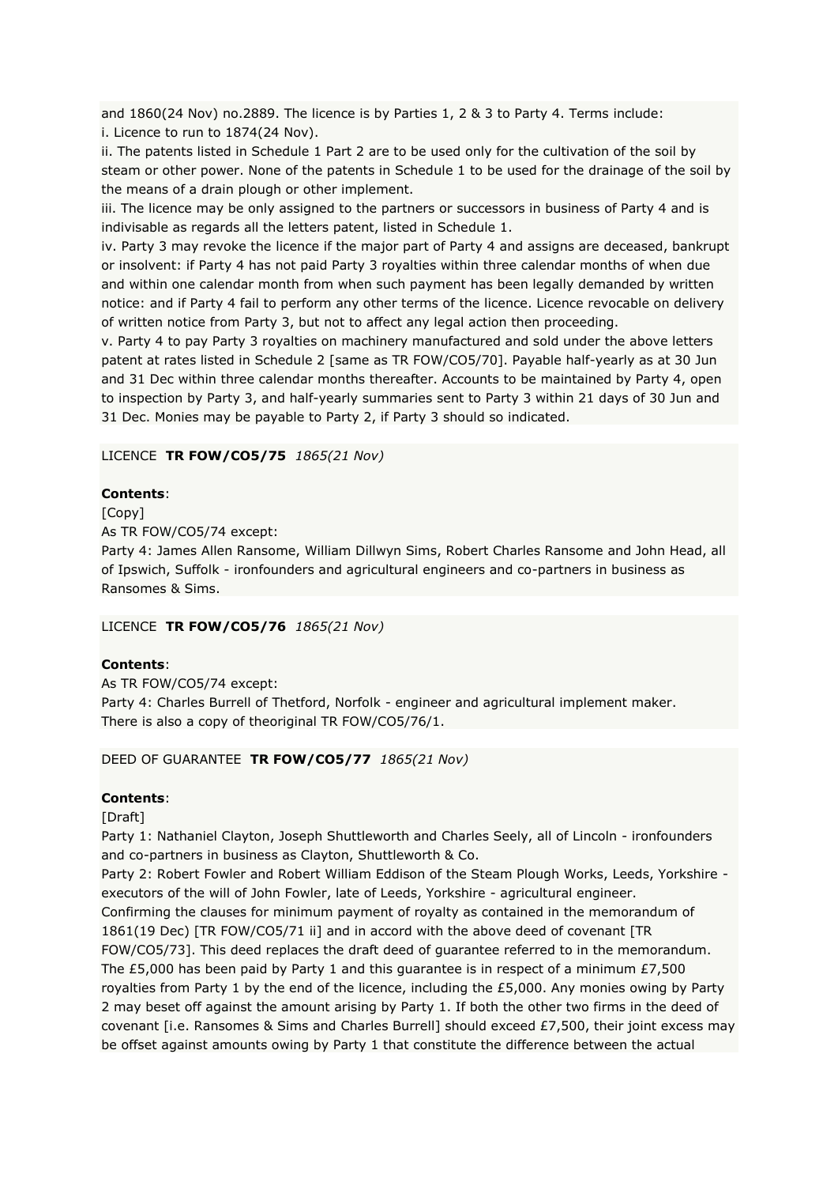and 1860(24 Nov) no.2889. The licence is by Parties 1, 2 & 3 to Party 4. Terms include:
i. Licence to run to 1874(24 Nov).
ii. The patents listed in Schedule 1 Part 2 are to be used only for the cultivation of the soil by steam or other power. None of the patents in Schedule 1 to be used for the drainage of the soil by the means of a drain plough or other implement.
iii. The licence may be only assigned to the partners or successors in business of Party 4 and is indivisable as regards all the letters patent, listed in Schedule 1.
iv. Party 3 may revoke the licence if the major part of Party 4 and assigns are deceased, bankrupt or insolvent: if Party 4 has not paid Party 3 royalties within three calendar months of when due and within one calendar month from when such payment has been legally demanded by written notice: and if Party 4 fail to perform any other terms of the licence. Licence revocable on delivery of written notice from Party 3, but not to affect any legal action then proceeding.
v. Party 4 to pay Party 3 royalties on machinery manufactured and sold under the above letters patent at rates listed in Schedule 2 [same as TR FOW/CO5/70]. Payable half-yearly as at 30 Jun and 31 Dec within three calendar months thereafter. Accounts to be maintained by Party 4, open to inspection by Party 3, and half-yearly summaries sent to Party 3 within 21 days of 30 Jun and 31 Dec. Monies may be payable to Party 2, if Party 3 should so indicated.

LICENCE **TR FOW/CO5/75** *1865(21 Nov)*

**Contents**:
[Copy]
As TR FOW/CO5/74 except:
Party 4: James Allen Ransome, William Dillwyn Sims, Robert Charles Ransome and John Head, all of Ipswich, Suffolk - ironfounders and agricultural engineers and co-partners in business as Ransomes & Sims.

LICENCE **TR FOW/CO5/76** *1865(21 Nov)*

**Contents**:
As TR FOW/CO5/74 except:
Party 4: Charles Burrell of Thetford, Norfolk - engineer and agricultural implement maker.
There is also a copy of theoriginal TR FOW/CO5/76/1.

DEED OF GUARANTEE **TR FOW/CO5/77** *1865(21 Nov)*

**Contents**:
[Draft]
Party 1: Nathaniel Clayton, Joseph Shuttleworth and Charles Seely, all of Lincoln - ironfounders and co-partners in business as Clayton, Shuttleworth & Co.
Party 2: Robert Fowler and Robert William Eddison of the Steam Plough Works, Leeds, Yorkshire - executors of the will of John Fowler, late of Leeds, Yorkshire - agricultural engineer.
Confirming the clauses for minimum payment of royalty as contained in the memorandum of 1861(19 Dec) [TR FOW/CO5/71 ii] and in accord with the above deed of covenant [TR FOW/CO5/73]. This deed replaces the draft deed of guarantee referred to in the memorandum. The £5,000 has been paid by Party 1 and this guarantee is in respect of a minimum £7,500 royalties from Party 1 by the end of the licence, including the £5,000. Any monies owing by Party 2 may beset off against the amount arising by Party 1. If both the other two firms in the deed of covenant [i.e. Ransomes & Sims and Charles Burrell] should exceed £7,500, their joint excess may be offset against amounts owing by Party 1 that constitute the difference between the actual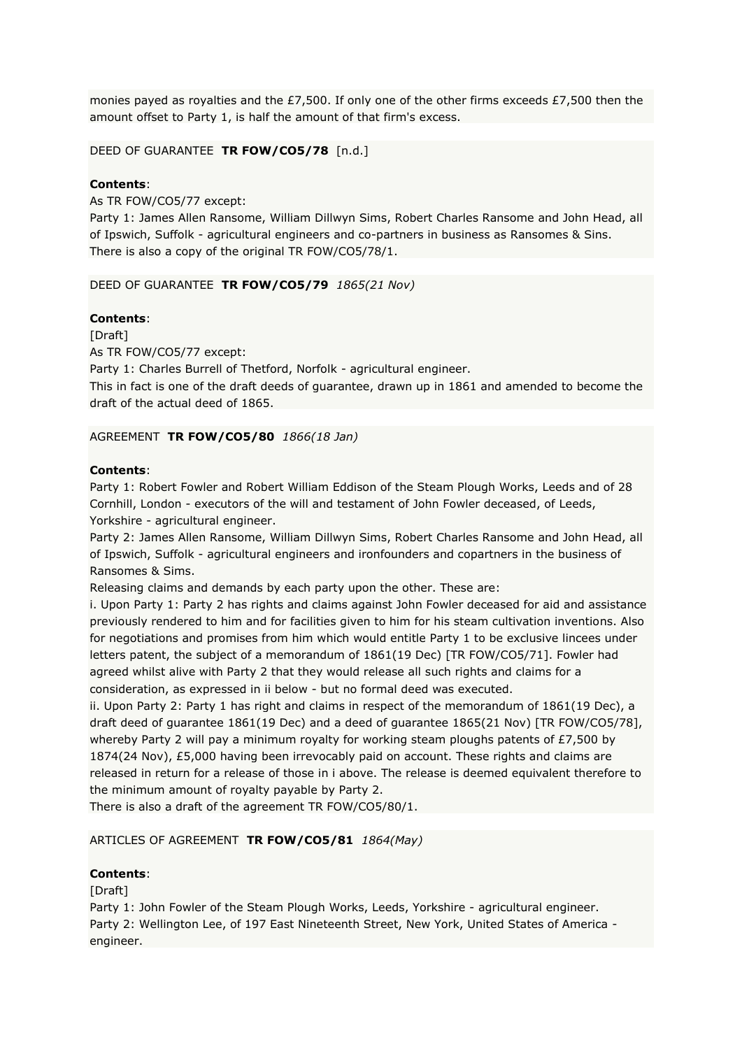monies payed as royalties and the £7,500. If only one of the other firms exceeds £7,500 then the amount offset to Party 1, is half the amount of that firm's excess.

DEED OF GUARANTEE **TR FOW/CO5/78** [n.d.]

**Contents**:
As TR FOW/CO5/77 except:
Party 1: James Allen Ransome, William Dillwyn Sims, Robert Charles Ransome and John Head, all of Ipswich, Suffolk - agricultural engineers and co-partners in business as Ransomes & Sins.
There is also a copy of the original TR FOW/CO5/78/1.

DEED OF GUARANTEE **TR FOW/CO5/79** *1865(21 Nov)*

**Contents**:
[Draft]
As TR FOW/CO5/77 except:
Party 1: Charles Burrell of Thetford, Norfolk - agricultural engineer.
This in fact is one of the draft deeds of guarantee, drawn up in 1861 and amended to become the draft of the actual deed of 1865.

AGREEMENT **TR FOW/CO5/80** *1866(18 Jan)*

**Contents**:
Party 1: Robert Fowler and Robert William Eddison of the Steam Plough Works, Leeds and of 28 Cornhill, London - executors of the will and testament of John Fowler deceased, of Leeds, Yorkshire - agricultural engineer.
Party 2: James Allen Ransome, William Dillwyn Sims, Robert Charles Ransome and John Head, all of Ipswich, Suffolk - agricultural engineers and ironfounders and copartners in the business of Ransomes & Sims.
Releasing claims and demands by each party upon the other. These are:
i. Upon Party 1: Party 2 has rights and claims against John Fowler deceased for aid and assistance previously rendered to him and for facilities given to him for his steam cultivation inventions. Also for negotiations and promises from him which would entitle Party 1 to be exclusive lincees under letters patent, the subject of a memorandum of 1861(19 Dec) [TR FOW/CO5/71]. Fowler had agreed whilst alive with Party 2 that they would release all such rights and claims for a consideration, as expressed in ii below - but no formal deed was executed.
ii. Upon Party 2: Party 1 has right and claims in respect of the memorandum of 1861(19 Dec), a draft deed of guarantee 1861(19 Dec) and a deed of guarantee 1865(21 Nov) [TR FOW/CO5/78], whereby Party 2 will pay a minimum royalty for working steam ploughs patents of £7,500 by 1874(24 Nov), £5,000 having been irrevocably paid on account. These rights and claims are released in return for a release of those in i above. The release is deemed equivalent therefore to the minimum amount of royalty payable by Party 2.
There is also a draft of the agreement TR FOW/CO5/80/1.

ARTICLES OF AGREEMENT **TR FOW/CO5/81** *1864(May)*

**Contents**:
[Draft]
Party 1: John Fowler of the Steam Plough Works, Leeds, Yorkshire - agricultural engineer.
Party 2: Wellington Lee, of 197 East Nineteenth Street, New York, United States of America - engineer.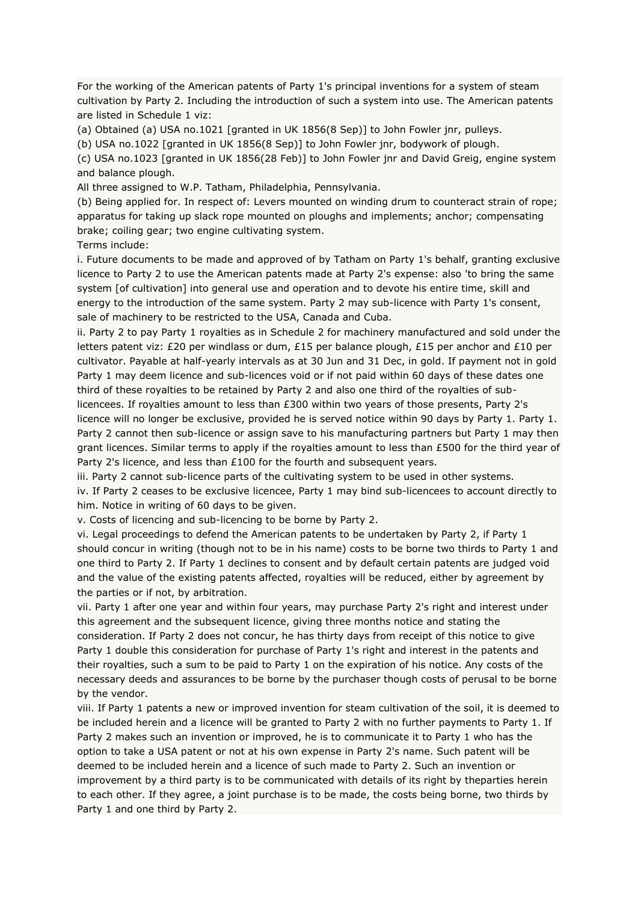For the working of the American patents of Party 1's principal inventions for a system of steam cultivation by Party 2. Including the introduction of such a system into use. The American patents are listed in Schedule 1 viz:

(a) Obtained (a) USA no.1021 [granted in UK 1856(8 Sep)] to John Fowler jnr, pulleys.

(b) USA no.1022 [granted in UK 1856(8 Sep)] to John Fowler jnr, bodywork of plough.

(c) USA no.1023 [granted in UK 1856(28 Feb)] to John Fowler jnr and David Greig, engine system and balance plough.

All three assigned to W.P. Tatham, Philadelphia, Pennsylvania.

(b) Being applied for. In respect of: Levers mounted on winding drum to counteract strain of rope; apparatus for taking up slack rope mounted on ploughs and implements; anchor; compensating brake; coiling gear; two engine cultivating system.

Terms include:

i. Future documents to be made and approved of by Tatham on Party 1's behalf, granting exclusive licence to Party 2 to use the American patents made at Party 2's expense: also 'to bring the same system [of cultivation] into general use and operation and to devote his entire time, skill and energy to the introduction of the same system. Party 2 may sub-licence with Party 1's consent, sale of machinery to be restricted to the USA, Canada and Cuba.

ii. Party 2 to pay Party 1 royalties as in Schedule 2 for machinery manufactured and sold under the letters patent viz: £20 per windlass or dum, £15 per balance plough, £15 per anchor and £10 per cultivator. Payable at half-yearly intervals as at 30 Jun and 31 Dec, in gold. If payment not in gold Party 1 may deem licence and sub-licences void or if not paid within 60 days of these dates one third of these royalties to be retained by Party 2 and also one third of the royalties of sub-licencees. If royalties amount to less than £300 within two years of those presents, Party 2's licence will no longer be exclusive, provided he is served notice within 90 days by Party 1. Party 1. Party 2 cannot then sub-licence or assign save to his manufacturing partners but Party 1 may then grant licences. Similar terms to apply if the royalties amount to less than £500 for the third year of Party 2's licence, and less than £100 for the fourth and subsequent years.

iii. Party 2 cannot sub-licence parts of the cultivating system to be used in other systems.

iv. If Party 2 ceases to be exclusive licencee, Party 1 may bind sub-licencees to account directly to him. Notice in writing of 60 days to be given.

v. Costs of licencing and sub-licencing to be borne by Party 2.

vi. Legal proceedings to defend the American patents to be undertaken by Party 2, if Party 1 should concur in writing (though not to be in his name) costs to be borne two thirds to Party 1 and one third to Party 2. If Party 1 declines to consent and by default certain patents are judged void and the value of the existing patents affected, royalties will be reduced, either by agreement by the parties or if not, by arbitration.

vii. Party 1 after one year and within four years, may purchase Party 2's right and interest under this agreement and the subsequent licence, giving three months notice and stating the consideration. If Party 2 does not concur, he has thirty days from receipt of this notice to give Party 1 double this consideration for purchase of Party 1's right and interest in the patents and their royalties, such a sum to be paid to Party 1 on the expiration of his notice. Any costs of the necessary deeds and assurances to be borne by the purchaser though costs of perusal to be borne by the vendor.

viii. If Party 1 patents a new or improved invention for steam cultivation of the soil, it is deemed to be included herein and a licence will be granted to Party 2 with no further payments to Party 1. If Party 2 makes such an invention or improved, he is to communicate it to Party 1 who has the option to take a USA patent or not at his own expense in Party 2's name. Such patent will be deemed to be included herein and a licence of such made to Party 2. Such an invention or improvement by a third party is to be communicated with details of its right by theparties herein to each other. If they agree, a joint purchase is to be made, the costs being borne, two thirds by Party 1 and one third by Party 2.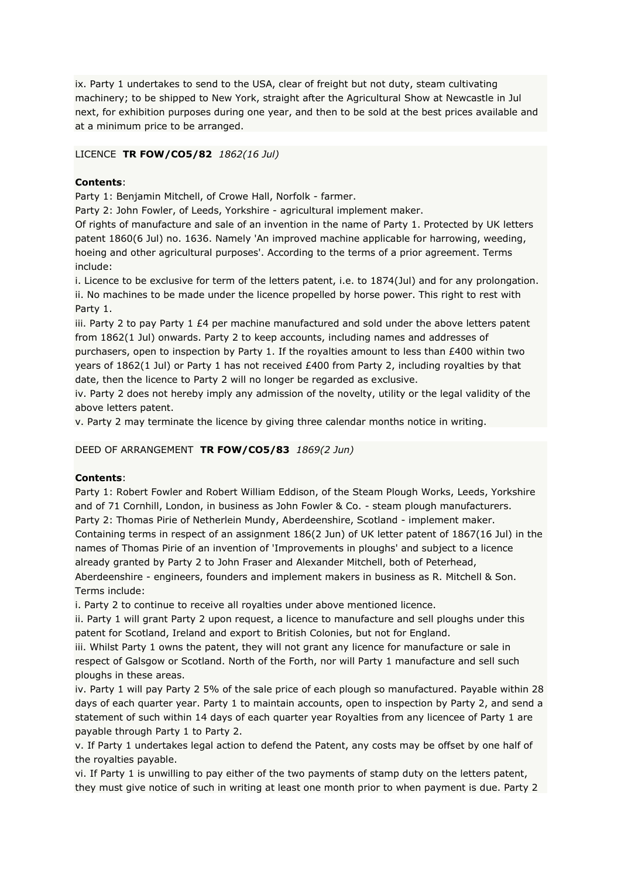ix. Party 1 undertakes to send to the USA, clear of freight but not duty, steam cultivating machinery; to be shipped to New York, straight after the Agricultural Show at Newcastle in Jul next, for exhibition purposes during one year, and then to be sold at the best prices available and at a minimum price to be arranged.

LICENCE **TR FOW/CO5/82** *1862(16 Jul)*

**Contents**:
Party 1: Benjamin Mitchell, of Crowe Hall, Norfolk - farmer.
Party 2: John Fowler, of Leeds, Yorkshire - agricultural implement maker.
Of rights of manufacture and sale of an invention in the name of Party 1. Protected by UK letters patent 1860(6 Jul) no. 1636. Namely 'An improved machine applicable for harrowing, weeding, hoeing and other agricultural purposes'. According to the terms of a prior agreement. Terms include:
i. Licence to be exclusive for term of the letters patent, i.e. to 1874(Jul) and for any prolongation.
ii. No machines to be made under the licence propelled by horse power. This right to rest with Party 1.
iii. Party 2 to pay Party 1 £4 per machine manufactured and sold under the above letters patent from 1862(1 Jul) onwards. Party 2 to keep accounts, including names and addresses of purchasers, open to inspection by Party 1. If the royalties amount to less than £400 within two years of 1862(1 Jul) or Party 1 has not received £400 from Party 2, including royalties by that date, then the licence to Party 2 will no longer be regarded as exclusive.
iv. Party 2 does not hereby imply any admission of the novelty, utility or the legal validity of the above letters patent.
v. Party 2 may terminate the licence by giving three calendar months notice in writing.

DEED OF ARRANGEMENT **TR FOW/CO5/83** *1869(2 Jun)*

**Contents**:
Party 1: Robert Fowler and Robert William Eddison, of the Steam Plough Works, Leeds, Yorkshire and of 71 Cornhill, London, in business as John Fowler & Co. - steam plough manufacturers.
Party 2: Thomas Pirie of Netherlein Mundy, Aberdeenshire, Scotland - implement maker.
Containing terms in respect of an assignment 186(2 Jun) of UK letter patent of 1867(16 Jul) in the names of Thomas Pirie of an invention of 'Improvements in ploughs' and subject to a licence already granted by Party 2 to John Fraser and Alexander Mitchell, both of Peterhead, Aberdeenshire - engineers, founders and implement makers in business as R. Mitchell & Son. Terms include:
i. Party 2 to continue to receive all royalties under above mentioned licence.
ii. Party 1 will grant Party 2 upon request, a licence to manufacture and sell ploughs under this patent for Scotland, Ireland and export to British Colonies, but not for England.
iii. Whilst Party 1 owns the patent, they will not grant any licence for manufacture or sale in respect of Galsgow or Scotland. North of the Forth, nor will Party 1 manufacture and sell such ploughs in these areas.
iv. Party 1 will pay Party 2 5% of the sale price of each plough so manufactured. Payable within 28 days of each quarter year. Party 1 to maintain accounts, open to inspection by Party 2, and send a statement of such within 14 days of each quarter year Royalties from any licencee of Party 1 are payable through Party 1 to Party 2.
v. If Party 1 undertakes legal action to defend the Patent, any costs may be offset by one half of the royalties payable.
vi. If Party 1 is unwilling to pay either of the two payments of stamp duty on the letters patent, they must give notice of such in writing at least one month prior to when payment is due. Party 2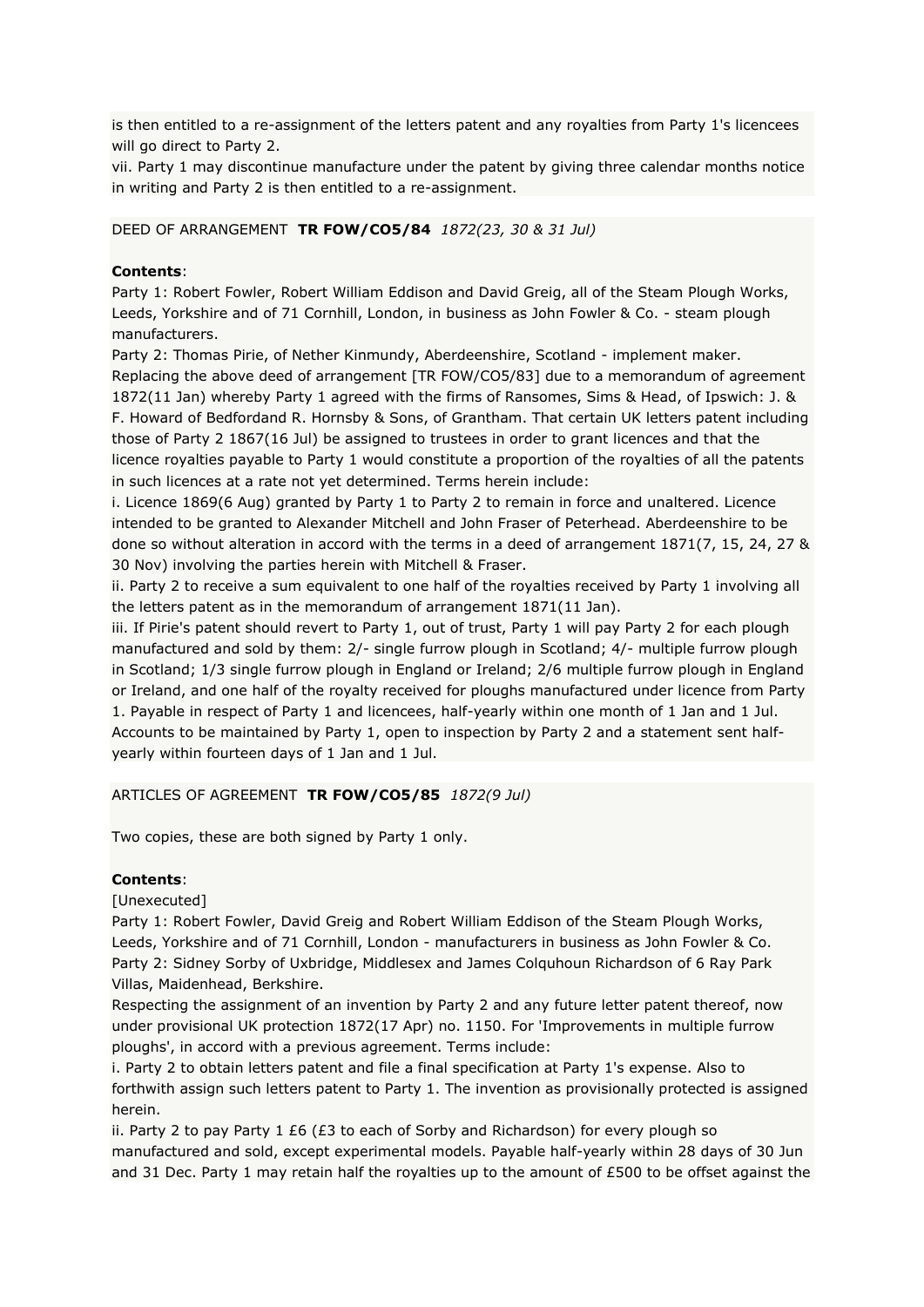is then entitled to a re-assignment of the letters patent and any royalties from Party 1's licencees will go direct to Party 2.
vii. Party 1 may discontinue manufacture under the patent by giving three calendar months notice in writing and Party 2 is then entitled to a re-assignment.

DEED OF ARRANGEMENT **TR FOW/CO5/84** *1872(23, 30 & 31 Jul)*

**Contents**:
Party 1: Robert Fowler, Robert William Eddison and David Greig, all of the Steam Plough Works, Leeds, Yorkshire and of 71 Cornhill, London, in business as John Fowler & Co. - steam plough manufacturers.
Party 2: Thomas Pirie, of Nether Kinmundy, Aberdeenshire, Scotland - implement maker.
Replacing the above deed of arrangement [TR FOW/CO5/83] due to a memorandum of agreement 1872(11 Jan) whereby Party 1 agreed with the firms of Ransomes, Sims & Head, of Ipswich: J. & F. Howard of Bedfordand R. Hornsby & Sons, of Grantham. That certain UK letters patent including those of Party 2 1867(16 Jul) be assigned to trustees in order to grant licences and that the licence royalties payable to Party 1 would constitute a proportion of the royalties of all the patents in such licences at a rate not yet determined. Terms herein include:
i. Licence 1869(6 Aug) granted by Party 1 to Party 2 to remain in force and unaltered. Licence intended to be granted to Alexander Mitchell and John Fraser of Peterhead. Aberdeenshire to be done so without alteration in accord with the terms in a deed of arrangement 1871(7, 15, 24, 27 & 30 Nov) involving the parties herein with Mitchell & Fraser.
ii. Party 2 to receive a sum equivalent to one half of the royalties received by Party 1 involving all the letters patent as in the memorandum of arrangement 1871(11 Jan).
iii. If Pirie's patent should revert to Party 1, out of trust, Party 1 will pay Party 2 for each plough manufactured and sold by them: 2/- single furrow plough in Scotland; 4/- multiple furrow plough in Scotland; 1/3 single furrow plough in England or Ireland; 2/6 multiple furrow plough in England or Ireland, and one half of the royalty received for ploughs manufactured under licence from Party 1. Payable in respect of Party 1 and licencees, half-yearly within one month of 1 Jan and 1 Jul. Accounts to be maintained by Party 1, open to inspection by Party 2 and a statement sent half-yearly within fourteen days of 1 Jan and 1 Jul.

ARTICLES OF AGREEMENT **TR FOW/CO5/85** *1872(9 Jul)*

Two copies, these are both signed by Party 1 only.

**Contents**:
[Unexecuted]
Party 1: Robert Fowler, David Greig and Robert William Eddison of the Steam Plough Works, Leeds, Yorkshire and of 71 Cornhill, London - manufacturers in business as John Fowler & Co.
Party 2: Sidney Sorby of Uxbridge, Middlesex and James Colquhoun Richardson of 6 Ray Park Villas, Maidenhead, Berkshire.
Respecting the assignment of an invention by Party 2 and any future letter patent thereof, now under provisional UK protection 1872(17 Apr) no. 1150. For 'Improvements in multiple furrow ploughs', in accord with a previous agreement. Terms include:
i. Party 2 to obtain letters patent and file a final specification at Party 1's expense. Also to forthwith assign such letters patent to Party 1. The invention as provisionally protected is assigned herein.
ii. Party 2 to pay Party 1 £6 (£3 to each of Sorby and Richardson) for every plough so manufactured and sold, except experimental models. Payable half-yearly within 28 days of 30 Jun and 31 Dec. Party 1 may retain half the royalties up to the amount of £500 to be offset against the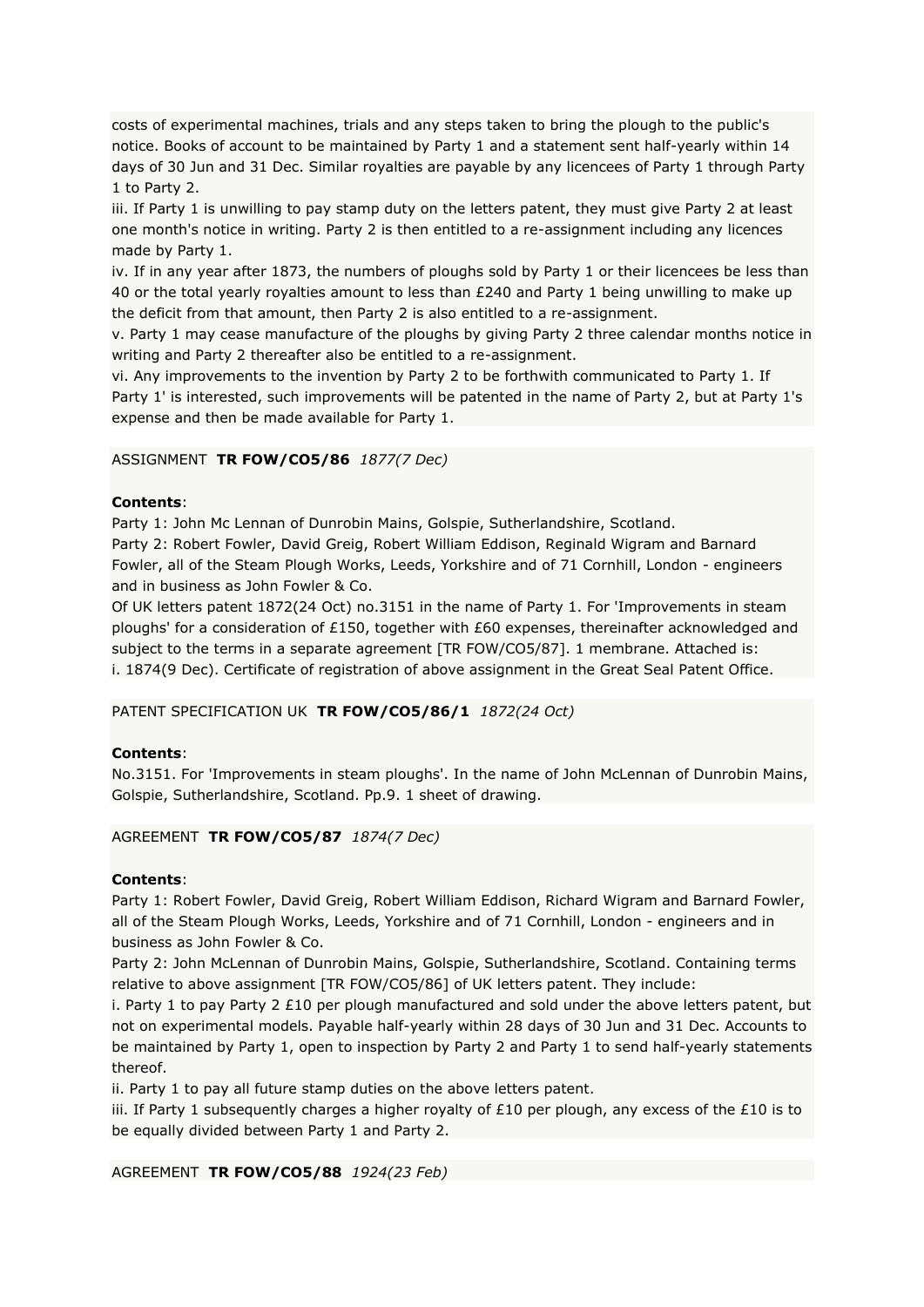costs of experimental machines, trials and any steps taken to bring the plough to the public's notice. Books of account to be maintained by Party 1 and a statement sent half-yearly within 14 days of 30 Jun and 31 Dec. Similar royalties are payable by any licencees of Party 1 through Party 1 to Party 2.

iii. If Party 1 is unwilling to pay stamp duty on the letters patent, they must give Party 2 at least one month's notice in writing. Party 2 is then entitled to a re-assignment including any licences made by Party 1.

iv. If in any year after 1873, the numbers of ploughs sold by Party 1 or their licencees be less than 40 or the total yearly royalties amount to less than £240 and Party 1 being unwilling to make up the deficit from that amount, then Party 2 is also entitled to a re-assignment.

v. Party 1 may cease manufacture of the ploughs by giving Party 2 three calendar months notice in writing and Party 2 thereafter also be entitled to a re-assignment.

vi. Any improvements to the invention by Party 2 to be forthwith communicated to Party 1. If Party 1' is interested, such improvements will be patented in the name of Party 2, but at Party 1's expense and then be made available for Party 1.

ASSIGNMENT **TR FOW/CO5/86** *1877(7 Dec)*

**Contents**:

Party 1: John Mc Lennan of Dunrobin Mains, Golspie, Sutherlandshire, Scotland.

Party 2: Robert Fowler, David Greig, Robert William Eddison, Reginald Wigram and Barnard Fowler, all of the Steam Plough Works, Leeds, Yorkshire and of 71 Cornhill, London - engineers and in business as John Fowler & Co.

Of UK letters patent 1872(24 Oct) no.3151 in the name of Party 1. For 'Improvements in steam ploughs' for a consideration of £150, together with £60 expenses, thereinafter acknowledged and subject to the terms in a separate agreement [TR FOW/CO5/87]. 1 membrane. Attached is:

i. 1874(9 Dec). Certificate of registration of above assignment in the Great Seal Patent Office.

PATENT SPECIFICATION UK **TR FOW/CO5/86/1** *1872(24 Oct)*

**Contents**:

No.3151. For 'Improvements in steam ploughs'. In the name of John McLennan of Dunrobin Mains, Golspie, Sutherlandshire, Scotland. Pp.9. 1 sheet of drawing.

AGREEMENT **TR FOW/CO5/87** *1874(7 Dec)*

**Contents**:

Party 1: Robert Fowler, David Greig, Robert William Eddison, Richard Wigram and Barnard Fowler, all of the Steam Plough Works, Leeds, Yorkshire and of 71 Cornhill, London - engineers and in business as John Fowler & Co.

Party 2: John McLennan of Dunrobin Mains, Golspie, Sutherlandshire, Scotland. Containing terms relative to above assignment [TR FOW/CO5/86] of UK letters patent. They include:

i. Party 1 to pay Party 2 £10 per plough manufactured and sold under the above letters patent, but not on experimental models. Payable half-yearly within 28 days of 30 Jun and 31 Dec. Accounts to be maintained by Party 1, open to inspection by Party 2 and Party 1 to send half-yearly statements thereof.

ii. Party 1 to pay all future stamp duties on the above letters patent.

iii. If Party 1 subsequently charges a higher royalty of £10 per plough, any excess of the £10 is to be equally divided between Party 1 and Party 2.

AGREEMENT **TR FOW/CO5/88** *1924(23 Feb)*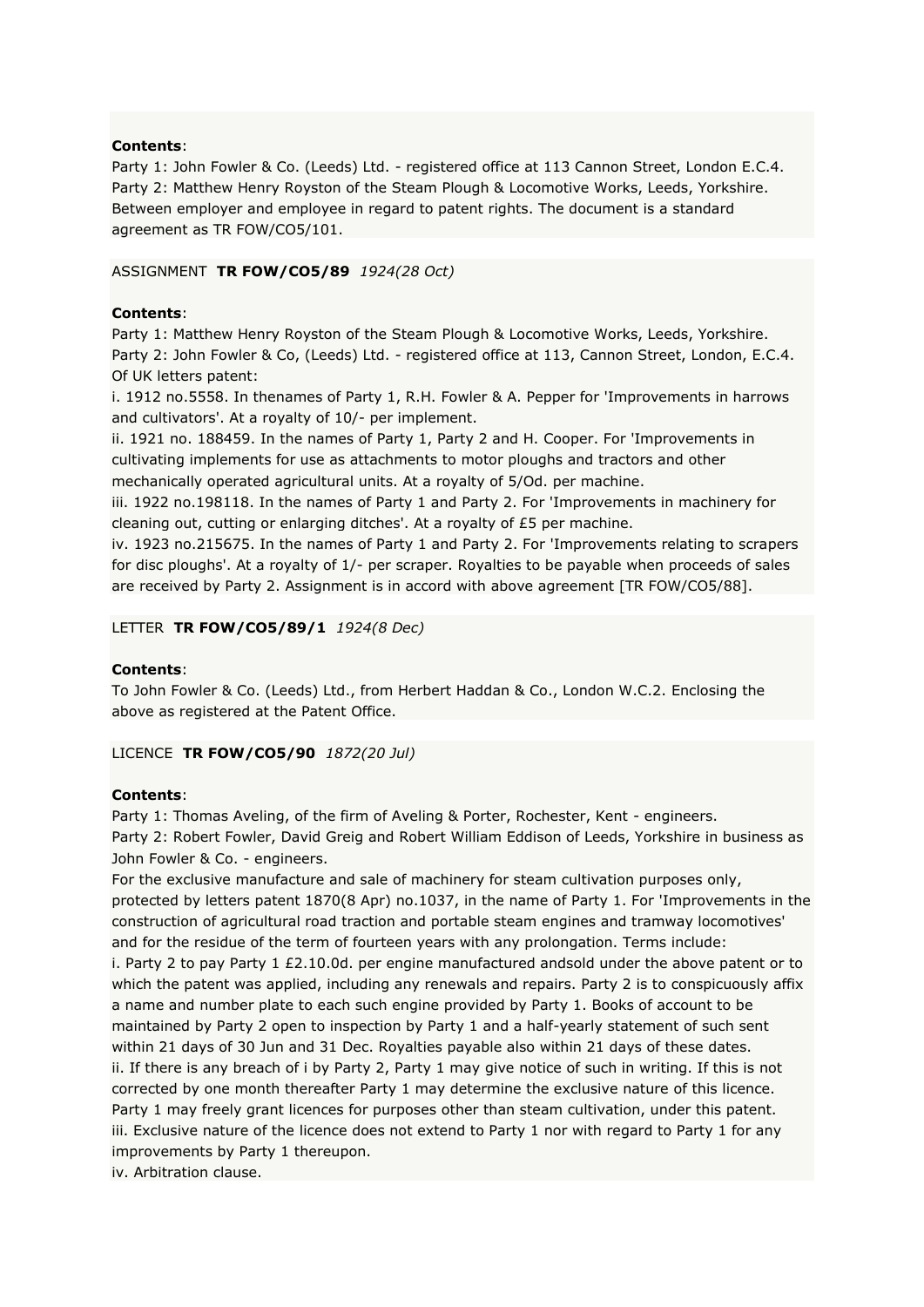**Contents**:
Party 1: John Fowler & Co. (Leeds) Ltd. - registered office at 113 Cannon Street, London E.C.4.
Party 2: Matthew Henry Royston of the Steam Plough & Locomotive Works, Leeds, Yorkshire.
Between employer and employee in regard to patent rights. The document is a standard agreement as TR FOW/CO5/101.

ASSIGNMENT **TR FOW/CO5/89** *1924(28 Oct)*

**Contents**:
Party 1: Matthew Henry Royston of the Steam Plough & Locomotive Works, Leeds, Yorkshire.
Party 2: John Fowler & Co, (Leeds) Ltd. - registered office at 113, Cannon Street, London, E.C.4.
Of UK letters patent:
i. 1912 no.5558. In thenames of Party 1, R.H. Fowler & A. Pepper for 'Improvements in harrows and cultivators'. At a royalty of 10/- per implement.
ii. 1921 no. 188459. In the names of Party 1, Party 2 and H. Cooper. For 'Improvements in cultivating implements for use as attachments to motor ploughs and tractors and other mechanically operated agricultural units. At a royalty of 5/Od. per machine.
iii. 1922 no.198118. In the names of Party 1 and Party 2. For 'Improvements in machinery for cleaning out, cutting or enlarging ditches'. At a royalty of £5 per machine.
iv. 1923 no.215675. In the names of Party 1 and Party 2. For 'Improvements relating to scrapers for disc ploughs'. At a royalty of 1/- per scraper. Royalties to be payable when proceeds of sales are received by Party 2. Assignment is in accord with above agreement [TR FOW/CO5/88].

LETTER **TR FOW/CO5/89/1** *1924(8 Dec)*

**Contents**:
To John Fowler & Co. (Leeds) Ltd., from Herbert Haddan & Co., London W.C.2. Enclosing the above as registered at the Patent Office.

LICENCE **TR FOW/CO5/90** *1872(20 Jul)*

**Contents**:
Party 1: Thomas Aveling, of the firm of Aveling & Porter, Rochester, Kent - engineers.
Party 2: Robert Fowler, David Greig and Robert William Eddison of Leeds, Yorkshire in business as John Fowler & Co. - engineers.
For the exclusive manufacture and sale of machinery for steam cultivation purposes only, protected by letters patent 1870(8 Apr) no.1037, in the name of Party 1. For 'Improvements in the construction of agricultural road traction and portable steam engines and tramway locomotives' and for the residue of the term of fourteen years with any prolongation. Terms include:
i. Party 2 to pay Party 1 £2.10.0d. per engine manufactured andsold under the above patent or to which the patent was applied, including any renewals and repairs. Party 2 is to conspicuously affix a name and number plate to each such engine provided by Party 1. Books of account to be maintained by Party 2 open to inspection by Party 1 and a half-yearly statement of such sent within 21 days of 30 Jun and 31 Dec. Royalties payable also within 21 days of these dates.
ii. If there is any breach of i by Party 2, Party 1 may give notice of such in writing. If this is not corrected by one month thereafter Party 1 may determine the exclusive nature of this licence. Party 1 may freely grant licences for purposes other than steam cultivation, under this patent.
iii. Exclusive nature of the licence does not extend to Party 1 nor with regard to Party 1 for any improvements by Party 1 thereupon.
iv. Arbitration clause.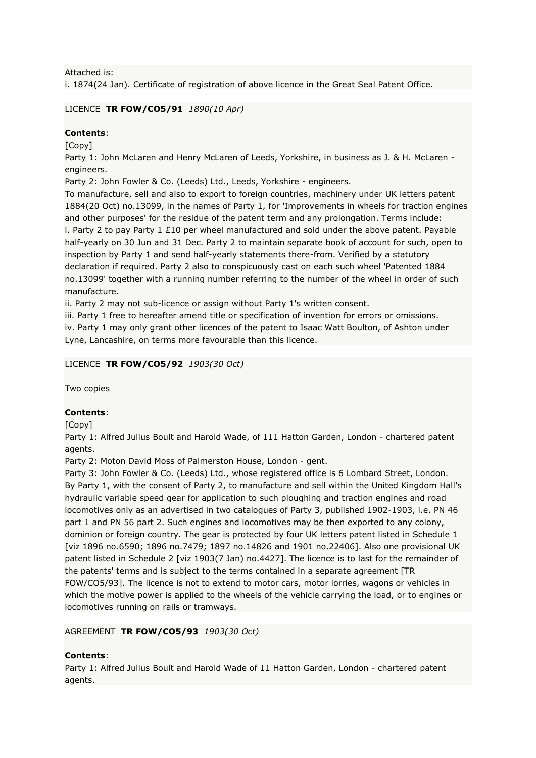Attached is:
i. 1874(24 Jan). Certificate of registration of above licence in the Great Seal Patent Office.

LICENCE **TR FOW/CO5/91** *1890(10 Apr)*

**Contents**:
[Copy]
Party 1: John McLaren and Henry McLaren of Leeds, Yorkshire, in business as J. & H. McLaren - engineers.
Party 2: John Fowler & Co. (Leeds) Ltd., Leeds, Yorkshire - engineers.
To manufacture, sell and also to export to foreign countries, machinery under UK letters patent 1884(20 Oct) no.13099, in the names of Party 1, for 'Improvements in wheels for traction engines and other purposes' for the residue of the patent term and any prolongation. Terms include:
i. Party 2 to pay Party 1 £10 per wheel manufactured and sold under the above patent. Payable half-yearly on 30 Jun and 31 Dec. Party 2 to maintain separate book of account for such, open to inspection by Party 1 and send half-yearly statements there-from. Verified by a statutory declaration if required. Party 2 also to conspicuously cast on each such wheel 'Patented 1884 no.13099' together with a running number referring to the number of the wheel in order of such manufacture.
ii. Party 2 may not sub-licence or assign without Party 1's written consent.
iii. Party 1 free to hereafter amend title or specification of invention for errors or omissions.
iv. Party 1 may only grant other licences of the patent to Isaac Watt Boulton, of Ashton under Lyne, Lancashire, on terms more favourable than this licence.

LICENCE **TR FOW/CO5/92** *1903(30 Oct)*

Two copies

**Contents**:
[Copy]
Party 1: Alfred Julius Boult and Harold Wade, of 111 Hatton Garden, London - chartered patent agents.
Party 2: Moton David Moss of Palmerston House, London - gent.
Party 3: John Fowler & Co. (Leeds) Ltd., whose registered office is 6 Lombard Street, London.
By Party 1, with the consent of Party 2, to manufacture and sell within the United Kingdom Hall's hydraulic variable speed gear for application to such ploughing and traction engines and road locomotives only as an advertised in two catalogues of Party 3, published 1902-1903, i.e. PN 46 part 1 and PN 56 part 2. Such engines and locomotives may be then exported to any colony, dominion or foreign country. The gear is protected by four UK letters patent listed in Schedule 1 [viz 1896 no.6590; 1896 no.7479; 1897 no.14826 and 1901 no.22406]. Also one provisional UK patent listed in Schedule 2 [viz 1903(7 Jan) no.4427]. The licence is to last for the remainder of the patents' terms and is subject to the terms contained in a separate agreement [TR FOW/CO5/93]. The licence is not to extend to motor cars, motor lorries, wagons or vehicles in which the motive power is applied to the wheels of the vehicle carrying the load, or to engines or locomotives running on rails or tramways.

AGREEMENT **TR FOW/CO5/93** *1903(30 Oct)*

**Contents**:
Party 1: Alfred Julius Boult and Harold Wade of 11 Hatton Garden, London - chartered patent agents.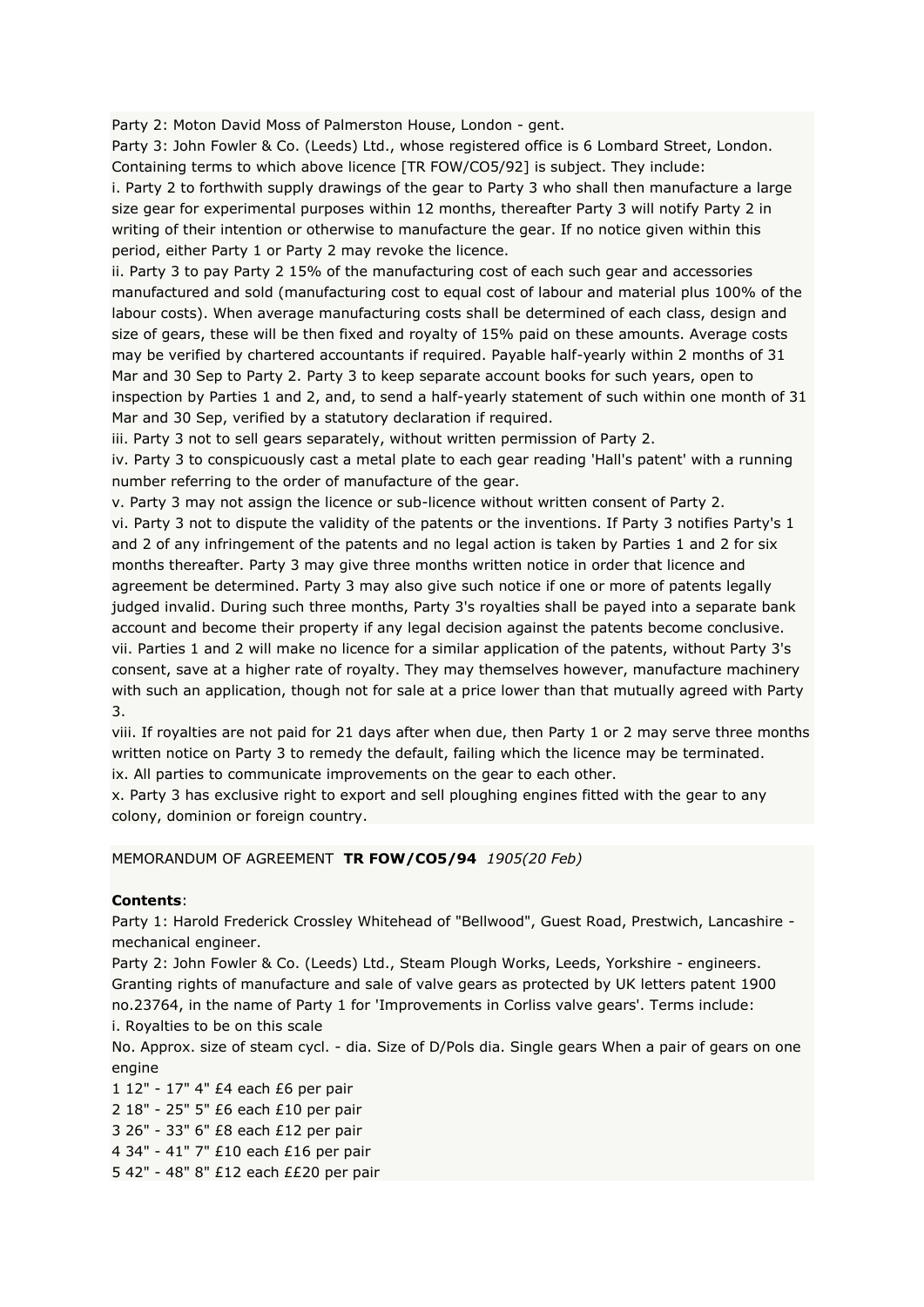Party 2: Moton David Moss of Palmerston House, London - gent.
Party 3: John Fowler & Co. (Leeds) Ltd., whose registered office is 6 Lombard Street, London.
Containing terms to which above licence [TR FOW/CO5/92] is subject. They include:
i. Party 2 to forthwith supply drawings of the gear to Party 3 who shall then manufacture a large size gear for experimental purposes within 12 months, thereafter Party 3 will notify Party 2 in writing of their intention or otherwise to manufacture the gear. If no notice given within this period, either Party 1 or Party 2 may revoke the licence.
ii. Party 3 to pay Party 2 15% of the manufacturing cost of each such gear and accessories manufactured and sold (manufacturing cost to equal cost of labour and material plus 100% of the labour costs). When average manufacturing costs shall be determined of each class, design and size of gears, these will be then fixed and royalty of 15% paid on these amounts. Average costs may be verified by chartered accountants if required. Payable half-yearly within 2 months of 31 Mar and 30 Sep to Party 2. Party 3 to keep separate account books for such years, open to inspection by Parties 1 and 2, and, to send a half-yearly statement of such within one month of 31 Mar and 30 Sep, verified by a statutory declaration if required.
iii. Party 3 not to sell gears separately, without written permission of Party 2.
iv. Party 3 to conspicuously cast a metal plate to each gear reading 'Hall's patent' with a running number referring to the order of manufacture of the gear.
v. Party 3 may not assign the licence or sub-licence without written consent of Party 2.
vi. Party 3 not to dispute the validity of the patents or the inventions. If Party 3 notifies Party's 1 and 2 of any infringement of the patents and no legal action is taken by Parties 1 and 2 for six months thereafter. Party 3 may give three months written notice in order that licence and agreement be determined. Party 3 may also give such notice if one or more of patents legally judged invalid. During such three months, Party 3's royalties shall be payed into a separate bank account and become their property if any legal decision against the patents become conclusive.
vii. Parties 1 and 2 will make no licence for a similar application of the patents, without Party 3's consent, save at a higher rate of royalty. They may themselves however, manufacture machinery with such an application, though not for sale at a price lower than that mutually agreed with Party 3.
viii. If royalties are not paid for 21 days after when due, then Party 1 or 2 may serve three months written notice on Party 3 to remedy the default, failing which the licence may be terminated.
ix. All parties to communicate improvements on the gear to each other.
x. Party 3 has exclusive right to export and sell ploughing engines fitted with the gear to any colony, dominion or foreign country.

MEMORANDUM OF AGREEMENT **TR FOW/CO5/94** *1905(20 Feb)*

**Contents**:
Party 1: Harold Frederick Crossley Whitehead of "Bellwood", Guest Road, Prestwich, Lancashire - mechanical engineer.
Party 2: John Fowler & Co. (Leeds) Ltd., Steam Plough Works, Leeds, Yorkshire - engineers.
Granting rights of manufacture and sale of valve gears as protected by UK letters patent 1900 no.23764, in the name of Party 1 for 'Improvements in Corliss valve gears'. Terms include:
i. Royalties to be on this scale
No. Approx. size of steam cycl. - dia. Size of D/Pols dia. Single gears When a pair of gears on one engine
1 12" - 17" 4" £4 each £6 per pair
2 18" - 25" 5" £6 each £10 per pair
3 26" - 33" 6" £8 each £12 per pair
4 34" - 41" 7" £10 each £16 per pair
5 42" - 48" 8" £12 each ££20 per pair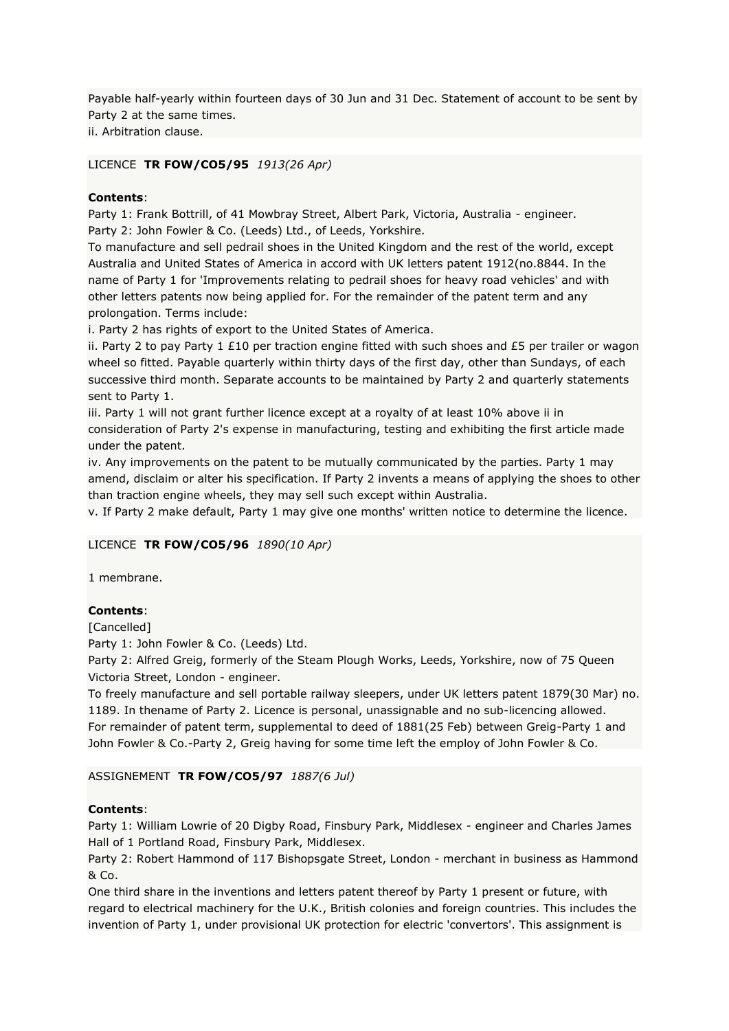Payable half-yearly within fourteen days of 30 Jun and 31 Dec. Statement of account to be sent by Party 2 at the same times.
ii. Arbitration clause.

LICENCE **TR FOW/CO5/95** *1913(26 Apr)*

**Contents**:
Party 1: Frank Bottrill, of 41 Mowbray Street, Albert Park, Victoria, Australia - engineer.
Party 2: John Fowler & Co. (Leeds) Ltd., of Leeds, Yorkshire.
To manufacture and sell pedrail shoes in the United Kingdom and the rest of the world, except Australia and United States of America in accord with UK letters patent 1912(no.8844. In the name of Party 1 for 'Improvements relating to pedrail shoes for heavy road vehicles' and with other letters patents now being applied for. For the remainder of the patent term and any prolongation. Terms include:
i. Party 2 has rights of export to the United States of America.
ii. Party 2 to pay Party 1 £10 per traction engine fitted with such shoes and £5 per trailer or wagon wheel so fitted. Payable quarterly within thirty days of the first day, other than Sundays, of each successive third month. Separate accounts to be maintained by Party 2 and quarterly statements sent to Party 1.
iii. Party 1 will not grant further licence except at a royalty of at least 10% above ii in consideration of Party 2's expense in manufacturing, testing and exhibiting the first article made under the patent.
iv. Any improvements on the patent to be mutually communicated by the parties. Party 1 may amend, disclaim or alter his specification. If Party 2 invents a means of applying the shoes to other than traction engine wheels, they may sell such except within Australia.
v. If Party 2 make default, Party 1 may give one months' written notice to determine the licence.

LICENCE **TR FOW/CO5/96** *1890(10 Apr)*

1 membrane.

**Contents**:
[Cancelled]
Party 1: John Fowler & Co. (Leeds) Ltd.
Party 2: Alfred Greig, formerly of the Steam Plough Works, Leeds, Yorkshire, now of 75 Queen Victoria Street, London - engineer.
To freely manufacture and sell portable railway sleepers, under UK letters patent 1879(30 Mar) no. 1189. In thename of Party 2. Licence is personal, unassignable and no sub-licencing allowed.
For remainder of patent term, supplemental to deed of 1881(25 Feb) between Greig-Party 1 and John Fowler & Co.-Party 2, Greig having for some time left the employ of John Fowler & Co.

ASSIGNEMENT **TR FOW/CO5/97** *1887(6 Jul)*

**Contents**:
Party 1: William Lowrie of 20 Digby Road, Finsbury Park, Middlesex - engineer and Charles James Hall of 1 Portland Road, Finsbury Park, Middlesex.
Party 2: Robert Hammond of 117 Bishopsgate Street, London - merchant in business as Hammond & Co.
One third share in the inventions and letters patent thereof by Party 1 present or future, with regard to electrical machinery for the U.K., British colonies and foreign countries. This includes the invention of Party 1, under provisional UK protection for electric 'convertors'. This assignment is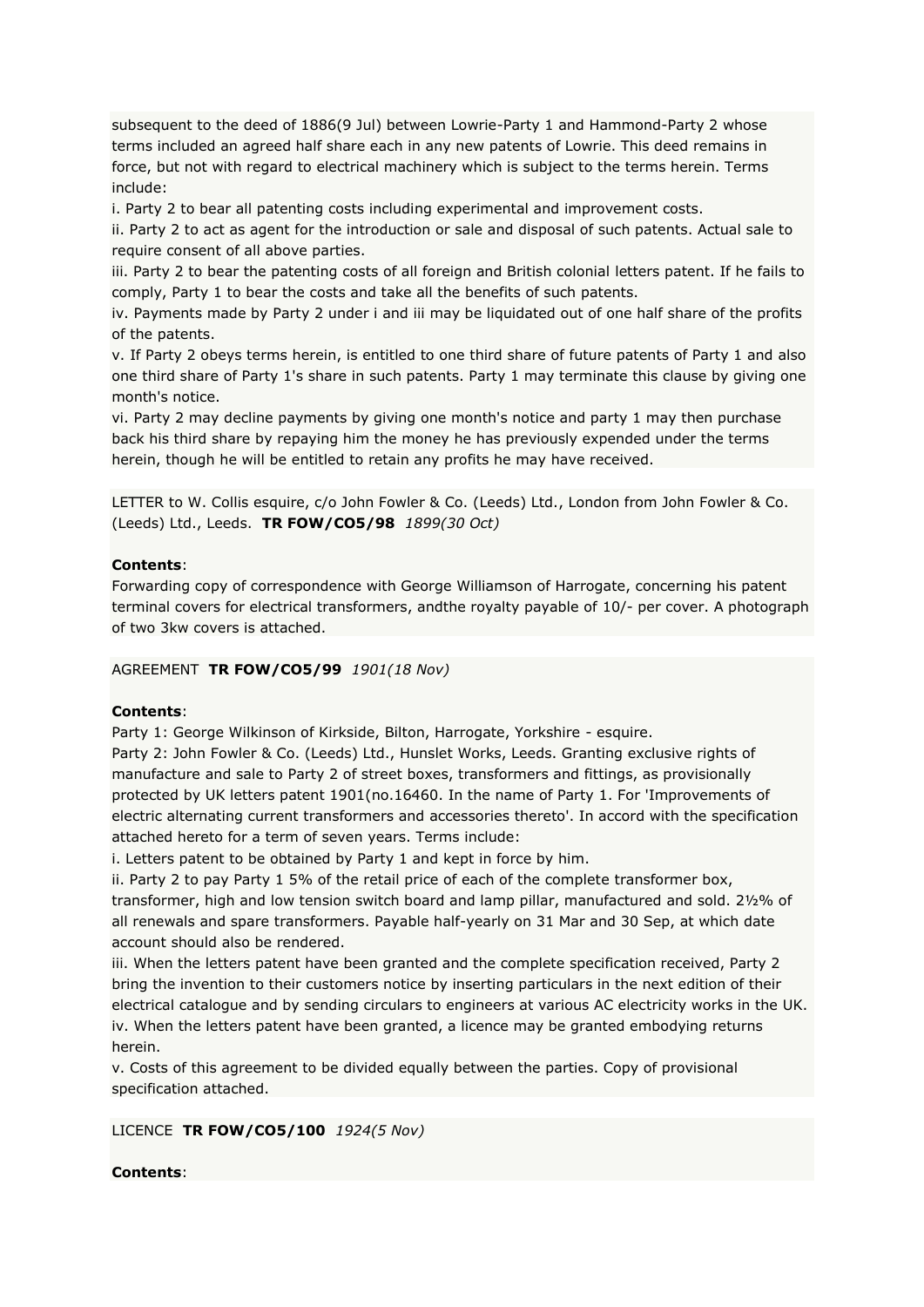subsequent to the deed of 1886(9 Jul) between Lowrie-Party 1 and Hammond-Party 2 whose terms included an agreed half share each in any new patents of Lowrie. This deed remains in force, but not with regard to electrical machinery which is subject to the terms herein. Terms include:

i. Party 2 to bear all patenting costs including experimental and improvement costs.
ii. Party 2 to act as agent for the introduction or sale and disposal of such patents. Actual sale to require consent of all above parties.
iii. Party 2 to bear the patenting costs of all foreign and British colonial letters patent. If he fails to comply, Party 1 to bear the costs and take all the benefits of such patents.
iv. Payments made by Party 2 under i and iii may be liquidated out of one half share of the profits of the patents.
v. If Party 2 obeys terms herein, is entitled to one third share of future patents of Party 1 and also one third share of Party 1's share in such patents. Party 1 may terminate this clause by giving one month's notice.
vi. Party 2 may decline payments by giving one month's notice and party 1 may then purchase back his third share by repaying him the money he has previously expended under the terms herein, though he will be entitled to retain any profits he may have received.

LETTER to W. Collis esquire, c/o John Fowler & Co. (Leeds) Ltd., London from John Fowler & Co. (Leeds) Ltd., Leeds. **TR FOW/CO5/98** *1899(30 Oct)*

**Contents**:
Forwarding copy of correspondence with George Williamson of Harrogate, concerning his patent terminal covers for electrical transformers, andthe royalty payable of 10/- per cover. A photograph of two 3kw covers is attached.

AGREEMENT **TR FOW/CO5/99** *1901(18 Nov)*

**Contents**:
Party 1: George Wilkinson of Kirkside, Bilton, Harrogate, Yorkshire - esquire.
Party 2: John Fowler & Co. (Leeds) Ltd., Hunslet Works, Leeds. Granting exclusive rights of manufacture and sale to Party 2 of street boxes, transformers and fittings, as provisionally protected by UK letters patent 1901(no.16460. In the name of Party 1. For 'Improvements of electric alternating current transformers and accessories thereto'. In accord with the specification attached hereto for a term of seven years. Terms include:

i. Letters patent to be obtained by Party 1 and kept in force by him.
ii. Party 2 to pay Party 1 5% of the retail price of each of the complete transformer box, transformer, high and low tension switch board and lamp pillar, manufactured and sold. 2½% of all renewals and spare transformers. Payable half-yearly on 31 Mar and 30 Sep, at which date account should also be rendered.
iii. When the letters patent have been granted and the complete specification received, Party 2 bring the invention to their customers notice by inserting particulars in the next edition of their electrical catalogue and by sending circulars to engineers at various AC electricity works in the UK.
iv. When the letters patent have been granted, a licence may be granted embodying returns herein.
v. Costs of this agreement to be divided equally between the parties. Copy of provisional specification attached.

LICENCE **TR FOW/CO5/100** *1924(5 Nov)*

**Contents**: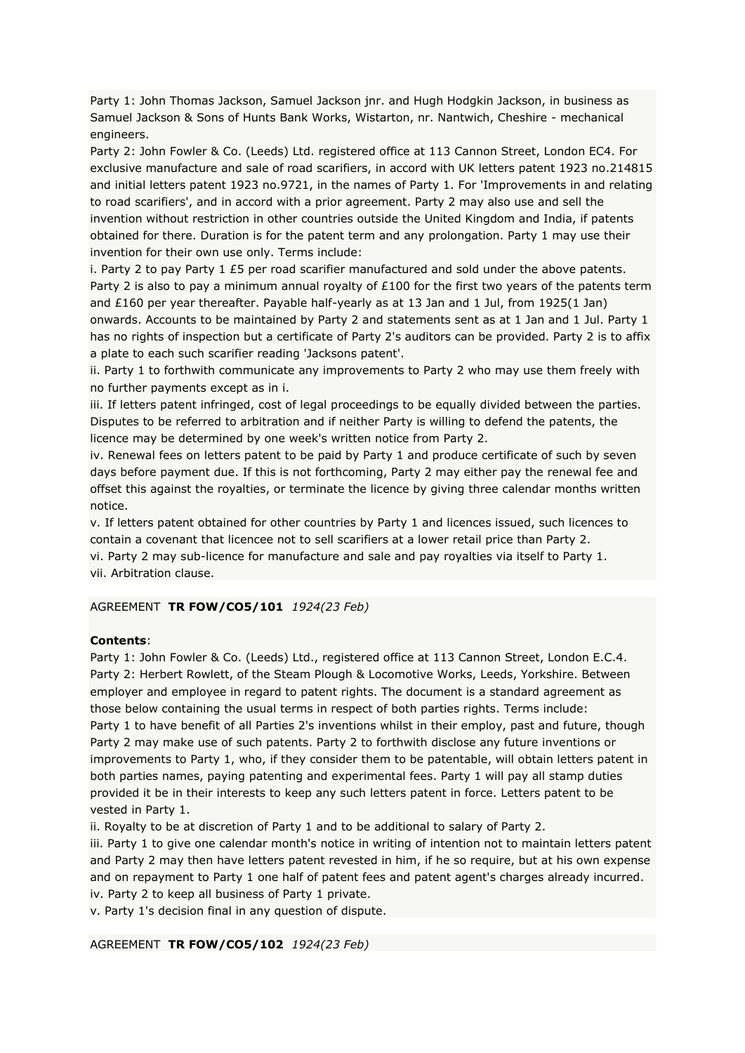Party 1: John Thomas Jackson, Samuel Jackson jnr. and Hugh Hodgkin Jackson, in business as Samuel Jackson & Sons of Hunts Bank Works, Wistarton, nr. Nantwich, Cheshire - mechanical engineers.
Party 2: John Fowler & Co. (Leeds) Ltd. registered office at 113 Cannon Street, London EC4. For exclusive manufacture and sale of road scarifiers, in accord with UK letters patent 1923 no.214815 and initial letters patent 1923 no.9721, in the names of Party 1. For 'Improvements in and relating to road scarifiers', and in accord with a prior agreement. Party 2 may also use and sell the invention without restriction in other countries outside the United Kingdom and India, if patents obtained for there. Duration is for the patent term and any prolongation. Party 1 may use their invention for their own use only. Terms include:
i. Party 2 to pay Party 1 £5 per road scarifier manufactured and sold under the above patents. Party 2 is also to pay a minimum annual royalty of £100 for the first two years of the patents term and £160 per year thereafter. Payable half-yearly as at 13 Jan and 1 Jul, from 1925(1 Jan) onwards. Accounts to be maintained by Party 2 and statements sent as at 1 Jan and 1 Jul. Party 1 has no rights of inspection but a certificate of Party 2's auditors can be provided. Party 2 is to affix a plate to each such scarifier reading 'Jacksons patent'.
ii. Party 1 to forthwith communicate any improvements to Party 2 who may use them freely with no further payments except as in i.
iii. If letters patent infringed, cost of legal proceedings to be equally divided between the parties. Disputes to be referred to arbitration and if neither Party is willing to defend the patents, the licence may be determined by one week's written notice from Party 2.
iv. Renewal fees on letters patent to be paid by Party 1 and produce certificate of such by seven days before payment due. If this is not forthcoming, Party 2 may either pay the renewal fee and offset this against the royalties, or terminate the licence by giving three calendar months written notice.
v. If letters patent obtained for other countries by Party 1 and licences issued, such licences to contain a covenant that licencee not to sell scarifiers at a lower retail price than Party 2.
vi. Party 2 may sub-licence for manufacture and sale and pay royalties via itself to Party 1.
vii. Arbitration clause.

AGREEMENT **TR FOW/CO5/101** *1924(23 Feb)*

**Contents**:
Party 1: John Fowler & Co. (Leeds) Ltd., registered office at 113 Cannon Street, London E.C.4.
Party 2: Herbert Rowlett, of the Steam Plough & Locomotive Works, Leeds, Yorkshire. Between employer and employee in regard to patent rights. The document is a standard agreement as those below containing the usual terms in respect of both parties rights. Terms include:
Party 1 to have benefit of all Parties 2's inventions whilst in their employ, past and future, though Party 2 may make use of such patents. Party 2 to forthwith disclose any future inventions or improvements to Party 1, who, if they consider them to be patentable, will obtain letters patent in both parties names, paying patenting and experimental fees. Party 1 will pay all stamp duties provided it be in their interests to keep any such letters patent in force. Letters patent to be vested in Party 1.
ii. Royalty to be at discretion of Party 1 and to be additional to salary of Party 2.
iii. Party 1 to give one calendar month's notice in writing of intention not to maintain letters patent and Party 2 may then have letters patent revested in him, if he so require, but at his own expense and on repayment to Party 1 one half of patent fees and patent agent's charges already incurred.
iv. Party 2 to keep all business of Party 1 private.
v. Party 1's decision final in any question of dispute.

AGREEMENT **TR FOW/CO5/102** *1924(23 Feb)*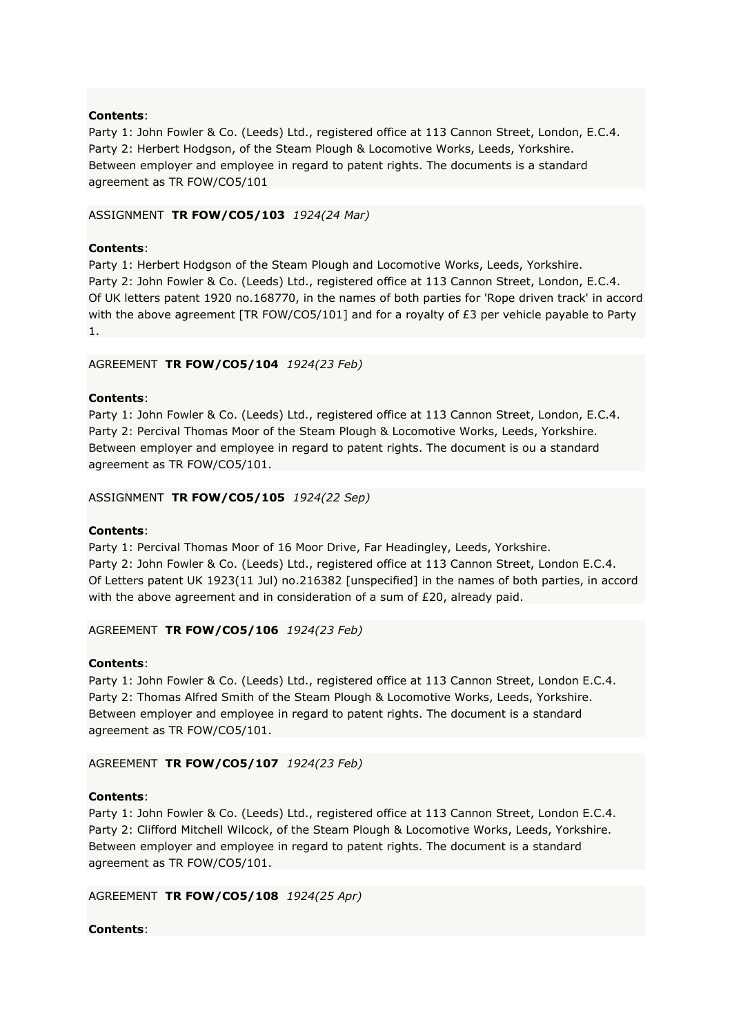**Contents**:
Party 1: John Fowler & Co. (Leeds) Ltd., registered office at 113 Cannon Street, London, E.C.4.
Party 2: Herbert Hodgson, of the Steam Plough & Locomotive Works, Leeds, Yorkshire.
Between employer and employee in regard to patent rights. The documents is a standard agreement as TR FOW/CO5/101

ASSIGNMENT **TR FOW/CO5/103** *1924(24 Mar)*

**Contents**:
Party 1: Herbert Hodgson of the Steam Plough and Locomotive Works, Leeds, Yorkshire.
Party 2: John Fowler & Co. (Leeds) Ltd., registered office at 113 Cannon Street, London, E.C.4.
Of UK letters patent 1920 no.168770, in the names of both parties for 'Rope driven track' in accord with the above agreement [TR FOW/CO5/101] and for a royalty of £3 per vehicle payable to Party 1.

AGREEMENT **TR FOW/CO5/104** *1924(23 Feb)*

**Contents**:
Party 1: John Fowler & Co. (Leeds) Ltd., registered office at 113 Cannon Street, London, E.C.4.
Party 2: Percival Thomas Moor of the Steam Plough & Locomotive Works, Leeds, Yorkshire.
Between employer and employee in regard to patent rights. The document is ou a standard agreement as TR FOW/CO5/101.

ASSIGNMENT **TR FOW/CO5/105** *1924(22 Sep)*

**Contents**:
Party 1: Percival Thomas Moor of 16 Moor Drive, Far Headingley, Leeds, Yorkshire.
Party 2: John Fowler & Co. (Leeds) Ltd., registered office at 113 Cannon Street, London E.C.4.
Of Letters patent UK 1923(11 Jul) no.216382 [unspecified] in the names of both parties, in accord with the above agreement and in consideration of a sum of £20, already paid.

AGREEMENT **TR FOW/CO5/106** *1924(23 Feb)*

**Contents**:
Party 1: John Fowler & Co. (Leeds) Ltd., registered office at 113 Cannon Street, London E.C.4.
Party 2: Thomas Alfred Smith of the Steam Plough & Locomotive Works, Leeds, Yorkshire.
Between employer and employee in regard to patent rights. The document is a standard agreement as TR FOW/CO5/101.

AGREEMENT **TR FOW/CO5/107** *1924(23 Feb)*

**Contents**:
Party 1: John Fowler & Co. (Leeds) Ltd., registered office at 113 Cannon Street, London E.C.4.
Party 2: Clifford Mitchell Wilcock, of the Steam Plough & Locomotive Works, Leeds, Yorkshire.
Between employer and employee in regard to patent rights. The document is a standard agreement as TR FOW/CO5/101.

AGREEMENT **TR FOW/CO5/108** *1924(25 Apr)*

**Contents**: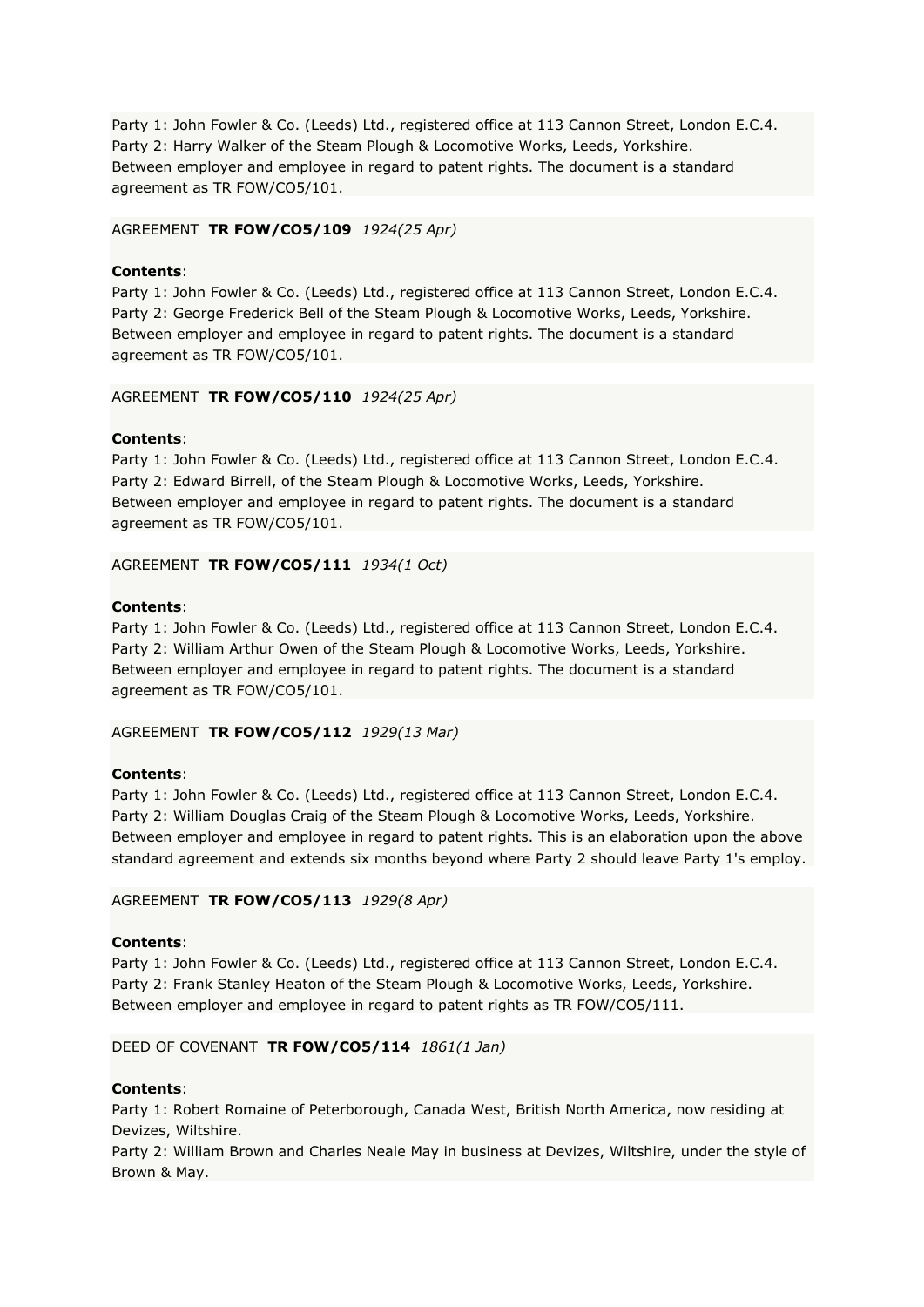Party 1: John Fowler & Co. (Leeds) Ltd., registered office at 113 Cannon Street, London E.C.4.
Party 2: Harry Walker of the Steam Plough & Locomotive Works, Leeds, Yorkshire.
Between employer and employee in regard to patent rights. The document is a standard agreement as TR FOW/CO5/101.

AGREEMENT **TR FOW/CO5/109** *1924(25 Apr)*

**Contents**:
Party 1: John Fowler & Co. (Leeds) Ltd., registered office at 113 Cannon Street, London E.C.4.
Party 2: George Frederick Bell of the Steam Plough & Locomotive Works, Leeds, Yorkshire.
Between employer and employee in regard to patent rights. The document is a standard agreement as TR FOW/CO5/101.

AGREEMENT **TR FOW/CO5/110** *1924(25 Apr)*

**Contents**:
Party 1: John Fowler & Co. (Leeds) Ltd., registered office at 113 Cannon Street, London E.C.4.
Party 2: Edward Birrell, of the Steam Plough & Locomotive Works, Leeds, Yorkshire.
Between employer and employee in regard to patent rights. The document is a standard agreement as TR FOW/CO5/101.

AGREEMENT **TR FOW/CO5/111** *1934(1 Oct)*

**Contents**:
Party 1: John Fowler & Co. (Leeds) Ltd., registered office at 113 Cannon Street, London E.C.4.
Party 2: William Arthur Owen of the Steam Plough & Locomotive Works, Leeds, Yorkshire.
Between employer and employee in regard to patent rights. The document is a standard agreement as TR FOW/CO5/101.

AGREEMENT **TR FOW/CO5/112** *1929(13 Mar)*

**Contents**:
Party 1: John Fowler & Co. (Leeds) Ltd., registered office at 113 Cannon Street, London E.C.4.
Party 2: William Douglas Craig of the Steam Plough & Locomotive Works, Leeds, Yorkshire.
Between employer and employee in regard to patent rights. This is an elaboration upon the above standard agreement and extends six months beyond where Party 2 should leave Party 1's employ.

AGREEMENT **TR FOW/CO5/113** *1929(8 Apr)*

**Contents**:
Party 1: John Fowler & Co. (Leeds) Ltd., registered office at 113 Cannon Street, London E.C.4.
Party 2: Frank Stanley Heaton of the Steam Plough & Locomotive Works, Leeds, Yorkshire.
Between employer and employee in regard to patent rights as TR FOW/CO5/111.

DEED OF COVENANT **TR FOW/CO5/114** *1861(1 Jan)*

**Contents**:
Party 1: Robert Romaine of Peterborough, Canada West, British North America, now residing at Devizes, Wiltshire.
Party 2: William Brown and Charles Neale May in business at Devizes, Wiltshire, under the style of Brown & May.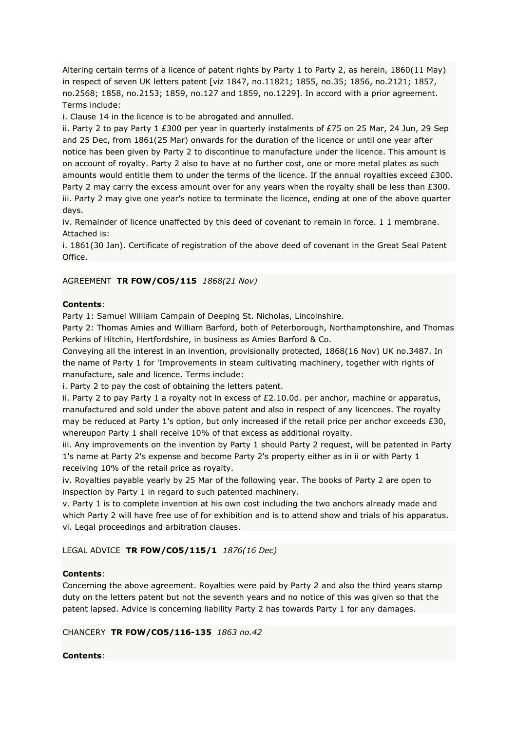Altering certain terms of a licence of patent rights by Party 1 to Party 2, as herein, 1860(11 May) in respect of seven UK letters patent [viz 1847, no.11821; 1855, no.35; 1856, no.2121; 1857, no.2568; 1858, no.2153; 1859, no.127 and 1859, no.1229]. In accord with a prior agreement. Terms include:

i. Clause 14 in the licence is to be abrogated and annulled.

ii. Party 2 to pay Party 1 £300 per year in quarterly instalments of £75 on 25 Mar, 24 Jun, 29 Sep and 25 Dec, from 1861(25 Mar) onwards for the duration of the licence or until one year after notice has been given by Party 2 to discontinue to manufacture under the licence. This amount is on account of royalty. Party 2 also to have at no further cost, one or more metal plates as such amounts would entitle them to under the terms of the licence. If the annual royalties exceed £300. Party 2 may carry the excess amount over for any years when the royalty shall be less than £300.

iii. Party 2 may give one year's notice to terminate the licence, ending at one of the above quarter days.

iv. Remainder of licence unaffected by this deed of covenant to remain in force. 1 1 membrane.

Attached is:

i. 1861(30 Jan). Certificate of registration of the above deed of covenant in the Great Seal Patent Office.

AGREEMENT **TR FOW/CO5/115** *1868(21 Nov)*

**Contents**:

Party 1: Samuel William Campain of Deeping St. Nicholas, Lincolnshire.

Party 2: Thomas Amies and William Barford, both of Peterborough, Northamptonshire, and Thomas Perkins of Hitchin, Hertfordshire, in business as Amies Barford & Co.

Conveying all the interest in an invention, provisionally protected, 1868(16 Nov) UK no.3487. In the name of Party 1 for 'Improvements in steam cultivating machinery, together with rights of manufacture, sale and licence. Terms include:

i. Party 2 to pay the cost of obtaining the letters patent.

ii. Party 2 to pay Party 1 a royalty not in excess of £2.10.0d. per anchor, machine or apparatus, manufactured and sold under the above patent and also in respect of any licencees. The royalty may be reduced at Party 1's option, but only increased if the retail price per anchor exceeds £30, whereupon Party 1 shall receive 10% of that excess as additional royalty.

iii. Any improvements on the invention by Party 1 should Party 2 request, will be patented in Party 1's name at Party 2's expense and become Party 2's property either as in ii or with Party 1 receiving 10% of the retail price as royalty.

iv. Royalties payable yearly by 25 Mar of the following year. The books of Party 2 are open to inspection by Party 1 in regard to such patented machinery.

v. Party 1 is to complete invention at his own cost including the two anchors already made and which Party 2 will have free use of for exhibition and is to attend show and trials of his apparatus.

vi. Legal proceedings and arbitration clauses.

LEGAL ADVICE **TR FOW/CO5/115/1** *1876(16 Dec)*

**Contents**:

Concerning the above agreement. Royalties were paid by Party 2 and also the third years stamp duty on the letters patent but not the seventh years and no notice of this was given so that the patent lapsed. Advice is concerning liability Party 2 has towards Party 1 for any damages.

CHANCERY **TR FOW/CO5/116-135** *1863 no.42*

**Contents**: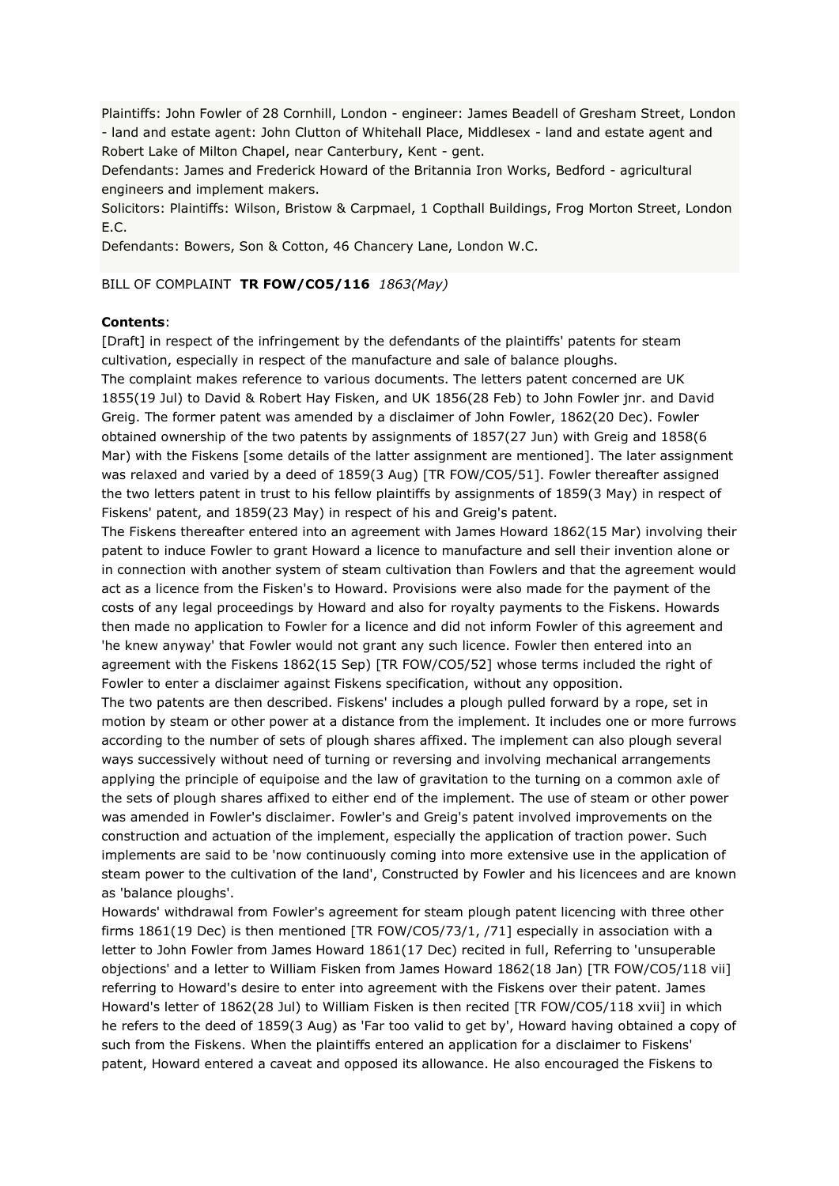Plaintiffs: John Fowler of 28 Cornhill, London - engineer: James Beadell of Gresham Street, London - land and estate agent: John Clutton of Whitehall Place, Middlesex - land and estate agent and Robert Lake of Milton Chapel, near Canterbury, Kent - gent.
Defendants: James and Frederick Howard of the Britannia Iron Works, Bedford - agricultural engineers and implement makers.
Solicitors: Plaintiffs: Wilson, Bristow & Carpmael, 1 Copthall Buildings, Frog Morton Street, London E.C.
Defendants: Bowers, Son & Cotton, 46 Chancery Lane, London W.C.

BILL OF COMPLAINT **TR FOW/CO5/116** *1863(May)*

**Contents**:
[Draft] in respect of the infringement by the defendants of the plaintiffs' patents for steam cultivation, especially in respect of the manufacture and sale of balance ploughs.
The complaint makes reference to various documents. The letters patent concerned are UK 1855(19 Jul) to David & Robert Hay Fisken, and UK 1856(28 Feb) to John Fowler jnr. and David Greig. The former patent was amended by a disclaimer of John Fowler, 1862(20 Dec). Fowler obtained ownership of the two patents by assignments of 1857(27 Jun) with Greig and 1858(6 Mar) with the Fiskens [some details of the latter assignment are mentioned]. The later assignment was relaxed and varied by a deed of 1859(3 Aug) [TR FOW/CO5/51]. Fowler thereafter assigned the two letters patent in trust to his fellow plaintiffs by assignments of 1859(3 May) in respect of Fiskens' patent, and 1859(23 May) in respect of his and Greig's patent.
The Fiskens thereafter entered into an agreement with James Howard 1862(15 Mar) involving their patent to induce Fowler to grant Howard a licence to manufacture and sell their invention alone or in connection with another system of steam cultivation than Fowlers and that the agreement would act as a licence from the Fisken's to Howard. Provisions were also made for the payment of the costs of any legal proceedings by Howard and also for royalty payments to the Fiskens. Howards then made no application to Fowler for a licence and did not inform Fowler of this agreement and 'he knew anyway' that Fowler would not grant any such licence. Fowler then entered into an agreement with the Fiskens 1862(15 Sep) [TR FOW/CO5/52] whose terms included the right of Fowler to enter a disclaimer against Fiskens specification, without any opposition.
The two patents are then described. Fiskens' includes a plough pulled forward by a rope, set in motion by steam or other power at a distance from the implement. It includes one or more furrows according to the number of sets of plough shares affixed. The implement can also plough several ways successively without need of turning or reversing and involving mechanical arrangements applying the principle of equipoise and the law of gravitation to the turning on a common axle of the sets of plough shares affixed to either end of the implement. The use of steam or other power was amended in Fowler's disclaimer. Fowler's and Greig's patent involved improvements on the construction and actuation of the implement, especially the application of traction power. Such implements are said to be 'now continuously coming into more extensive use in the application of steam power to the cultivation of the land', Constructed by Fowler and his licencees and are known as 'balance ploughs'.
Howards' withdrawal from Fowler's agreement for steam plough patent licencing with three other firms 1861(19 Dec) is then mentioned [TR FOW/CO5/73/1, /71] especially in association with a letter to John Fowler from James Howard 1861(17 Dec) recited in full, Referring to 'unsuperable objections' and a letter to William Fisken from James Howard 1862(18 Jan) [TR FOW/CO5/118 vii] referring to Howard's desire to enter into agreement with the Fiskens over their patent. James Howard's letter of 1862(28 Jul) to William Fisken is then recited [TR FOW/CO5/118 xvii] in which he refers to the deed of 1859(3 Aug) as 'Far too valid to get by', Howard having obtained a copy of such from the Fiskens. When the plaintiffs entered an application for a disclaimer to Fiskens' patent, Howard entered a caveat and opposed its allowance. He also encouraged the Fiskens to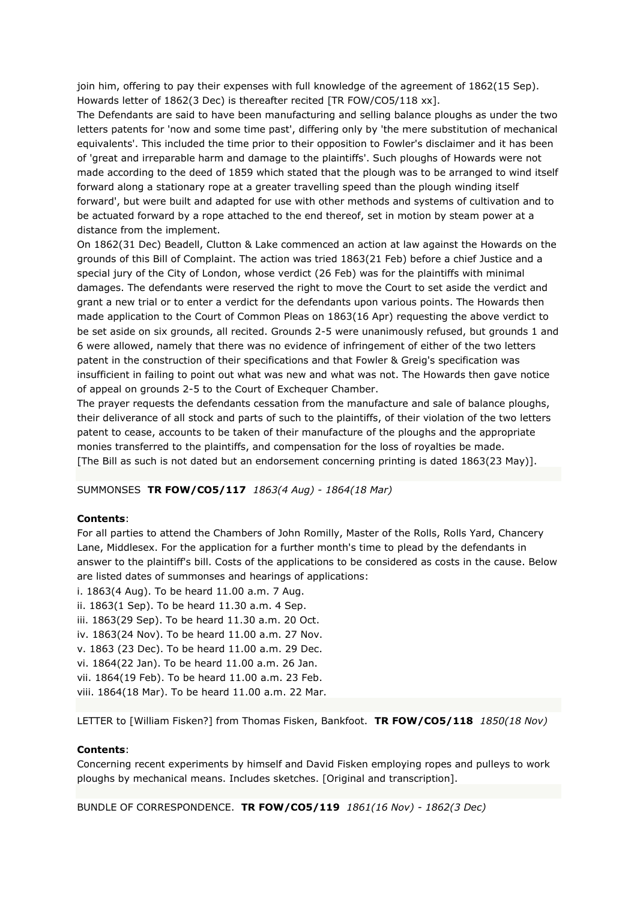join him, offering to pay their expenses with full knowledge of the agreement of 1862(15 Sep). Howards letter of 1862(3 Dec) is thereafter recited [TR FOW/CO5/118 xx].

The Defendants are said to have been manufacturing and selling balance ploughs as under the two letters patents for 'now and some time past', differing only by 'the mere substitution of mechanical equivalents'. This included the time prior to their opposition to Fowler's disclaimer and it has been of 'great and irreparable harm and damage to the plaintiffs'. Such ploughs of Howards were not made according to the deed of 1859 which stated that the plough was to be arranged to wind itself forward along a stationary rope at a greater travelling speed than the plough winding itself forward', but were built and adapted for use with other methods and systems of cultivation and to be actuated forward by a rope attached to the end thereof, set in motion by steam power at a distance from the implement.

On 1862(31 Dec) Beadell, Clutton & Lake commenced an action at law against the Howards on the grounds of this Bill of Complaint. The action was tried 1863(21 Feb) before a chief Justice and a special jury of the City of London, whose verdict (26 Feb) was for the plaintiffs with minimal damages. The defendants were reserved the right to move the Court to set aside the verdict and grant a new trial or to enter a verdict for the defendants upon various points. The Howards then made application to the Court of Common Pleas on 1863(16 Apr) requesting the above verdict to be set aside on six grounds, all recited. Grounds 2-5 were unanimously refused, but grounds 1 and 6 were allowed, namely that there was no evidence of infringement of either of the two letters patent in the construction of their specifications and that Fowler & Greig's specification was insufficient in failing to point out what was new and what was not. The Howards then gave notice of appeal on grounds 2-5 to the Court of Exchequer Chamber.

The prayer requests the defendants cessation from the manufacture and sale of balance ploughs, their deliverance of all stock and parts of such to the plaintiffs, of their violation of the two letters patent to cease, accounts to be taken of their manufacture of the ploughs and the appropriate monies transferred to the plaintiffs, and compensation for the loss of royalties be made.

[The Bill as such is not dated but an endorsement concerning printing is dated 1863(23 May)].

SUMMONSES **TR FOW/CO5/117** *1863(4 Aug) - 1864(18 Mar)*

**Contents**:

For all parties to attend the Chambers of John Romilly, Master of the Rolls, Rolls Yard, Chancery Lane, Middlesex. For the application for a further month's time to plead by the defendants in answer to the plaintiff's bill. Costs of the applications to be considered as costs in the cause. Below are listed dates of summonses and hearings of applications:

i. 1863(4 Aug). To be heard 11.00 a.m. 7 Aug.
ii. 1863(1 Sep). To be heard 11.30 a.m. 4 Sep.
iii. 1863(29 Sep). To be heard 11.30 a.m. 20 Oct.
iv. 1863(24 Nov). To be heard 11.00 a.m. 27 Nov.
v. 1863 (23 Dec). To be heard 11.00 a.m. 29 Dec.
vi. 1864(22 Jan). To be heard 11.00 a.m. 26 Jan.
vii. 1864(19 Feb). To be heard 11.00 a.m. 23 Feb.
viii. 1864(18 Mar). To be heard 11.00 a.m. 22 Mar.

LETTER to [William Fisken?] from Thomas Fisken, Bankfoot. **TR FOW/CO5/118** *1850(18 Nov)*

**Contents**:

Concerning recent experiments by himself and David Fisken employing ropes and pulleys to work ploughs by mechanical means. Includes sketches. [Original and transcription].

BUNDLE OF CORRESPONDENCE. **TR FOW/CO5/119** *1861(16 Nov) - 1862(3 Dec)*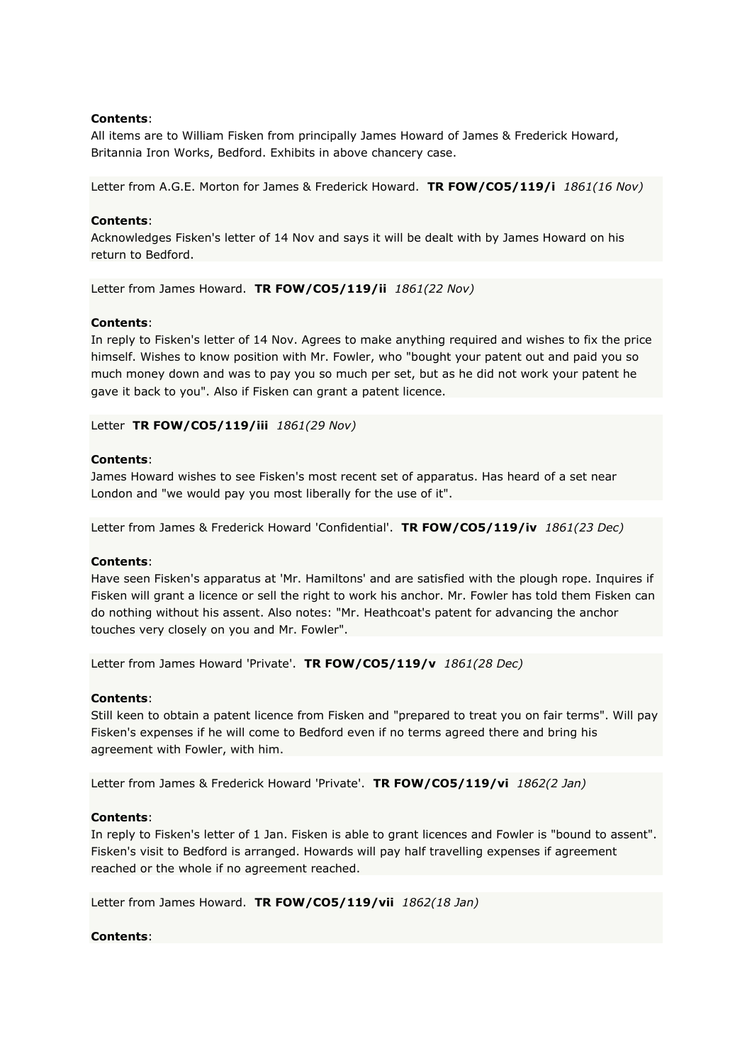**Contents**:
All items are to William Fisken from principally James Howard of James & Frederick Howard, Britannia Iron Works, Bedford. Exhibits in above chancery case.

Letter from A.G.E. Morton for James & Frederick Howard. **TR FOW/CO5/119/i** *1861(16 Nov)*

**Contents**:
Acknowledges Fisken's letter of 14 Nov and says it will be dealt with by James Howard on his return to Bedford.

Letter from James Howard. **TR FOW/CO5/119/ii** *1861(22 Nov)*

**Contents**:
In reply to Fisken's letter of 14 Nov. Agrees to make anything required and wishes to fix the price himself. Wishes to know position with Mr. Fowler, who "bought your patent out and paid you so much money down and was to pay you so much per set, but as he did not work your patent he gave it back to you". Also if Fisken can grant a patent licence.

Letter **TR FOW/CO5/119/iii** *1861(29 Nov)*

**Contents**:
James Howard wishes to see Fisken's most recent set of apparatus. Has heard of a set near London and "we would pay you most liberally for the use of it".

Letter from James & Frederick Howard 'Confidential'. **TR FOW/CO5/119/iv** *1861(23 Dec)*

**Contents**:
Have seen Fisken's apparatus at 'Mr. Hamiltons' and are satisfied with the plough rope. Inquires if Fisken will grant a licence or sell the right to work his anchor. Mr. Fowler has told them Fisken can do nothing without his assent. Also notes: "Mr. Heathcoat's patent for advancing the anchor touches very closely on you and Mr. Fowler".

Letter from James Howard 'Private'. **TR FOW/CO5/119/v** *1861(28 Dec)*

**Contents**:
Still keen to obtain a patent licence from Fisken and "prepared to treat you on fair terms". Will pay Fisken's expenses if he will come to Bedford even if no terms agreed there and bring his agreement with Fowler, with him.

Letter from James & Frederick Howard 'Private'. **TR FOW/CO5/119/vi** *1862(2 Jan)*

**Contents**:
In reply to Fisken's letter of 1 Jan. Fisken is able to grant licences and Fowler is "bound to assent". Fisken's visit to Bedford is arranged. Howards will pay half travelling expenses if agreement reached or the whole if no agreement reached.

Letter from James Howard. **TR FOW/CO5/119/vii** *1862(18 Jan)*

**Contents**: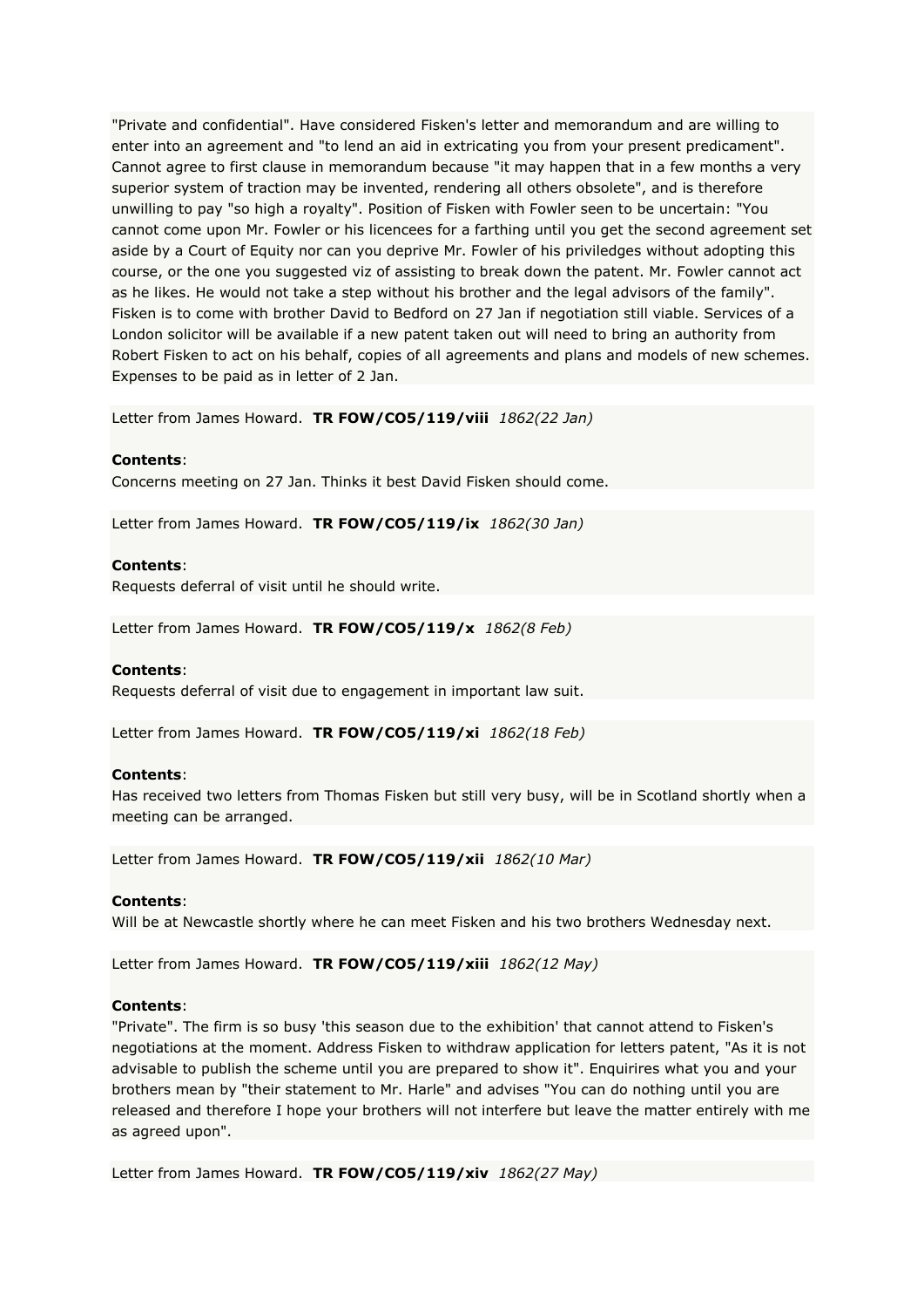"Private and confidential". Have considered Fisken's letter and memorandum and are willing to enter into an agreement and "to lend an aid in extricating you from your present predicament". Cannot agree to first clause in memorandum because "it may happen that in a few months a very superior system of traction may be invented, rendering all others obsolete", and is therefore unwilling to pay "so high a royalty". Position of Fisken with Fowler seen to be uncertain: "You cannot come upon Mr. Fowler or his licencees for a farthing until you get the second agreement set aside by a Court of Equity nor can you deprive Mr. Fowler of his priviledges without adopting this course, or the one you suggested viz of assisting to break down the patent. Mr. Fowler cannot act as he likes. He would not take a step without his brother and the legal advisors of the family". Fisken is to come with brother David to Bedford on 27 Jan if negotiation still viable. Services of a London solicitor will be available if a new patent taken out will need to bring an authority from Robert Fisken to act on his behalf, copies of all agreements and plans and models of new schemes. Expenses to be paid as in letter of 2 Jan.

Letter from James Howard. **TR FOW/CO5/119/viii** *1862(22 Jan)*

**Contents**:
Concerns meeting on 27 Jan. Thinks it best David Fisken should come.

Letter from James Howard. **TR FOW/CO5/119/ix** *1862(30 Jan)*

**Contents**:
Requests deferral of visit until he should write.

Letter from James Howard. **TR FOW/CO5/119/x** *1862(8 Feb)*

**Contents**:
Requests deferral of visit due to engagement in important law suit.

Letter from James Howard. **TR FOW/CO5/119/xi** *1862(18 Feb)*

**Contents**:
Has received two letters from Thomas Fisken but still very busy, will be in Scotland shortly when a meeting can be arranged.

Letter from James Howard. **TR FOW/CO5/119/xii** *1862(10 Mar)*

**Contents**:
Will be at Newcastle shortly where he can meet Fisken and his two brothers Wednesday next.

Letter from James Howard. **TR FOW/CO5/119/xiii** *1862(12 May)*

**Contents**:
"Private". The firm is so busy 'this season due to the exhibition' that cannot attend to Fisken's negotiations at the moment. Address Fisken to withdraw application for letters patent, "As it is not advisable to publish the scheme until you are prepared to show it". Enquirires what you and your brothers mean by "their statement to Mr. Harle" and advises "You can do nothing until you are released and therefore I hope your brothers will not interfere but leave the matter entirely with me as agreed upon".

Letter from James Howard. **TR FOW/CO5/119/xiv** *1862(27 May)*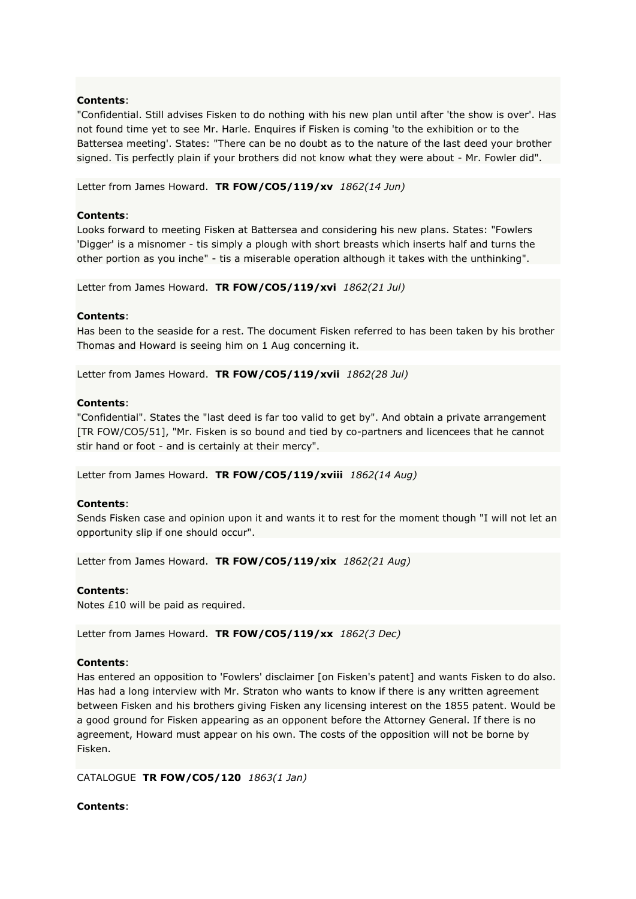**Contents**:
"Confidential. Still advises Fisken to do nothing with his new plan until after 'the show is over'. Has not found time yet to see Mr. Harle. Enquires if Fisken is coming 'to the exhibition or to the Battersea meeting'. States: "There can be no doubt as to the nature of the last deed your brother signed. Tis perfectly plain if your brothers did not know what they were about - Mr. Fowler did".

Letter from James Howard. **TR FOW/CO5/119/xv** *1862(14 Jun)*

**Contents**:
Looks forward to meeting Fisken at Battersea and considering his new plans. States: "Fowlers 'Digger' is a misnomer - tis simply a plough with short breasts which inserts half and turns the other portion as you inche" - tis a miserable operation although it takes with the unthinking".

Letter from James Howard. **TR FOW/CO5/119/xvi** *1862(21 Jul)*

**Contents**:
Has been to the seaside for a rest. The document Fisken referred to has been taken by his brother Thomas and Howard is seeing him on 1 Aug concerning it.

Letter from James Howard. **TR FOW/CO5/119/xvii** *1862(28 Jul)*

**Contents**:
"Confidential". States the "last deed is far too valid to get by". And obtain a private arrangement [TR FOW/CO5/51], "Mr. Fisken is so bound and tied by co-partners and licencees that he cannot stir hand or foot - and is certainly at their mercy".

Letter from James Howard. **TR FOW/CO5/119/xviii** *1862(14 Aug)*

**Contents**:
Sends Fisken case and opinion upon it and wants it to rest for the moment though "I will not let an opportunity slip if one should occur".

Letter from James Howard. **TR FOW/CO5/119/xix** *1862(21 Aug)*

**Contents**:
Notes £10 will be paid as required.

Letter from James Howard. **TR FOW/CO5/119/xx** *1862(3 Dec)*

**Contents**:
Has entered an opposition to 'Fowlers' disclaimer [on Fisken's patent] and wants Fisken to do also. Has had a long interview with Mr. Straton who wants to know if there is any written agreement between Fisken and his brothers giving Fisken any licensing interest on the 1855 patent. Would be a good ground for Fisken appearing as an opponent before the Attorney General. If there is no agreement, Howard must appear on his own. The costs of the opposition will not be borne by Fisken.

CATALOGUE **TR FOW/CO5/120** *1863(1 Jan)*

**Contents**: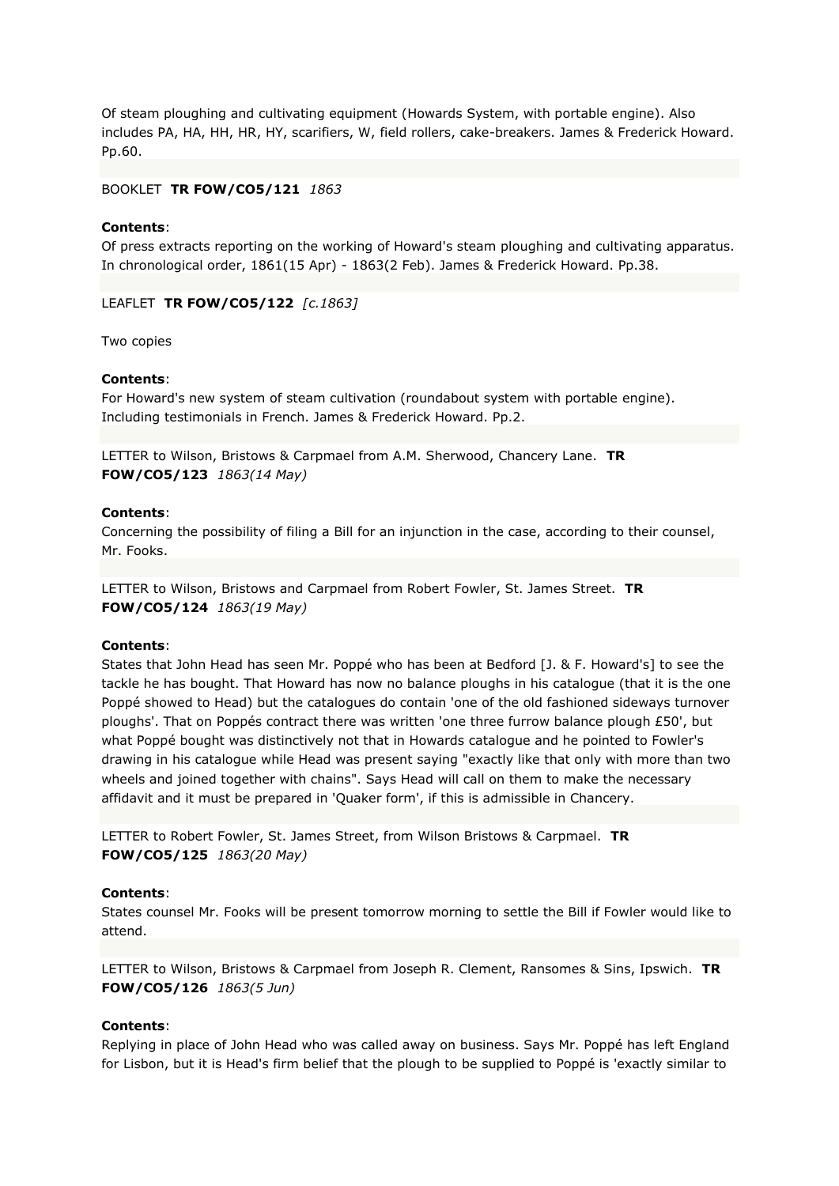Of steam ploughing and cultivating equipment (Howards System, with portable engine). Also includes PA, HA, HH, HR, HY, scarifiers, W, field rollers, cake-breakers. James & Frederick Howard. Pp.60.

BOOKLET **TR FOW/CO5/121** *1863*

**Contents**:
Of press extracts reporting on the working of Howard's steam ploughing and cultivating apparatus. In chronological order, 1861(15 Apr) - 1863(2 Feb). James & Frederick Howard. Pp.38.

LEAFLET **TR FOW/CO5/122** *[c.1863]*

Two copies

**Contents**:
For Howard's new system of steam cultivation (roundabout system with portable engine). Including testimonials in French. James & Frederick Howard. Pp.2.

LETTER to Wilson, Bristows & Carpmael from A.M. Sherwood, Chancery Lane. **TR FOW/CO5/123** *1863(14 May)*

**Contents**:
Concerning the possibility of filing a Bill for an injunction in the case, according to their counsel, Mr. Fooks.

LETTER to Wilson, Bristows and Carpmael from Robert Fowler, St. James Street. **TR FOW/CO5/124** *1863(19 May)*

**Contents**:
States that John Head has seen Mr. Poppé who has been at Bedford [J. & F. Howard's] to see the tackle he has bought. That Howard has now no balance ploughs in his catalogue (that it is the one Poppé showed to Head) but the catalogues do contain 'one of the old fashioned sideways turnover ploughs'. That on Poppés contract there was written 'one three furrow balance plough £50', but what Poppé bought was distinctively not that in Howards catalogue and he pointed to Fowler's drawing in his catalogue while Head was present saying "exactly like that only with more than two wheels and joined together with chains". Says Head will call on them to make the necessary affidavit and it must be prepared in 'Quaker form', if this is admissible in Chancery.

LETTER to Robert Fowler, St. James Street, from Wilson Bristows & Carpmael. **TR FOW/CO5/125** *1863(20 May)*

**Contents**:
States counsel Mr. Fooks will be present tomorrow morning to settle the Bill if Fowler would like to attend.

LETTER to Wilson, Bristows & Carpmael from Joseph R. Clement, Ransomes & Sins, Ipswich. **TR FOW/CO5/126** *1863(5 Jun)*

**Contents**:
Replying in place of John Head who was called away on business. Says Mr. Poppé has left England for Lisbon, but it is Head's firm belief that the plough to be supplied to Poppé is 'exactly similar to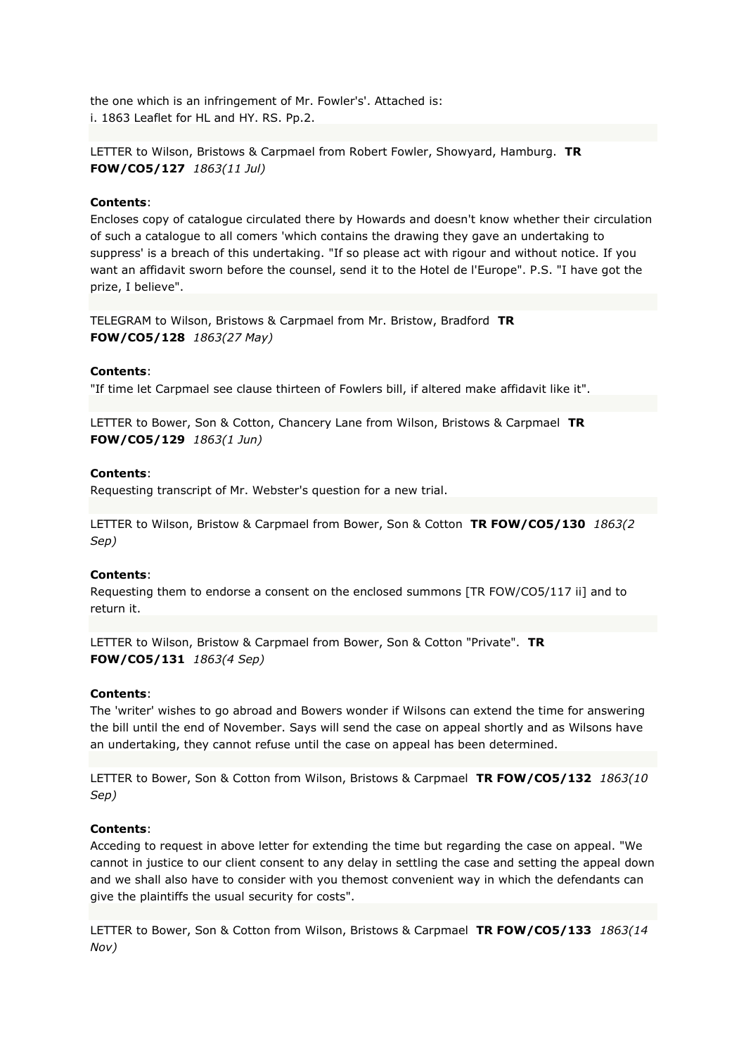the one which is an infringement of Mr. Fowler's'. Attached is:
i. 1863 Leaflet for HL and HY. RS. Pp.2.

LETTER to Wilson, Bristows & Carpmael from Robert Fowler, Showyard, Hamburg. **TR FOW/CO5/127** *1863(11 Jul)*

**Contents**:
Encloses copy of catalogue circulated there by Howards and doesn't know whether their circulation of such a catalogue to all comers 'which contains the drawing they gave an undertaking to suppress' is a breach of this undertaking. "If so please act with rigour and without notice. If you want an affidavit sworn before the counsel, send it to the Hotel de l'Europe". P.S. "I have got the prize, I believe".

TELEGRAM to Wilson, Bristows & Carpmael from Mr. Bristow, Bradford **TR FOW/CO5/128** *1863(27 May)*

**Contents**:
"If time let Carpmael see clause thirteen of Fowlers bill, if altered make affidavit like it".

LETTER to Bower, Son & Cotton, Chancery Lane from Wilson, Bristows & Carpmael **TR FOW/CO5/129** *1863(1 Jun)*

**Contents**:
Requesting transcript of Mr. Webster's question for a new trial.

LETTER to Wilson, Bristow & Carpmael from Bower, Son & Cotton **TR FOW/CO5/130** *1863(2 Sep)*

**Contents**:
Requesting them to endorse a consent on the enclosed summons [TR FOW/CO5/117 ii] and to return it.

LETTER to Wilson, Bristow & Carpmael from Bower, Son & Cotton "Private". **TR FOW/CO5/131** *1863(4 Sep)*

**Contents**:
The 'writer' wishes to go abroad and Bowers wonder if Wilsons can extend the time for answering the bill until the end of November. Says will send the case on appeal shortly and as Wilsons have an undertaking, they cannot refuse until the case on appeal has been determined.

LETTER to Bower, Son & Cotton from Wilson, Bristows & Carpmael **TR FOW/CO5/132** *1863(10 Sep)*

**Contents**:
Acceding to request in above letter for extending the time but regarding the case on appeal. "We cannot in justice to our client consent to any delay in settling the case and setting the appeal down and we shall also have to consider with you themost convenient way in which the defendants can give the plaintiffs the usual security for costs".

LETTER to Bower, Son & Cotton from Wilson, Bristows & Carpmael **TR FOW/CO5/133** *1863(14 Nov)*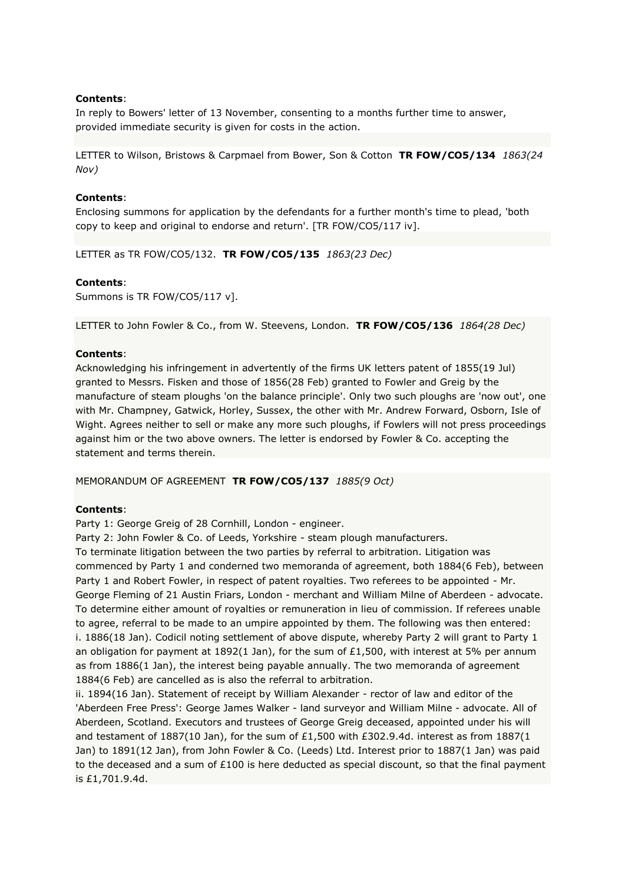**Contents**:
In reply to Bowers' letter of 13 November, consenting to a months further time to answer, provided immediate security is given for costs in the action.

LETTER to Wilson, Bristows & Carpmael from Bower, Son & Cotton **TR FOW/CO5/134** *1863(24 Nov)*

**Contents**:
Enclosing summons for application by the defendants for a further month's time to plead, 'both copy to keep and original to endorse and return'. [TR FOW/CO5/117 iv].

LETTER as TR FOW/CO5/132. **TR FOW/CO5/135** *1863(23 Dec)*

**Contents**:
Summons is TR FOW/CO5/117 v].

LETTER to John Fowler & Co., from W. Steevens, London. **TR FOW/CO5/136** *1864(28 Dec)*

**Contents**:
Acknowledging his infringement in advertently of the firms UK letters patent of 1855(19 Jul) granted to Messrs. Fisken and those of 1856(28 Feb) granted to Fowler and Greig by the manufacture of steam ploughs 'on the balance principle'. Only two such ploughs are 'now out', one with Mr. Champney, Gatwick, Horley, Sussex, the other with Mr. Andrew Forward, Osborn, Isle of Wight. Agrees neither to sell or make any more such ploughs, if Fowlers will not press proceedings against him or the two above owners. The letter is endorsed by Fowler & Co. accepting the statement and terms therein.

MEMORANDUM OF AGREEMENT **TR FOW/CO5/137** *1885(9 Oct)*

**Contents**:
Party 1: George Greig of 28 Cornhill, London - engineer.
Party 2: John Fowler & Co. of Leeds, Yorkshire - steam plough manufacturers.
To terminate litigation between the two parties by referral to arbitration. Litigation was commenced by Party 1 and conderned two memoranda of agreement, both 1884(6 Feb), between Party 1 and Robert Fowler, in respect of patent royalties. Two referees to be appointed - Mr. George Fleming of 21 Austin Friars, London - merchant and William Milne of Aberdeen - advocate. To determine either amount of royalties or remuneration in lieu of commission. If referees unable to agree, referral to be made to an umpire appointed by them. The following was then entered:
i. 1886(18 Jan). Codicil noting settlement of above dispute, whereby Party 2 will grant to Party 1 an obligation for payment at 1892(1 Jan), for the sum of £1,500, with interest at 5% per annum as from 1886(1 Jan), the interest being payable annually. The two memoranda of agreement 1884(6 Feb) are cancelled as is also the referral to arbitration.
ii. 1894(16 Jan). Statement of receipt by William Alexander - rector of law and editor of the 'Aberdeen Free Press': George James Walker - land surveyor and William Milne - advocate. All of Aberdeen, Scotland. Executors and trustees of George Greig deceased, appointed under his will and testament of 1887(10 Jan), for the sum of £1,500 with £302.9.4d. interest as from 1887(1 Jan) to 1891(12 Jan), from John Fowler & Co. (Leeds) Ltd. Interest prior to 1887(1 Jan) was paid to the deceased and a sum of £100 is here deducted as special discount, so that the final payment is £1,701.9.4d.